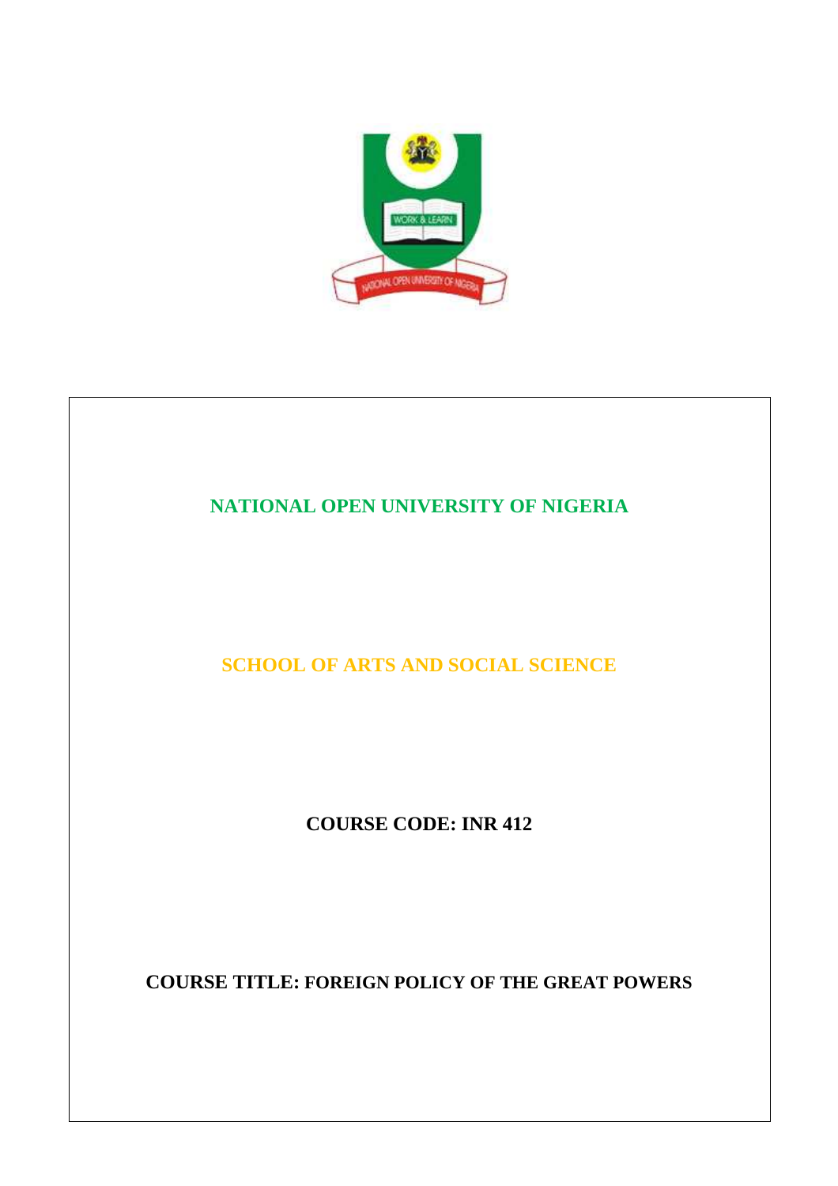# NATIONAL OPEN UNIVERSITY OF NIGERIA

## SCHOOL OF ARTS AND SOCIAL SCIENCE

**COURSE CODE: INR 412**

**COURSE TITLE: FOREIGN POLICY OF THE GREAT POWERS**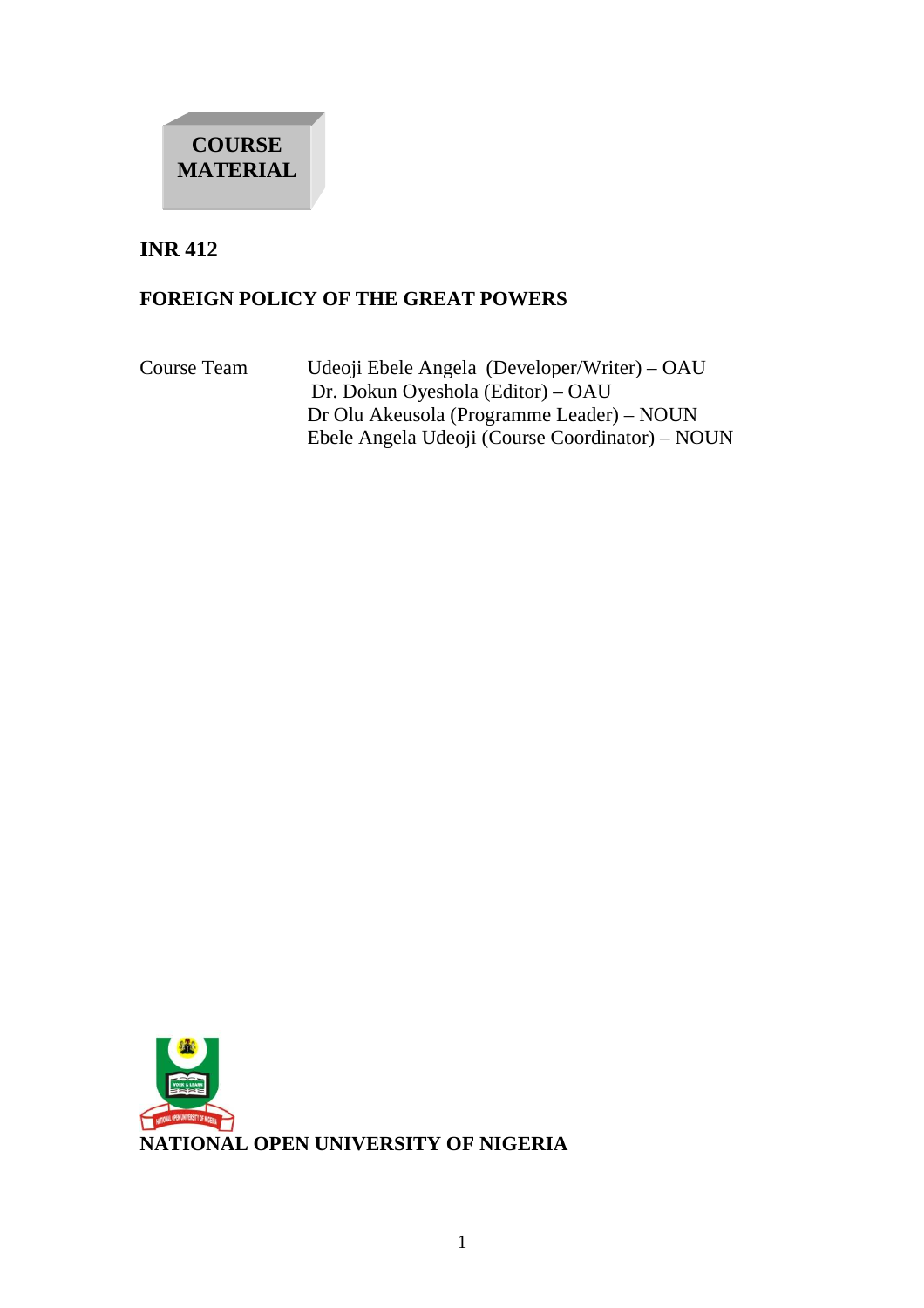**COURSE MATERIAL**

# INR 412

## FOREIGN POLICY OF THE GREAT POWERS

Course Team

Udeoji Ebele Angela (Developer/Writer) – OAU
Dr. Dokun Oyeshola (Editor) – OAU
Dr Olu Akeusola (Programme Leader) – NOUN
Ebele Angela Udeoji (Course Coordinator) – NOUN

**NATIONAL OPEN UNIVERSITY OF NIGERIA**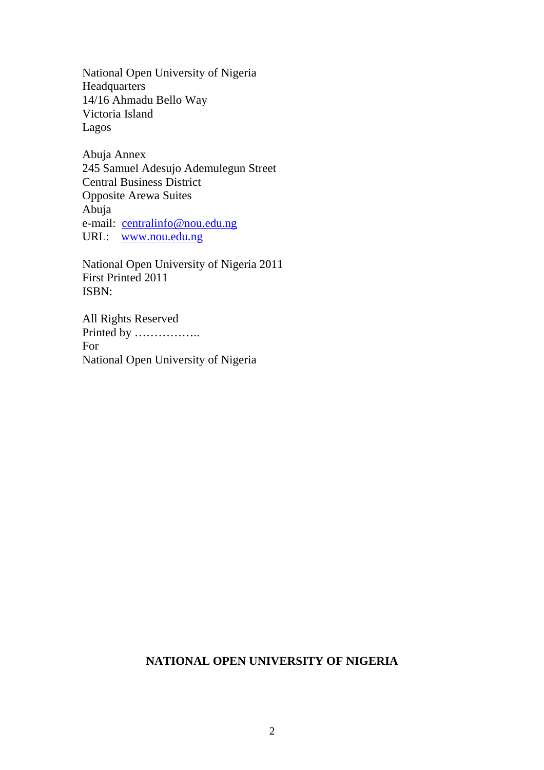National Open University of Nigeria
Headquarters
14/16 Ahmadu Bello Way
Victoria Island
Lagos

Abuja Annex
245 Samuel Adesujo Ademulegun Street
Central Business District
Opposite Arewa Suites
Abuja
e-mail: centralinfo@nou.edu.ng
URL: www.nou.edu.ng

National Open University of Nigeria 2011
First Printed 2011
ISBN:

All Rights Reserved
Printed by ……………..
For
National Open University of Nigeria

**NATIONAL OPEN UNIVERSITY OF NIGERIA**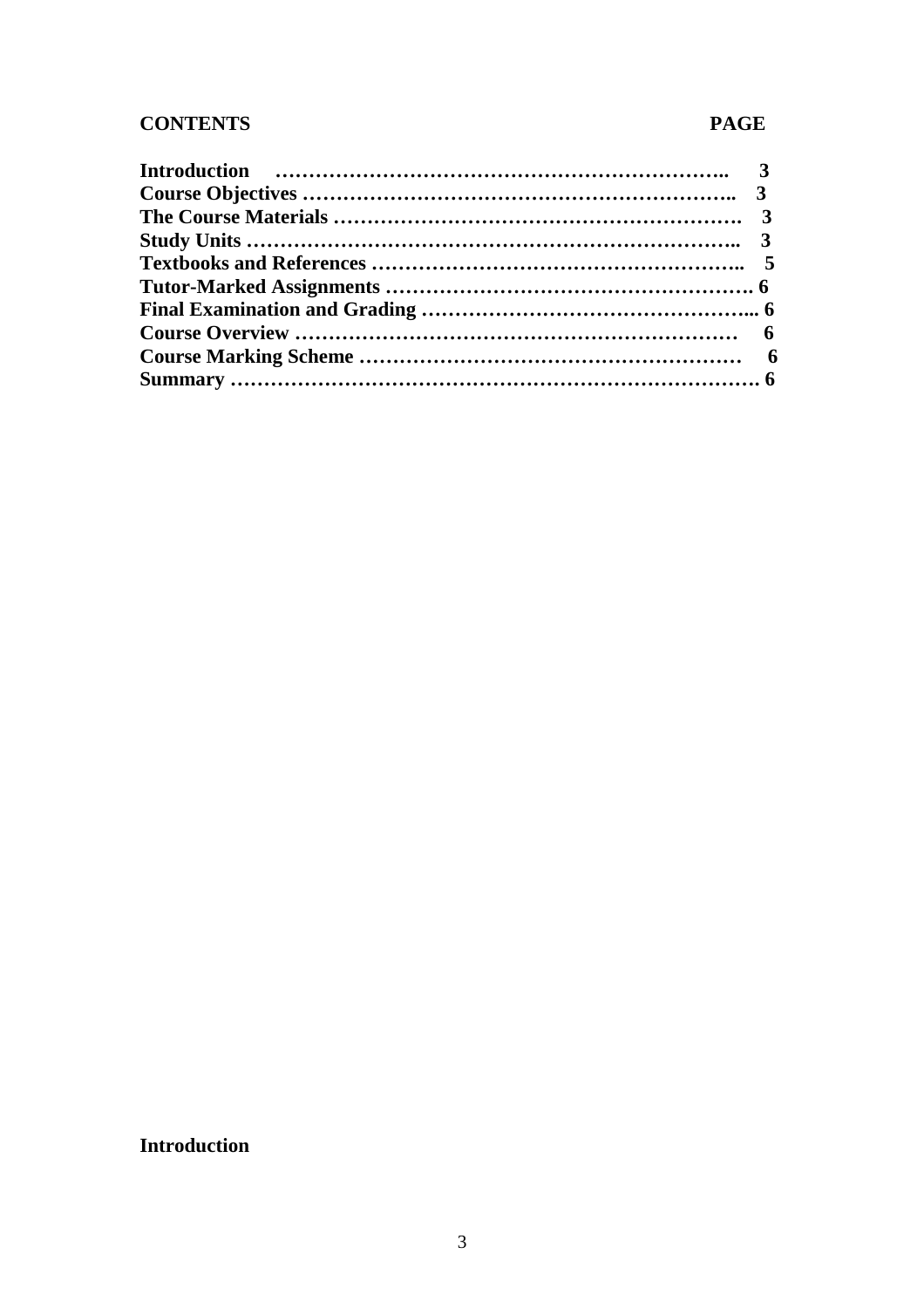**CONTENTS** **PAGE**

| | |
|---|---|
| **Introduction** | **3** |
| **Course Objectives** | **3** |
| **The Course Materials** | **3** |
| **Study Units** | **3** |
| **Textbooks and References** | **5** |
| **Tutor-Marked Assignments** | **6** |
| **Final Examination and Grading** | **6** |
| **Course Overview** | **6** |
| **Course Marking Scheme** | **6** |
| **Summary** | **6** |

## Introduction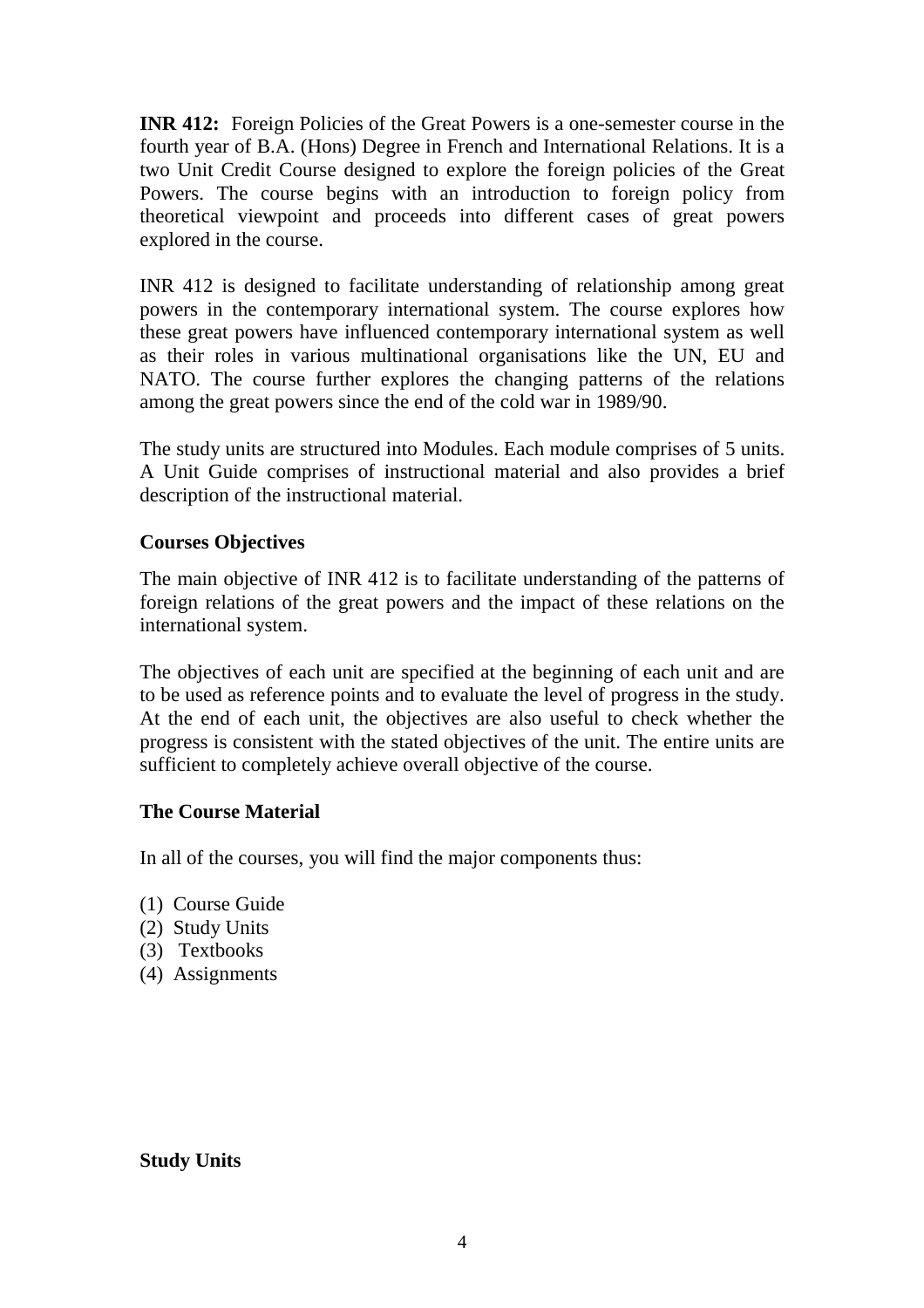**INR 412:** Foreign Policies of the Great Powers is a one-semester course in the fourth year of B.A. (Hons) Degree in French and International Relations. It is a two Unit Credit Course designed to explore the foreign policies of the Great Powers. The course begins with an introduction to foreign policy from theoretical viewpoint and proceeds into different cases of great powers explored in the course.

INR 412 is designed to facilitate understanding of relationship among great powers in the contemporary international system. The course explores how these great powers have influenced contemporary international system as well as their roles in various multinational organisations like the UN, EU and NATO. The course further explores the changing patterns of the relations among the great powers since the end of the cold war in 1989/90.

The study units are structured into Modules. Each module comprises of 5 units. A Unit Guide comprises of instructional material and also provides a brief description of the instructional material.

**Courses Objectives**

The main objective of INR 412 is to facilitate understanding of the patterns of foreign relations of the great powers and the impact of these relations on the international system.

The objectives of each unit are specified at the beginning of each unit and are to be used as reference points and to evaluate the level of progress in the study. At the end of each unit, the objectives are also useful to check whether the progress is consistent with the stated objectives of the unit. The entire units are sufficient to completely achieve overall objective of the course.

**The Course Material**

In all of the courses, you will find the major components thus:

(1) Course Guide
(2) Study Units
(3) Textbooks
(4) Assignments

**Study Units**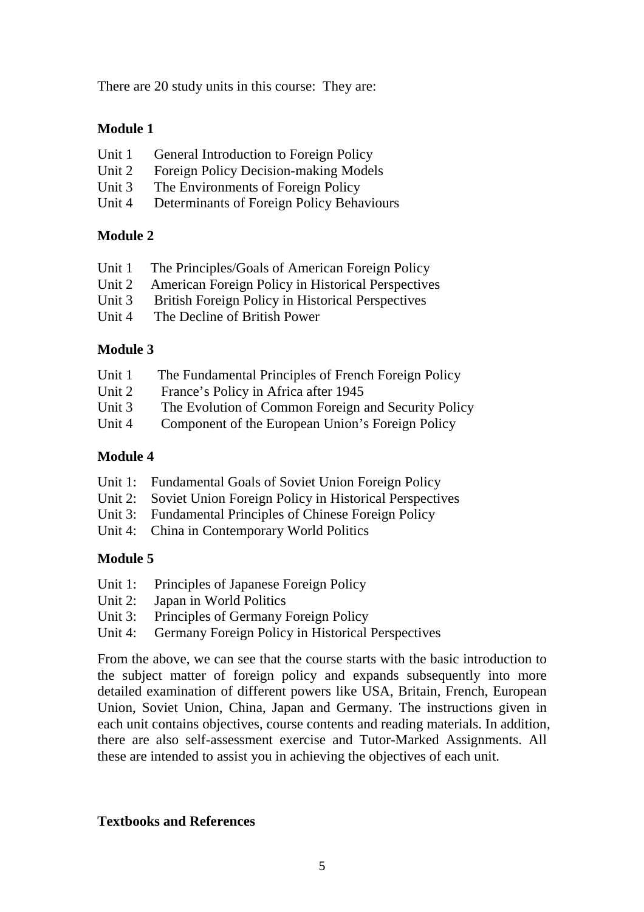There are 20 study units in this course: They are:

**Module 1**

Unit 1 General Introduction to Foreign Policy
Unit 2 Foreign Policy Decision-making Models
Unit 3 The Environments of Foreign Policy
Unit 4 Determinants of Foreign Policy Behaviours

**Module 2**

Unit 1 The Principles/Goals of American Foreign Policy
Unit 2 American Foreign Policy in Historical Perspectives
Unit 3 British Foreign Policy in Historical Perspectives
Unit 4 The Decline of British Power

**Module 3**

Unit 1 The Fundamental Principles of French Foreign Policy
Unit 2 France's Policy in Africa after 1945
Unit 3 The Evolution of Common Foreign and Security Policy
Unit 4 Component of the European Union's Foreign Policy

**Module 4**

Unit 1: Fundamental Goals of Soviet Union Foreign Policy
Unit 2: Soviet Union Foreign Policy in Historical Perspectives
Unit 3: Fundamental Principles of Chinese Foreign Policy
Unit 4: China in Contemporary World Politics

**Module 5**

Unit 1: Principles of Japanese Foreign Policy
Unit 2: Japan in World Politics
Unit 3: Principles of Germany Foreign Policy
Unit 4: Germany Foreign Policy in Historical Perspectives

From the above, we can see that the course starts with the basic introduction to the subject matter of foreign policy and expands subsequently into more detailed examination of different powers like USA, Britain, French, European Union, Soviet Union, China, Japan and Germany. The instructions given in each unit contains objectives, course contents and reading materials. In addition, there are also self-assessment exercise and Tutor-Marked Assignments. All these are intended to assist you in achieving the objectives of each unit.

**Textbooks and References**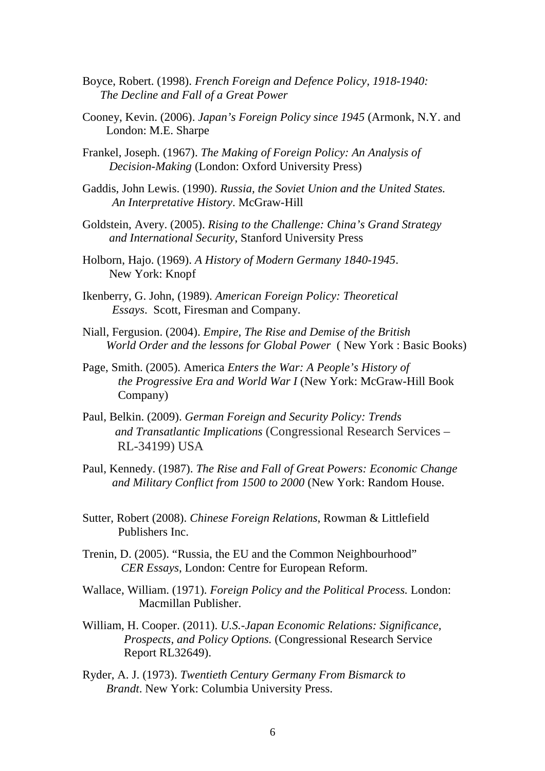Boyce, Robert. (1998). *French Foreign and Defence Policy, 1918-1940: The Decline and Fall of a Great Power*

Cooney, Kevin. (2006). *Japan's Foreign Policy since 1945* (Armonk, N.Y. and London: M.E. Sharpe

Frankel, Joseph. (1967). *The Making of Foreign Policy: An Analysis of Decision-Making* (London: Oxford University Press)

Gaddis, John Lewis. (1990). *Russia, the Soviet Union and the United States. An Interpretative History*. McGraw-Hill

Goldstein, Avery. (2005). *Rising to the Challenge: China's Grand Strategy and International Security*, Stanford University Press

Holborn, Hajo. (1969). *A History of Modern Germany 1840-1945*. New York: Knopf

Ikenberry, G. John, (1989). *American Foreign Policy: Theoretical Essays*. Scott, Firesman and Company.

Niall, Fergusion. (2004). *Empire, The Rise and Demise of the British World Order and the lessons for Global Power* ( New York : Basic Books)

Page, Smith. (2005). America *Enters the War: A People's History of the Progressive Era and World War I* (New York: McGraw-Hill Book Company)

Paul, Belkin. (2009). *German Foreign and Security Policy: Trends and Transatlantic Implications* (Congressional Research Services – RL-34199) USA

Paul, Kennedy. (1987). *The Rise and Fall of Great Powers: Economic Change and Military Conflict from 1500 to 2000* (New York: Random House.

Sutter, Robert (2008). *Chinese Foreign Relations*, Rowman & Littlefield Publishers Inc.

Trenin, D. (2005). "Russia, the EU and the Common Neighbourhood" *CER Essays*, London: Centre for European Reform.

Wallace, William. (1971). *Foreign Policy and the Political Process.* London: Macmillan Publisher.

William, H. Cooper. (2011). *U.S.-Japan Economic Relations: Significance, Prospects, and Policy Options.* (Congressional Research Service Report RL32649).

Ryder, A. J. (1973). *Twentieth Century Germany From Bismarck to Brandt*. New York: Columbia University Press.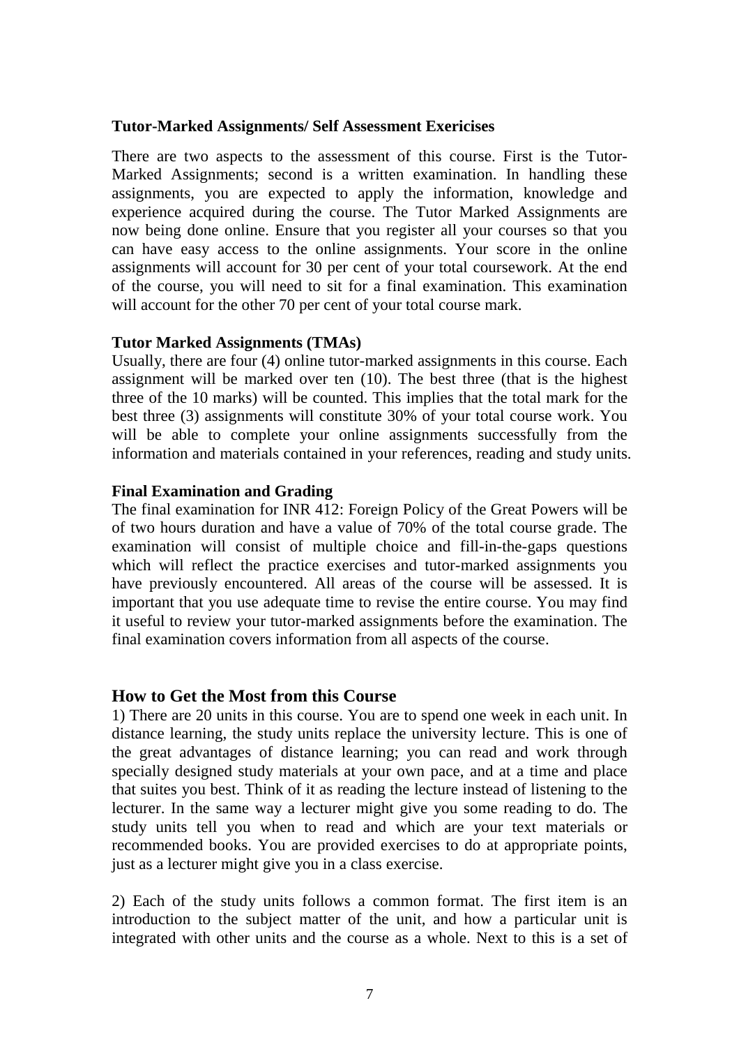### Tutor-Marked Assignments/ Self Assessment Exericises

There are two aspects to the assessment of this course. First is the Tutor-Marked Assignments; second is a written examination. In handling these assignments, you are expected to apply the information, knowledge and experience acquired during the course. The Tutor Marked Assignments are now being done online. Ensure that you register all your courses so that you can have easy access to the online assignments. Your score in the online assignments will account for 30 per cent of your total coursework. At the end of the course, you will need to sit for a final examination. This examination will account for the other 70 per cent of your total course mark.

### Tutor Marked Assignments (TMAs)

Usually, there are four (4) online tutor-marked assignments in this course. Each assignment will be marked over ten (10). The best three (that is the highest three of the 10 marks) will be counted. This implies that the total mark for the best three (3) assignments will constitute 30% of your total course work. You will be able to complete your online assignments successfully from the information and materials contained in your references, reading and study units.

### Final Examination and Grading

The final examination for INR 412: Foreign Policy of the Great Powers will be of two hours duration and have a value of 70% of the total course grade. The examination will consist of multiple choice and fill-in-the-gaps questions which will reflect the practice exercises and tutor-marked assignments you have previously encountered. All areas of the course will be assessed. It is important that you use adequate time to revise the entire course. You may find it useful to review your tutor-marked assignments before the examination. The final examination covers information from all aspects of the course.

## How to Get the Most from this Course

1) There are 20 units in this course. You are to spend one week in each unit. In distance learning, the study units replace the university lecture. This is one of the great advantages of distance learning; you can read and work through specially designed study materials at your own pace, and at a time and place that suites you best. Think of it as reading the lecture instead of listening to the lecturer. In the same way a lecturer might give you some reading to do. The study units tell you when to read and which are your text materials or recommended books. You are provided exercises to do at appropriate points, just as a lecturer might give you in a class exercise.

2) Each of the study units follows a common format. The first item is an introduction to the subject matter of the unit, and how a particular unit is integrated with other units and the course as a whole. Next to this is a set of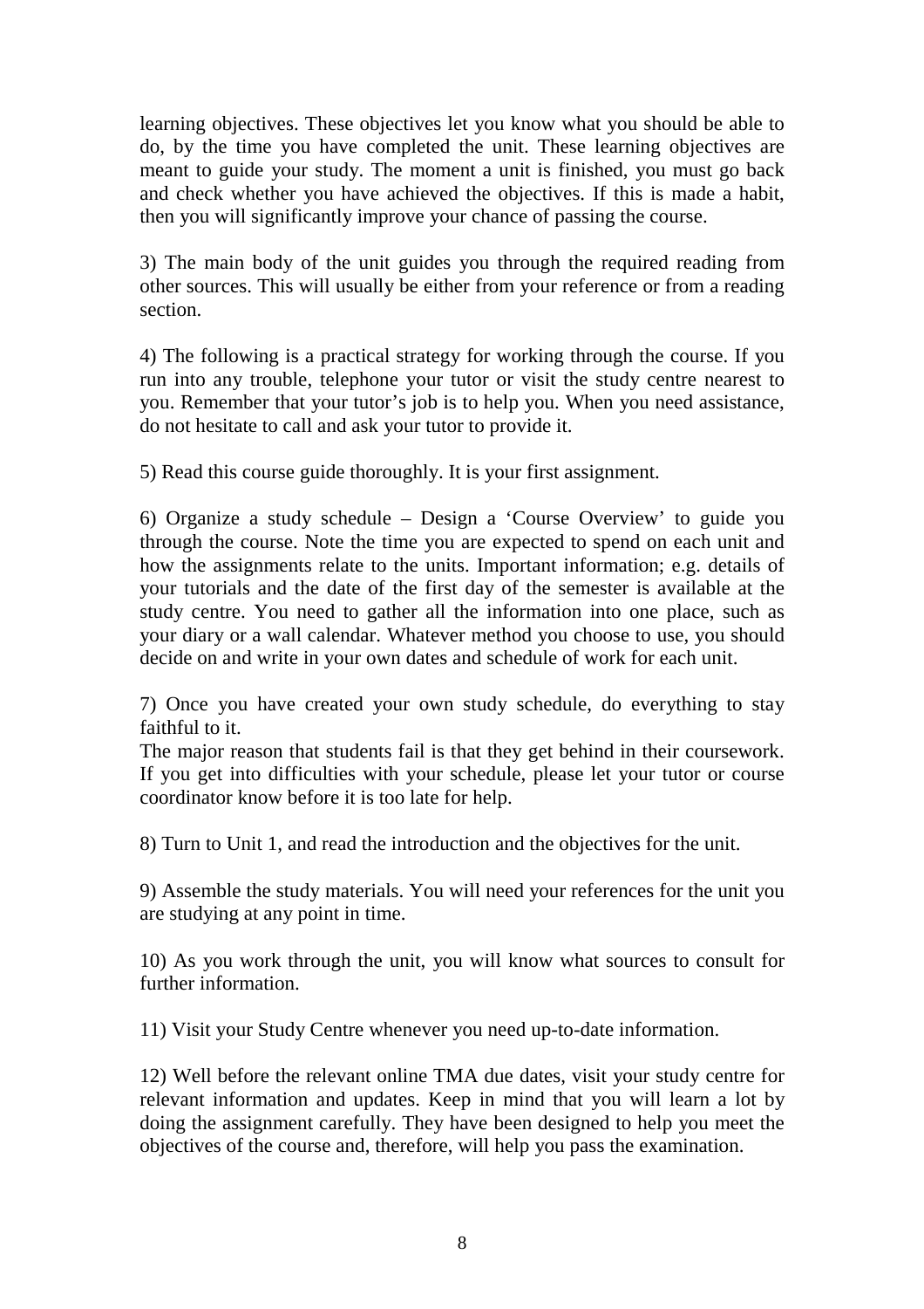learning objectives. These objectives let you know what you should be able to do, by the time you have completed the unit. These learning objectives are meant to guide your study. The moment a unit is finished, you must go back and check whether you have achieved the objectives. If this is made a habit, then you will significantly improve your chance of passing the course.

3) The main body of the unit guides you through the required reading from other sources. This will usually be either from your reference or from a reading section.

4) The following is a practical strategy for working through the course. If you run into any trouble, telephone your tutor or visit the study centre nearest to you. Remember that your tutor's job is to help you. When you need assistance, do not hesitate to call and ask your tutor to provide it.

5) Read this course guide thoroughly. It is your first assignment.

6) Organize a study schedule – Design a 'Course Overview' to guide you through the course. Note the time you are expected to spend on each unit and how the assignments relate to the units. Important information; e.g. details of your tutorials and the date of the first day of the semester is available at the study centre. You need to gather all the information into one place, such as your diary or a wall calendar. Whatever method you choose to use, you should decide on and write in your own dates and schedule of work for each unit.

7) Once you have created your own study schedule, do everything to stay faithful to it.
The major reason that students fail is that they get behind in their coursework. If you get into difficulties with your schedule, please let your tutor or course coordinator know before it is too late for help.

8) Turn to Unit 1, and read the introduction and the objectives for the unit.

9) Assemble the study materials. You will need your references for the unit you are studying at any point in time.

10) As you work through the unit, you will know what sources to consult for further information.

11) Visit your Study Centre whenever you need up-to-date information.

12) Well before the relevant online TMA due dates, visit your study centre for relevant information and updates. Keep in mind that you will learn a lot by doing the assignment carefully. They have been designed to help you meet the objectives of the course and, therefore, will help you pass the examination.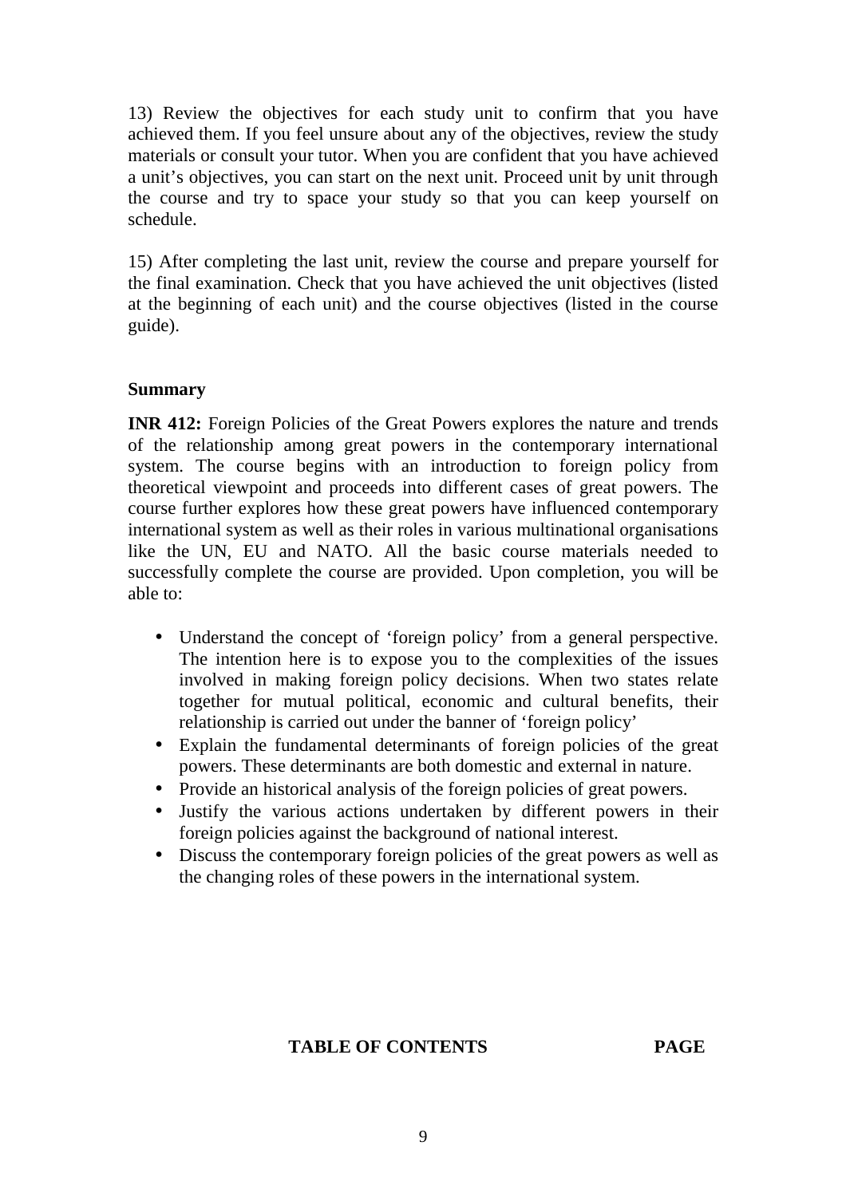13) Review the objectives for each study unit to confirm that you have achieved them. If you feel unsure about any of the objectives, review the study materials or consult your tutor. When you are confident that you have achieved a unit's objectives, you can start on the next unit. Proceed unit by unit through the course and try to space your study so that you can keep yourself on schedule.

15) After completing the last unit, review the course and prepare yourself for the final examination. Check that you have achieved the unit objectives (listed at the beginning of each unit) and the course objectives (listed in the course guide).

**Summary**

**INR 412:** Foreign Policies of the Great Powers explores the nature and trends of the relationship among great powers in the contemporary international system. The course begins with an introduction to foreign policy from theoretical viewpoint and proceeds into different cases of great powers. The course further explores how these great powers have influenced contemporary international system as well as their roles in various multinational organisations like the UN, EU and NATO. All the basic course materials needed to successfully complete the course are provided. Upon completion, you will be able to:

- Understand the concept of 'foreign policy' from a general perspective. The intention here is to expose you to the complexities of the issues involved in making foreign policy decisions. When two states relate together for mutual political, economic and cultural benefits, their relationship is carried out under the banner of 'foreign policy'
- Explain the fundamental determinants of foreign policies of the great powers. These determinants are both domestic and external in nature.
- Provide an historical analysis of the foreign policies of great powers.
- Justify the various actions undertaken by different powers in their foreign policies against the background of national interest.
- Discuss the contemporary foreign policies of the great powers as well as the changing roles of these powers in the international system.

**TABLE OF CONTENTS** **PAGE**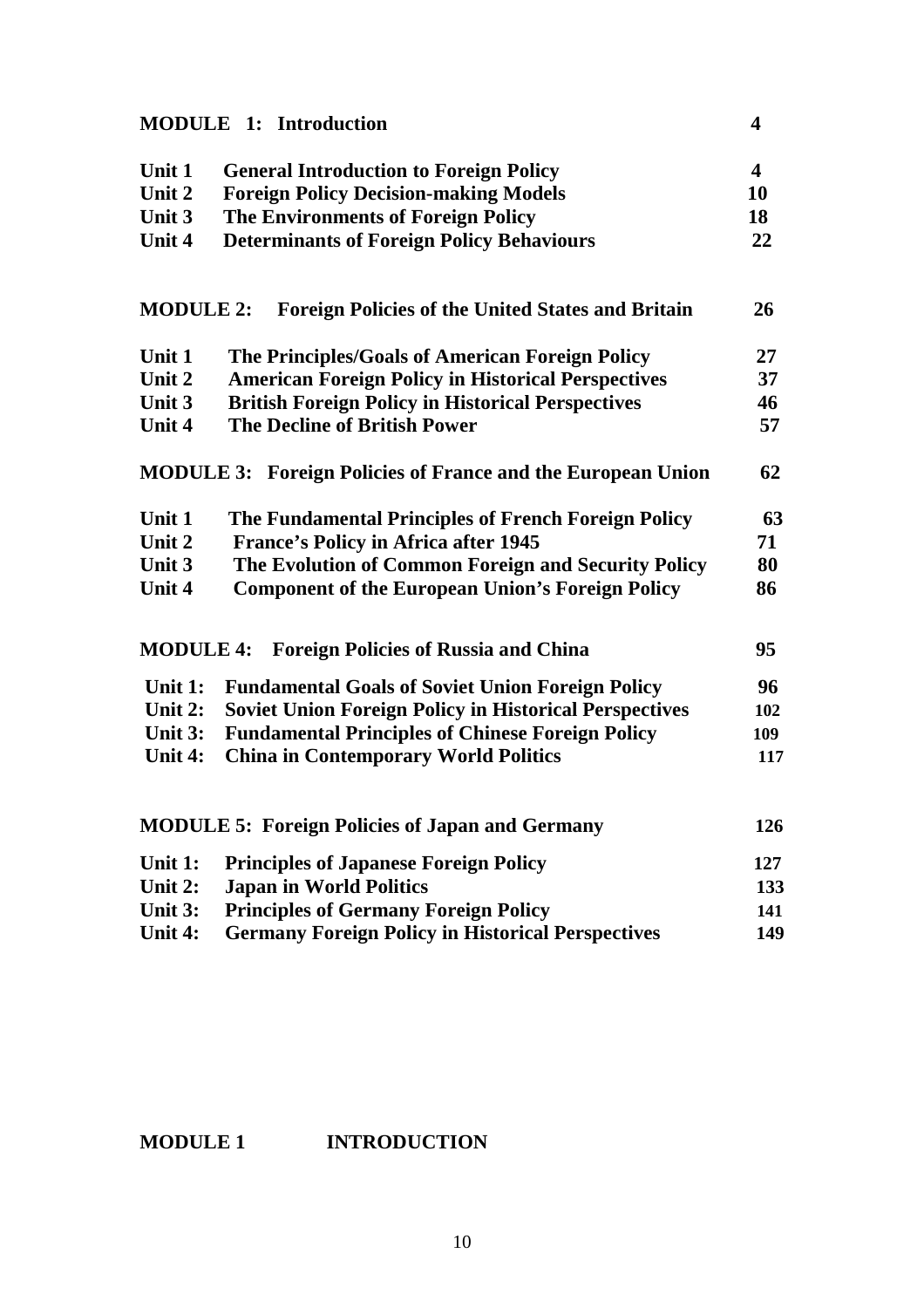| | | |
|---|---|---|
| **MODULE 1:** | **Introduction** | **4** |
| **Unit 1** | **General Introduction to Foreign Policy** | **4** |
| **Unit 2** | **Foreign Policy Decision-making Models** | **10** |
| **Unit 3** | **The Environments of Foreign Policy** | **18** |
| **Unit 4** | **Determinants of Foreign Policy Behaviours** | **22** |
| **MODULE 2:** | **Foreign Policies of the United States and Britain** | **26** |
| **Unit 1** | **The Principles/Goals of American Foreign Policy** | **27** |
| **Unit 2** | **American Foreign Policy in Historical Perspectives** | **37** |
| **Unit 3** | **British Foreign Policy in Historical Perspectives** | **46** |
| **Unit 4** | **The Decline of British Power** | **57** |
| **MODULE 3:** | **Foreign Policies of France and the European Union** | **62** |
| **Unit 1** | **The Fundamental Principles of French Foreign Policy** | **63** |
| **Unit 2** | **France's Policy in Africa after 1945** | **71** |
| **Unit 3** | **The Evolution of Common Foreign and Security Policy** | **80** |
| **Unit 4** | **Component of the European Union's Foreign Policy** | **86** |
| **MODULE 4:** | **Foreign Policies of Russia and China** | **95** |
| **Unit 1:** | **Fundamental Goals of Soviet Union Foreign Policy** | **96** |
| **Unit 2:** | **Soviet Union Foreign Policy in Historical Perspectives** | **102** |
| **Unit 3:** | **Fundamental Principles of Chinese Foreign Policy** | **109** |
| **Unit 4:** | **China in Contemporary World Politics** | **117** |
| **MODULE 5:** | **Foreign Policies of Japan and Germany** | **126** |
| **Unit 1:** | **Principles of Japanese Foreign Policy** | **127** |
| **Unit 2:** | **Japan in World Politics** | **133** |
| **Unit 3:** | **Principles of Germany Foreign Policy** | **141** |
| **Unit 4:** | **Germany Foreign Policy in Historical Perspectives** | **149** |

## MODULE 1 INTRODUCTION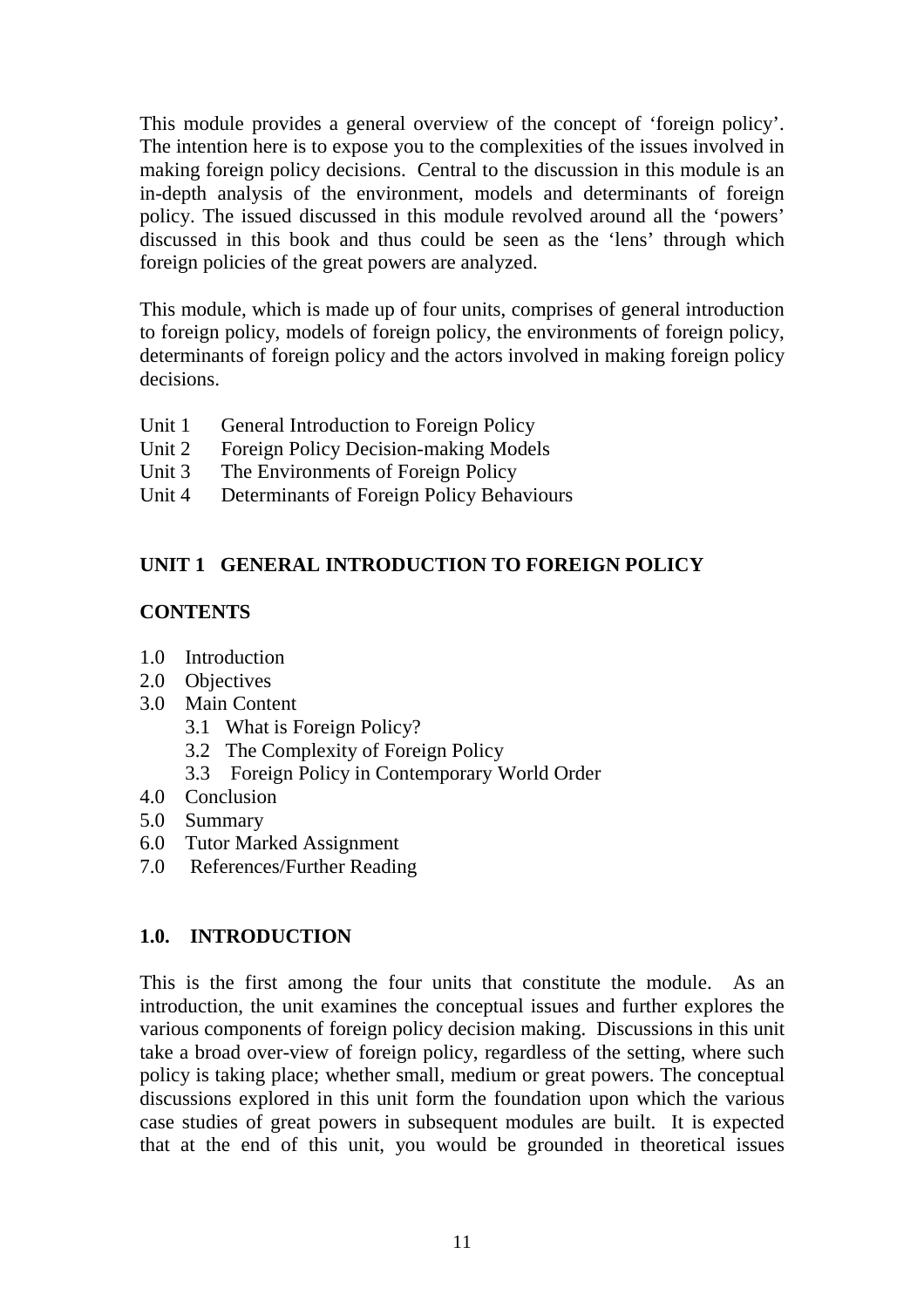This module provides a general overview of the concept of 'foreign policy'. The intention here is to expose you to the complexities of the issues involved in making foreign policy decisions. Central to the discussion in this module is an in-depth analysis of the environment, models and determinants of foreign policy. The issued discussed in this module revolved around all the 'powers' discussed in this book and thus could be seen as the 'lens' through which foreign policies of the great powers are analyzed.

This module, which is made up of four units, comprises of general introduction to foreign policy, models of foreign policy, the environments of foreign policy, determinants of foreign policy and the actors involved in making foreign policy decisions.

- Unit 1 General Introduction to Foreign Policy
- Unit 2 Foreign Policy Decision-making Models
- Unit 3 The Environments of Foreign Policy
- Unit 4 Determinants of Foreign Policy Behaviours

## UNIT 1 GENERAL INTRODUCTION TO FOREIGN POLICY

### CONTENTS

- 1.0 Introduction
- 2.0 Objectives
- 3.0 Main Content
    - 3.1 What is Foreign Policy?
    - 3.2 The Complexity of Foreign Policy
    - 3.3 Foreign Policy in Contemporary World Order
- 4.0 Conclusion
- 5.0 Summary
- 6.0 Tutor Marked Assignment
- 7.0 References/Further Reading

### 1.0. INTRODUCTION

This is the first among the four units that constitute the module. As an introduction, the unit examines the conceptual issues and further explores the various components of foreign policy decision making. Discussions in this unit take a broad over-view of foreign policy, regardless of the setting, where such policy is taking place; whether small, medium or great powers. The conceptual discussions explored in this unit form the foundation upon which the various case studies of great powers in subsequent modules are built. It is expected that at the end of this unit, you would be grounded in theoretical issues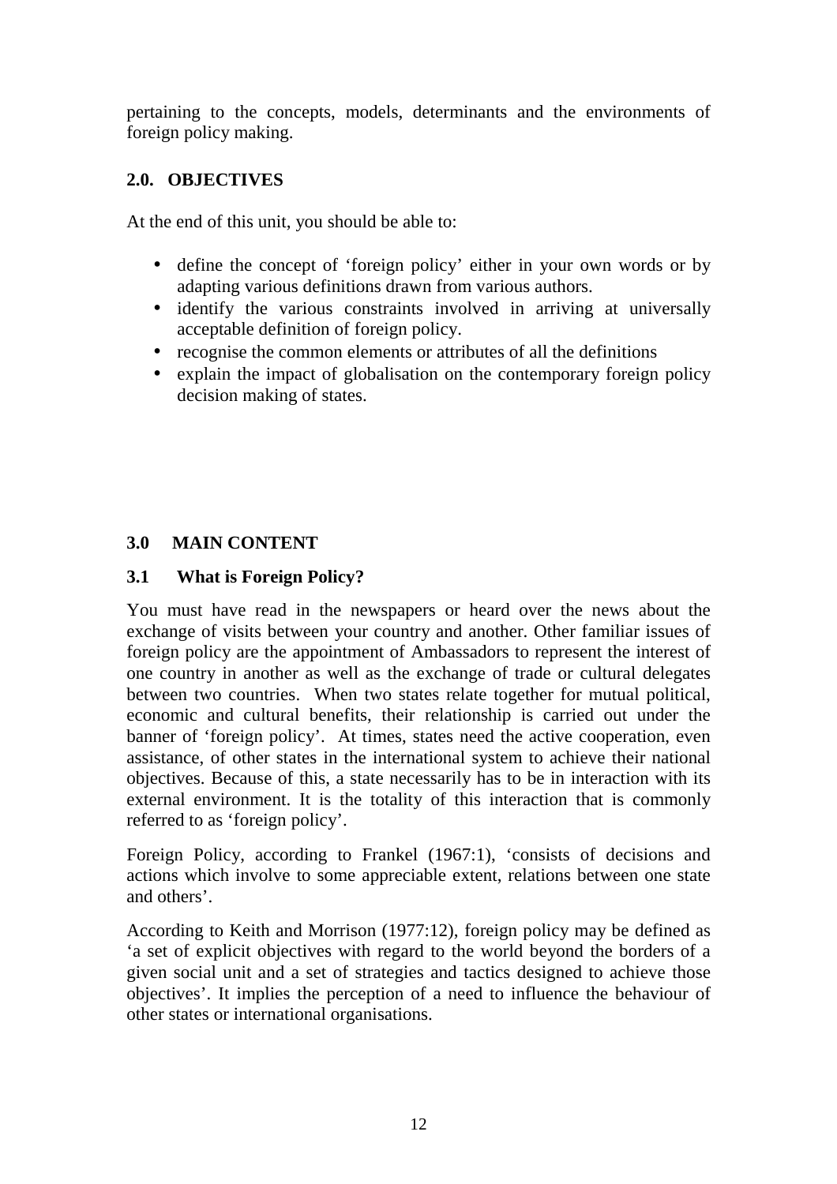pertaining to the concepts, models, determinants and the environments of foreign policy making.

## 2.0. OBJECTIVES

At the end of this unit, you should be able to:

- define the concept of 'foreign policy' either in your own words or by adapting various definitions drawn from various authors.
- identify the various constraints involved in arriving at universally acceptable definition of foreign policy.
- recognise the common elements or attributes of all the definitions
- explain the impact of globalisation on the contemporary foreign policy decision making of states.

## 3.0 MAIN CONTENT

### 3.1 What is Foreign Policy?

You must have read in the newspapers or heard over the news about the exchange of visits between your country and another. Other familiar issues of foreign policy are the appointment of Ambassadors to represent the interest of one country in another as well as the exchange of trade or cultural delegates between two countries. When two states relate together for mutual political, economic and cultural benefits, their relationship is carried out under the banner of 'foreign policy'. At times, states need the active cooperation, even assistance, of other states in the international system to achieve their national objectives. Because of this, a state necessarily has to be in interaction with its external environment. It is the totality of this interaction that is commonly referred to as 'foreign policy'.

Foreign Policy, according to Frankel (1967:1), 'consists of decisions and actions which involve to some appreciable extent, relations between one state and others'.

According to Keith and Morrison (1977:12), foreign policy may be defined as 'a set of explicit objectives with regard to the world beyond the borders of a given social unit and a set of strategies and tactics designed to achieve those objectives'. It implies the perception of a need to influence the behaviour of other states or international organisations.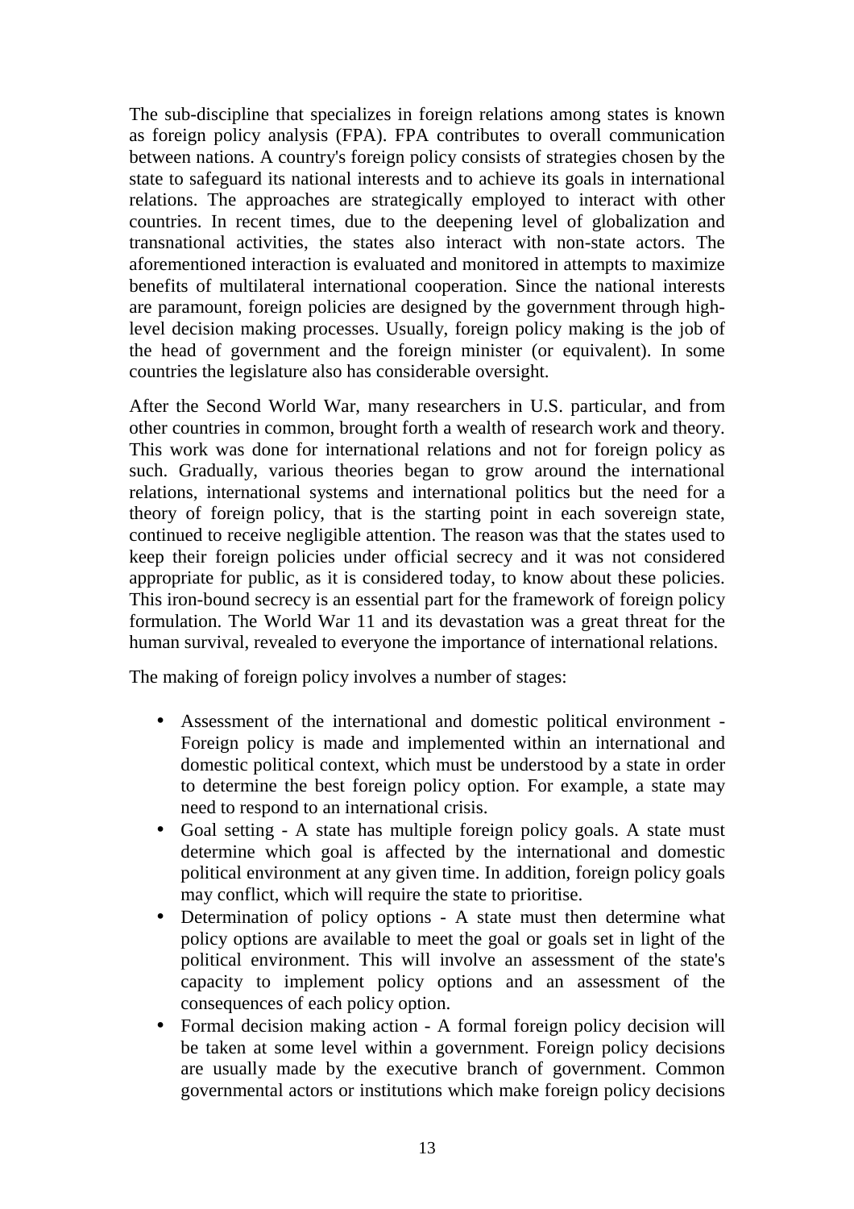The sub-discipline that specializes in foreign relations among states is known as foreign policy analysis (FPA). FPA contributes to overall communication between nations. A country's foreign policy consists of strategies chosen by the state to safeguard its national interests and to achieve its goals in international relations. The approaches are strategically employed to interact with other countries. In recent times, due to the deepening level of globalization and transnational activities, the states also interact with non-state actors. The aforementioned interaction is evaluated and monitored in attempts to maximize benefits of multilateral international cooperation. Since the national interests are paramount, foreign policies are designed by the government through high-level decision making processes. Usually, foreign policy making is the job of the head of government and the foreign minister (or equivalent). In some countries the legislature also has considerable oversight.

After the Second World War, many researchers in U.S. particular, and from other countries in common, brought forth a wealth of research work and theory. This work was done for international relations and not for foreign policy as such. Gradually, various theories began to grow around the international relations, international systems and international politics but the need for a theory of foreign policy, that is the starting point in each sovereign state, continued to receive negligible attention. The reason was that the states used to keep their foreign policies under official secrecy and it was not considered appropriate for public, as it is considered today, to know about these policies. This iron-bound secrecy is an essential part for the framework of foreign policy formulation. The World War 11 and its devastation was a great threat for the human survival, revealed to everyone the importance of international relations.

The making of foreign policy involves a number of stages:

- Assessment of the international and domestic political environment - Foreign policy is made and implemented within an international and domestic political context, which must be understood by a state in order to determine the best foreign policy option. For example, a state may need to respond to an international crisis.
- Goal setting - A state has multiple foreign policy goals. A state must determine which goal is affected by the international and domestic political environment at any given time. In addition, foreign policy goals may conflict, which will require the state to prioritise.
- Determination of policy options - A state must then determine what policy options are available to meet the goal or goals set in light of the political environment. This will involve an assessment of the state's capacity to implement policy options and an assessment of the consequences of each policy option.
- Formal decision making action - A formal foreign policy decision will be taken at some level within a government. Foreign policy decisions are usually made by the executive branch of government. Common governmental actors or institutions which make foreign policy decisions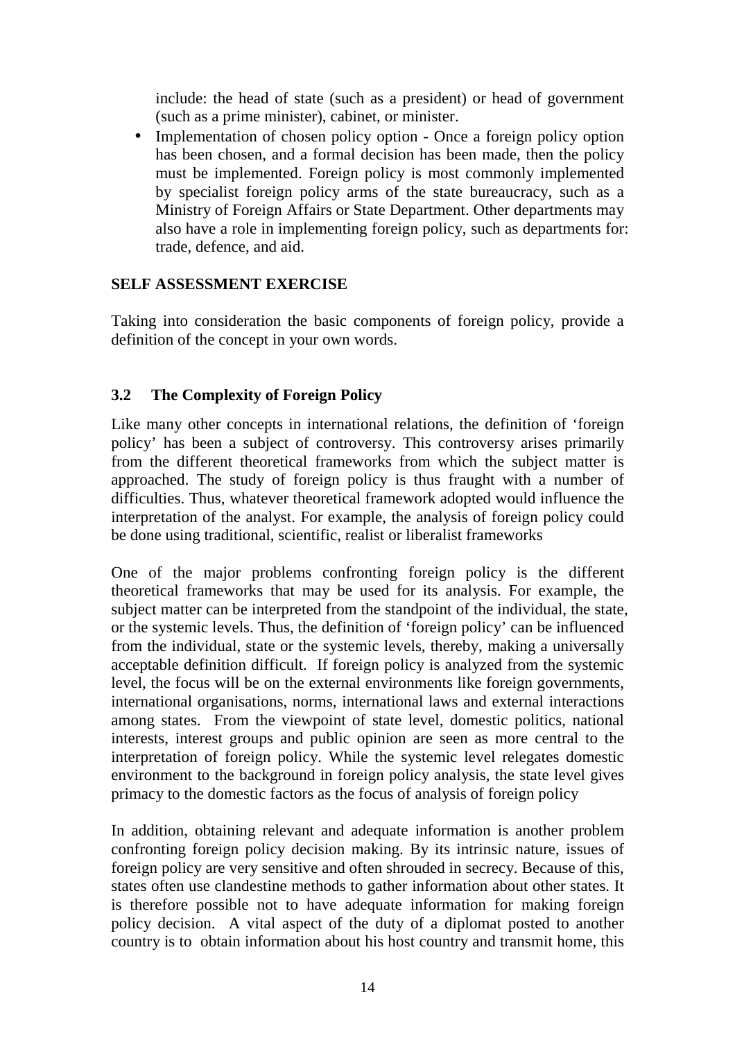include: the head of state (such as a president) or head of government (such as a prime minister), cabinet, or minister.

- Implementation of chosen policy option - Once a foreign policy option has been chosen, and a formal decision has been made, then the policy must be implemented. Foreign policy is most commonly implemented by specialist foreign policy arms of the state bureaucracy, such as a Ministry of Foreign Affairs or State Department. Other departments may also have a role in implementing foreign policy, such as departments for: trade, defence, and aid.

**SELF ASSESSMENT EXERCISE**

Taking into consideration the basic components of foreign policy, provide a definition of the concept in your own words.

### 3.2 The Complexity of Foreign Policy

Like many other concepts in international relations, the definition of 'foreign policy' has been a subject of controversy. This controversy arises primarily from the different theoretical frameworks from which the subject matter is approached. The study of foreign policy is thus fraught with a number of difficulties. Thus, whatever theoretical framework adopted would influence the interpretation of the analyst. For example, the analysis of foreign policy could be done using traditional, scientific, realist or liberalist frameworks

One of the major problems confronting foreign policy is the different theoretical frameworks that may be used for its analysis. For example, the subject matter can be interpreted from the standpoint of the individual, the state, or the systemic levels. Thus, the definition of 'foreign policy' can be influenced from the individual, state or the systemic levels, thereby, making a universally acceptable definition difficult. If foreign policy is analyzed from the systemic level, the focus will be on the external environments like foreign governments, international organisations, norms, international laws and external interactions among states. From the viewpoint of state level, domestic politics, national interests, interest groups and public opinion are seen as more central to the interpretation of foreign policy. While the systemic level relegates domestic environment to the background in foreign policy analysis, the state level gives primacy to the domestic factors as the focus of analysis of foreign policy

In addition, obtaining relevant and adequate information is another problem confronting foreign policy decision making. By its intrinsic nature, issues of foreign policy are very sensitive and often shrouded in secrecy. Because of this, states often use clandestine methods to gather information about other states. It is therefore possible not to have adequate information for making foreign policy decision. A vital aspect of the duty of a diplomat posted to another country is to obtain information about his host country and transmit home, this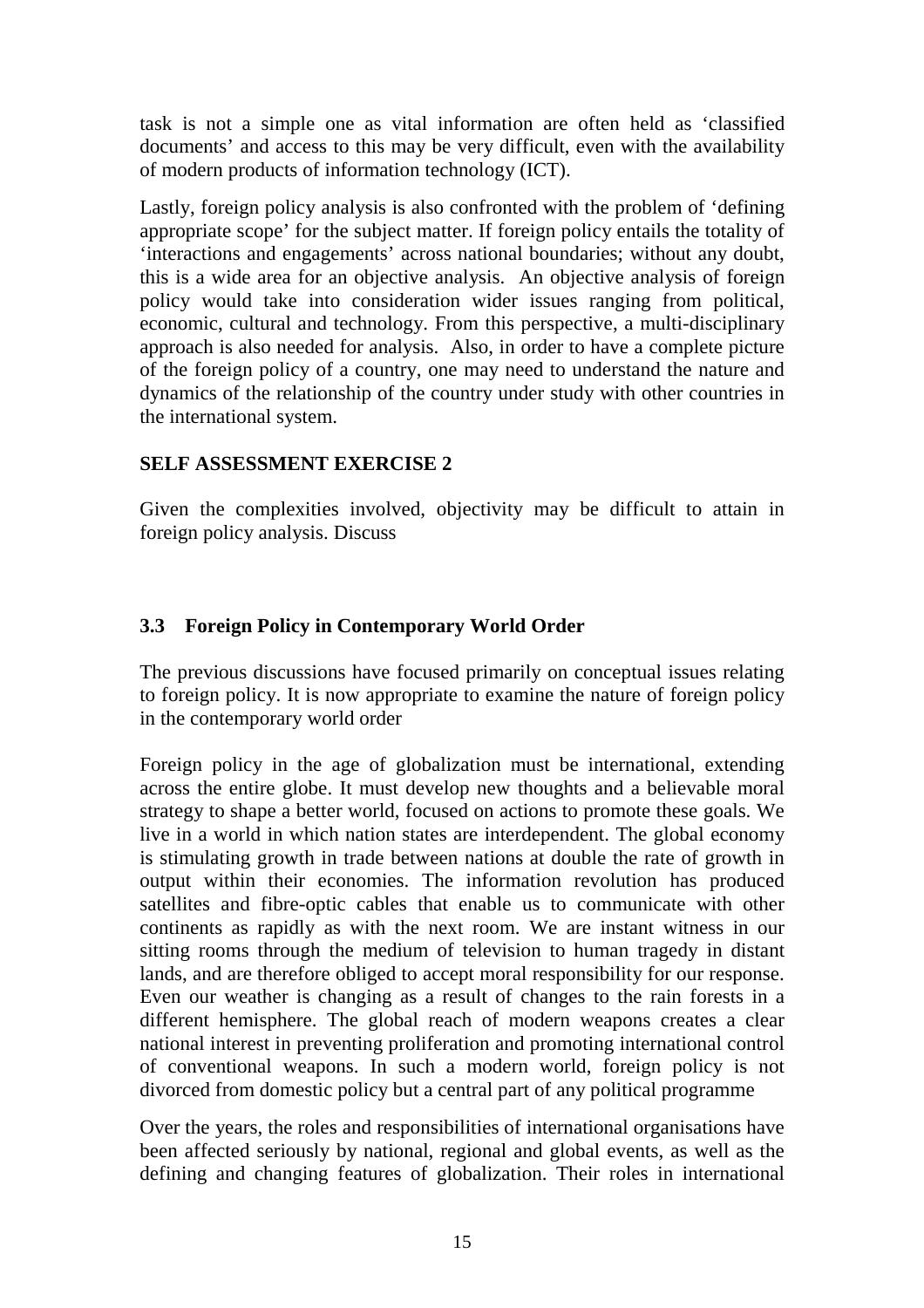task is not a simple one as vital information are often held as 'classified documents' and access to this may be very difficult, even with the availability of modern products of information technology (ICT).

Lastly, foreign policy analysis is also confronted with the problem of 'defining appropriate scope' for the subject matter. If foreign policy entails the totality of 'interactions and engagements' across national boundaries; without any doubt, this is a wide area for an objective analysis. An objective analysis of foreign policy would take into consideration wider issues ranging from political, economic, cultural and technology. From this perspective, a multi-disciplinary approach is also needed for analysis. Also, in order to have a complete picture of the foreign policy of a country, one may need to understand the nature and dynamics of the relationship of the country under study with other countries in the international system.

**SELF ASSESSMENT EXERCISE 2**

Given the complexities involved, objectivity may be difficult to attain in foreign policy analysis. Discuss

### 3.3 Foreign Policy in Contemporary World Order

The previous discussions have focused primarily on conceptual issues relating to foreign policy. It is now appropriate to examine the nature of foreign policy in the contemporary world order

Foreign policy in the age of globalization must be international, extending across the entire globe. It must develop new thoughts and a believable moral strategy to shape a better world, focused on actions to promote these goals. We live in a world in which nation states are interdependent. The global economy is stimulating growth in trade between nations at double the rate of growth in output within their economies. The information revolution has produced satellites and fibre-optic cables that enable us to communicate with other continents as rapidly as with the next room. We are instant witness in our sitting rooms through the medium of television to human tragedy in distant lands, and are therefore obliged to accept moral responsibility for our response. Even our weather is changing as a result of changes to the rain forests in a different hemisphere. The global reach of modern weapons creates a clear national interest in preventing proliferation and promoting international control of conventional weapons. In such a modern world, foreign policy is not divorced from domestic policy but a central part of any political programme

Over the years, the roles and responsibilities of international organisations have been affected seriously by national, regional and global events, as well as the defining and changing features of globalization. Their roles in international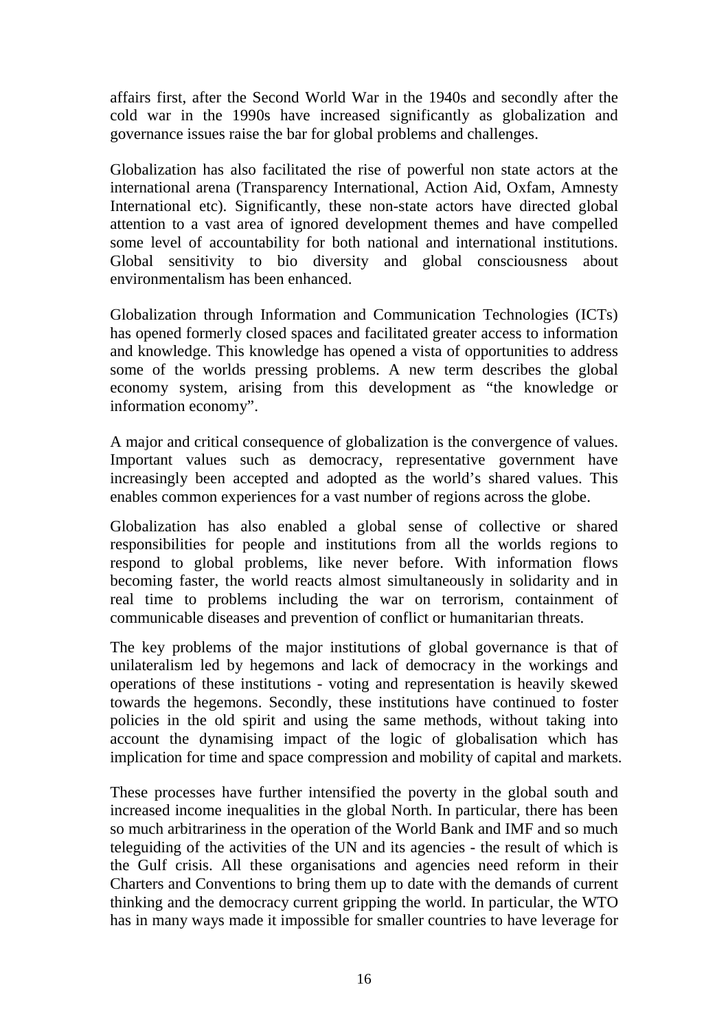affairs first, after the Second World War in the 1940s and secondly after the cold war in the 1990s have increased significantly as globalization and governance issues raise the bar for global problems and challenges.

Globalization has also facilitated the rise of powerful non state actors at the international arena (Transparency International, Action Aid, Oxfam, Amnesty International etc). Significantly, these non-state actors have directed global attention to a vast area of ignored development themes and have compelled some level of accountability for both national and international institutions. Global sensitivity to bio diversity and global consciousness about environmentalism has been enhanced.

Globalization through Information and Communication Technologies (ICTs) has opened formerly closed spaces and facilitated greater access to information and knowledge. This knowledge has opened a vista of opportunities to address some of the worlds pressing problems. A new term describes the global economy system, arising from this development as "the knowledge or information economy".

A major and critical consequence of globalization is the convergence of values. Important values such as democracy, representative government have increasingly been accepted and adopted as the world's shared values. This enables common experiences for a vast number of regions across the globe.

Globalization has also enabled a global sense of collective or shared responsibilities for people and institutions from all the worlds regions to respond to global problems, like never before. With information flows becoming faster, the world reacts almost simultaneously in solidarity and in real time to problems including the war on terrorism, containment of communicable diseases and prevention of conflict or humanitarian threats.

The key problems of the major institutions of global governance is that of unilateralism led by hegemons and lack of democracy in the workings and operations of these institutions - voting and representation is heavily skewed towards the hegemons. Secondly, these institutions have continued to foster policies in the old spirit and using the same methods, without taking into account the dynamising impact of the logic of globalisation which has implication for time and space compression and mobility of capital and markets.

These processes have further intensified the poverty in the global south and increased income inequalities in the global North. In particular, there has been so much arbitrariness in the operation of the World Bank and IMF and so much teleguiding of the activities of the UN and its agencies - the result of which is the Gulf crisis. All these organisations and agencies need reform in their Charters and Conventions to bring them up to date with the demands of current thinking and the democracy current gripping the world. In particular, the WTO has in many ways made it impossible for smaller countries to have leverage for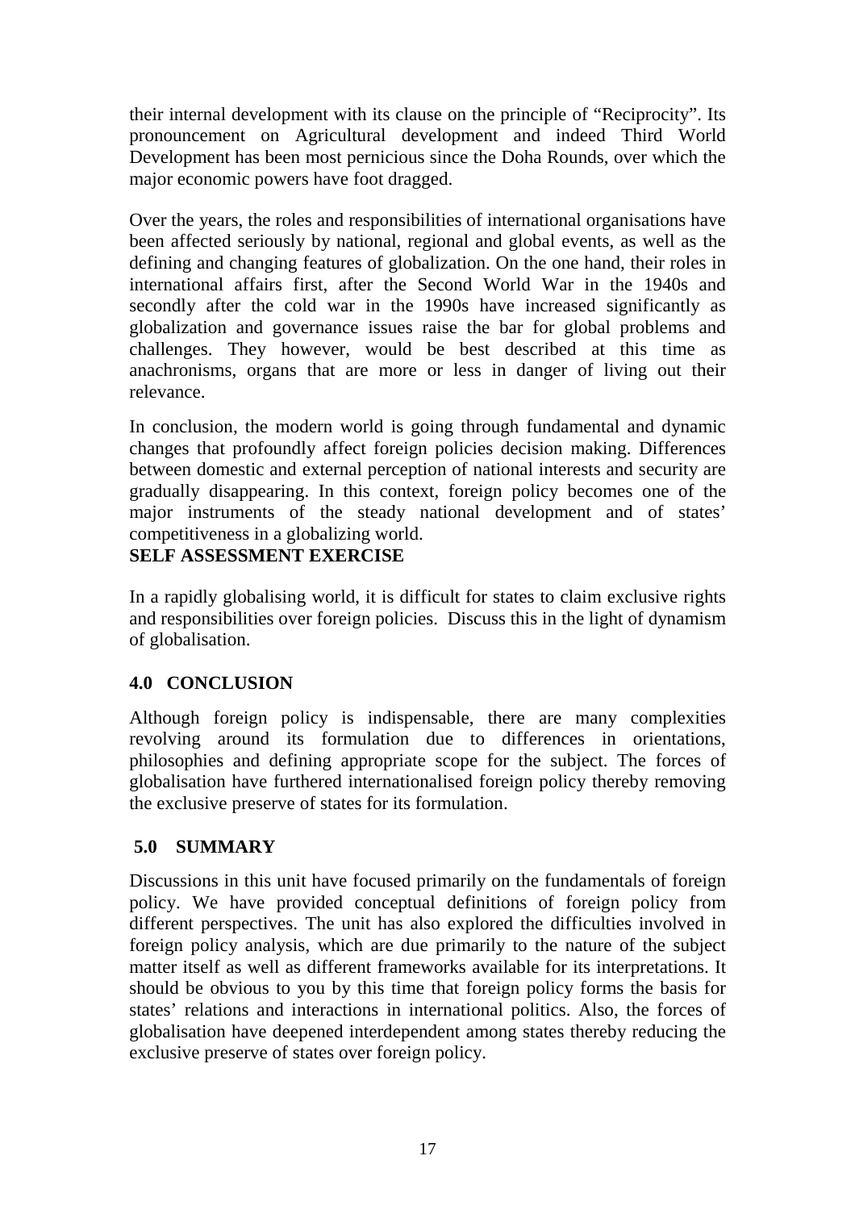their internal development with its clause on the principle of "Reciprocity". Its pronouncement on Agricultural development and indeed Third World Development has been most pernicious since the Doha Rounds, over which the major economic powers have foot dragged.

Over the years, the roles and responsibilities of international organisations have been affected seriously by national, regional and global events, as well as the defining and changing features of globalization. On the one hand, their roles in international affairs first, after the Second World War in the 1940s and secondly after the cold war in the 1990s have increased significantly as globalization and governance issues raise the bar for global problems and challenges. They however, would be best described at this time as anachronisms, organs that are more or less in danger of living out their relevance.

In conclusion, the modern world is going through fundamental and dynamic changes that profoundly affect foreign policies decision making. Differences between domestic and external perception of national interests and security are gradually disappearing. In this context, foreign policy becomes one of the major instruments of the steady national development and of states' competitiveness in a globalizing world.

**SELF ASSESSMENT EXERCISE**

In a rapidly globalising world, it is difficult for states to claim exclusive rights and responsibilities over foreign policies. Discuss this in the light of dynamism of globalisation.

## 4.0 CONCLUSION

Although foreign policy is indispensable, there are many complexities revolving around its formulation due to differences in orientations, philosophies and defining appropriate scope for the subject. The forces of globalisation have furthered internationalised foreign policy thereby removing the exclusive preserve of states for its formulation.

## 5.0 SUMMARY

Discussions in this unit have focused primarily on the fundamentals of foreign policy. We have provided conceptual definitions of foreign policy from different perspectives. The unit has also explored the difficulties involved in foreign policy analysis, which are due primarily to the nature of the subject matter itself as well as different frameworks available for its interpretations. It should be obvious to you by this time that foreign policy forms the basis for states' relations and interactions in international politics. Also, the forces of globalisation have deepened interdependent among states thereby reducing the exclusive preserve of states over foreign policy.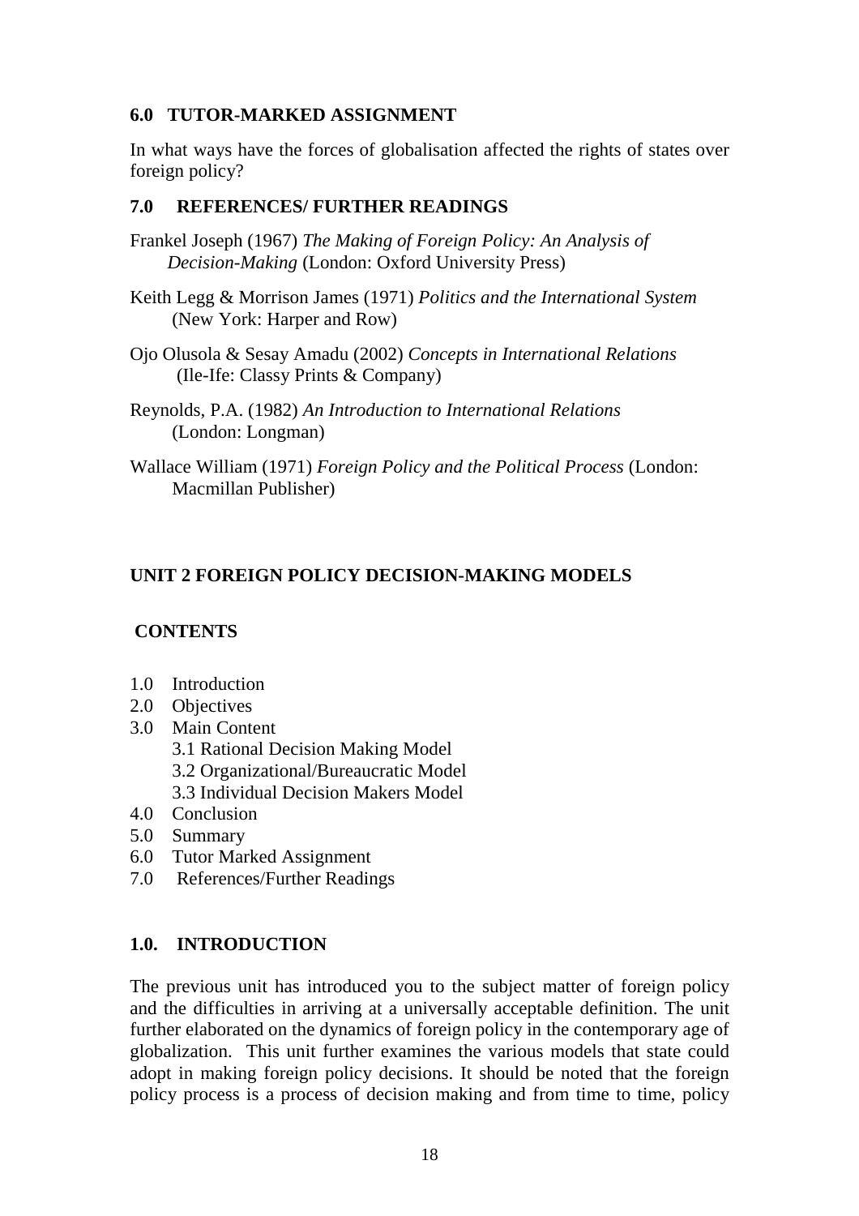## 6.0 TUTOR-MARKED ASSIGNMENT

In what ways have the forces of globalisation affected the rights of states over foreign policy?

## 7.0 REFERENCES/ FURTHER READINGS

Frankel Joseph (1967) *The Making of Foreign Policy: An Analysis of Decision-Making* (London: Oxford University Press)

Keith Legg & Morrison James (1971) *Politics and the International System* (New York: Harper and Row)

Ojo Olusola & Sesay Amadu (2002) *Concepts in International Relations* (Ile-Ife: Classy Prints & Company)

Reynolds, P.A. (1982) *An Introduction to International Relations* (London: Longman)

Wallace William (1971) *Foreign Policy and the Political Process* (London: Macmillan Publisher)

# UNIT 2 FOREIGN POLICY DECISION-MAKING MODELS

## CONTENTS

- 1.0 Introduction
- 2.0 Objectives
- 3.0 Main Content
  - 3.1 Rational Decision Making Model
  - 3.2 Organizational/Bureaucratic Model
  - 3.3 Individual Decision Makers Model
- 4.0 Conclusion
- 5.0 Summary
- 6.0 Tutor Marked Assignment
- 7.0 References/Further Readings

## 1.0. INTRODUCTION

The previous unit has introduced you to the subject matter of foreign policy and the difficulties in arriving at a universally acceptable definition. The unit further elaborated on the dynamics of foreign policy in the contemporary age of globalization. This unit further examines the various models that state could adopt in making foreign policy decisions. It should be noted that the foreign policy process is a process of decision making and from time to time, policy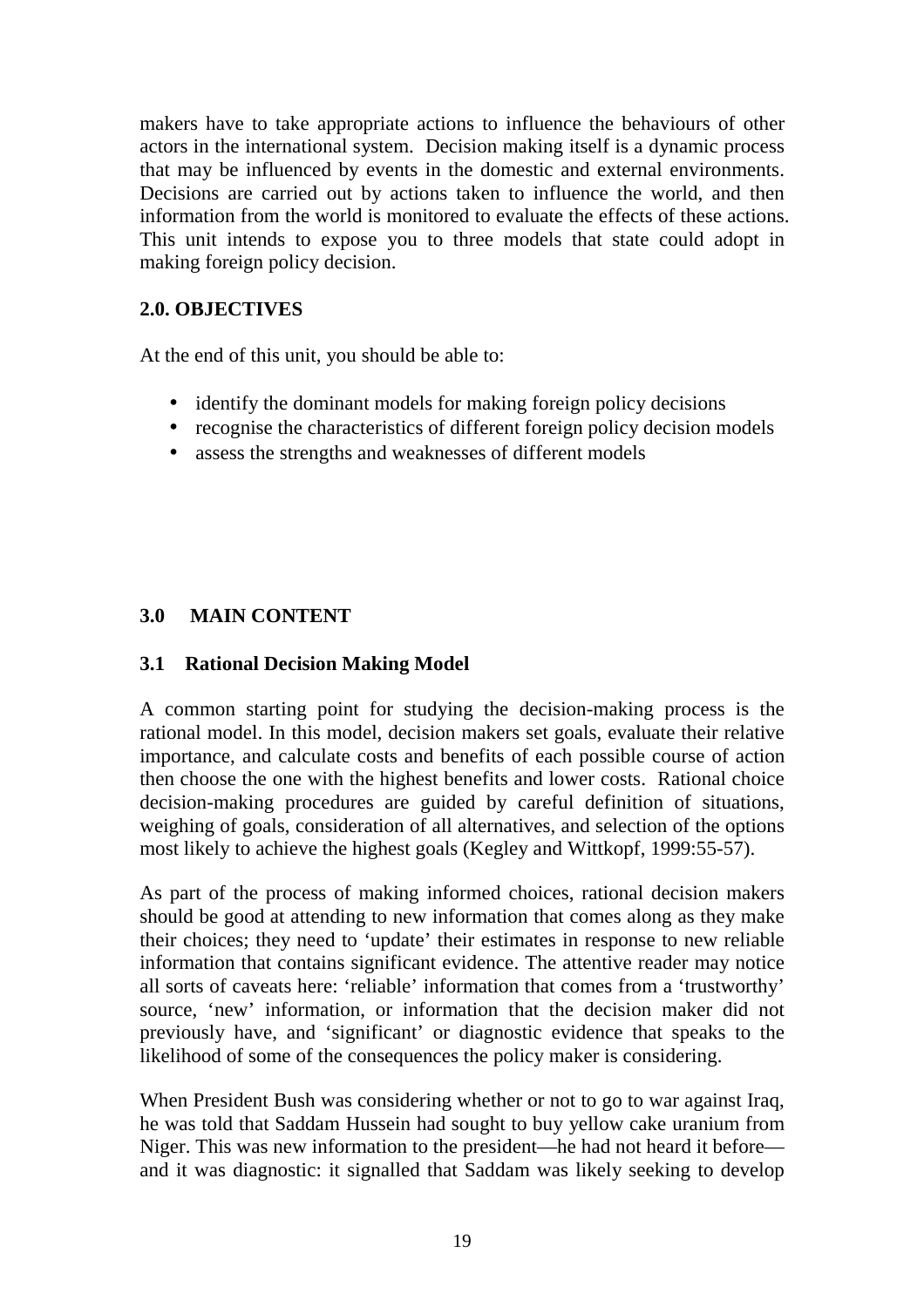makers have to take appropriate actions to influence the behaviours of other actors in the international system. Decision making itself is a dynamic process that may be influenced by events in the domestic and external environments. Decisions are carried out by actions taken to influence the world, and then information from the world is monitored to evaluate the effects of these actions. This unit intends to expose you to three models that state could adopt in making foreign policy decision.

## 2.0. OBJECTIVES

At the end of this unit, you should be able to:

- identify the dominant models for making foreign policy decisions
- recognise the characteristics of different foreign policy decision models
- assess the strengths and weaknesses of different models

## 3.0 MAIN CONTENT

### 3.1 Rational Decision Making Model

A common starting point for studying the decision-making process is the rational model. In this model, decision makers set goals, evaluate their relative importance, and calculate costs and benefits of each possible course of action then choose the one with the highest benefits and lower costs. Rational choice decision-making procedures are guided by careful definition of situations, weighing of goals, consideration of all alternatives, and selection of the options most likely to achieve the highest goals (Kegley and Wittkopf, 1999:55-57).

As part of the process of making informed choices, rational decision makers should be good at attending to new information that comes along as they make their choices; they need to 'update' their estimates in response to new reliable information that contains significant evidence. The attentive reader may notice all sorts of caveats here: 'reliable' information that comes from a 'trustworthy' source, 'new' information, or information that the decision maker did not previously have, and 'significant' or diagnostic evidence that speaks to the likelihood of some of the consequences the policy maker is considering.

When President Bush was considering whether or not to go to war against Iraq, he was told that Saddam Hussein had sought to buy yellow cake uranium from Niger. This was new information to the president—he had not heard it before—and it was diagnostic: it signalled that Saddam was likely seeking to develop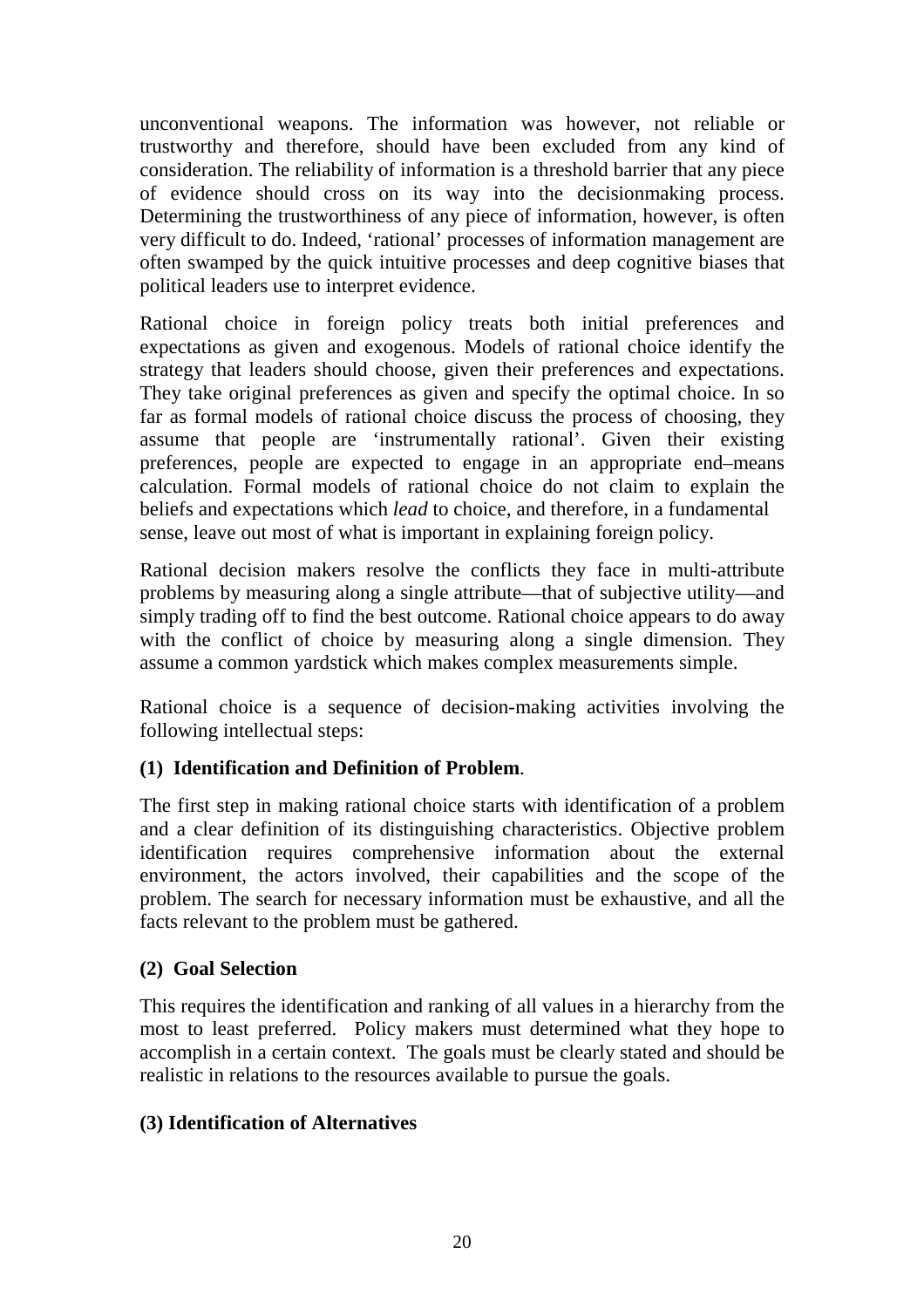unconventional weapons. The information was however, not reliable or trustworthy and therefore, should have been excluded from any kind of consideration. The reliability of information is a threshold barrier that any piece of evidence should cross on its way into the decisionmaking process. Determining the trustworthiness of any piece of information, however, is often very difficult to do. Indeed, 'rational' processes of information management are often swamped by the quick intuitive processes and deep cognitive biases that political leaders use to interpret evidence.

Rational choice in foreign policy treats both initial preferences and expectations as given and exogenous. Models of rational choice identify the strategy that leaders should choose, given their preferences and expectations. They take original preferences as given and specify the optimal choice. In so far as formal models of rational choice discuss the process of choosing, they assume that people are 'instrumentally rational'. Given their existing preferences, people are expected to engage in an appropriate end–means calculation. Formal models of rational choice do not claim to explain the beliefs and expectations which *lead* to choice, and therefore, in a fundamental sense, leave out most of what is important in explaining foreign policy.

Rational decision makers resolve the conflicts they face in multi-attribute problems by measuring along a single attribute—that of subjective utility—and simply trading off to find the best outcome. Rational choice appears to do away with the conflict of choice by measuring along a single dimension. They assume a common yardstick which makes complex measurements simple.

Rational choice is a sequence of decision-making activities involving the following intellectual steps:

**(1) Identification and Definition of Problem**.

The first step in making rational choice starts with identification of a problem and a clear definition of its distinguishing characteristics. Objective problem identification requires comprehensive information about the external environment, the actors involved, their capabilities and the scope of the problem. The search for necessary information must be exhaustive, and all the facts relevant to the problem must be gathered.

**(2) Goal Selection**

This requires the identification and ranking of all values in a hierarchy from the most to least preferred. Policy makers must determined what they hope to accomplish in a certain context. The goals must be clearly stated and should be realistic in relations to the resources available to pursue the goals.

**(3) Identification of Alternatives**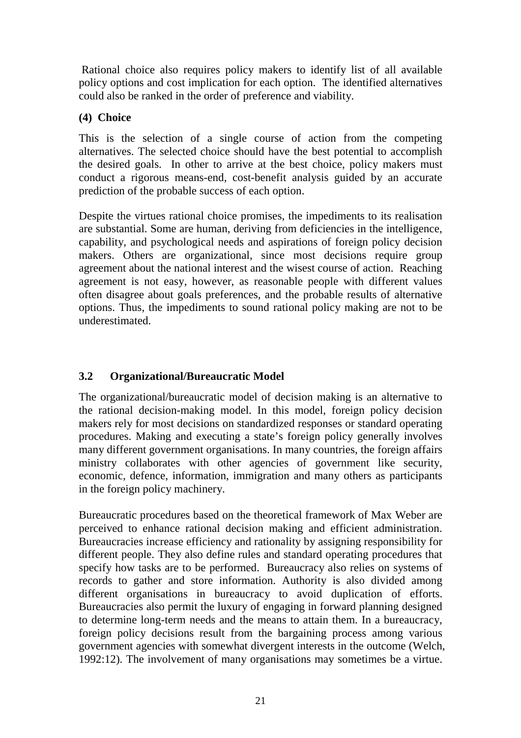Rational choice also requires policy makers to identify list of all available policy options and cost implication for each option. The identified alternatives could also be ranked in the order of preference and viability.

**(4) Choice**

This is the selection of a single course of action from the competing alternatives. The selected choice should have the best potential to accomplish the desired goals. In other to arrive at the best choice, policy makers must conduct a rigorous means-end, cost-benefit analysis guided by an accurate prediction of the probable success of each option.

Despite the virtues rational choice promises, the impediments to its realisation are substantial. Some are human, deriving from deficiencies in the intelligence, capability, and psychological needs and aspirations of foreign policy decision makers. Others are organizational, since most decisions require group agreement about the national interest and the wisest course of action. Reaching agreement is not easy, however, as reasonable people with different values often disagree about goals preferences, and the probable results of alternative options. Thus, the impediments to sound rational policy making are not to be underestimated.

### 3.2 Organizational/Bureaucratic Model

The organizational/bureaucratic model of decision making is an alternative to the rational decision-making model. In this model, foreign policy decision makers rely for most decisions on standardized responses or standard operating procedures. Making and executing a state's foreign policy generally involves many different government organisations. In many countries, the foreign affairs ministry collaborates with other agencies of government like security, economic, defence, information, immigration and many others as participants in the foreign policy machinery.

Bureaucratic procedures based on the theoretical framework of Max Weber are perceived to enhance rational decision making and efficient administration. Bureaucracies increase efficiency and rationality by assigning responsibility for different people. They also define rules and standard operating procedures that specify how tasks are to be performed. Bureaucracy also relies on systems of records to gather and store information. Authority is also divided among different organisations in bureaucracy to avoid duplication of efforts. Bureaucracies also permit the luxury of engaging in forward planning designed to determine long-term needs and the means to attain them. In a bureaucracy, foreign policy decisions result from the bargaining process among various government agencies with somewhat divergent interests in the outcome (Welch, 1992:12). The involvement of many organisations may sometimes be a virtue.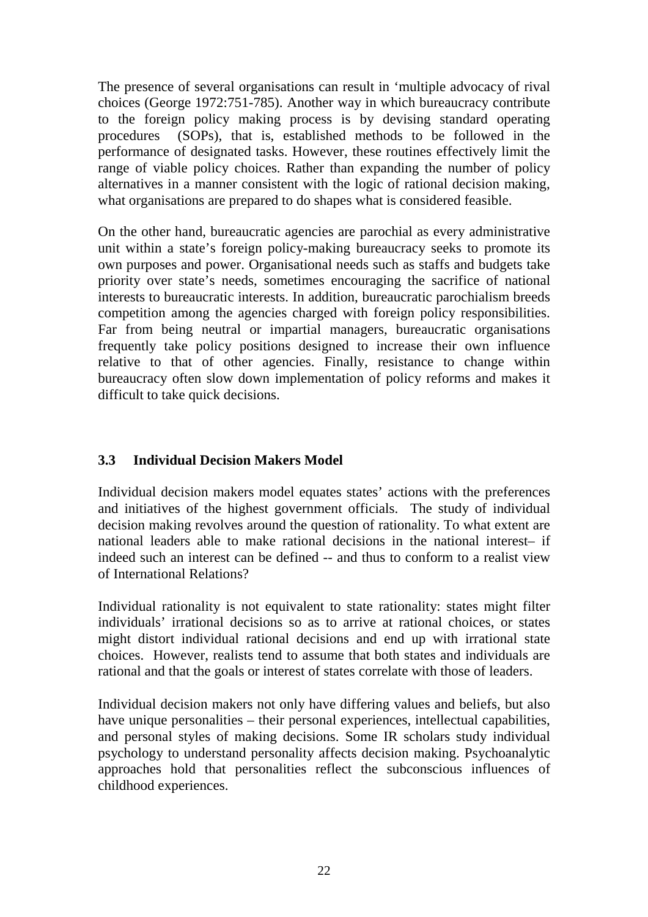The presence of several organisations can result in 'multiple advocacy of rival choices (George 1972:751-785). Another way in which bureaucracy contribute to the foreign policy making process is by devising standard operating procedures (SOPs), that is, established methods to be followed in the performance of designated tasks. However, these routines effectively limit the range of viable policy choices. Rather than expanding the number of policy alternatives in a manner consistent with the logic of rational decision making, what organisations are prepared to do shapes what is considered feasible.

On the other hand, bureaucratic agencies are parochial as every administrative unit within a state's foreign policy-making bureaucracy seeks to promote its own purposes and power. Organisational needs such as staffs and budgets take priority over state's needs, sometimes encouraging the sacrifice of national interests to bureaucratic interests. In addition, bureaucratic parochialism breeds competition among the agencies charged with foreign policy responsibilities. Far from being neutral or impartial managers, bureaucratic organisations frequently take policy positions designed to increase their own influence relative to that of other agencies. Finally, resistance to change within bureaucracy often slow down implementation of policy reforms and makes it difficult to take quick decisions.

### 3.3 Individual Decision Makers Model

Individual decision makers model equates states' actions with the preferences and initiatives of the highest government officials. The study of individual decision making revolves around the question of rationality. To what extent are national leaders able to make rational decisions in the national interest– if indeed such an interest can be defined -- and thus to conform to a realist view of International Relations?

Individual rationality is not equivalent to state rationality: states might filter individuals' irrational decisions so as to arrive at rational choices, or states might distort individual rational decisions and end up with irrational state choices. However, realists tend to assume that both states and individuals are rational and that the goals or interest of states correlate with those of leaders.

Individual decision makers not only have differing values and beliefs, but also have unique personalities – their personal experiences, intellectual capabilities, and personal styles of making decisions. Some IR scholars study individual psychology to understand personality affects decision making. Psychoanalytic approaches hold that personalities reflect the subconscious influences of childhood experiences.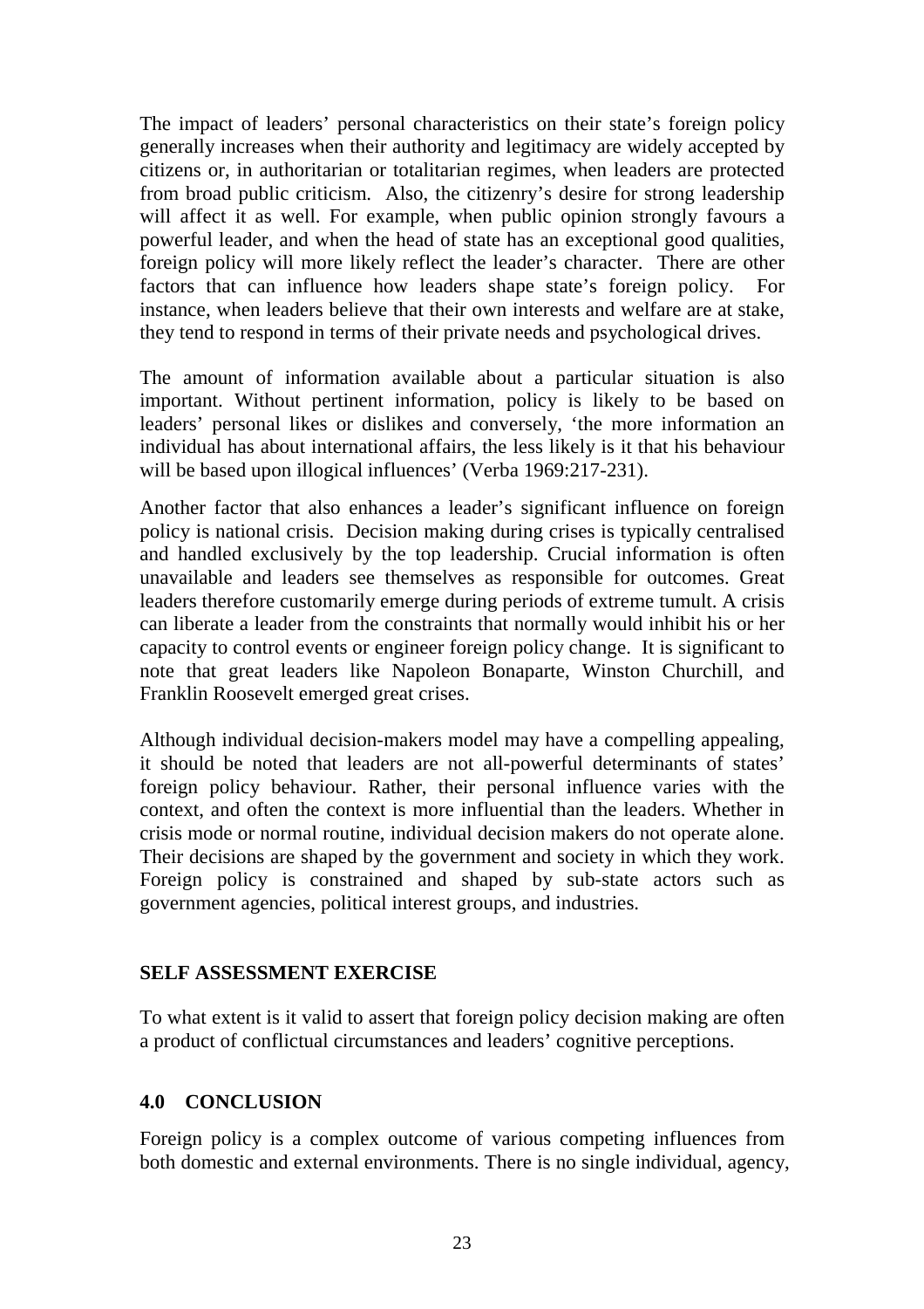The impact of leaders' personal characteristics on their state's foreign policy generally increases when their authority and legitimacy are widely accepted by citizens or, in authoritarian or totalitarian regimes, when leaders are protected from broad public criticism. Also, the citizenry's desire for strong leadership will affect it as well. For example, when public opinion strongly favours a powerful leader, and when the head of state has an exceptional good qualities, foreign policy will more likely reflect the leader's character. There are other factors that can influence how leaders shape state's foreign policy. For instance, when leaders believe that their own interests and welfare are at stake, they tend to respond in terms of their private needs and psychological drives.

The amount of information available about a particular situation is also important. Without pertinent information, policy is likely to be based on leaders' personal likes or dislikes and conversely, 'the more information an individual has about international affairs, the less likely is it that his behaviour will be based upon illogical influences' (Verba 1969:217-231).

Another factor that also enhances a leader's significant influence on foreign policy is national crisis. Decision making during crises is typically centralised and handled exclusively by the top leadership. Crucial information is often unavailable and leaders see themselves as responsible for outcomes. Great leaders therefore customarily emerge during periods of extreme tumult. A crisis can liberate a leader from the constraints that normally would inhibit his or her capacity to control events or engineer foreign policy change. It is significant to note that great leaders like Napoleon Bonaparte, Winston Churchill, and Franklin Roosevelt emerged great crises.

Although individual decision-makers model may have a compelling appealing, it should be noted that leaders are not all-powerful determinants of states' foreign policy behaviour. Rather, their personal influence varies with the context, and often the context is more influential than the leaders. Whether in crisis mode or normal routine, individual decision makers do not operate alone. Their decisions are shaped by the government and society in which they work. Foreign policy is constrained and shaped by sub-state actors such as government agencies, political interest groups, and industries.

**SELF ASSESSMENT EXERCISE**

To what extent is it valid to assert that foreign policy decision making are often a product of conflictual circumstances and leaders' cognitive perceptions.

## 4.0 CONCLUSION

Foreign policy is a complex outcome of various competing influences from both domestic and external environments. There is no single individual, agency,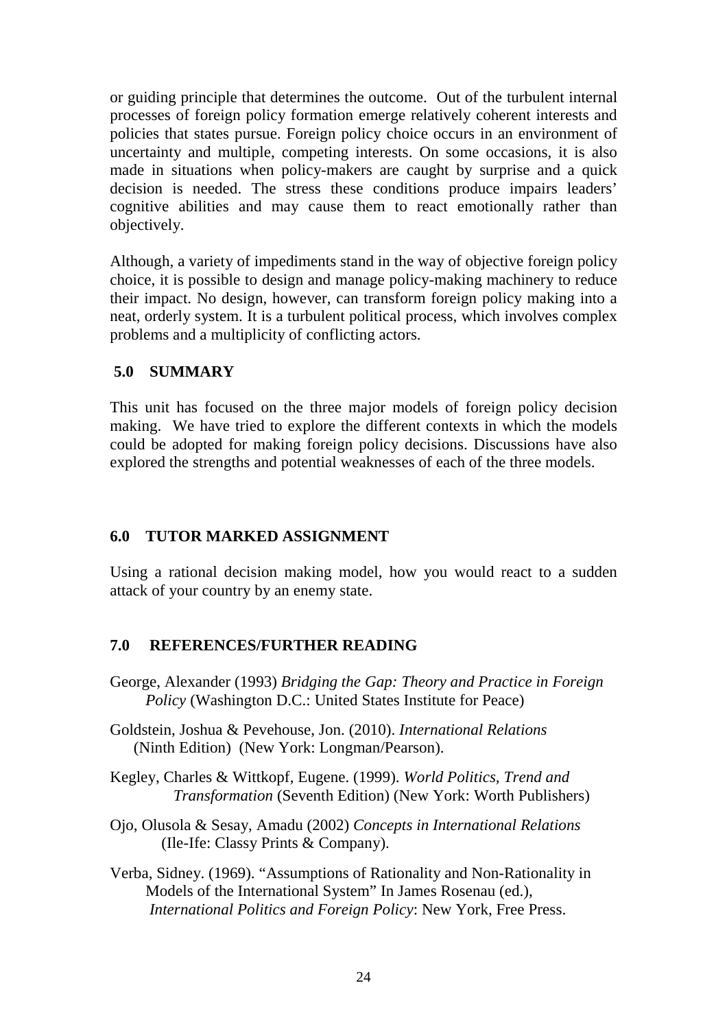or guiding principle that determines the outcome. Out of the turbulent internal processes of foreign policy formation emerge relatively coherent interests and policies that states pursue. Foreign policy choice occurs in an environment of uncertainty and multiple, competing interests. On some occasions, it is also made in situations when policy-makers are caught by surprise and a quick decision is needed. The stress these conditions produce impairs leaders' cognitive abilities and may cause them to react emotionally rather than objectively.

Although, a variety of impediments stand in the way of objective foreign policy choice, it is possible to design and manage policy-making machinery to reduce their impact. No design, however, can transform foreign policy making into a neat, orderly system. It is a turbulent political process, which involves complex problems and a multiplicity of conflicting actors.

## 5.0 SUMMARY

This unit has focused on the three major models of foreign policy decision making. We have tried to explore the different contexts in which the models could be adopted for making foreign policy decisions. Discussions have also explored the strengths and potential weaknesses of each of the three models.

## 6.0 TUTOR MARKED ASSIGNMENT

Using a rational decision making model, how you would react to a sudden attack of your country by an enemy state.

## 7.0 REFERENCES/FURTHER READING

George, Alexander (1993) *Bridging the Gap: Theory and Practice in Foreign Policy* (Washington D.C.: United States Institute for Peace)

Goldstein, Joshua & Pevehouse, Jon. (2010). *International Relations* (Ninth Edition) (New York: Longman/Pearson).

Kegley, Charles & Wittkopf, Eugene. (1999). *World Politics, Trend and Transformation* (Seventh Edition) (New York: Worth Publishers)

Ojo, Olusola & Sesay, Amadu (2002) *Concepts in International Relations* (Ile-Ife: Classy Prints & Company).

Verba, Sidney. (1969). "Assumptions of Rationality and Non-Rationality in Models of the International System" In James Rosenau (ed.), *International Politics and Foreign Policy*: New York, Free Press.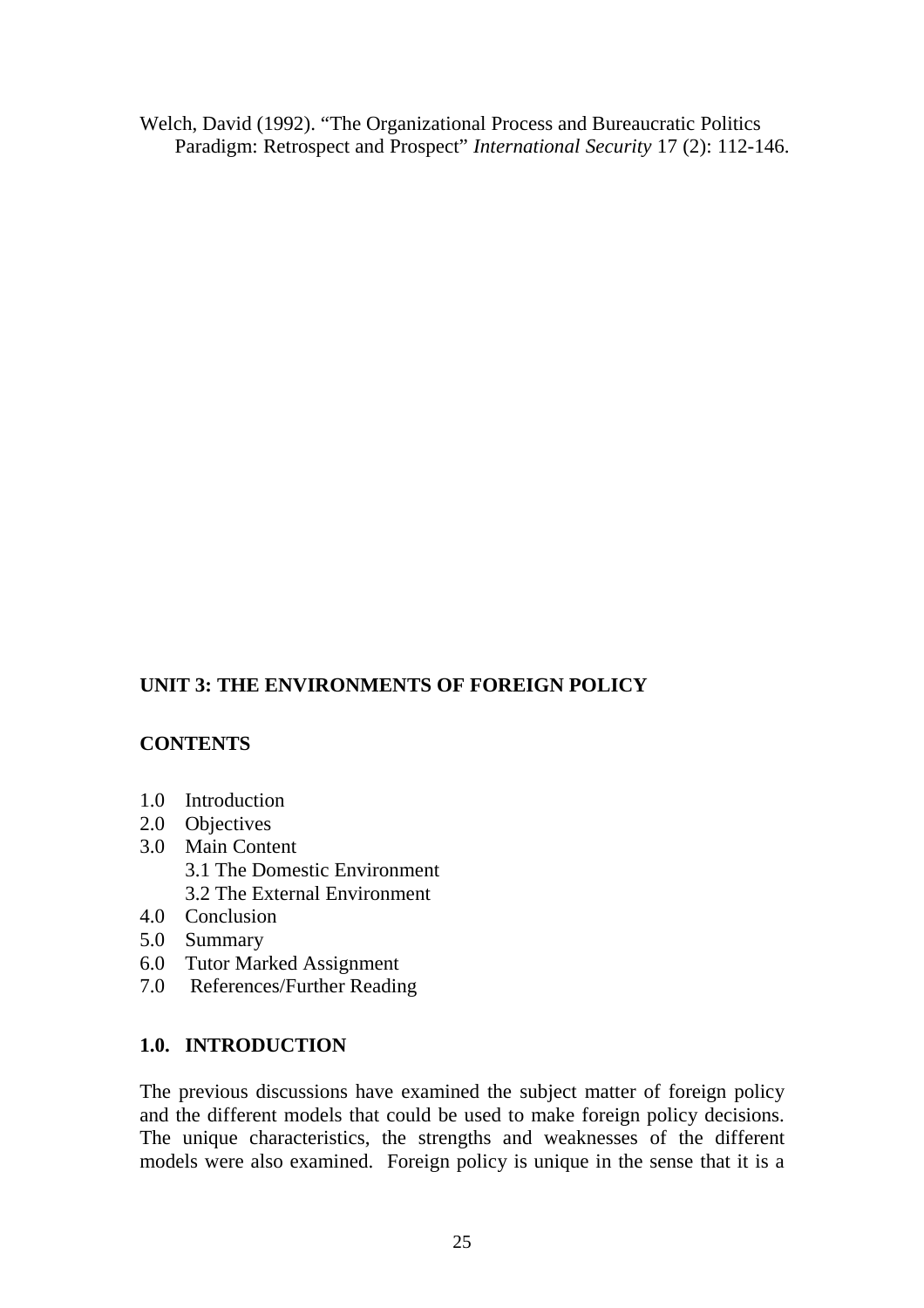Welch, David (1992). "The Organizational Process and Bureaucratic Politics Paradigm: Retrospect and Prospect" *International Security* 17 (2): 112-146.

## UNIT 3: THE ENVIRONMENTS OF FOREIGN POLICY

**CONTENTS**

- 1.0 Introduction
- 2.0 Objectives
- 3.0 Main Content
  - 3.1 The Domestic Environment
  - 3.2 The External Environment
- 4.0 Conclusion
- 5.0 Summary
- 6.0 Tutor Marked Assignment
- 7.0 References/Further Reading

### 1.0. INTRODUCTION

The previous discussions have examined the subject matter of foreign policy and the different models that could be used to make foreign policy decisions. The unique characteristics, the strengths and weaknesses of the different models were also examined. Foreign policy is unique in the sense that it is a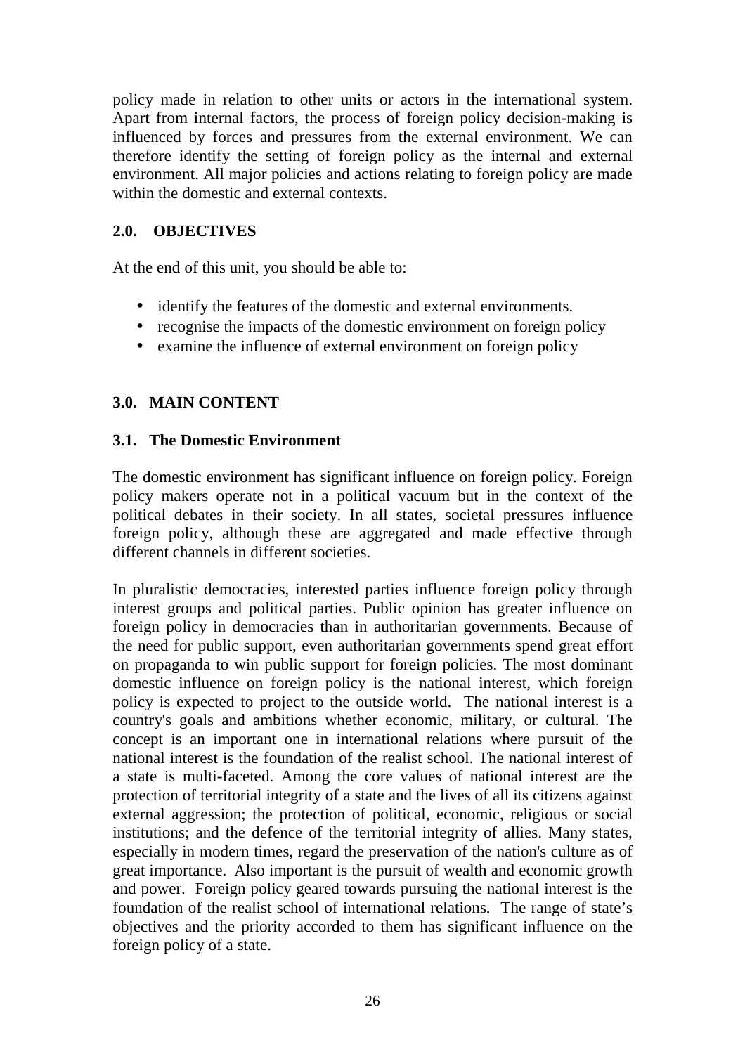policy made in relation to other units or actors in the international system. Apart from internal factors, the process of foreign policy decision-making is influenced by forces and pressures from the external environment. We can therefore identify the setting of foreign policy as the internal and external environment. All major policies and actions relating to foreign policy are made within the domestic and external contexts.

## 2.0. OBJECTIVES

At the end of this unit, you should be able to:

- identify the features of the domestic and external environments.
- recognise the impacts of the domestic environment on foreign policy
- examine the influence of external environment on foreign policy

## 3.0. MAIN CONTENT

### 3.1. The Domestic Environment

The domestic environment has significant influence on foreign policy. Foreign policy makers operate not in a political vacuum but in the context of the political debates in their society. In all states, societal pressures influence foreign policy, although these are aggregated and made effective through different channels in different societies.

In pluralistic democracies, interested parties influence foreign policy through interest groups and political parties. Public opinion has greater influence on foreign policy in democracies than in authoritarian governments. Because of the need for public support, even authoritarian governments spend great effort on propaganda to win public support for foreign policies. The most dominant domestic influence on foreign policy is the national interest, which foreign policy is expected to project to the outside world. The national interest is a country's goals and ambitions whether economic, military, or cultural. The concept is an important one in international relations where pursuit of the national interest is the foundation of the realist school. The national interest of a state is multi-faceted. Among the core values of national interest are the protection of territorial integrity of a state and the lives of all its citizens against external aggression; the protection of political, economic, religious or social institutions; and the defence of the territorial integrity of allies. Many states, especially in modern times, regard the preservation of the nation's culture as of great importance. Also important is the pursuit of wealth and economic growth and power. Foreign policy geared towards pursuing the national interest is the foundation of the realist school of international relations. The range of state's objectives and the priority accorded to them has significant influence on the foreign policy of a state.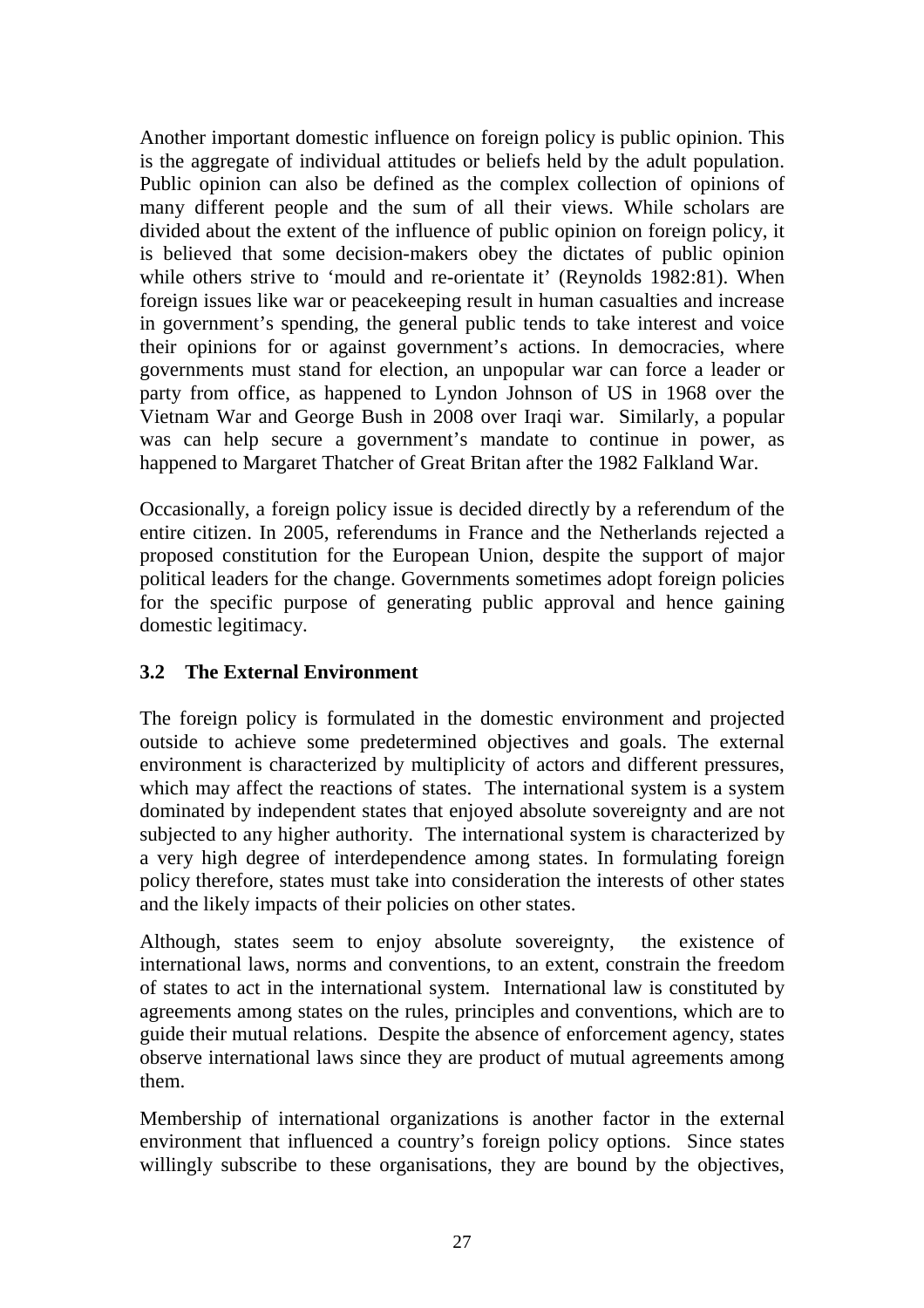Another important domestic influence on foreign policy is public opinion. This is the aggregate of individual attitudes or beliefs held by the adult population. Public opinion can also be defined as the complex collection of opinions of many different people and the sum of all their views. While scholars are divided about the extent of the influence of public opinion on foreign policy, it is believed that some decision-makers obey the dictates of public opinion while others strive to 'mould and re-orientate it' (Reynolds 1982:81). When foreign issues like war or peacekeeping result in human casualties and increase in government's spending, the general public tends to take interest and voice their opinions for or against government's actions. In democracies, where governments must stand for election, an unpopular war can force a leader or party from office, as happened to Lyndon Johnson of US in 1968 over the Vietnam War and George Bush in 2008 over Iraqi war. Similarly, a popular was can help secure a government's mandate to continue in power, as happened to Margaret Thatcher of Great Britan after the 1982 Falkland War.

Occasionally, a foreign policy issue is decided directly by a referendum of the entire citizen. In 2005, referendums in France and the Netherlands rejected a proposed constitution for the European Union, despite the support of major political leaders for the change. Governments sometimes adopt foreign policies for the specific purpose of generating public approval and hence gaining domestic legitimacy.

### 3.2 The External Environment

The foreign policy is formulated in the domestic environment and projected outside to achieve some predetermined objectives and goals. The external environment is characterized by multiplicity of actors and different pressures, which may affect the reactions of states. The international system is a system dominated by independent states that enjoyed absolute sovereignty and are not subjected to any higher authority. The international system is characterized by a very high degree of interdependence among states. In formulating foreign policy therefore, states must take into consideration the interests of other states and the likely impacts of their policies on other states.

Although, states seem to enjoy absolute sovereignty, the existence of international laws, norms and conventions, to an extent, constrain the freedom of states to act in the international system. International law is constituted by agreements among states on the rules, principles and conventions, which are to guide their mutual relations. Despite the absence of enforcement agency, states observe international laws since they are product of mutual agreements among them.

Membership of international organizations is another factor in the external environment that influenced a country's foreign policy options. Since states willingly subscribe to these organisations, they are bound by the objectives,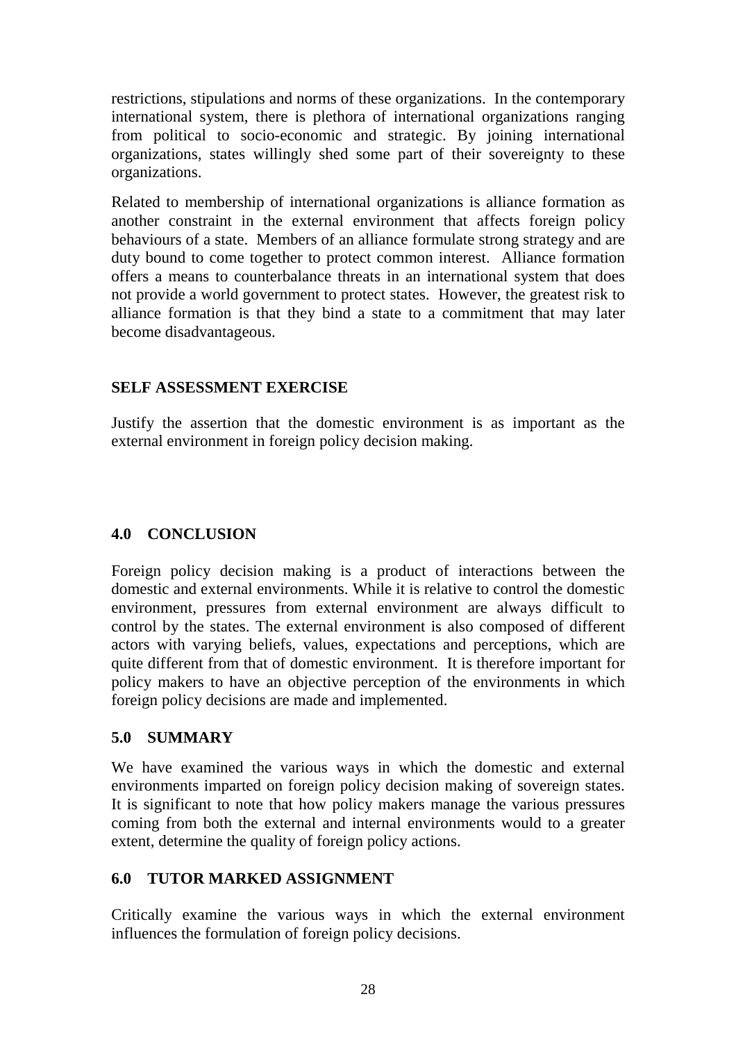restrictions, stipulations and norms of these organizations. In the contemporary international system, there is plethora of international organizations ranging from political to socio-economic and strategic. By joining international organizations, states willingly shed some part of their sovereignty to these organizations.

Related to membership of international organizations is alliance formation as another constraint in the external environment that affects foreign policy behaviours of a state. Members of an alliance formulate strong strategy and are duty bound to come together to protect common interest. Alliance formation offers a means to counterbalance threats in an international system that does not provide a world government to protect states. However, the greatest risk to alliance formation is that they bind a state to a commitment that may later become disadvantageous.

**SELF ASSESSMENT EXERCISE**

Justify the assertion that the domestic environment is as important as the external environment in foreign policy decision making.

## 4.0 CONCLUSION

Foreign policy decision making is a product of interactions between the domestic and external environments. While it is relative to control the domestic environment, pressures from external environment are always difficult to control by the states. The external environment is also composed of different actors with varying beliefs, values, expectations and perceptions, which are quite different from that of domestic environment. It is therefore important for policy makers to have an objective perception of the environments in which foreign policy decisions are made and implemented.

## 5.0 SUMMARY

We have examined the various ways in which the domestic and external environments imparted on foreign policy decision making of sovereign states. It is significant to note that how policy makers manage the various pressures coming from both the external and internal environments would to a greater extent, determine the quality of foreign policy actions.

## 6.0 TUTOR MARKED ASSIGNMENT

Critically examine the various ways in which the external environment influences the formulation of foreign policy decisions.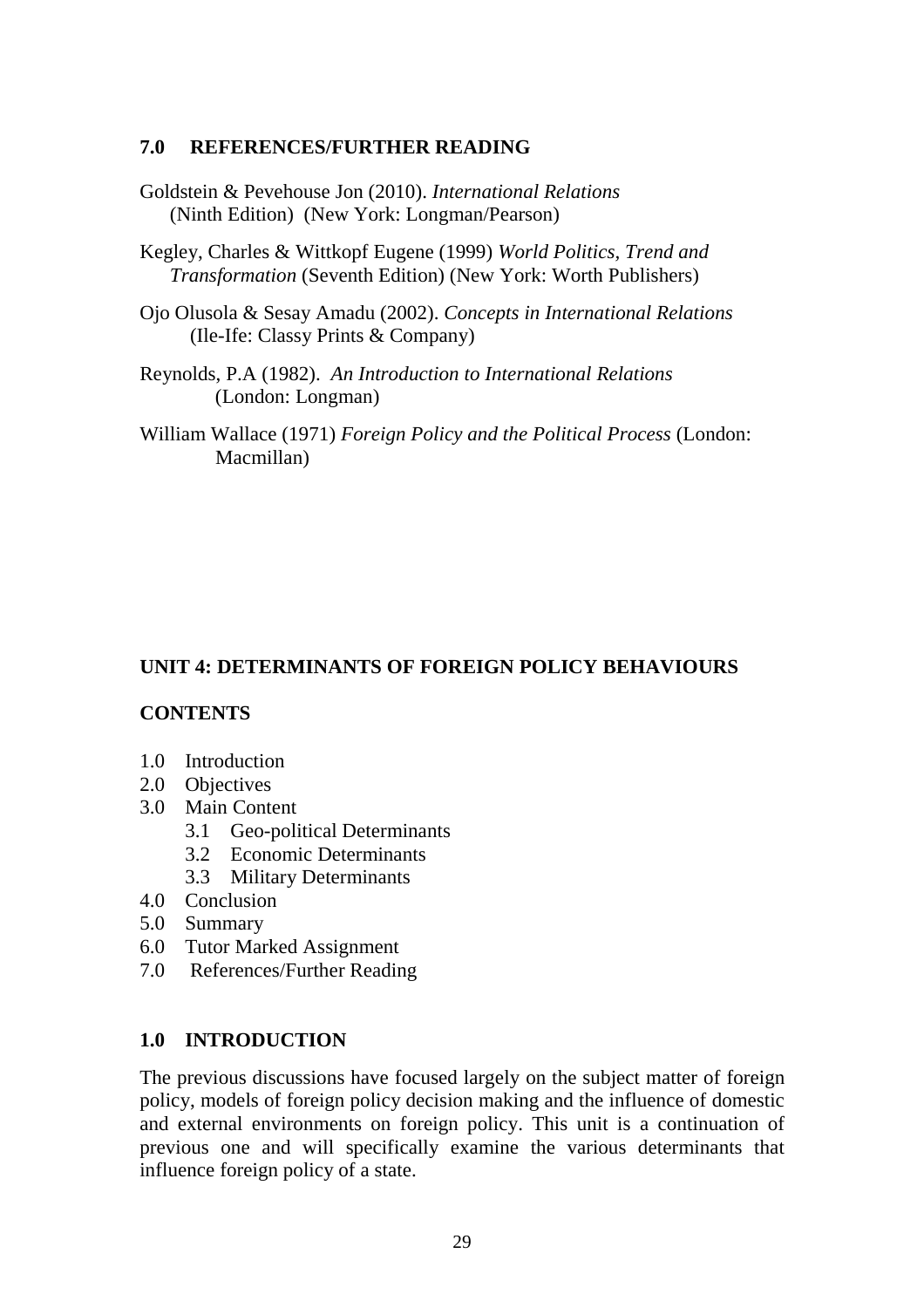## 7.0 REFERENCES/FURTHER READING

Goldstein & Pevehouse Jon (2010). *International Relations* (Ninth Edition) (New York: Longman/Pearson)

Kegley, Charles & Wittkopf Eugene (1999) *World Politics, Trend and Transformation* (Seventh Edition) (New York: Worth Publishers)

Ojo Olusola & Sesay Amadu (2002). *Concepts in International Relations* (Ile-Ife: Classy Prints & Company)

Reynolds, P.A (1982). *An Introduction to International Relations* (London: Longman)

William Wallace (1971) *Foreign Policy and the Political Process* (London: Macmillan)

# UNIT 4: DETERMINANTS OF FOREIGN POLICY BEHAVIOURS

## CONTENTS

- 1.0 Introduction
- 2.0 Objectives
- 3.0 Main Content
  - 3.1 Geo-political Determinants
  - 3.2 Economic Determinants
  - 3.3 Military Determinants
- 4.0 Conclusion
- 5.0 Summary
- 6.0 Tutor Marked Assignment
- 7.0 References/Further Reading

## 1.0 INTRODUCTION

The previous discussions have focused largely on the subject matter of foreign policy, models of foreign policy decision making and the influence of domestic and external environments on foreign policy. This unit is a continuation of previous one and will specifically examine the various determinants that influence foreign policy of a state.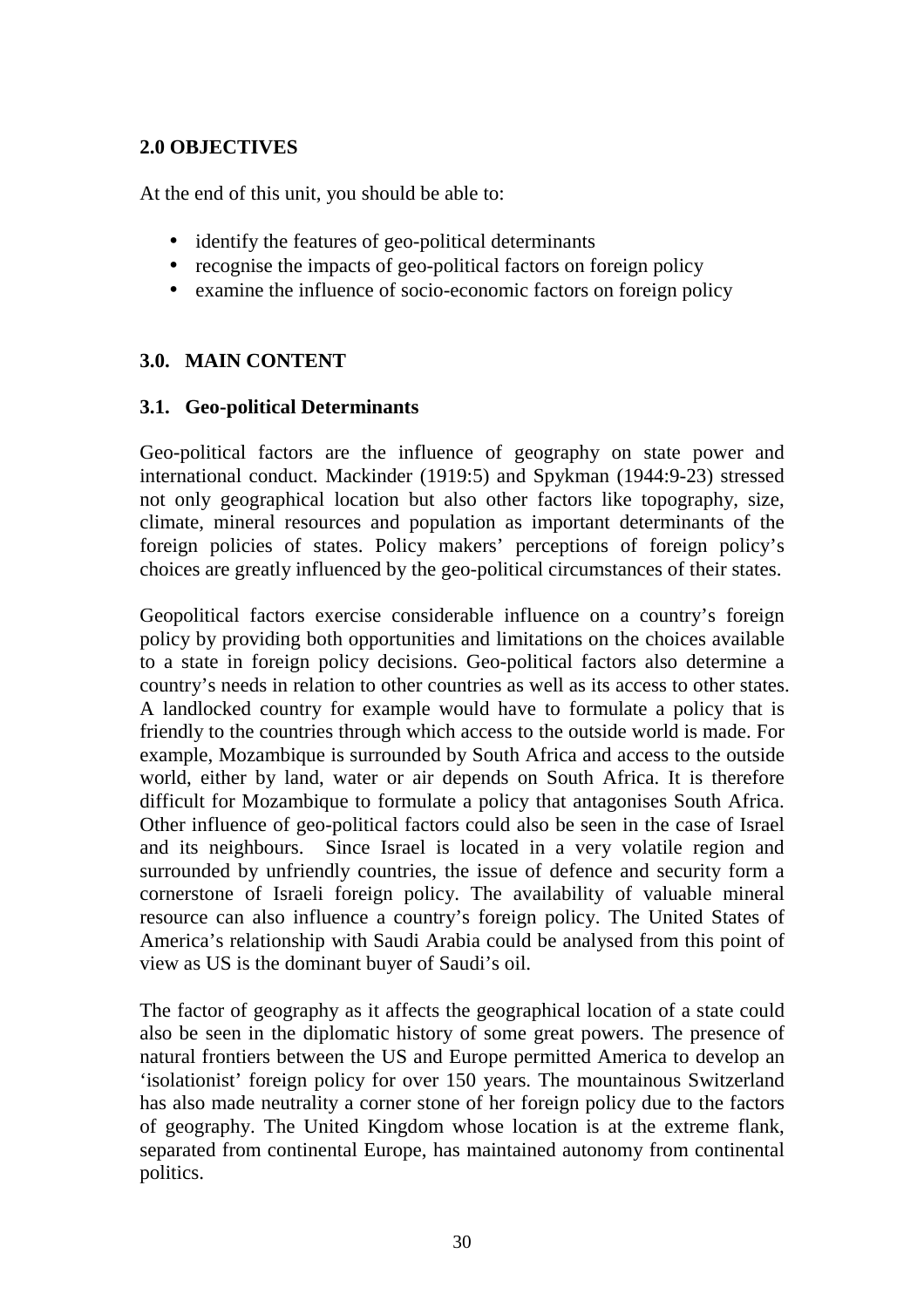## 2.0 OBJECTIVES

At the end of this unit, you should be able to:

- identify the features of geo-political determinants
- recognise the impacts of geo-political factors on foreign policy
- examine the influence of socio-economic factors on foreign policy

## 3.0. MAIN CONTENT

### 3.1. Geo-political Determinants

Geo-political factors are the influence of geography on state power and international conduct. Mackinder (1919:5) and Spykman (1944:9-23) stressed not only geographical location but also other factors like topography, size, climate, mineral resources and population as important determinants of the foreign policies of states. Policy makers' perceptions of foreign policy's choices are greatly influenced by the geo-political circumstances of their states.

Geopolitical factors exercise considerable influence on a country's foreign policy by providing both opportunities and limitations on the choices available to a state in foreign policy decisions. Geo-political factors also determine a country's needs in relation to other countries as well as its access to other states. A landlocked country for example would have to formulate a policy that is friendly to the countries through which access to the outside world is made. For example, Mozambique is surrounded by South Africa and access to the outside world, either by land, water or air depends on South Africa. It is therefore difficult for Mozambique to formulate a policy that antagonises South Africa. Other influence of geo-political factors could also be seen in the case of Israel and its neighbours. Since Israel is located in a very volatile region and surrounded by unfriendly countries, the issue of defence and security form a cornerstone of Israeli foreign policy. The availability of valuable mineral resource can also influence a country's foreign policy. The United States of America's relationship with Saudi Arabia could be analysed from this point of view as US is the dominant buyer of Saudi's oil.

The factor of geography as it affects the geographical location of a state could also be seen in the diplomatic history of some great powers. The presence of natural frontiers between the US and Europe permitted America to develop an 'isolationist' foreign policy for over 150 years. The mountainous Switzerland has also made neutrality a corner stone of her foreign policy due to the factors of geography. The United Kingdom whose location is at the extreme flank, separated from continental Europe, has maintained autonomy from continental politics.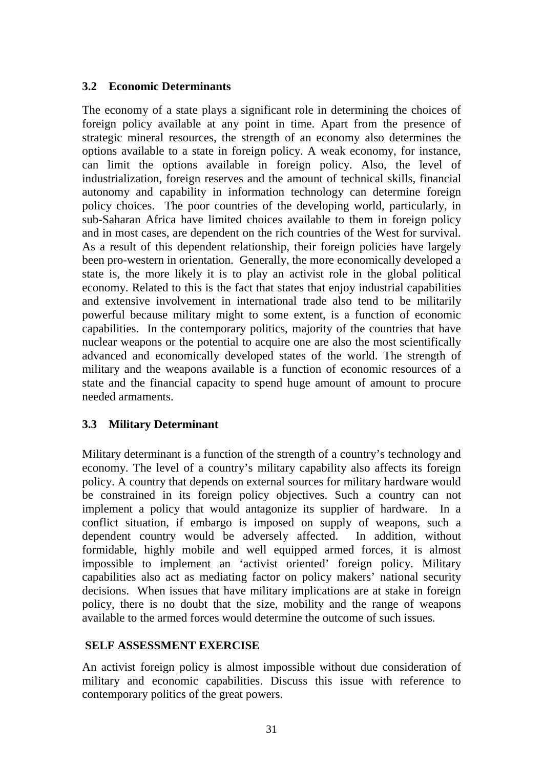### 3.2 Economic Determinants

The economy of a state plays a significant role in determining the choices of foreign policy available at any point in time. Apart from the presence of strategic mineral resources, the strength of an economy also determines the options available to a state in foreign policy. A weak economy, for instance, can limit the options available in foreign policy. Also, the level of industrialization, foreign reserves and the amount of technical skills, financial autonomy and capability in information technology can determine foreign policy choices. The poor countries of the developing world, particularly, in sub-Saharan Africa have limited choices available to them in foreign policy and in most cases, are dependent on the rich countries of the West for survival. As a result of this dependent relationship, their foreign policies have largely been pro-western in orientation. Generally, the more economically developed a state is, the more likely it is to play an activist role in the global political economy. Related to this is the fact that states that enjoy industrial capabilities and extensive involvement in international trade also tend to be militarily powerful because military might to some extent, is a function of economic capabilities. In the contemporary politics, majority of the countries that have nuclear weapons or the potential to acquire one are also the most scientifically advanced and economically developed states of the world. The strength of military and the weapons available is a function of economic resources of a state and the financial capacity to spend huge amount of amount to procure needed armaments.

### 3.3 Military Determinant

Military determinant is a function of the strength of a country's technology and economy. The level of a country's military capability also affects its foreign policy. A country that depends on external sources for military hardware would be constrained in its foreign policy objectives. Such a country can not implement a policy that would antagonize its supplier of hardware. In a conflict situation, if embargo is imposed on supply of weapons, such a dependent country would be adversely affected. In addition, without formidable, highly mobile and well equipped armed forces, it is almost impossible to implement an 'activist oriented' foreign policy. Military capabilities also act as mediating factor on policy makers' national security decisions. When issues that have military implications are at stake in foreign policy, there is no doubt that the size, mobility and the range of weapons available to the armed forces would determine the outcome of such issues.

**SELF ASSESSMENT EXERCISE**

An activist foreign policy is almost impossible without due consideration of military and economic capabilities. Discuss this issue with reference to contemporary politics of the great powers.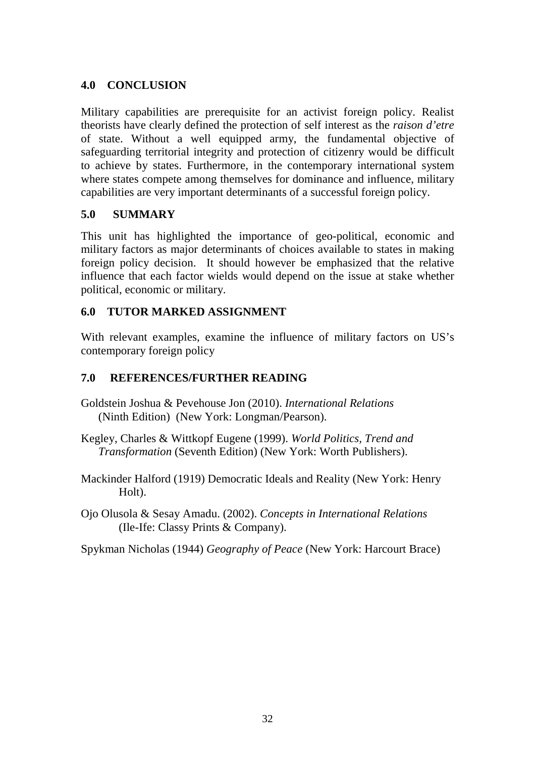## 4.0 CONCLUSION

Military capabilities are prerequisite for an activist foreign policy. Realist theorists have clearly defined the protection of self interest as the *raison d'etre* of state. Without a well equipped army, the fundamental objective of safeguarding territorial integrity and protection of citizenry would be difficult to achieve by states. Furthermore, in the contemporary international system where states compete among themselves for dominance and influence, military capabilities are very important determinants of a successful foreign policy.

## 5.0 SUMMARY

This unit has highlighted the importance of geo-political, economic and military factors as major determinants of choices available to states in making foreign policy decision. It should however be emphasized that the relative influence that each factor wields would depend on the issue at stake whether political, economic or military.

## 6.0 TUTOR MARKED ASSIGNMENT

With relevant examples, examine the influence of military factors on US's contemporary foreign policy

## 7.0 REFERENCES/FURTHER READING

Goldstein Joshua & Pevehouse Jon (2010). *International Relations* (Ninth Edition) (New York: Longman/Pearson).

Kegley, Charles & Wittkopf Eugene (1999). *World Politics, Trend and Transformation* (Seventh Edition) (New York: Worth Publishers).

Mackinder Halford (1919) Democratic Ideals and Reality (New York: Henry Holt).

Ojo Olusola & Sesay Amadu. (2002). *Concepts in International Relations* (Ile-Ife: Classy Prints & Company).

Spykman Nicholas (1944) *Geography of Peace* (New York: Harcourt Brace)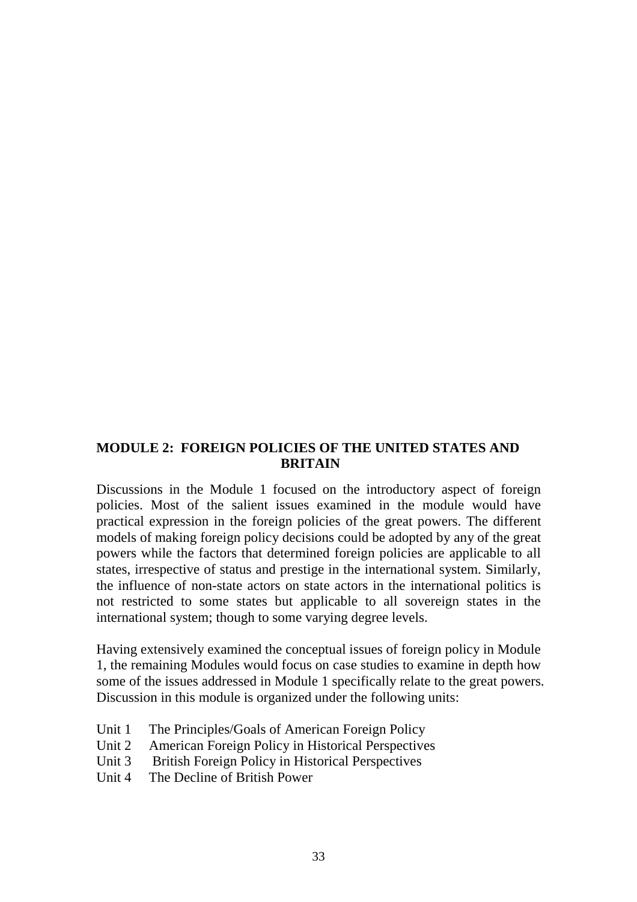# MODULE 2: FOREIGN POLICIES OF THE UNITED STATES AND BRITAIN

Discussions in the Module 1 focused on the introductory aspect of foreign policies. Most of the salient issues examined in the module would have practical expression in the foreign policies of the great powers. The different models of making foreign policy decisions could be adopted by any of the great powers while the factors that determined foreign policies are applicable to all states, irrespective of status and prestige in the international system. Similarly, the influence of non-state actors on state actors in the international politics is not restricted to some states but applicable to all sovereign states in the international system; though to some varying degree levels.

Having extensively examined the conceptual issues of foreign policy in Module 1, the remaining Modules would focus on case studies to examine in depth how some of the issues addressed in Module 1 specifically relate to the great powers. Discussion in this module is organized under the following units:

- Unit 1 The Principles/Goals of American Foreign Policy
- Unit 2 American Foreign Policy in Historical Perspectives
- Unit 3 British Foreign Policy in Historical Perspectives
- Unit 4 The Decline of British Power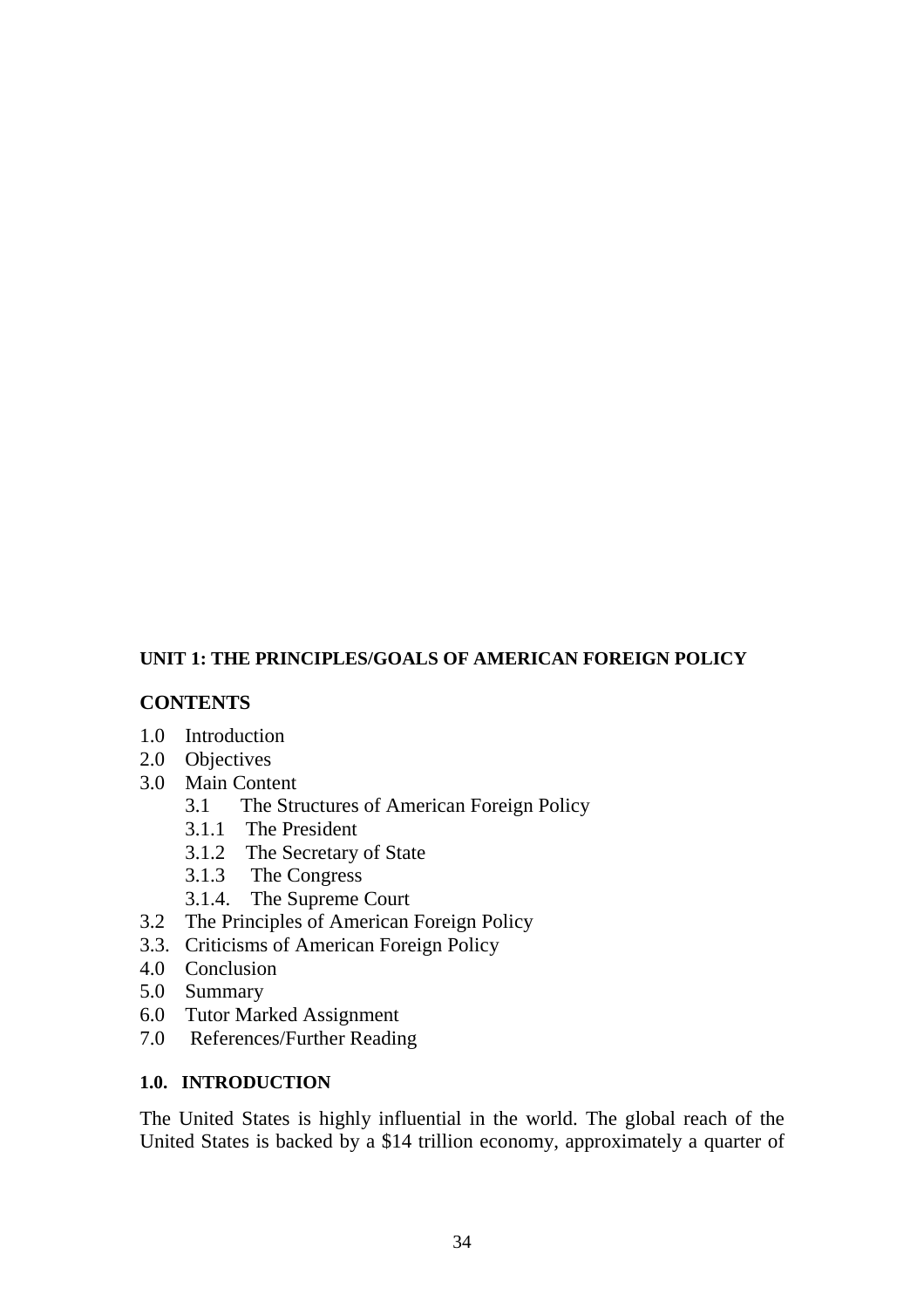## UNIT 1: THE PRINCIPLES/GOALS OF AMERICAN FOREIGN POLICY

### CONTENTS

1.0 Introduction
2.0 Objectives
3.0 Main Content
    3.1 The Structures of American Foreign Policy
    3.1.1 The President
    3.1.2 The Secretary of State
    3.1.3 The Congress
    3.1.4. The Supreme Court
3.2 The Principles of American Foreign Policy
3.3. Criticisms of American Foreign Policy
4.0 Conclusion
5.0 Summary
6.0 Tutor Marked Assignment
7.0 References/Further Reading

### 1.0. INTRODUCTION

The United States is highly influential in the world. The global reach of the United States is backed by a $14 trillion economy, approximately a quarter of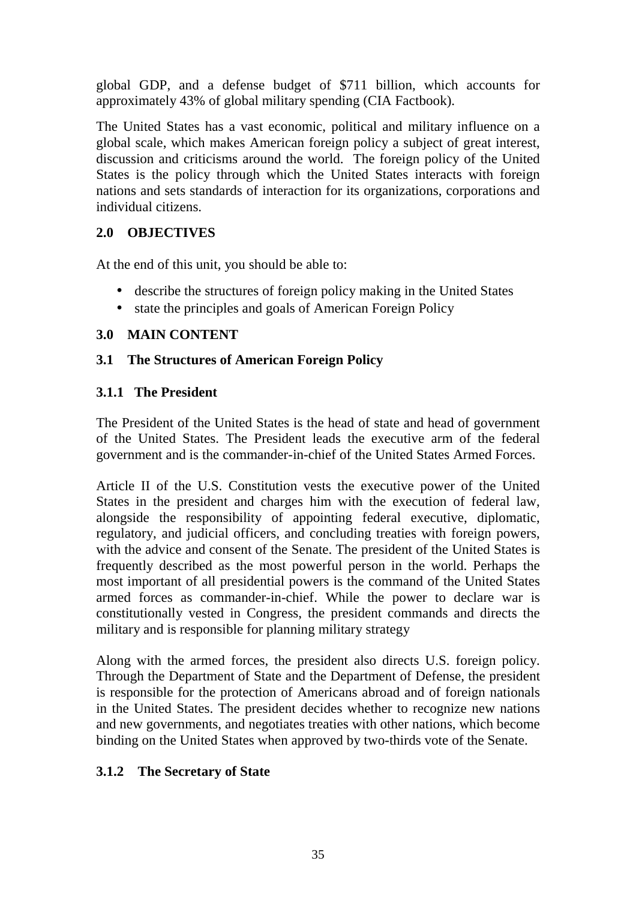global GDP, and a defense budget of $711 billion, which accounts for approximately 43% of global military spending (CIA Factbook).

The United States has a vast economic, political and military influence on a global scale, which makes American foreign policy a subject of great interest, discussion and criticisms around the world. The foreign policy of the United States is the policy through which the United States interacts with foreign nations and sets standards of interaction for its organizations, corporations and individual citizens.

## 2.0 OBJECTIVES

At the end of this unit, you should be able to:

- describe the structures of foreign policy making in the United States
- state the principles and goals of American Foreign Policy

## 3.0 MAIN CONTENT

### 3.1 The Structures of American Foreign Policy

#### 3.1.1 The President

The President of the United States is the head of state and head of government of the United States. The President leads the executive arm of the federal government and is the commander-in-chief of the United States Armed Forces.

Article II of the U.S. Constitution vests the executive power of the United States in the president and charges him with the execution of federal law, alongside the responsibility of appointing federal executive, diplomatic, regulatory, and judicial officers, and concluding treaties with foreign powers, with the advice and consent of the Senate. The president of the United States is frequently described as the most powerful person in the world. Perhaps the most important of all presidential powers is the command of the United States armed forces as commander-in-chief. While the power to declare war is constitutionally vested in Congress, the president commands and directs the military and is responsible for planning military strategy

Along with the armed forces, the president also directs U.S. foreign policy. Through the Department of State and the Department of Defense, the president is responsible for the protection of Americans abroad and of foreign nationals in the United States. The president decides whether to recognize new nations and new governments, and negotiates treaties with other nations, which become binding on the United States when approved by two-thirds vote of the Senate.

#### 3.1.2 The Secretary of State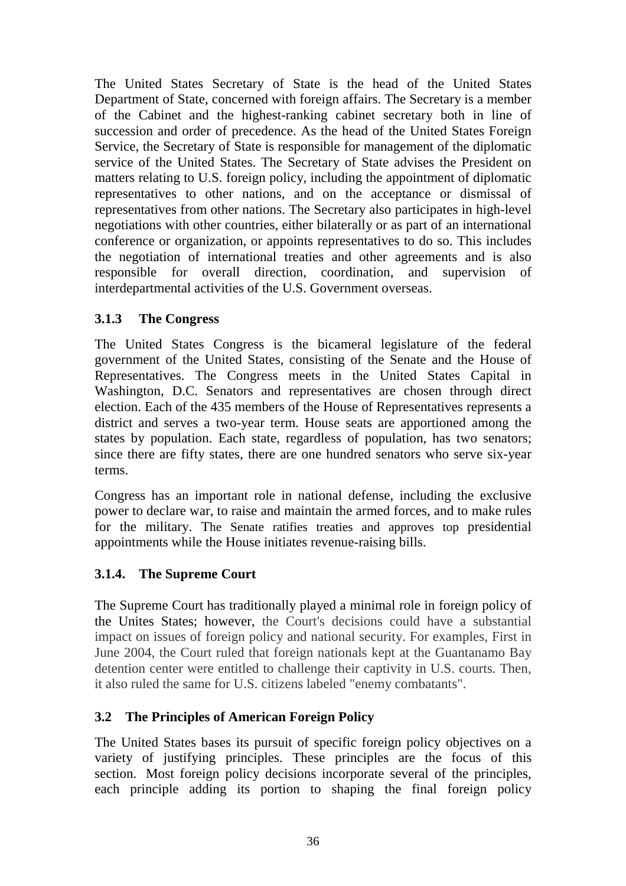The United States Secretary of State is the head of the United States Department of State, concerned with foreign affairs. The Secretary is a member of the Cabinet and the highest-ranking cabinet secretary both in line of succession and order of precedence. As the head of the United States Foreign Service, the Secretary of State is responsible for management of the diplomatic service of the United States. The Secretary of State advises the President on matters relating to U.S. foreign policy, including the appointment of diplomatic representatives to other nations, and on the acceptance or dismissal of representatives from other nations. The Secretary also participates in high-level negotiations with other countries, either bilaterally or as part of an international conference or organization, or appoints representatives to do so. This includes the negotiation of international treaties and other agreements and is also responsible for overall direction, coordination, and supervision of interdepartmental activities of the U.S. Government overseas.

### 3.1.3 The Congress

The United States Congress is the bicameral legislature of the federal government of the United States, consisting of the Senate and the House of Representatives. The Congress meets in the United States Capital in Washington, D.C. Senators and representatives are chosen through direct election. Each of the 435 members of the House of Representatives represents a district and serves a two-year term. House seats are apportioned among the states by population. Each state, regardless of population, has two senators; since there are fifty states, there are one hundred senators who serve six-year terms.

Congress has an important role in national defense, including the exclusive power to declare war, to raise and maintain the armed forces, and to make rules for the military. The Senate ratifies treaties and approves top presidential appointments while the House initiates revenue-raising bills.

### 3.1.4. The Supreme Court

The Supreme Court has traditionally played a minimal role in foreign policy of the Unites States; however, the Court's decisions could have a substantial impact on issues of foreign policy and national security. For examples, First in June 2004, the Court ruled that foreign nationals kept at the Guantanamo Bay detention center were entitled to challenge their captivity in U.S. courts. Then, it also ruled the same for U.S. citizens labeled "enemy combatants".

## 3.2 The Principles of American Foreign Policy

The United States bases its pursuit of specific foreign policy objectives on a variety of justifying principles. These principles are the focus of this section. Most foreign policy decisions incorporate several of the principles, each principle adding its portion to shaping the final foreign policy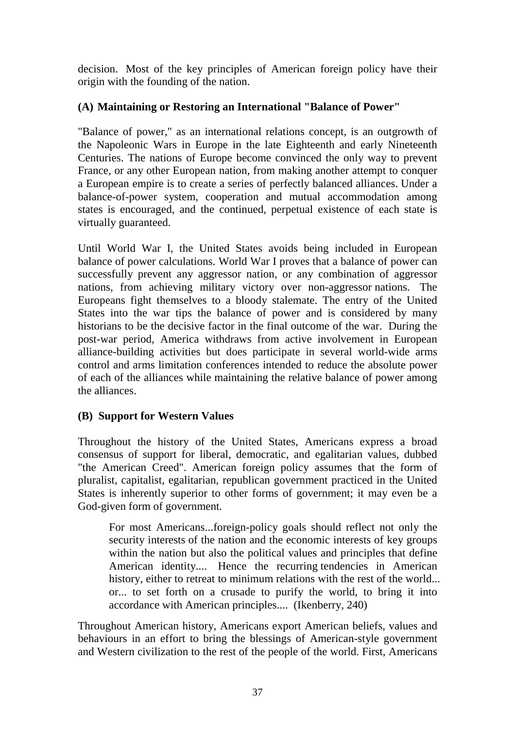decision. Most of the key principles of American foreign policy have their origin with the founding of the nation.

### (A) Maintaining or Restoring an International "Balance of Power"

"Balance of power," as an international relations concept, is an outgrowth of the Napoleonic Wars in Europe in the late Eighteenth and early Nineteenth Centuries. The nations of Europe become convinced the only way to prevent France, or any other European nation, from making another attempt to conquer a European empire is to create a series of perfectly balanced alliances. Under a balance-of-power system, cooperation and mutual accommodation among states is encouraged, and the continued, perpetual existence of each state is virtually guaranteed.

Until World War I, the United States avoids being included in European balance of power calculations. World War I proves that a balance of power can successfully prevent any aggressor nation, or any combination of aggressor nations, from achieving military victory over non-aggressor nations. The Europeans fight themselves to a bloody stalemate. The entry of the United States into the war tips the balance of power and is considered by many historians to be the decisive factor in the final outcome of the war. During the post-war period, America withdraws from active involvement in European alliance-building activities but does participate in several world-wide arms control and arms limitation conferences intended to reduce the absolute power of each of the alliances while maintaining the relative balance of power among the alliances.

### (B) Support for Western Values

Throughout the history of the United States, Americans express a broad consensus of support for liberal, democratic, and egalitarian values, dubbed "the American Creed". American foreign policy assumes that the form of pluralist, capitalist, egalitarian, republican government practiced in the United States is inherently superior to other forms of government; it may even be a God-given form of government.

> For most Americans...foreign-policy goals should reflect not only the security interests of the nation and the economic interests of key groups within the nation but also the political values and principles that define American identity.... Hence the recurring tendencies in American history, either to retreat to minimum relations with the rest of the world... or... to set forth on a crusade to purify the world, to bring it into accordance with American principles.... (Ikenberry, 240)

Throughout American history, Americans export American beliefs, values and behaviours in an effort to bring the blessings of American-style government and Western civilization to the rest of the people of the world. First, Americans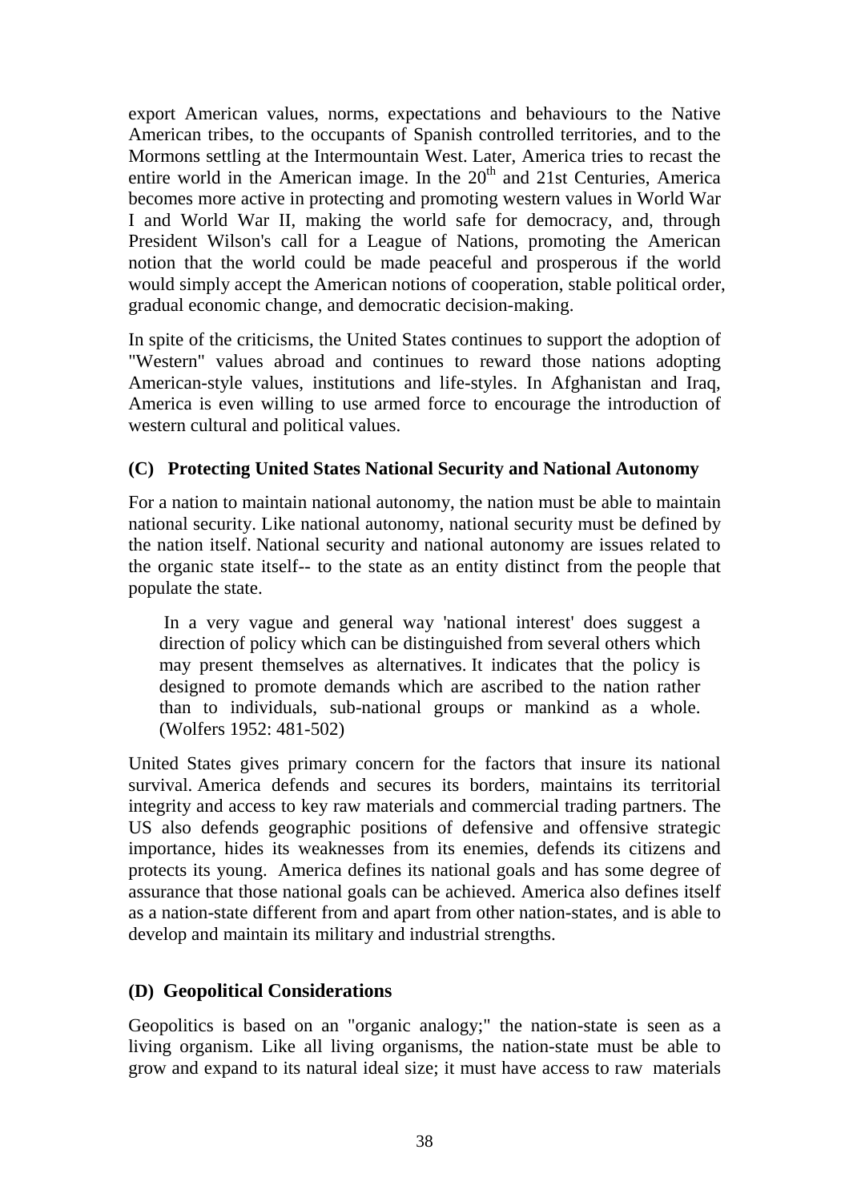export American values, norms, expectations and behaviours to the Native American tribes, to the occupants of Spanish controlled territories, and to the Mormons settling at the Intermountain West. Later, America tries to recast the entire world in the American image. In the 20th and 21st Centuries, America becomes more active in protecting and promoting western values in World War I and World War II, making the world safe for democracy, and, through President Wilson's call for a League of Nations, promoting the American notion that the world could be made peaceful and prosperous if the world would simply accept the American notions of cooperation, stable political order, gradual economic change, and democratic decision-making.

In spite of the criticisms, the United States continues to support the adoption of "Western" values abroad and continues to reward those nations adopting American-style values, institutions and life-styles. In Afghanistan and Iraq, America is even willing to use armed force to encourage the introduction of western cultural and political values.

### (C) Protecting United States National Security and National Autonomy

For a nation to maintain national autonomy, the nation must be able to maintain national security. Like national autonomy, national security must be defined by the nation itself. National security and national autonomy are issues related to the organic state itself-- to the state as an entity distinct from the people that populate the state.

> In a very vague and general way 'national interest' does suggest a direction of policy which can be distinguished from several others which may present themselves as alternatives. It indicates that the policy is designed to promote demands which are ascribed to the nation rather than to individuals, sub-national groups or mankind as a whole. (Wolfers 1952: 481-502)

United States gives primary concern for the factors that insure its national survival. America defends and secures its borders, maintains its territorial integrity and access to key raw materials and commercial trading partners. The US also defends geographic positions of defensive and offensive strategic importance, hides its weaknesses from its enemies, defends its citizens and protects its young. America defines its national goals and has some degree of assurance that those national goals can be achieved. America also defines itself as a nation-state different from and apart from other nation-states, and is able to develop and maintain its military and industrial strengths.

### (D) Geopolitical Considerations

Geopolitics is based on an "organic analogy;" the nation-state is seen as a living organism. Like all living organisms, the nation-state must be able to grow and expand to its natural ideal size; it must have access to raw materials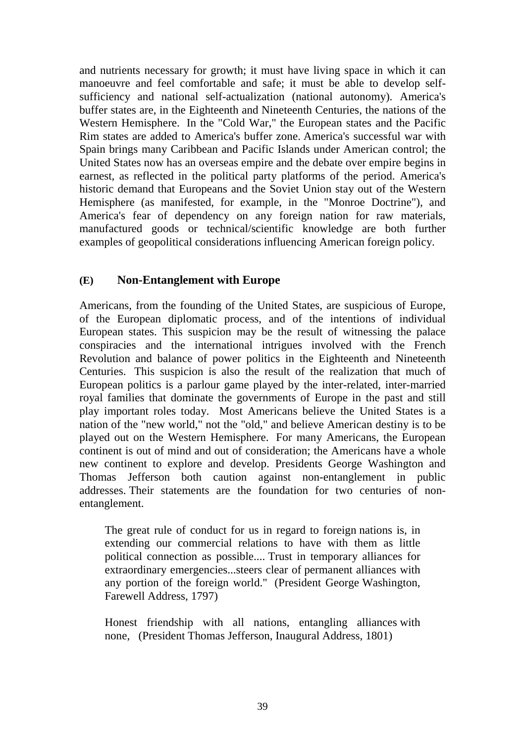and nutrients necessary for growth; it must have living space in which it can manoeuvre and feel comfortable and safe; it must be able to develop self-sufficiency and national self-actualization (national autonomy). America's buffer states are, in the Eighteenth and Nineteenth Centuries, the nations of the Western Hemisphere. In the "Cold War," the European states and the Pacific Rim states are added to America's buffer zone. America's successful war with Spain brings many Caribbean and Pacific Islands under American control; the United States now has an overseas empire and the debate over empire begins in earnest, as reflected in the political party platforms of the period. America's historic demand that Europeans and the Soviet Union stay out of the Western Hemisphere (as manifested, for example, in the "Monroe Doctrine"), and America's fear of dependency on any foreign nation for raw materials, manufactured goods or technical/scientific knowledge are both further examples of geopolitical considerations influencing American foreign policy.

### (E) Non-Entanglement with Europe

Americans, from the founding of the United States, are suspicious of Europe, of the European diplomatic process, and of the intentions of individual European states. This suspicion may be the result of witnessing the palace conspiracies and the international intrigues involved with the French Revolution and balance of power politics in the Eighteenth and Nineteenth Centuries. This suspicion is also the result of the realization that much of European politics is a parlour game played by the inter-related, inter-married royal families that dominate the governments of Europe in the past and still play important roles today. Most Americans believe the United States is a nation of the "new world," not the "old," and believe American destiny is to be played out on the Western Hemisphere. For many Americans, the European continent is out of mind and out of consideration; the Americans have a whole new continent to explore and develop. Presidents George Washington and Thomas Jefferson both caution against non-entanglement in public addresses. Their statements are the foundation for two centuries of non-entanglement.

> The great rule of conduct for us in regard to foreign nations is, in extending our commercial relations to have with them as little political connection as possible.... Trust in temporary alliances for extraordinary emergencies...steers clear of permanent alliances with any portion of the foreign world." (President George Washington, Farewell Address, 1797)

> Honest friendship with all nations, entangling alliances with none, (President Thomas Jefferson, Inaugural Address, 1801)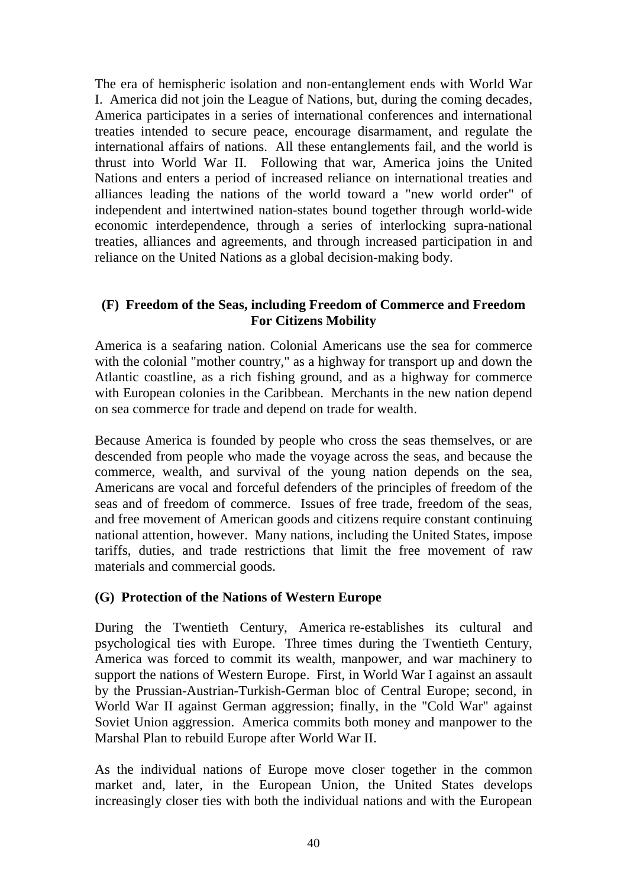The era of hemispheric isolation and non-entanglement ends with World War I. America did not join the League of Nations, but, during the coming decades, America participates in a series of international conferences and international treaties intended to secure peace, encourage disarmament, and regulate the international affairs of nations. All these entanglements fail, and the world is thrust into World War II. Following that war, America joins the United Nations and enters a period of increased reliance on international treaties and alliances leading the nations of the world toward a "new world order" of independent and intertwined nation-states bound together through world-wide economic interdependence, through a series of interlocking supra-national treaties, alliances and agreements, and through increased participation in and reliance on the United Nations as a global decision-making body.

### (F) Freedom of the Seas, including Freedom of Commerce and Freedom For Citizens Mobility

America is a seafaring nation. Colonial Americans use the sea for commerce with the colonial "mother country," as a highway for transport up and down the Atlantic coastline, as a rich fishing ground, and as a highway for commerce with European colonies in the Caribbean. Merchants in the new nation depend on sea commerce for trade and depend on trade for wealth.

Because America is founded by people who cross the seas themselves, or are descended from people who made the voyage across the seas, and because the commerce, wealth, and survival of the young nation depends on the sea, Americans are vocal and forceful defenders of the principles of freedom of the seas and of freedom of commerce. Issues of free trade, freedom of the seas, and free movement of American goods and citizens require constant continuing national attention, however. Many nations, including the United States, impose tariffs, duties, and trade restrictions that limit the free movement of raw materials and commercial goods.

### (G) Protection of the Nations of Western Europe

During the Twentieth Century, America re-establishes its cultural and psychological ties with Europe. Three times during the Twentieth Century, America was forced to commit its wealth, manpower, and war machinery to support the nations of Western Europe. First, in World War I against an assault by the Prussian-Austrian-Turkish-German bloc of Central Europe; second, in World War II against German aggression; finally, in the "Cold War" against Soviet Union aggression. America commits both money and manpower to the Marshal Plan to rebuild Europe after World War II.

As the individual nations of Europe move closer together in the common market and, later, in the European Union, the United States develops increasingly closer ties with both the individual nations and with the European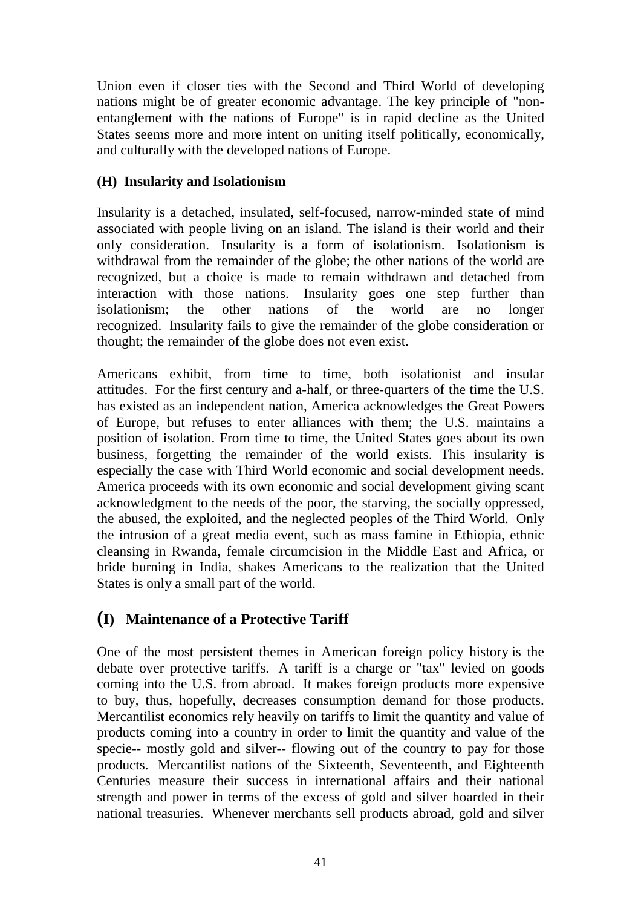Union even if closer ties with the Second and Third World of developing nations might be of greater economic advantage. The key principle of "non-entanglement with the nations of Europe" is in rapid decline as the United States seems more and more intent on uniting itself politically, economically, and culturally with the developed nations of Europe.

**(H) Insularity and Isolationism**

Insularity is a detached, insulated, self-focused, narrow-minded state of mind associated with people living on an island. The island is their world and their only consideration. Insularity is a form of isolationism. Isolationism is withdrawal from the remainder of the globe; the other nations of the world are recognized, but a choice is made to remain withdrawn and detached from interaction with those nations. Insularity goes one step further than isolationism; the other nations of the world are no longer recognized. Insularity fails to give the remainder of the globe consideration or thought; the remainder of the globe does not even exist.

Americans exhibit, from time to time, both isolationist and insular attitudes. For the first century and a-half, or three-quarters of the time the U.S. has existed as an independent nation, America acknowledges the Great Powers of Europe, but refuses to enter alliances with them; the U.S. maintains a position of isolation. From time to time, the United States goes about its own business, forgetting the remainder of the world exists. This insularity is especially the case with Third World economic and social development needs. America proceeds with its own economic and social development giving scant acknowledgment to the needs of the poor, the starving, the socially oppressed, the abused, the exploited, and the neglected peoples of the Third World. Only the intrusion of a great media event, such as mass famine in Ethiopia, ethnic cleansing in Rwanda, female circumcision in the Middle East and Africa, or bride burning in India, shakes Americans to the realization that the United States is only a small part of the world.

## (I) Maintenance of a Protective Tariff

One of the most persistent themes in American foreign policy history is the debate over protective tariffs. A tariff is a charge or "tax" levied on goods coming into the U.S. from abroad. It makes foreign products more expensive to buy, thus, hopefully, decreases consumption demand for those products. Mercantilist economics rely heavily on tariffs to limit the quantity and value of products coming into a country in order to limit the quantity and value of the specie-- mostly gold and silver-- flowing out of the country to pay for those products. Mercantilist nations of the Sixteenth, Seventeenth, and Eighteenth Centuries measure their success in international affairs and their national strength and power in terms of the excess of gold and silver hoarded in their national treasuries. Whenever merchants sell products abroad, gold and silver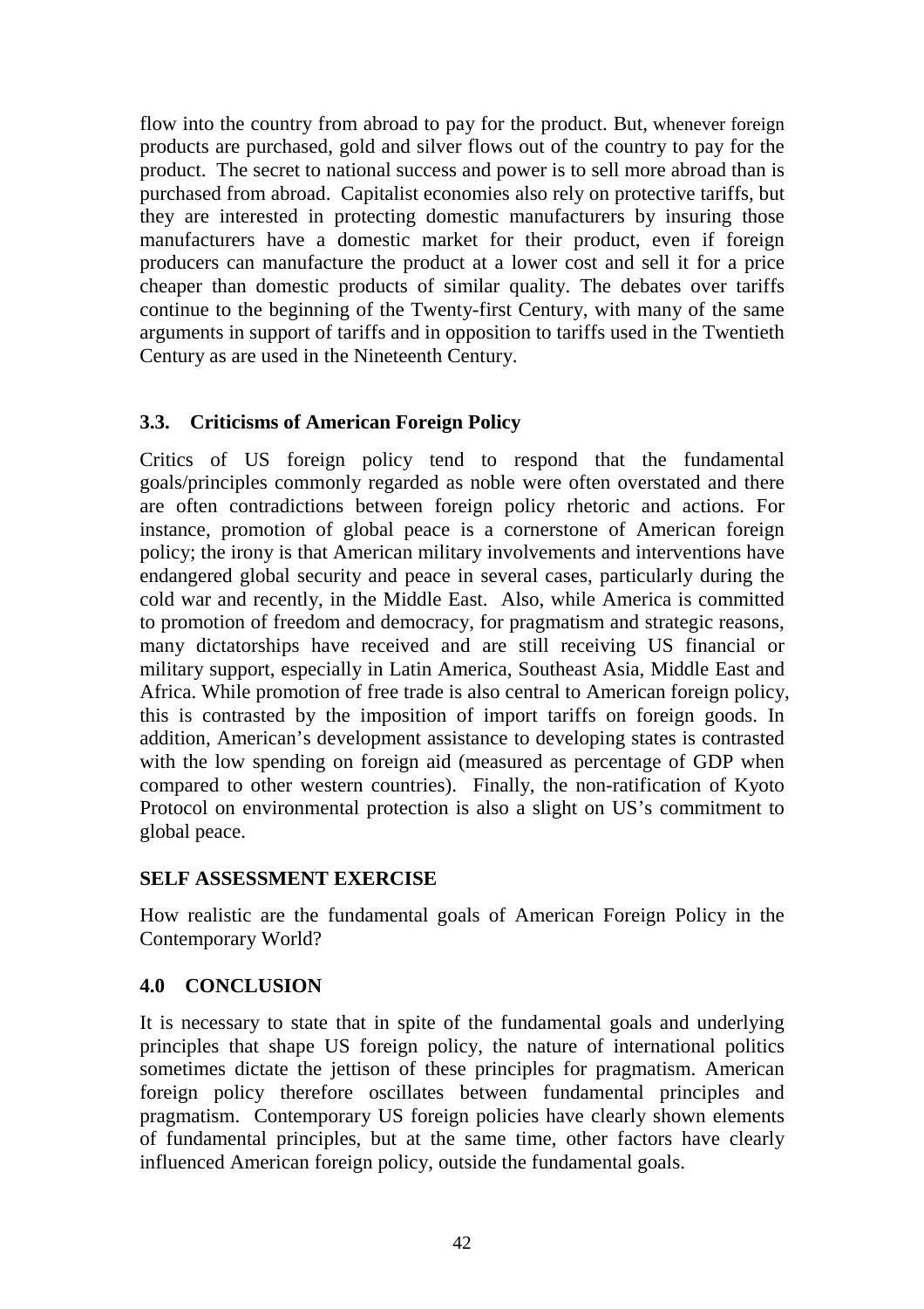flow into the country from abroad to pay for the product. But, whenever foreign products are purchased, gold and silver flows out of the country to pay for the product. The secret to national success and power is to sell more abroad than is purchased from abroad. Capitalist economies also rely on protective tariffs, but they are interested in protecting domestic manufacturers by insuring those manufacturers have a domestic market for their product, even if foreign producers can manufacture the product at a lower cost and sell it for a price cheaper than domestic products of similar quality. The debates over tariffs continue to the beginning of the Twenty-first Century, with many of the same arguments in support of tariffs and in opposition to tariffs used in the Twentieth Century as are used in the Nineteenth Century.

### 3.3. Criticisms of American Foreign Policy

Critics of US foreign policy tend to respond that the fundamental goals/principles commonly regarded as noble were often overstated and there are often contradictions between foreign policy rhetoric and actions. For instance, promotion of global peace is a cornerstone of American foreign policy; the irony is that American military involvements and interventions have endangered global security and peace in several cases, particularly during the cold war and recently, in the Middle East. Also, while America is committed to promotion of freedom and democracy, for pragmatism and strategic reasons, many dictatorships have received and are still receiving US financial or military support, especially in Latin America, Southeast Asia, Middle East and Africa. While promotion of free trade is also central to American foreign policy, this is contrasted by the imposition of import tariffs on foreign goods. In addition, American's development assistance to developing states is contrasted with the low spending on foreign aid (measured as percentage of GDP when compared to other western countries). Finally, the non-ratification of Kyoto Protocol on environmental protection is also a slight on US's commitment to global peace.

### SELF ASSESSMENT EXERCISE

How realistic are the fundamental goals of American Foreign Policy in the Contemporary World?

## 4.0 CONCLUSION

It is necessary to state that in spite of the fundamental goals and underlying principles that shape US foreign policy, the nature of international politics sometimes dictate the jettison of these principles for pragmatism. American foreign policy therefore oscillates between fundamental principles and pragmatism. Contemporary US foreign policies have clearly shown elements of fundamental principles, but at the same time, other factors have clearly influenced American foreign policy, outside the fundamental goals.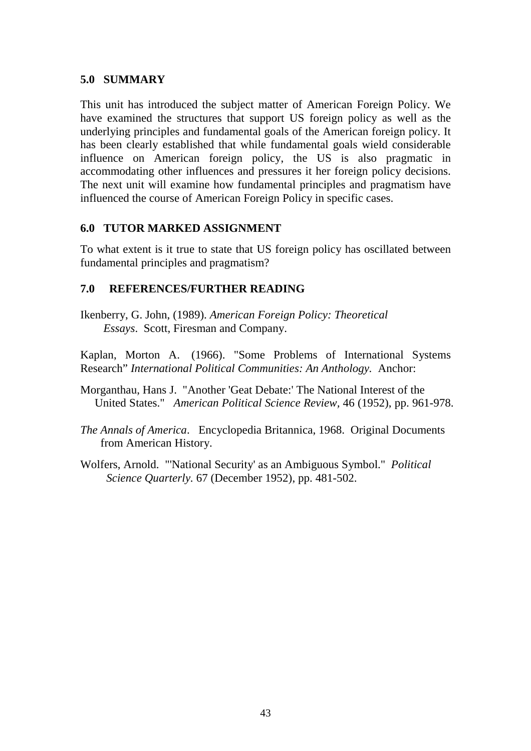## 5.0 SUMMARY

This unit has introduced the subject matter of American Foreign Policy. We have examined the structures that support US foreign policy as well as the underlying principles and fundamental goals of the American foreign policy. It has been clearly established that while fundamental goals wield considerable influence on American foreign policy, the US is also pragmatic in accommodating other influences and pressures it her foreign policy decisions. The next unit will examine how fundamental principles and pragmatism have influenced the course of American Foreign Policy in specific cases.

## 6.0 TUTOR MARKED ASSIGNMENT

To what extent is it true to state that US foreign policy has oscillated between fundamental principles and pragmatism?

## 7.0 REFERENCES/FURTHER READING

Ikenberry, G. John, (1989). *American Foreign Policy: Theoretical Essays*. Scott, Firesman and Company.

Kaplan, Morton A. (1966). "Some Problems of International Systems Research" *International Political Communities: An Anthology.* Anchor:

Morganthau, Hans J. "Another 'Geat Debate:' The National Interest of the United States." *American Political Science Review*, 46 (1952), pp. 961-978.

*The Annals of America*. Encyclopedia Britannica, 1968. Original Documents from American History.

Wolfers, Arnold. "'National Security' as an Ambiguous Symbol." *Political Science Quarterly.* 67 (December 1952), pp. 481-502.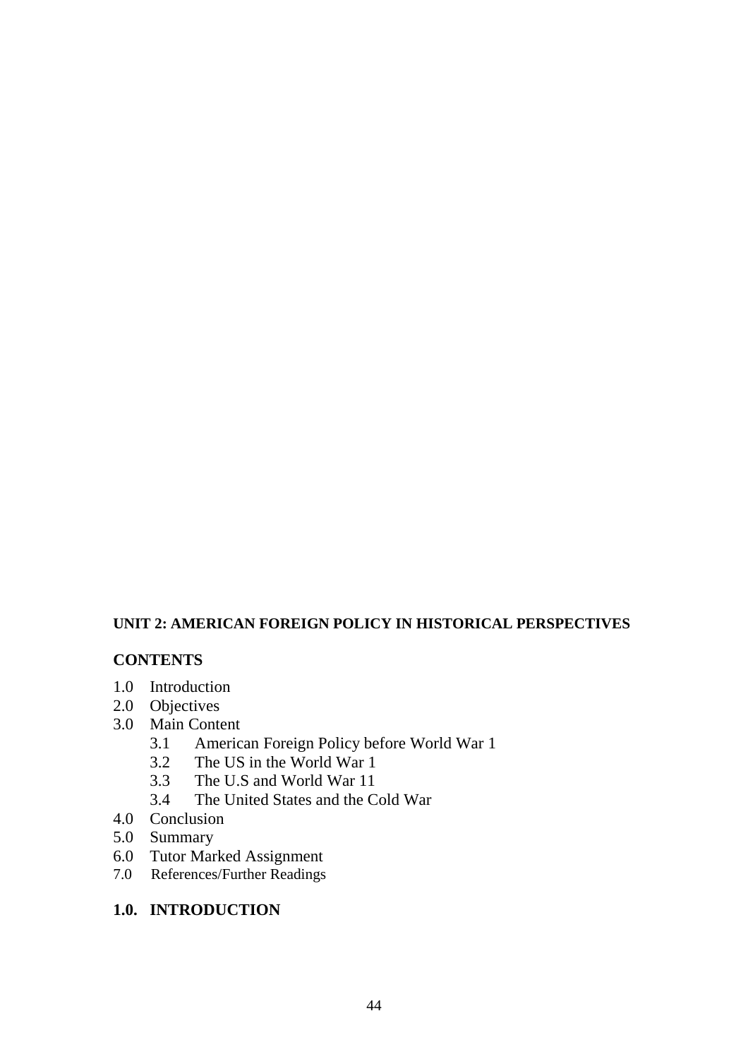**UNIT 2: AMERICAN FOREIGN POLICY IN HISTORICAL PERSPECTIVES**

**CONTENTS**

1.0 Introduction
2.0 Objectives
3.0 Main Content
    3.1 American Foreign Policy before World War 1
    3.2 The US in the World War 1
    3.3 The U.S and World War 11
    3.4 The United States and the Cold War
4.0 Conclusion
5.0 Summary
6.0 Tutor Marked Assignment
7.0 References/Further Readings

## 1.0. INTRODUCTION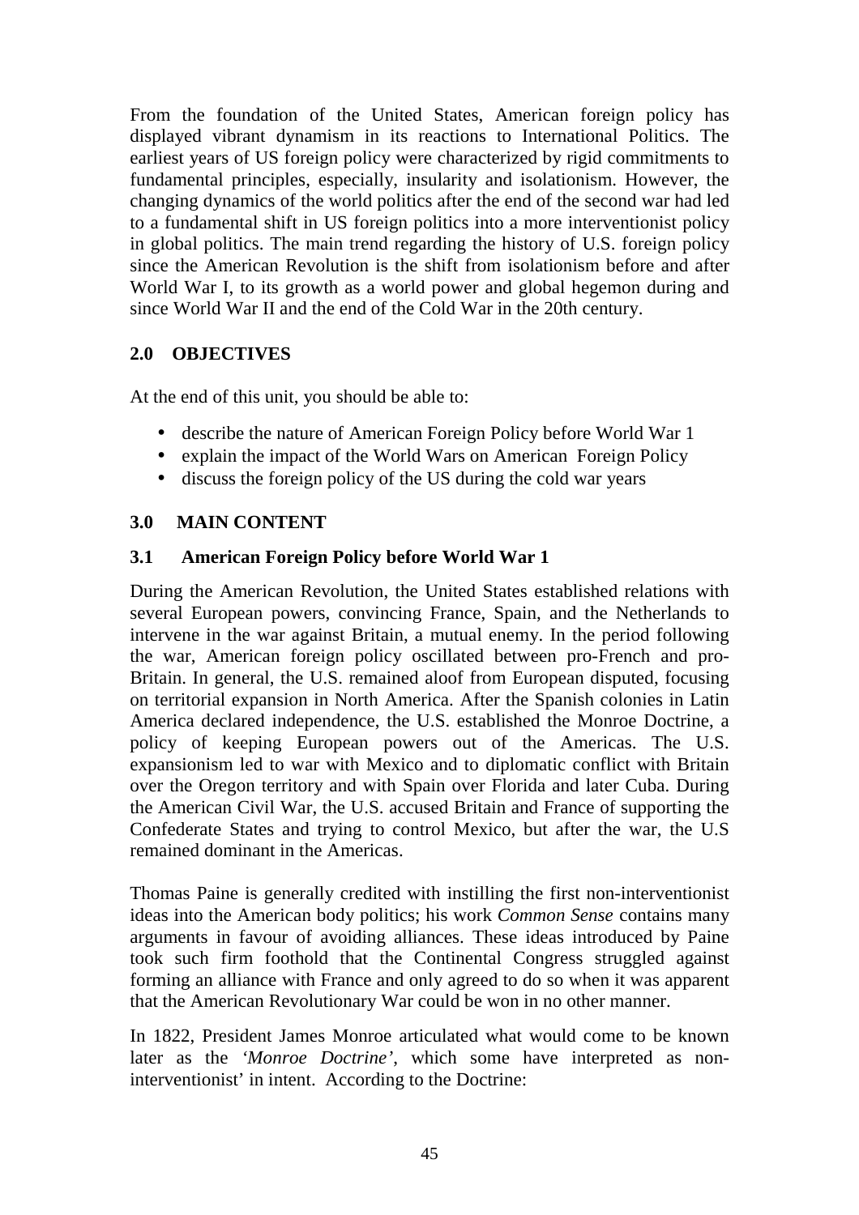From the foundation of the United States, American foreign policy has displayed vibrant dynamism in its reactions to International Politics. The earliest years of US foreign policy were characterized by rigid commitments to fundamental principles, especially, insularity and isolationism. However, the changing dynamics of the world politics after the end of the second war had led to a fundamental shift in US foreign politics into a more interventionist policy in global politics. The main trend regarding the history of U.S. foreign policy since the American Revolution is the shift from isolationism before and after World War I, to its growth as a world power and global hegemon during and since World War II and the end of the Cold War in the 20th century.

## 2.0 OBJECTIVES

At the end of this unit, you should be able to:

- describe the nature of American Foreign Policy before World War 1
- explain the impact of the World Wars on American Foreign Policy
- discuss the foreign policy of the US during the cold war years

## 3.0 MAIN CONTENT

### 3.1 American Foreign Policy before World War 1

During the American Revolution, the United States established relations with several European powers, convincing France, Spain, and the Netherlands to intervene in the war against Britain, a mutual enemy. In the period following the war, American foreign policy oscillated between pro-French and pro-Britain. In general, the U.S. remained aloof from European disputed, focusing on territorial expansion in North America. After the Spanish colonies in Latin America declared independence, the U.S. established the Monroe Doctrine, a policy of keeping European powers out of the Americas. The U.S. expansionism led to war with Mexico and to diplomatic conflict with Britain over the Oregon territory and with Spain over Florida and later Cuba. During the American Civil War, the U.S. accused Britain and France of supporting the Confederate States and trying to control Mexico, but after the war, the U.S remained dominant in the Americas.

Thomas Paine is generally credited with instilling the first non-interventionist ideas into the American body politics; his work *Common Sense* contains many arguments in favour of avoiding alliances. These ideas introduced by Paine took such firm foothold that the Continental Congress struggled against forming an alliance with France and only agreed to do so when it was apparent that the American Revolutionary War could be won in no other manner.

In 1822, President James Monroe articulated what would come to be known later as the '*Monroe Doctrine*', which some have interpreted as non-interventionist' in intent. According to the Doctrine: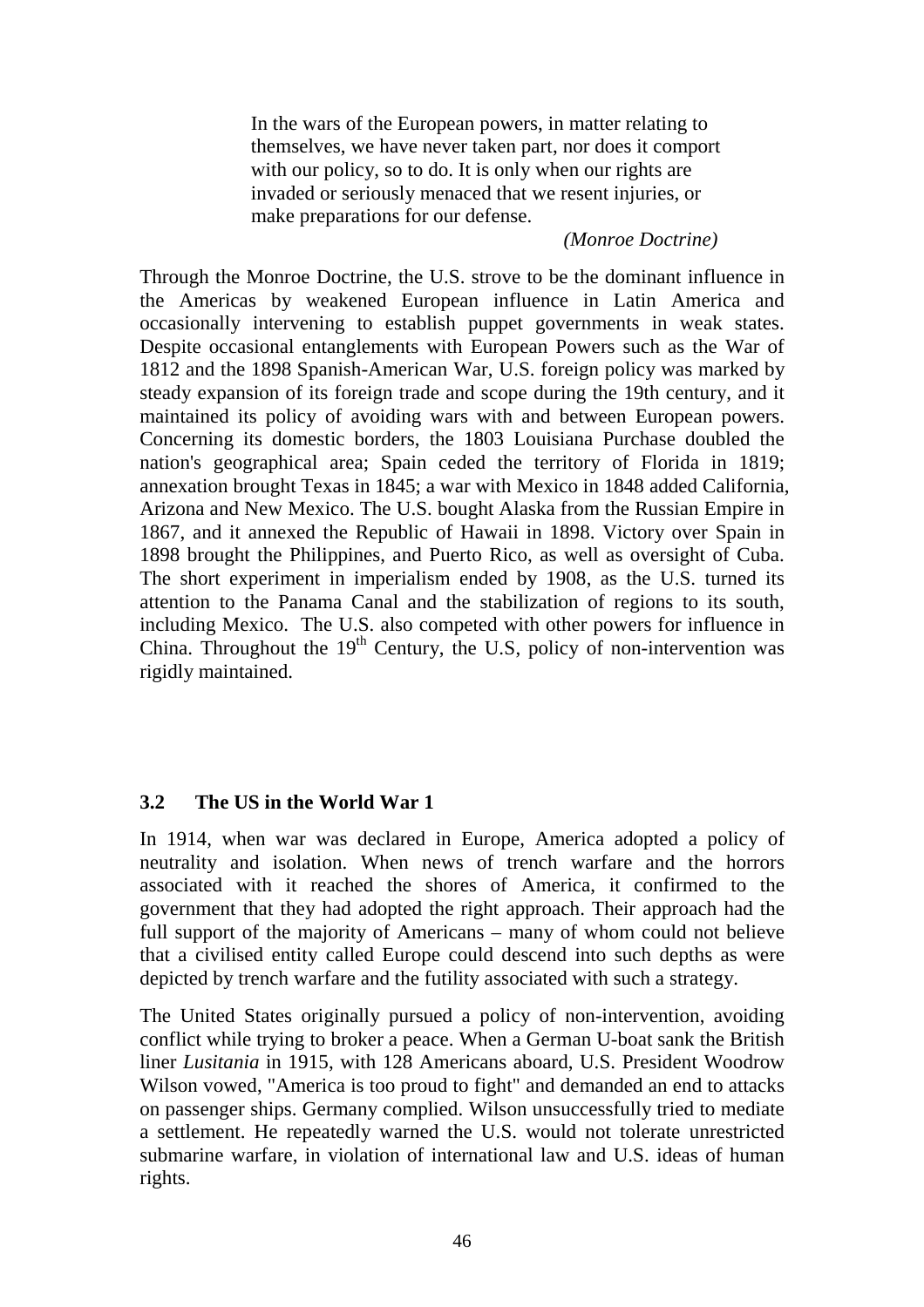> In the wars of the European powers, in matter relating to themselves, we have never taken part, nor does it comport with our policy, so to do. It is only when our rights are invaded or seriously menaced that we resent injuries, or make preparations for our defense.
>
> *(Monroe Doctrine)*

Through the Monroe Doctrine, the U.S. strove to be the dominant influence in the Americas by weakened European influence in Latin America and occasionally intervening to establish puppet governments in weak states. Despite occasional entanglements with European Powers such as the War of 1812 and the 1898 Spanish-American War, U.S. foreign policy was marked by steady expansion of its foreign trade and scope during the 19th century, and it maintained its policy of avoiding wars with and between European powers. Concerning its domestic borders, the 1803 Louisiana Purchase doubled the nation's geographical area; Spain ceded the territory of Florida in 1819; annexation brought Texas in 1845; a war with Mexico in 1848 added California, Arizona and New Mexico. The U.S. bought Alaska from the Russian Empire in 1867, and it annexed the Republic of Hawaii in 1898. Victory over Spain in 1898 brought the Philippines, and Puerto Rico, as well as oversight of Cuba. The short experiment in imperialism ended by 1908, as the U.S. turned its attention to the Panama Canal and the stabilization of regions to its south, including Mexico. The U.S. also competed with other powers for influence in China. Throughout the 19th Century, the U.S, policy of non-intervention was rigidly maintained.

## 3.2 The US in the World War 1

In 1914, when war was declared in Europe, America adopted a policy of neutrality and isolation. When news of trench warfare and the horrors associated with it reached the shores of America, it confirmed to the government that they had adopted the right approach. Their approach had the full support of the majority of Americans – many of whom could not believe that a civilised entity called Europe could descend into such depths as were depicted by trench warfare and the futility associated with such a strategy.

The United States originally pursued a policy of non-intervention, avoiding conflict while trying to broker a peace. When a German U-boat sank the British liner *Lusitania* in 1915, with 128 Americans aboard, U.S. President Woodrow Wilson vowed, "America is too proud to fight" and demanded an end to attacks on passenger ships. Germany complied. Wilson unsuccessfully tried to mediate a settlement. He repeatedly warned the U.S. would not tolerate unrestricted submarine warfare, in violation of international law and U.S. ideas of human rights.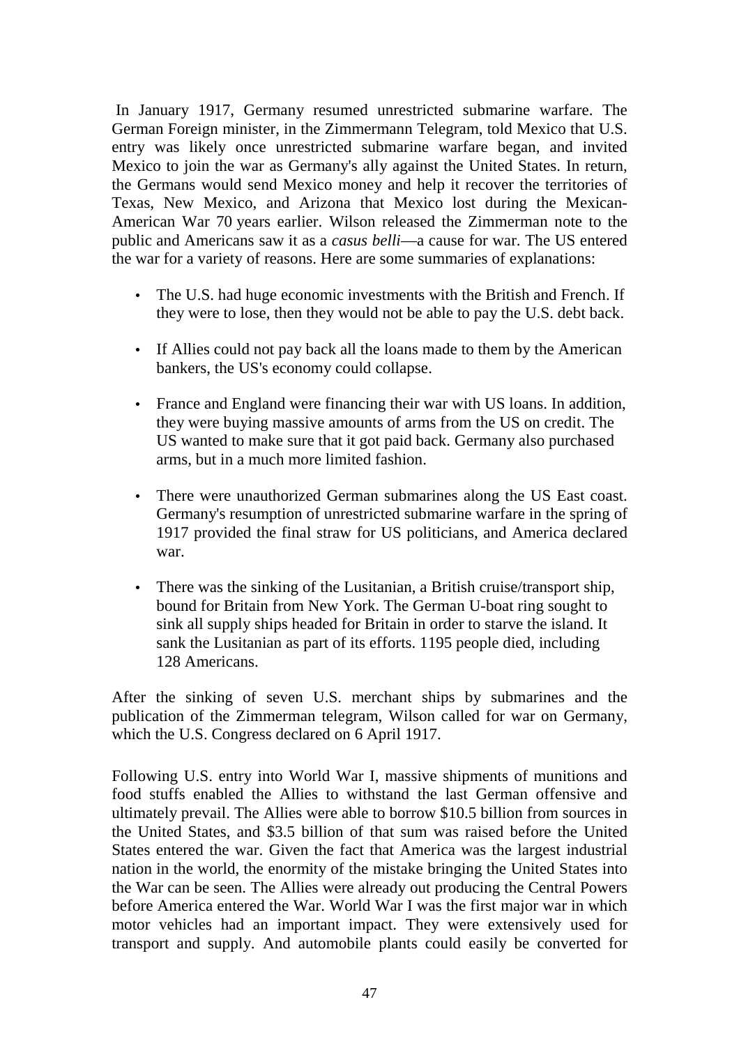In January 1917, Germany resumed unrestricted submarine warfare. The German Foreign minister, in the Zimmermann Telegram, told Mexico that U.S. entry was likely once unrestricted submarine warfare began, and invited Mexico to join the war as Germany's ally against the United States. In return, the Germans would send Mexico money and help it recover the territories of Texas, New Mexico, and Arizona that Mexico lost during the Mexican-American War 70 years earlier. Wilson released the Zimmerman note to the public and Americans saw it as a *casus belli*—a cause for war. The US entered the war for a variety of reasons. Here are some summaries of explanations:

- The U.S. had huge economic investments with the British and French. If they were to lose, then they would not be able to pay the U.S. debt back.
- If Allies could not pay back all the loans made to them by the American bankers, the US's economy could collapse.
- France and England were financing their war with US loans. In addition, they were buying massive amounts of arms from the US on credit. The US wanted to make sure that it got paid back. Germany also purchased arms, but in a much more limited fashion.
- There were unauthorized German submarines along the US East coast. Germany's resumption of unrestricted submarine warfare in the spring of 1917 provided the final straw for US politicians, and America declared war.
- There was the sinking of the Lusitanian, a British cruise/transport ship, bound for Britain from New York. The German U-boat ring sought to sink all supply ships headed for Britain in order to starve the island. It sank the Lusitanian as part of its efforts. 1195 people died, including 128 Americans.

After the sinking of seven U.S. merchant ships by submarines and the publication of the Zimmerman telegram, Wilson called for war on Germany, which the U.S. Congress declared on 6 April 1917.

Following U.S. entry into World War I, massive shipments of munitions and food stuffs enabled the Allies to withstand the last German offensive and ultimately prevail. The Allies were able to borrow $10.5 billion from sources in the United States, and $3.5 billion of that sum was raised before the United States entered the war. Given the fact that America was the largest industrial nation in the world, the enormity of the mistake bringing the United States into the War can be seen. The Allies were already out producing the Central Powers before America entered the War. World War I was the first major war in which motor vehicles had an important impact. They were extensively used for transport and supply. And automobile plants could easily be converted for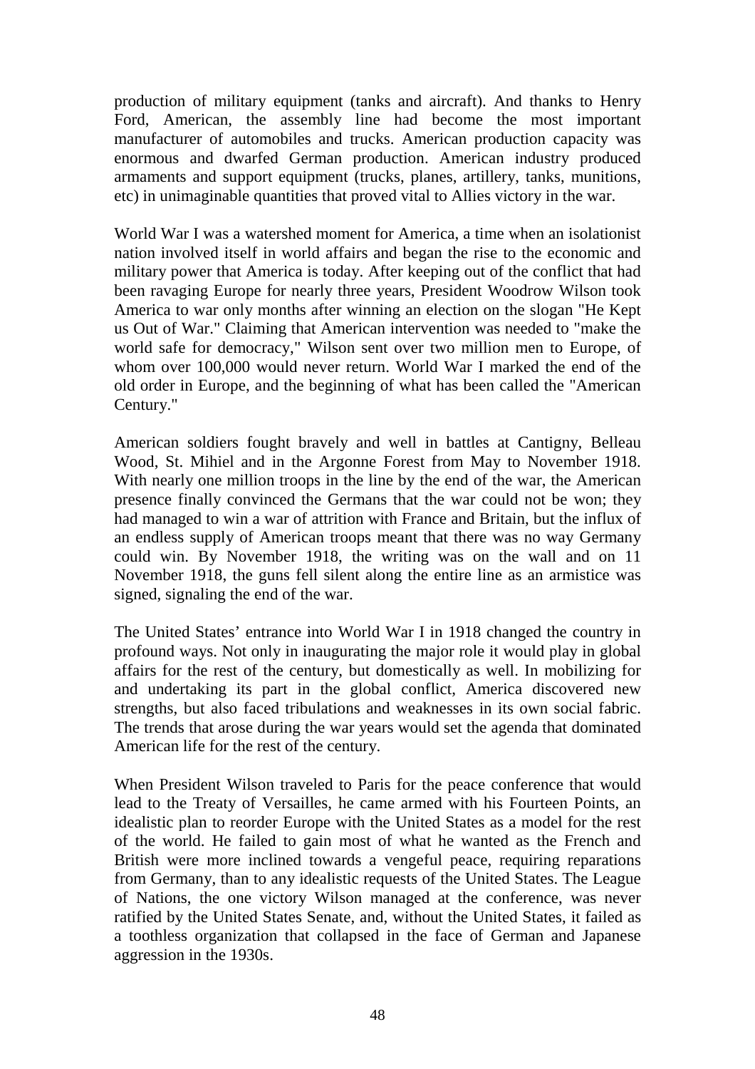production of military equipment (tanks and aircraft). And thanks to Henry Ford, American, the assembly line had become the most important manufacturer of automobiles and trucks. American production capacity was enormous and dwarfed German production. American industry produced armaments and support equipment (trucks, planes, artillery, tanks, munitions, etc) in unimaginable quantities that proved vital to Allies victory in the war.

World War I was a watershed moment for America, a time when an isolationist nation involved itself in world affairs and began the rise to the economic and military power that America is today. After keeping out of the conflict that had been ravaging Europe for nearly three years, President Woodrow Wilson took America to war only months after winning an election on the slogan "He Kept us Out of War." Claiming that American intervention was needed to "make the world safe for democracy," Wilson sent over two million men to Europe, of whom over 100,000 would never return. World War I marked the end of the old order in Europe, and the beginning of what has been called the "American Century."

American soldiers fought bravely and well in battles at Cantigny, Belleau Wood, St. Mihiel and in the Argonne Forest from May to November 1918. With nearly one million troops in the line by the end of the war, the American presence finally convinced the Germans that the war could not be won; they had managed to win a war of attrition with France and Britain, but the influx of an endless supply of American troops meant that there was no way Germany could win. By November 1918, the writing was on the wall and on 11 November 1918, the guns fell silent along the entire line as an armistice was signed, signaling the end of the war.

The United States' entrance into World War I in 1918 changed the country in profound ways. Not only in inaugurating the major role it would play in global affairs for the rest of the century, but domestically as well. In mobilizing for and undertaking its part in the global conflict, America discovered new strengths, but also faced tribulations and weaknesses in its own social fabric. The trends that arose during the war years would set the agenda that dominated American life for the rest of the century.

When President Wilson traveled to Paris for the peace conference that would lead to the Treaty of Versailles, he came armed with his Fourteen Points, an idealistic plan to reorder Europe with the United States as a model for the rest of the world. He failed to gain most of what he wanted as the French and British were more inclined towards a vengeful peace, requiring reparations from Germany, than to any idealistic requests of the United States. The League of Nations, the one victory Wilson managed at the conference, was never ratified by the United States Senate, and, without the United States, it failed as a toothless organization that collapsed in the face of German and Japanese aggression in the 1930s.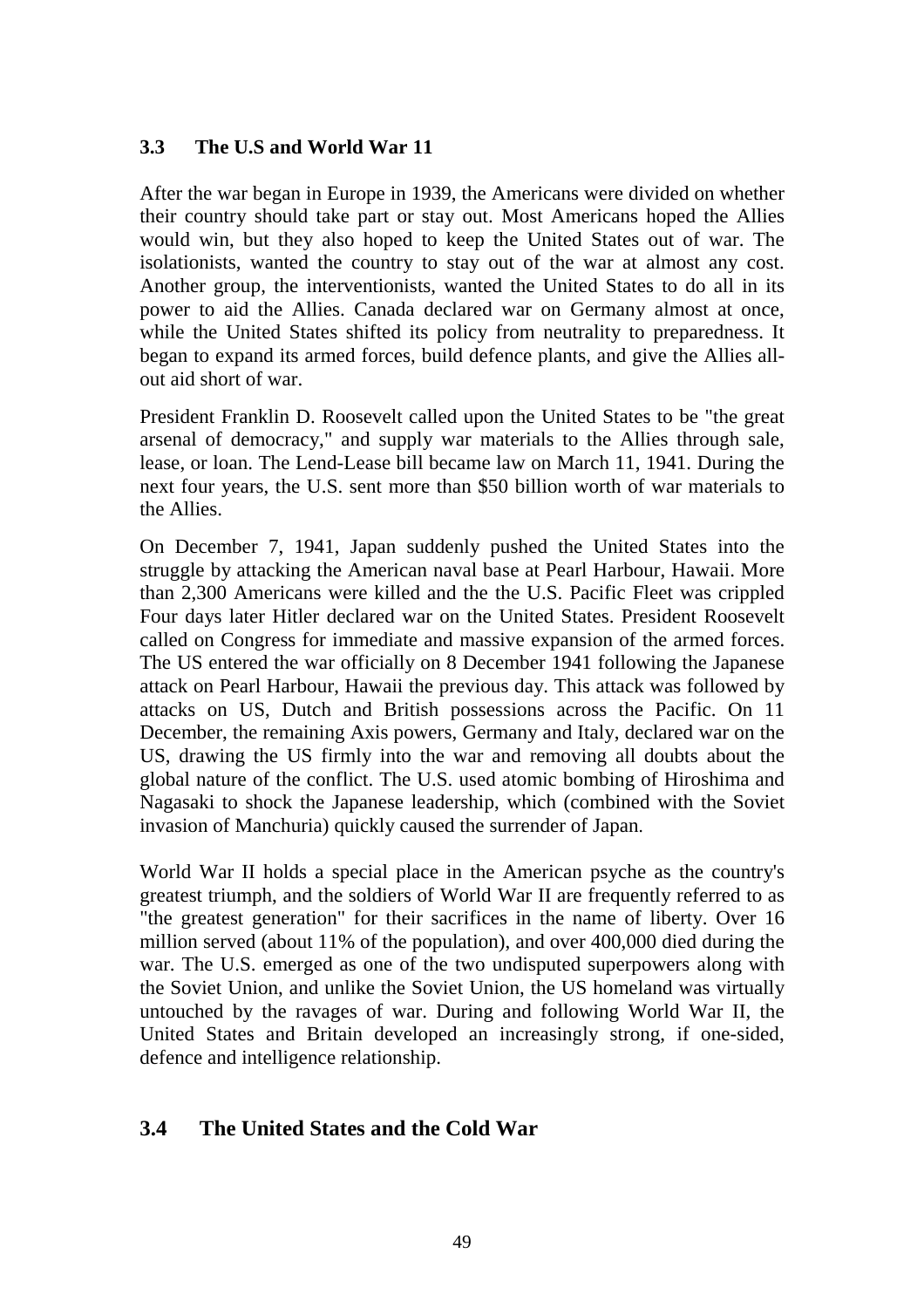## 3.3 The U.S and World War 11

After the war began in Europe in 1939, the Americans were divided on whether their country should take part or stay out. Most Americans hoped the Allies would win, but they also hoped to keep the United States out of war. The isolationists, wanted the country to stay out of the war at almost any cost. Another group, the interventionists, wanted the United States to do all in its power to aid the Allies. Canada declared war on Germany almost at once, while the United States shifted its policy from neutrality to preparedness. It began to expand its armed forces, build defence plants, and give the Allies all-out aid short of war.

President Franklin D. Roosevelt called upon the United States to be "the great arsenal of democracy," and supply war materials to the Allies through sale, lease, or loan. The Lend-Lease bill became law on March 11, 1941. During the next four years, the U.S. sent more than \$50 billion worth of war materials to the Allies.

On December 7, 1941, Japan suddenly pushed the United States into the struggle by attacking the American naval base at Pearl Harbour, Hawaii. More than 2,300 Americans were killed and the the U.S. Pacific Fleet was crippled Four days later Hitler declared war on the United States. President Roosevelt called on Congress for immediate and massive expansion of the armed forces. The US entered the war officially on 8 December 1941 following the Japanese attack on Pearl Harbour, Hawaii the previous day. This attack was followed by attacks on US, Dutch and British possessions across the Pacific. On 11 December, the remaining Axis powers, Germany and Italy, declared war on the US, drawing the US firmly into the war and removing all doubts about the global nature of the conflict. The U.S. used atomic bombing of Hiroshima and Nagasaki to shock the Japanese leadership, which (combined with the Soviet invasion of Manchuria) quickly caused the surrender of Japan.

World War II holds a special place in the American psyche as the country's greatest triumph, and the soldiers of World War II are frequently referred to as "the greatest generation" for their sacrifices in the name of liberty. Over 16 million served (about 11% of the population), and over 400,000 died during the war. The U.S. emerged as one of the two undisputed superpowers along with the Soviet Union, and unlike the Soviet Union, the US homeland was virtually untouched by the ravages of war. During and following World War II, the United States and Britain developed an increasingly strong, if one-sided, defence and intelligence relationship.

## 3.4 The United States and the Cold War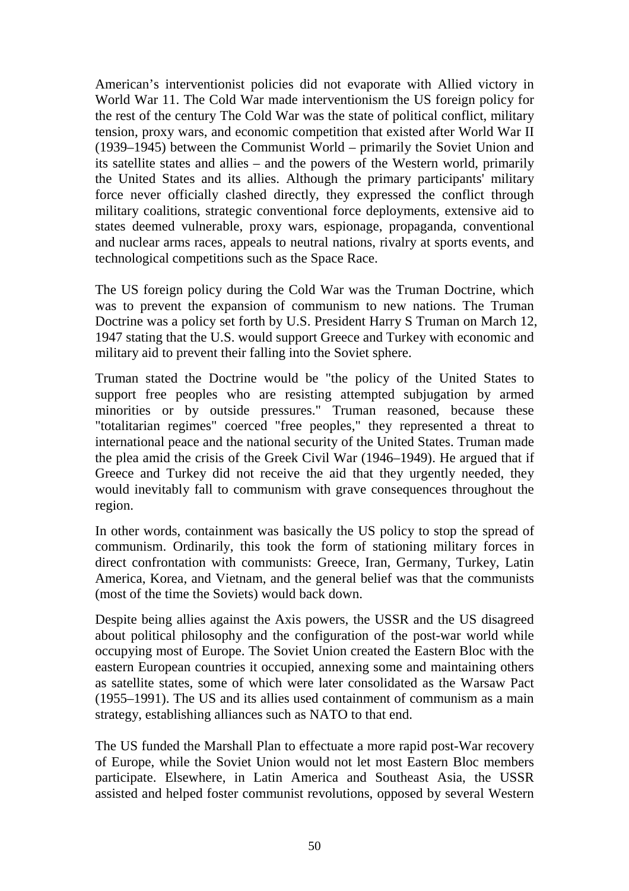American's interventionist policies did not evaporate with Allied victory in World War 11. The Cold War made interventionism the US foreign policy for the rest of the century The Cold War was the state of political conflict, military tension, proxy wars, and economic competition that existed after World War II (1939–1945) between the Communist World – primarily the Soviet Union and its satellite states and allies – and the powers of the Western world, primarily the United States and its allies. Although the primary participants' military force never officially clashed directly, they expressed the conflict through military coalitions, strategic conventional force deployments, extensive aid to states deemed vulnerable, proxy wars, espionage, propaganda, conventional and nuclear arms races, appeals to neutral nations, rivalry at sports events, and technological competitions such as the Space Race.

The US foreign policy during the Cold War was the Truman Doctrine, which was to prevent the expansion of communism to new nations. The Truman Doctrine was a policy set forth by U.S. President Harry S Truman on March 12, 1947 stating that the U.S. would support Greece and Turkey with economic and military aid to prevent their falling into the Soviet sphere.

Truman stated the Doctrine would be "the policy of the United States to support free peoples who are resisting attempted subjugation by armed minorities or by outside pressures." Truman reasoned, because these "totalitarian regimes" coerced "free peoples," they represented a threat to international peace and the national security of the United States. Truman made the plea amid the crisis of the Greek Civil War (1946–1949). He argued that if Greece and Turkey did not receive the aid that they urgently needed, they would inevitably fall to communism with grave consequences throughout the region.

In other words, containment was basically the US policy to stop the spread of communism. Ordinarily, this took the form of stationing military forces in direct confrontation with communists: Greece, Iran, Germany, Turkey, Latin America, Korea, and Vietnam, and the general belief was that the communists (most of the time the Soviets) would back down.

Despite being allies against the Axis powers, the USSR and the US disagreed about political philosophy and the configuration of the post-war world while occupying most of Europe. The Soviet Union created the Eastern Bloc with the eastern European countries it occupied, annexing some and maintaining others as satellite states, some of which were later consolidated as the Warsaw Pact (1955–1991). The US and its allies used containment of communism as a main strategy, establishing alliances such as NATO to that end.

The US funded the Marshall Plan to effectuate a more rapid post-War recovery of Europe, while the Soviet Union would not let most Eastern Bloc members participate. Elsewhere, in Latin America and Southeast Asia, the USSR assisted and helped foster communist revolutions, opposed by several Western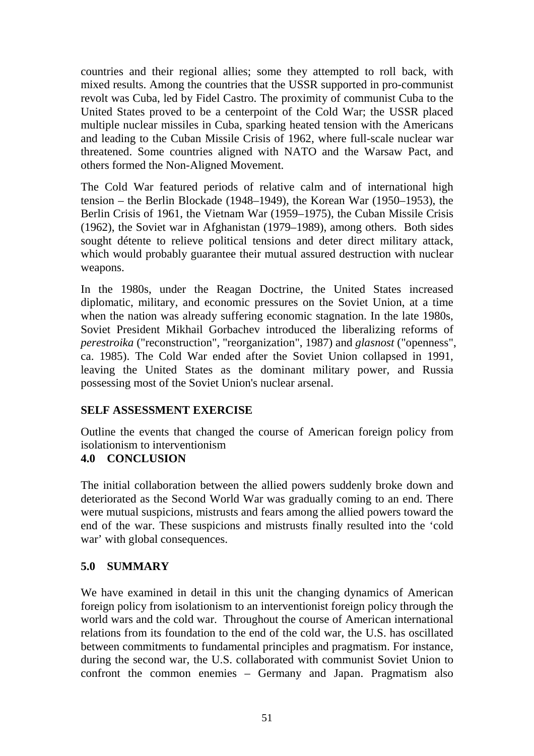countries and their regional allies; some they attempted to roll back, with mixed results. Among the countries that the USSR supported in pro-communist revolt was Cuba, led by Fidel Castro. The proximity of communist Cuba to the United States proved to be a centerpoint of the Cold War; the USSR placed multiple nuclear missiles in Cuba, sparking heated tension with the Americans and leading to the Cuban Missile Crisis of 1962, where full-scale nuclear war threatened. Some countries aligned with NATO and the Warsaw Pact, and others formed the Non-Aligned Movement.

The Cold War featured periods of relative calm and of international high tension – the Berlin Blockade (1948–1949), the Korean War (1950–1953), the Berlin Crisis of 1961, the Vietnam War (1959–1975), the Cuban Missile Crisis (1962), the Soviet war in Afghanistan (1979–1989), among others. Both sides sought détente to relieve political tensions and deter direct military attack, which would probably guarantee their mutual assured destruction with nuclear weapons.

In the 1980s, under the Reagan Doctrine, the United States increased diplomatic, military, and economic pressures on the Soviet Union, at a time when the nation was already suffering economic stagnation. In the late 1980s, Soviet President Mikhail Gorbachev introduced the liberalizing reforms of *perestroika* ("reconstruction", "reorganization", 1987) and *glasnost* ("openness", ca. 1985). The Cold War ended after the Soviet Union collapsed in 1991, leaving the United States as the dominant military power, and Russia possessing most of the Soviet Union's nuclear arsenal.

**SELF ASSESSMENT EXERCISE**

Outline the events that changed the course of American foreign policy from isolationism to interventionism

## 4.0 CONCLUSION

The initial collaboration between the allied powers suddenly broke down and deteriorated as the Second World War was gradually coming to an end. There were mutual suspicions, mistrusts and fears among the allied powers toward the end of the war. These suspicions and mistrusts finally resulted into the 'cold war' with global consequences.

## 5.0 SUMMARY

We have examined in detail in this unit the changing dynamics of American foreign policy from isolationism to an interventionist foreign policy through the world wars and the cold war. Throughout the course of American international relations from its foundation to the end of the cold war, the U.S. has oscillated between commitments to fundamental principles and pragmatism. For instance, during the second war, the U.S. collaborated with communist Soviet Union to confront the common enemies – Germany and Japan. Pragmatism also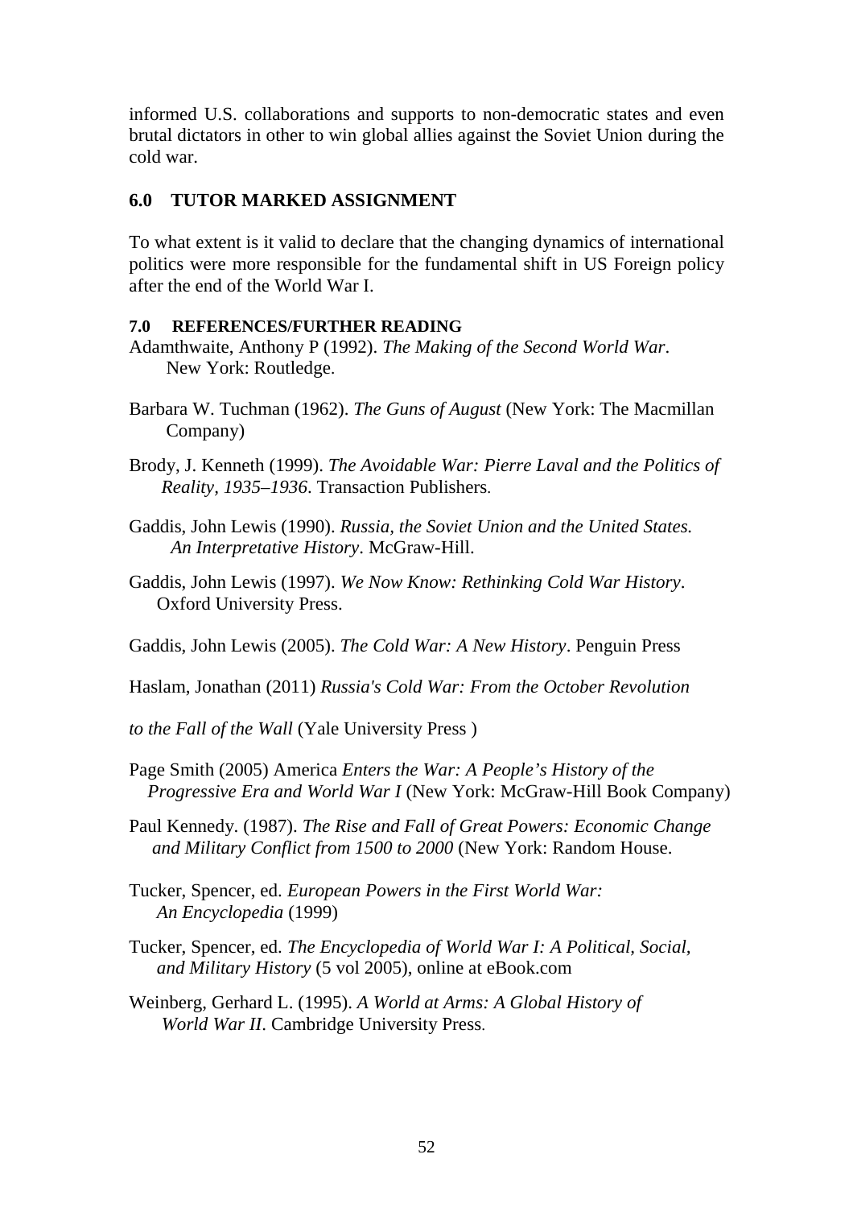informed U.S. collaborations and supports to non-democratic states and even brutal dictators in other to win global allies against the Soviet Union during the cold war.

## 6.0 TUTOR MARKED ASSIGNMENT

To what extent is it valid to declare that the changing dynamics of international politics were more responsible for the fundamental shift in US Foreign policy after the end of the World War I.

## 7.0 REFERENCES/FURTHER READING

Adamthwaite, Anthony P (1992). *The Making of the Second World War*. New York: Routledge.

Barbara W. Tuchman (1962). *The Guns of August* (New York: The Macmillan Company)

Brody, J. Kenneth (1999). *The Avoidable War: Pierre Laval and the Politics of Reality, 1935–1936*. Transaction Publishers.

Gaddis, John Lewis (1990). *Russia, the Soviet Union and the United States. An Interpretative History*. McGraw-Hill.

Gaddis, John Lewis (1997). *We Now Know: Rethinking Cold War History*. Oxford University Press.

Gaddis, John Lewis (2005). *The Cold War: A New History*. Penguin Press

Haslam, Jonathan (2011) *Russia's Cold War: From the October Revolution to the Fall of the Wall* (Yale University Press )

Page Smith (2005) America *Enters the War: A People's History of the Progressive Era and World War I* (New York: McGraw-Hill Book Company)

Paul Kennedy. (1987). *The Rise and Fall of Great Powers: Economic Change and Military Conflict from 1500 to 2000* (New York: Random House.

Tucker, Spencer, ed. *European Powers in the First World War: An Encyclopedia* (1999)

Tucker, Spencer, ed. *The Encyclopedia of World War I: A Political, Social, and Military History* (5 vol 2005), online at eBook.com

Weinberg, Gerhard L. (1995). *A World at Arms: A Global History of World War II*. Cambridge University Press.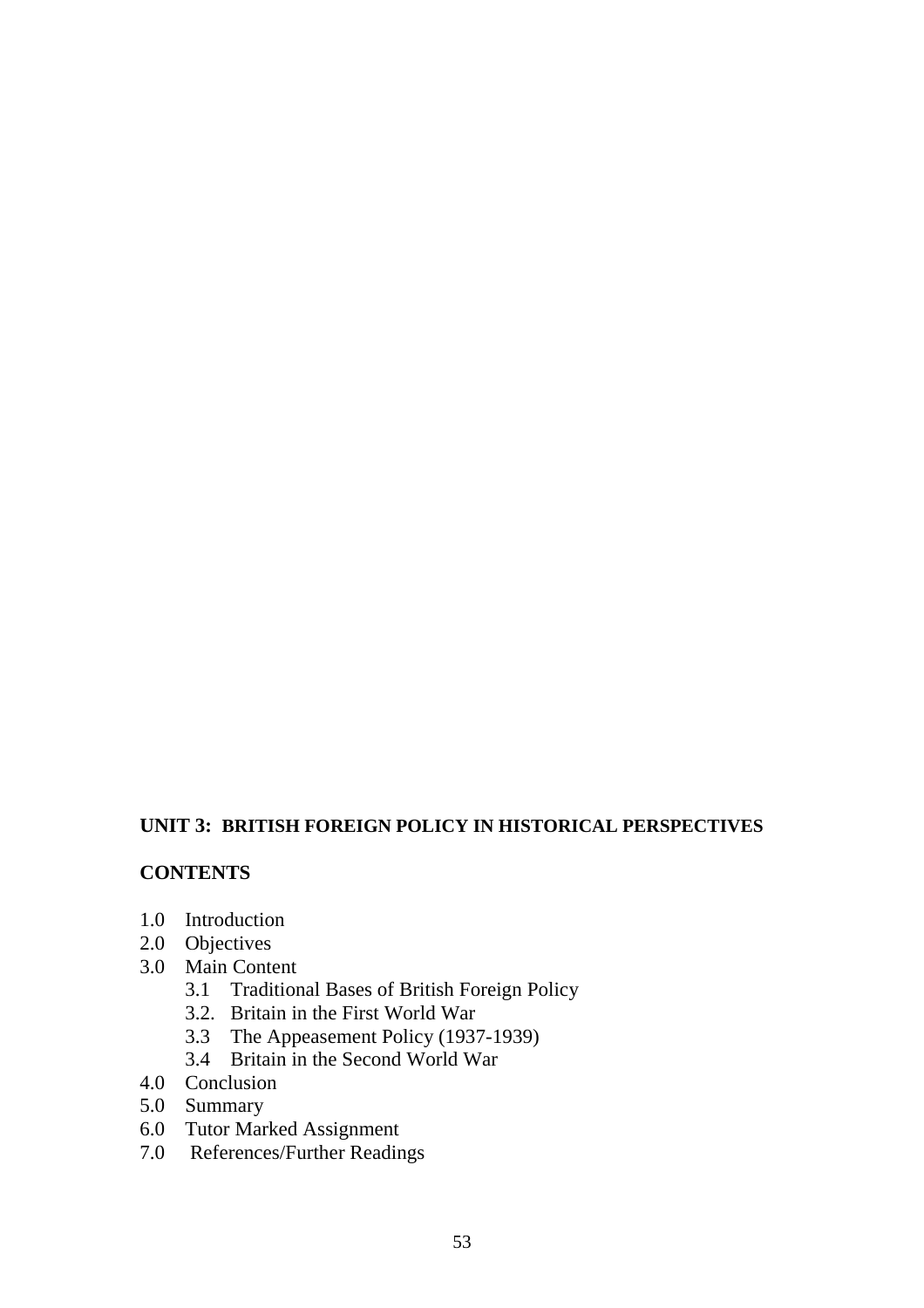## UNIT 3: BRITISH FOREIGN POLICY IN HISTORICAL PERSPECTIVES

### CONTENTS

1.0 Introduction
2.0 Objectives
3.0 Main Content
    3.1 Traditional Bases of British Foreign Policy
    3.2. Britain in the First World War
    3.3 The Appeasement Policy (1937-1939)
    3.4 Britain in the Second World War
4.0 Conclusion
5.0 Summary
6.0 Tutor Marked Assignment
7.0 References/Further Readings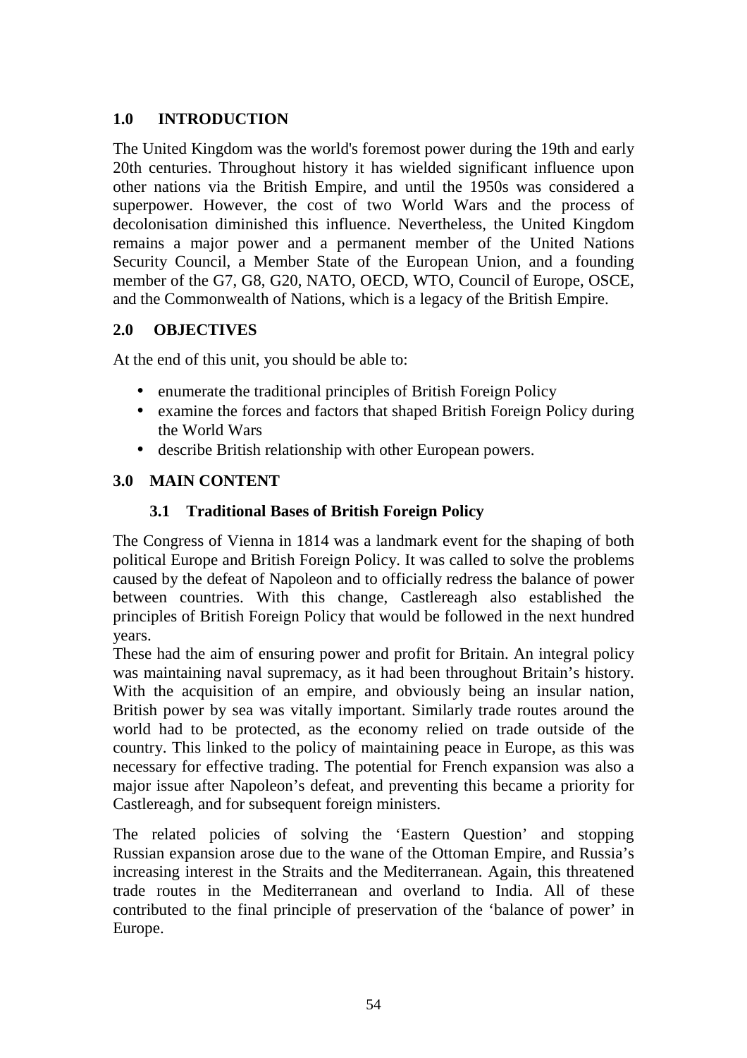## 1.0 INTRODUCTION

The United Kingdom was the world's foremost power during the 19th and early 20th centuries. Throughout history it has wielded significant influence upon other nations via the British Empire, and until the 1950s was considered a superpower. However, the cost of two World Wars and the process of decolonisation diminished this influence. Nevertheless, the United Kingdom remains a major power and a permanent member of the United Nations Security Council, a Member State of the European Union, and a founding member of the G7, G8, G20, NATO, OECD, WTO, Council of Europe, OSCE, and the Commonwealth of Nations, which is a legacy of the British Empire.

## 2.0 OBJECTIVES

At the end of this unit, you should be able to:

- enumerate the traditional principles of British Foreign Policy
- examine the forces and factors that shaped British Foreign Policy during the World Wars
- describe British relationship with other European powers.

## 3.0 MAIN CONTENT

### 3.1 Traditional Bases of British Foreign Policy

The Congress of Vienna in 1814 was a landmark event for the shaping of both political Europe and British Foreign Policy. It was called to solve the problems caused by the defeat of Napoleon and to officially redress the balance of power between countries. With this change, Castlereagh also established the principles of British Foreign Policy that would be followed in the next hundred years.

These had the aim of ensuring power and profit for Britain. An integral policy was maintaining naval supremacy, as it had been throughout Britain's history. With the acquisition of an empire, and obviously being an insular nation, British power by sea was vitally important. Similarly trade routes around the world had to be protected, as the economy relied on trade outside of the country. This linked to the policy of maintaining peace in Europe, as this was necessary for effective trading. The potential for French expansion was also a major issue after Napoleon's defeat, and preventing this became a priority for Castlereagh, and for subsequent foreign ministers.

The related policies of solving the 'Eastern Question' and stopping Russian expansion arose due to the wane of the Ottoman Empire, and Russia's increasing interest in the Straits and the Mediterranean. Again, this threatened trade routes in the Mediterranean and overland to India. All of these contributed to the final principle of preservation of the 'balance of power' in Europe.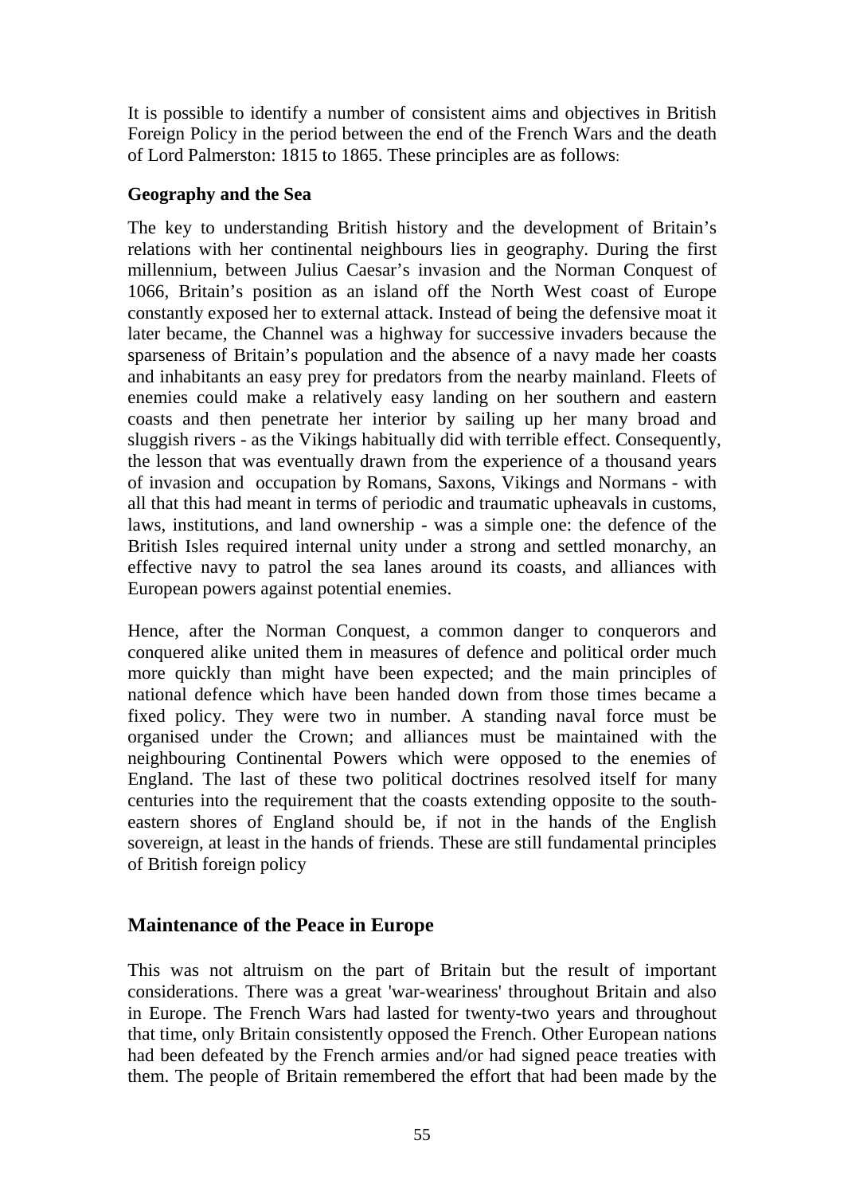It is possible to identify a number of consistent aims and objectives in British Foreign Policy in the period between the end of the French Wars and the death of Lord Palmerston: 1815 to 1865. These principles are as follows:

**Geography and the Sea**

The key to understanding British history and the development of Britain's relations with her continental neighbours lies in geography. During the first millennium, between Julius Caesar's invasion and the Norman Conquest of 1066, Britain's position as an island off the North West coast of Europe constantly exposed her to external attack. Instead of being the defensive moat it later became, the Channel was a highway for successive invaders because the sparseness of Britain's population and the absence of a navy made her coasts and inhabitants an easy prey for predators from the nearby mainland. Fleets of enemies could make a relatively easy landing on her southern and eastern coasts and then penetrate her interior by sailing up her many broad and sluggish rivers - as the Vikings habitually did with terrible effect. Consequently, the lesson that was eventually drawn from the experience of a thousand years of invasion and occupation by Romans, Saxons, Vikings and Normans - with all that this had meant in terms of periodic and traumatic upheavals in customs, laws, institutions, and land ownership - was a simple one: the defence of the British Isles required internal unity under a strong and settled monarchy, an effective navy to patrol the sea lanes around its coasts, and alliances with European powers against potential enemies.

Hence, after the Norman Conquest, a common danger to conquerors and conquered alike united them in measures of defence and political order much more quickly than might have been expected; and the main principles of national defence which have been handed down from those times became a fixed policy. They were two in number. A standing naval force must be organised under the Crown; and alliances must be maintained with the neighbouring Continental Powers which were opposed to the enemies of England. The last of these two political doctrines resolved itself for many centuries into the requirement that the coasts extending opposite to the south-eastern shores of England should be, if not in the hands of the English sovereign, at least in the hands of friends. These are still fundamental principles of British foreign policy

## Maintenance of the Peace in Europe

This was not altruism on the part of Britain but the result of important considerations. There was a great 'war-weariness' throughout Britain and also in Europe. The French Wars had lasted for twenty-two years and throughout that time, only Britain consistently opposed the French. Other European nations had been defeated by the French armies and/or had signed peace treaties with them. The people of Britain remembered the effort that had been made by the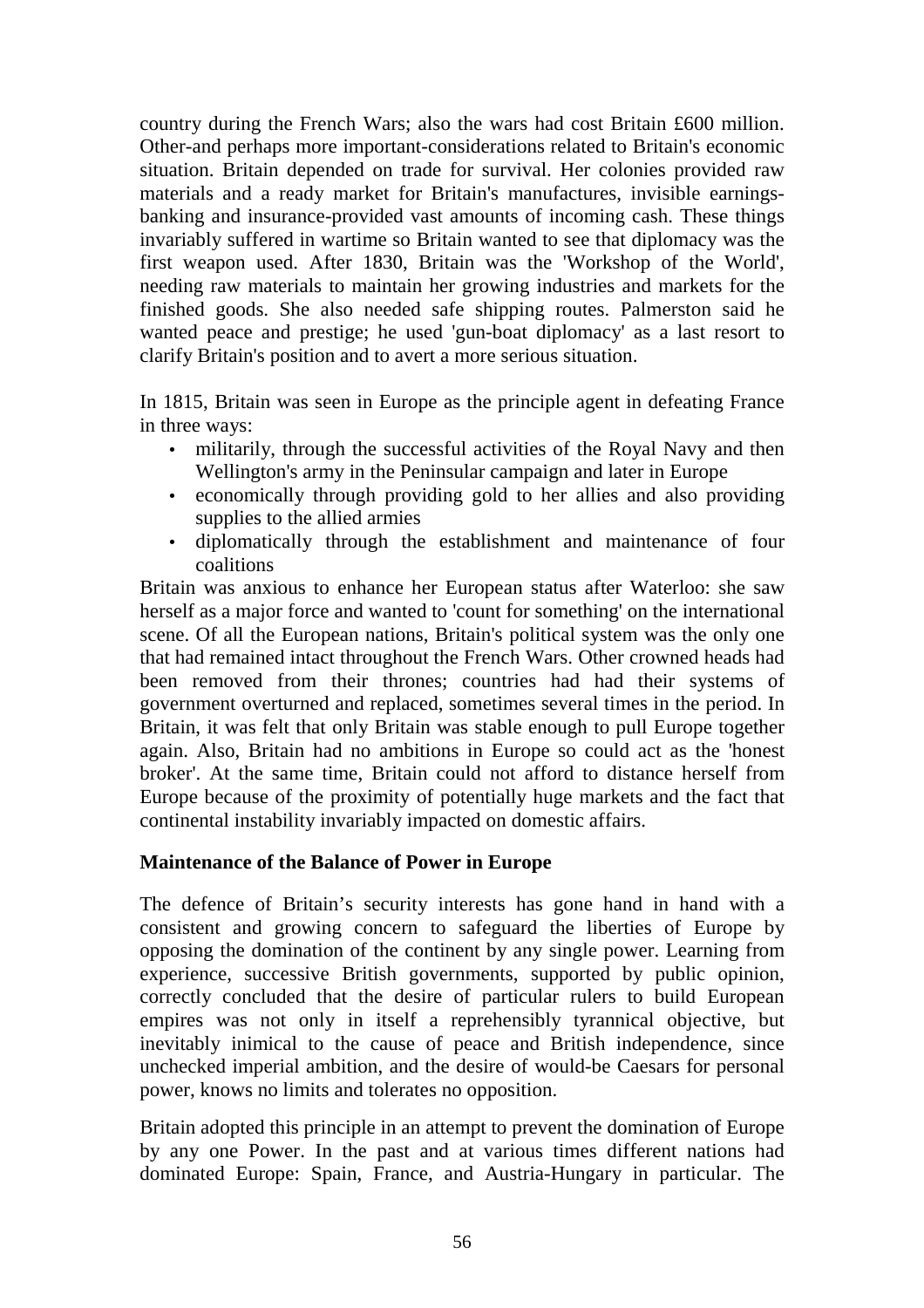country during the French Wars; also the wars had cost Britain £600 million. Other-and perhaps more important-considerations related to Britain's economic situation. Britain depended on trade for survival. Her colonies provided raw materials and a ready market for Britain's manufactures, invisible earnings-banking and insurance-provided vast amounts of incoming cash. These things invariably suffered in wartime so Britain wanted to see that diplomacy was the first weapon used. After 1830, Britain was the 'Workshop of the World', needing raw materials to maintain her growing industries and markets for the finished goods. She also needed safe shipping routes. Palmerston said he wanted peace and prestige; he used 'gun-boat diplomacy' as a last resort to clarify Britain's position and to avert a more serious situation.

In 1815, Britain was seen in Europe as the principle agent in defeating France in three ways:

- militarily, through the successful activities of the Royal Navy and then Wellington's army in the Peninsular campaign and later in Europe
- economically through providing gold to her allies and also providing supplies to the allied armies
- diplomatically through the establishment and maintenance of four coalitions

Britain was anxious to enhance her European status after Waterloo: she saw herself as a major force and wanted to 'count for something' on the international scene. Of all the European nations, Britain's political system was the only one that had remained intact throughout the French Wars. Other crowned heads had been removed from their thrones; countries had had their systems of government overturned and replaced, sometimes several times in the period. In Britain, it was felt that only Britain was stable enough to pull Europe together again. Also, Britain had no ambitions in Europe so could act as the 'honest broker'. At the same time, Britain could not afford to distance herself from Europe because of the proximity of potentially huge markets and the fact that continental instability invariably impacted on domestic affairs.

**Maintenance of the Balance of Power in Europe**

The defence of Britain's security interests has gone hand in hand with a consistent and growing concern to safeguard the liberties of Europe by opposing the domination of the continent by any single power. Learning from experience, successive British governments, supported by public opinion, correctly concluded that the desire of particular rulers to build European empires was not only in itself a reprehensibly tyrannical objective, but inevitably inimical to the cause of peace and British independence, since unchecked imperial ambition, and the desire of would-be Caesars for personal power, knows no limits and tolerates no opposition.

Britain adopted this principle in an attempt to prevent the domination of Europe by any one Power. In the past and at various times different nations had dominated Europe: Spain, France, and Austria-Hungary in particular. The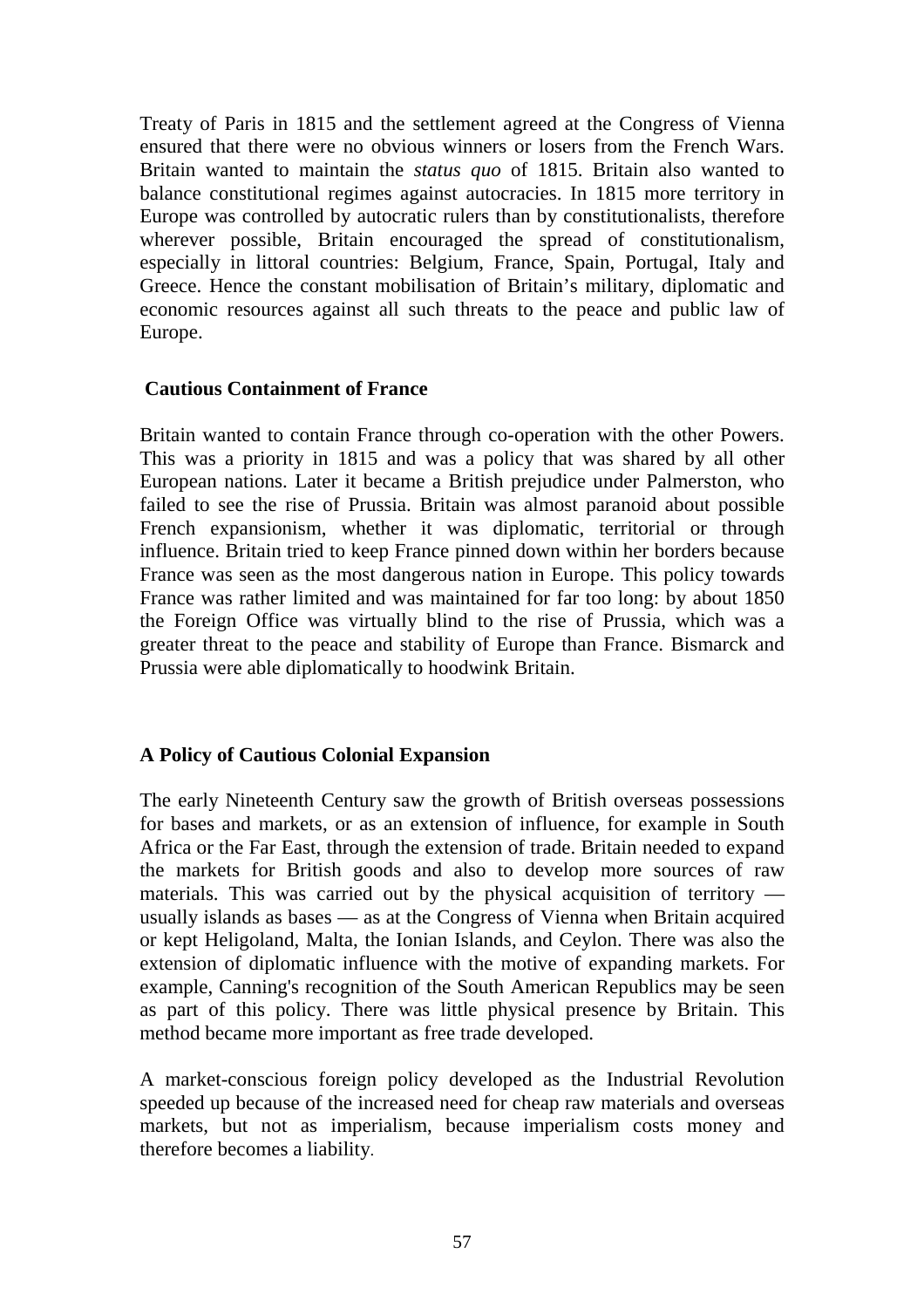Treaty of Paris in 1815 and the settlement agreed at the Congress of Vienna ensured that there were no obvious winners or losers from the French Wars. Britain wanted to maintain the *status quo* of 1815. Britain also wanted to balance constitutional regimes against autocracies. In 1815 more territory in Europe was controlled by autocratic rulers than by constitutionalists, therefore wherever possible, Britain encouraged the spread of constitutionalism, especially in littoral countries: Belgium, France, Spain, Portugal, Italy and Greece. Hence the constant mobilisation of Britain's military, diplomatic and economic resources against all such threats to the peace and public law of Europe.

### Cautious Containment of France

Britain wanted to contain France through co-operation with the other Powers. This was a priority in 1815 and was a policy that was shared by all other European nations. Later it became a British prejudice under Palmerston, who failed to see the rise of Prussia. Britain was almost paranoid about possible French expansionism, whether it was diplomatic, territorial or through influence. Britain tried to keep France pinned down within her borders because France was seen as the most dangerous nation in Europe. This policy towards France was rather limited and was maintained for far too long: by about 1850 the Foreign Office was virtually blind to the rise of Prussia, which was a greater threat to the peace and stability of Europe than France. Bismarck and Prussia were able diplomatically to hoodwink Britain.

### A Policy of Cautious Colonial Expansion

The early Nineteenth Century saw the growth of British overseas possessions for bases and markets, or as an extension of influence, for example in South Africa or the Far East, through the extension of trade. Britain needed to expand the markets for British goods and also to develop more sources of raw materials. This was carried out by the physical acquisition of territory — usually islands as bases — as at the Congress of Vienna when Britain acquired or kept Heligoland, Malta, the Ionian Islands, and Ceylon. There was also the extension of diplomatic influence with the motive of expanding markets. For example, Canning's recognition of the South American Republics may be seen as part of this policy. There was little physical presence by Britain. This method became more important as free trade developed.

A market-conscious foreign policy developed as the Industrial Revolution speeded up because of the increased need for cheap raw materials and overseas markets, but not as imperialism, because imperialism costs money and therefore becomes a liability.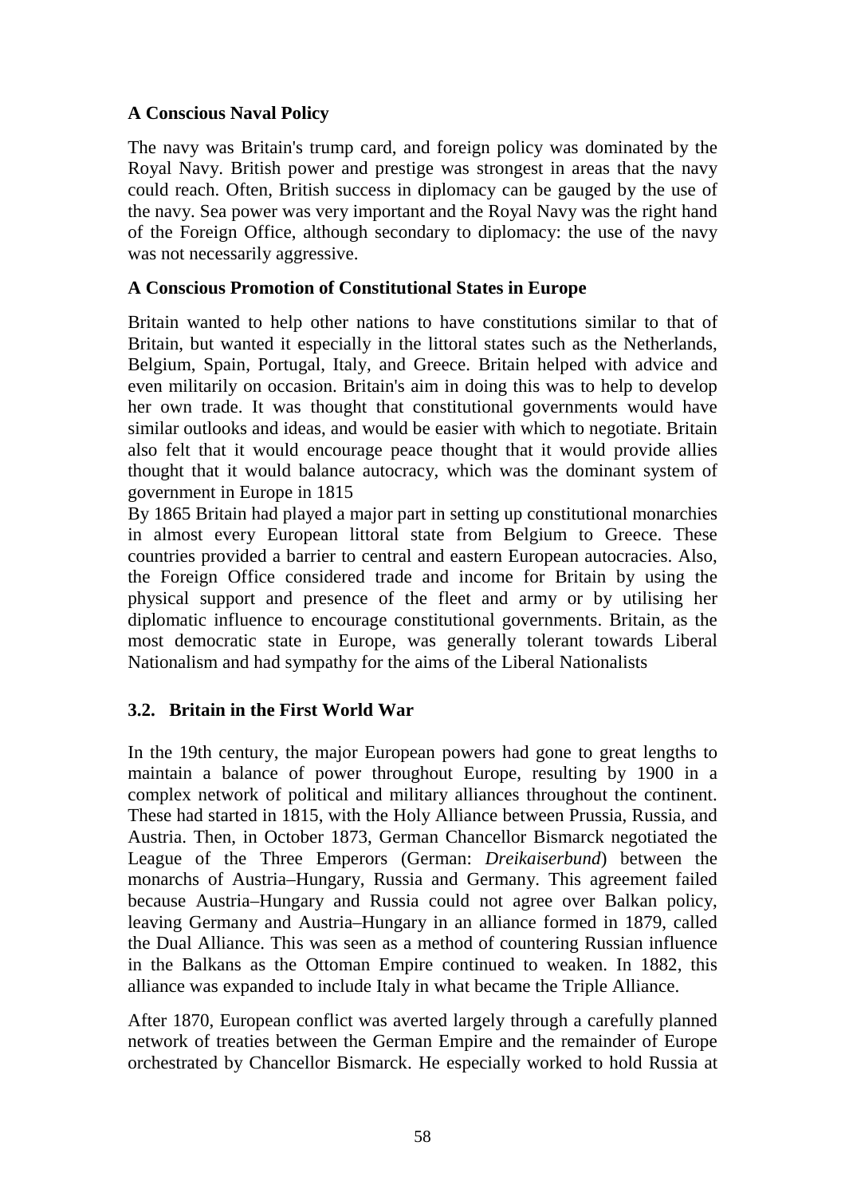**A Conscious Naval Policy**

The navy was Britain's trump card, and foreign policy was dominated by the Royal Navy. British power and prestige was strongest in areas that the navy could reach. Often, British success in diplomacy can be gauged by the use of the navy. Sea power was very important and the Royal Navy was the right hand of the Foreign Office, although secondary to diplomacy: the use of the navy was not necessarily aggressive.

**A Conscious Promotion of Constitutional States in Europe**

Britain wanted to help other nations to have constitutions similar to that of Britain, but wanted it especially in the littoral states such as the Netherlands, Belgium, Spain, Portugal, Italy, and Greece. Britain helped with advice and even militarily on occasion. Britain's aim in doing this was to help to develop her own trade. It was thought that constitutional governments would have similar outlooks and ideas, and would be easier with which to negotiate. Britain also felt that it would encourage peace thought that it would provide allies thought that it would balance autocracy, which was the dominant system of government in Europe in 1815

By 1865 Britain had played a major part in setting up constitutional monarchies in almost every European littoral state from Belgium to Greece. These countries provided a barrier to central and eastern European autocracies. Also, the Foreign Office considered trade and income for Britain by using the physical support and presence of the fleet and army or by utilising her diplomatic influence to encourage constitutional governments. Britain, as the most democratic state in Europe, was generally tolerant towards Liberal Nationalism and had sympathy for the aims of the Liberal Nationalists

## 3.2. Britain in the First World War

In the 19th century, the major European powers had gone to great lengths to maintain a balance of power throughout Europe, resulting by 1900 in a complex network of political and military alliances throughout the continent. These had started in 1815, with the Holy Alliance between Prussia, Russia, and Austria. Then, in October 1873, German Chancellor Bismarck negotiated the League of the Three Emperors (German: *Dreikaiserbund*) between the monarchs of Austria–Hungary, Russia and Germany. This agreement failed because Austria–Hungary and Russia could not agree over Balkan policy, leaving Germany and Austria–Hungary in an alliance formed in 1879, called the Dual Alliance. This was seen as a method of countering Russian influence in the Balkans as the Ottoman Empire continued to weaken. In 1882, this alliance was expanded to include Italy in what became the Triple Alliance.

After 1870, European conflict was averted largely through a carefully planned network of treaties between the German Empire and the remainder of Europe orchestrated by Chancellor Bismarck. He especially worked to hold Russia at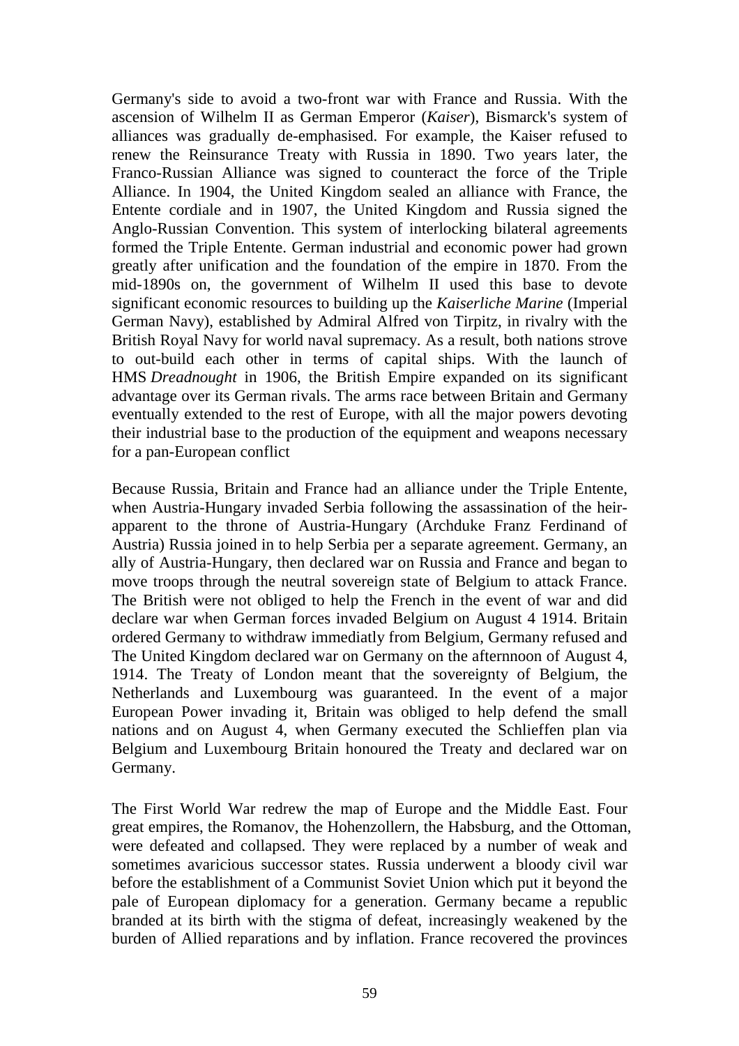Germany's side to avoid a two-front war with France and Russia. With the ascension of Wilhelm II as German Emperor (*Kaiser*), Bismarck's system of alliances was gradually de-emphasised. For example, the Kaiser refused to renew the Reinsurance Treaty with Russia in 1890. Two years later, the Franco-Russian Alliance was signed to counteract the force of the Triple Alliance. In 1904, the United Kingdom sealed an alliance with France, the Entente cordiale and in 1907, the United Kingdom and Russia signed the Anglo-Russian Convention. This system of interlocking bilateral agreements formed the Triple Entente. German industrial and economic power had grown greatly after unification and the foundation of the empire in 1870. From the mid-1890s on, the government of Wilhelm II used this base to devote significant economic resources to building up the *Kaiserliche Marine* (Imperial German Navy), established by Admiral Alfred von Tirpitz, in rivalry with the British Royal Navy for world naval supremacy. As a result, both nations strove to out-build each other in terms of capital ships. With the launch of HMS *Dreadnought* in 1906, the British Empire expanded on its significant advantage over its German rivals. The arms race between Britain and Germany eventually extended to the rest of Europe, with all the major powers devoting their industrial base to the production of the equipment and weapons necessary for a pan-European conflict

Because Russia, Britain and France had an alliance under the Triple Entente, when Austria-Hungary invaded Serbia following the assassination of the heir-apparent to the throne of Austria-Hungary (Archduke Franz Ferdinand of Austria) Russia joined in to help Serbia per a separate agreement. Germany, an ally of Austria-Hungary, then declared war on Russia and France and began to move troops through the neutral sovereign state of Belgium to attack France. The British were not obliged to help the French in the event of war and did declare war when German forces invaded Belgium on August 4 1914. Britain ordered Germany to withdraw immediatly from Belgium, Germany refused and The United Kingdom declared war on Germany on the afternnoon of August 4, 1914. The Treaty of London meant that the sovereignty of Belgium, the Netherlands and Luxembourg was guaranteed. In the event of a major European Power invading it, Britain was obliged to help defend the small nations and on August 4, when Germany executed the Schlieffen plan via Belgium and Luxembourg Britain honoured the Treaty and declared war on Germany.

The First World War redrew the map of Europe and the Middle East. Four great empires, the Romanov, the Hohenzollern, the Habsburg, and the Ottoman, were defeated and collapsed. They were replaced by a number of weak and sometimes avaricious successor states. Russia underwent a bloody civil war before the establishment of a Communist Soviet Union which put it beyond the pale of European diplomacy for a generation. Germany became a republic branded at its birth with the stigma of defeat, increasingly weakened by the burden of Allied reparations and by inflation. France recovered the provinces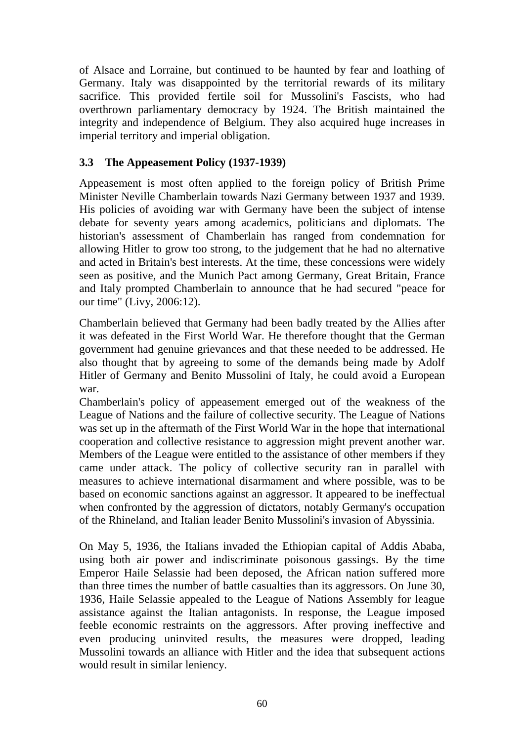of Alsace and Lorraine, but continued to be haunted by fear and loathing of Germany. Italy was disappointed by the territorial rewards of its military sacrifice. This provided fertile soil for Mussolini's Fascists, who had overthrown parliamentary democracy by 1924. The British maintained the integrity and independence of Belgium. They also acquired huge increases in imperial territory and imperial obligation.

### 3.3 The Appeasement Policy (1937-1939)

Appeasement is most often applied to the foreign policy of British Prime Minister Neville Chamberlain towards Nazi Germany between 1937 and 1939. His policies of avoiding war with Germany have been the subject of intense debate for seventy years among academics, politicians and diplomats. The historian's assessment of Chamberlain has ranged from condemnation for allowing Hitler to grow too strong, to the judgement that he had no alternative and acted in Britain's best interests. At the time, these concessions were widely seen as positive, and the Munich Pact among Germany, Great Britain, France and Italy prompted Chamberlain to announce that he had secured "peace for our time" (Livy, 2006:12).

Chamberlain believed that Germany had been badly treated by the Allies after it was defeated in the First World War. He therefore thought that the German government had genuine grievances and that these needed to be addressed. He also thought that by agreeing to some of the demands being made by Adolf Hitler of Germany and Benito Mussolini of Italy, he could avoid a European war.

Chamberlain's policy of appeasement emerged out of the weakness of the League of Nations and the failure of collective security. The League of Nations was set up in the aftermath of the First World War in the hope that international cooperation and collective resistance to aggression might prevent another war. Members of the League were entitled to the assistance of other members if they came under attack. The policy of collective security ran in parallel with measures to achieve international disarmament and where possible, was to be based on economic sanctions against an aggressor. It appeared to be ineffectual when confronted by the aggression of dictators, notably Germany's occupation of the Rhineland, and Italian leader Benito Mussolini's invasion of Abyssinia.

On May 5, 1936, the Italians invaded the Ethiopian capital of Addis Ababa, using both air power and indiscriminate poisonous gassings. By the time Emperor Haile Selassie had been deposed, the African nation suffered more than three times the number of battle casualties than its aggressors. On June 30, 1936, Haile Selassie appealed to the League of Nations Assembly for league assistance against the Italian antagonists. In response, the League imposed feeble economic restraints on the aggressors. After proving ineffective and even producing uninvited results, the measures were dropped, leading Mussolini towards an alliance with Hitler and the idea that subsequent actions would result in similar leniency.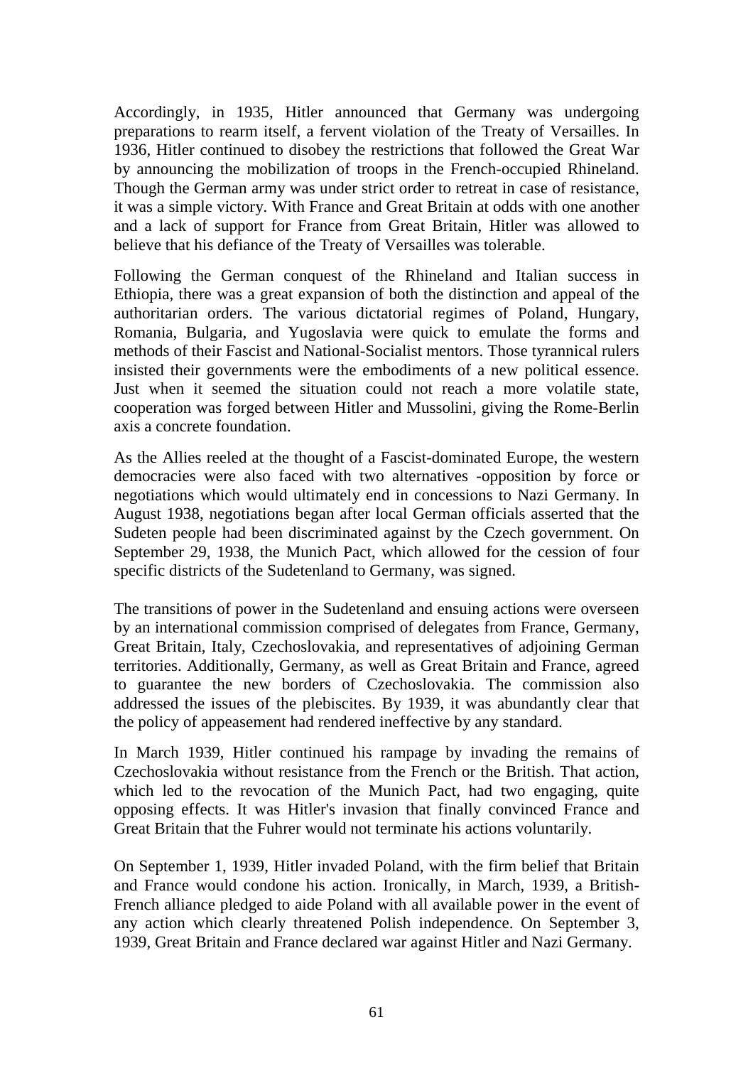Accordingly, in 1935, Hitler announced that Germany was undergoing preparations to rearm itself, a fervent violation of the Treaty of Versailles. In 1936, Hitler continued to disobey the restrictions that followed the Great War by announcing the mobilization of troops in the French-occupied Rhineland. Though the German army was under strict order to retreat in case of resistance, it was a simple victory. With France and Great Britain at odds with one another and a lack of support for France from Great Britain, Hitler was allowed to believe that his defiance of the Treaty of Versailles was tolerable.

Following the German conquest of the Rhineland and Italian success in Ethiopia, there was a great expansion of both the distinction and appeal of the authoritarian orders. The various dictatorial regimes of Poland, Hungary, Romania, Bulgaria, and Yugoslavia were quick to emulate the forms and methods of their Fascist and National-Socialist mentors. Those tyrannical rulers insisted their governments were the embodiments of a new political essence. Just when it seemed the situation could not reach a more volatile state, cooperation was forged between Hitler and Mussolini, giving the Rome-Berlin axis a concrete foundation.

As the Allies reeled at the thought of a Fascist-dominated Europe, the western democracies were also faced with two alternatives -opposition by force or negotiations which would ultimately end in concessions to Nazi Germany. In August 1938, negotiations began after local German officials asserted that the Sudeten people had been discriminated against by the Czech government. On September 29, 1938, the Munich Pact, which allowed for the cession of four specific districts of the Sudetenland to Germany, was signed.

The transitions of power in the Sudetenland and ensuing actions were overseen by an international commission comprised of delegates from France, Germany, Great Britain, Italy, Czechoslovakia, and representatives of adjoining German territories. Additionally, Germany, as well as Great Britain and France, agreed to guarantee the new borders of Czechoslovakia. The commission also addressed the issues of the plebiscites. By 1939, it was abundantly clear that the policy of appeasement had rendered ineffective by any standard.

In March 1939, Hitler continued his rampage by invading the remains of Czechoslovakia without resistance from the French or the British. That action, which led to the revocation of the Munich Pact, had two engaging, quite opposing effects. It was Hitler's invasion that finally convinced France and Great Britain that the Fuhrer would not terminate his actions voluntarily.

On September 1, 1939, Hitler invaded Poland, with the firm belief that Britain and France would condone his action. Ironically, in March, 1939, a British-French alliance pledged to aide Poland with all available power in the event of any action which clearly threatened Polish independence. On September 3, 1939, Great Britain and France declared war against Hitler and Nazi Germany.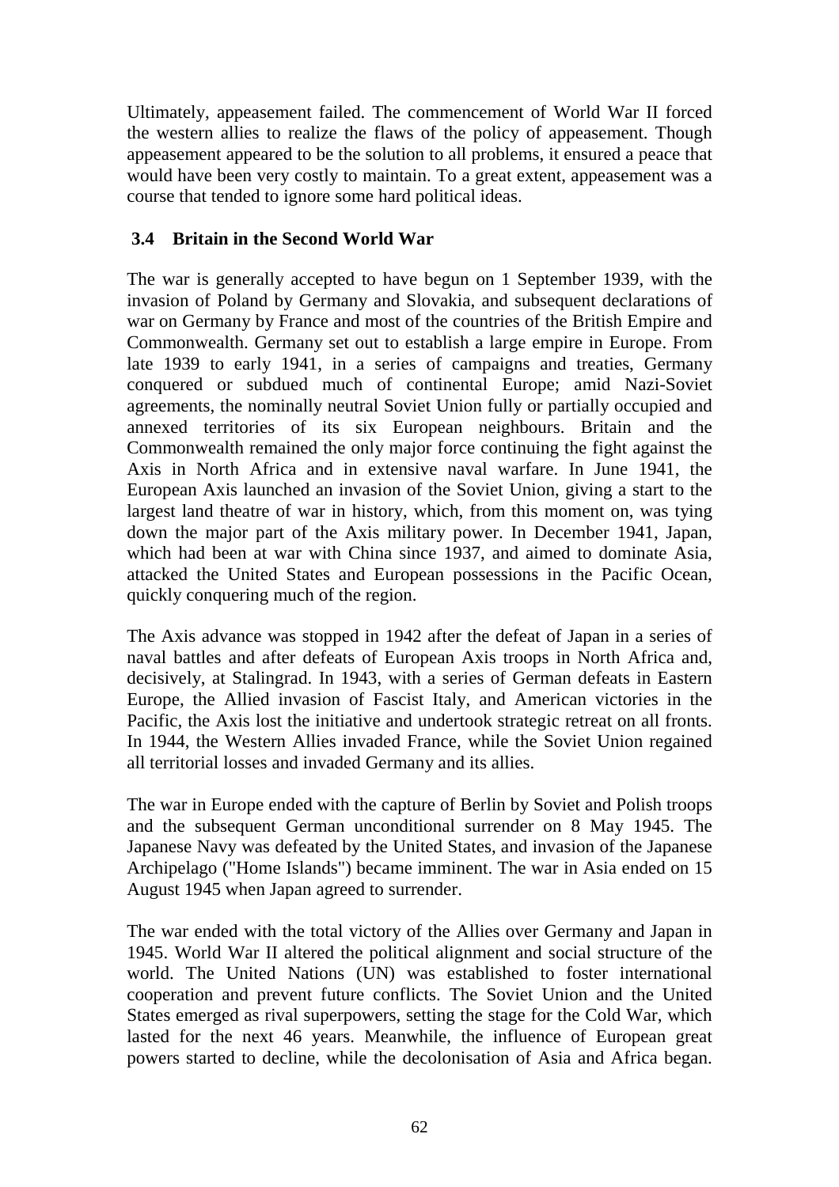Ultimately, appeasement failed. The commencement of World War II forced the western allies to realize the flaws of the policy of appeasement. Though appeasement appeared to be the solution to all problems, it ensured a peace that would have been very costly to maintain. To a great extent, appeasement was a course that tended to ignore some hard political ideas.

### 3.4 Britain in the Second World War

The war is generally accepted to have begun on 1 September 1939, with the invasion of Poland by Germany and Slovakia, and subsequent declarations of war on Germany by France and most of the countries of the British Empire and Commonwealth. Germany set out to establish a large empire in Europe. From late 1939 to early 1941, in a series of campaigns and treaties, Germany conquered or subdued much of continental Europe; amid Nazi-Soviet agreements, the nominally neutral Soviet Union fully or partially occupied and annexed territories of its six European neighbours. Britain and the Commonwealth remained the only major force continuing the fight against the Axis in North Africa and in extensive naval warfare. In June 1941, the European Axis launched an invasion of the Soviet Union, giving a start to the largest land theatre of war in history, which, from this moment on, was tying down the major part of the Axis military power. In December 1941, Japan, which had been at war with China since 1937, and aimed to dominate Asia, attacked the United States and European possessions in the Pacific Ocean, quickly conquering much of the region.

The Axis advance was stopped in 1942 after the defeat of Japan in a series of naval battles and after defeats of European Axis troops in North Africa and, decisively, at Stalingrad. In 1943, with a series of German defeats in Eastern Europe, the Allied invasion of Fascist Italy, and American victories in the Pacific, the Axis lost the initiative and undertook strategic retreat on all fronts. In 1944, the Western Allies invaded France, while the Soviet Union regained all territorial losses and invaded Germany and its allies.

The war in Europe ended with the capture of Berlin by Soviet and Polish troops and the subsequent German unconditional surrender on 8 May 1945. The Japanese Navy was defeated by the United States, and invasion of the Japanese Archipelago ("Home Islands") became imminent. The war in Asia ended on 15 August 1945 when Japan agreed to surrender.

The war ended with the total victory of the Allies over Germany and Japan in 1945. World War II altered the political alignment and social structure of the world. The United Nations (UN) was established to foster international cooperation and prevent future conflicts. The Soviet Union and the United States emerged as rival superpowers, setting the stage for the Cold War, which lasted for the next 46 years. Meanwhile, the influence of European great powers started to decline, while the decolonisation of Asia and Africa began.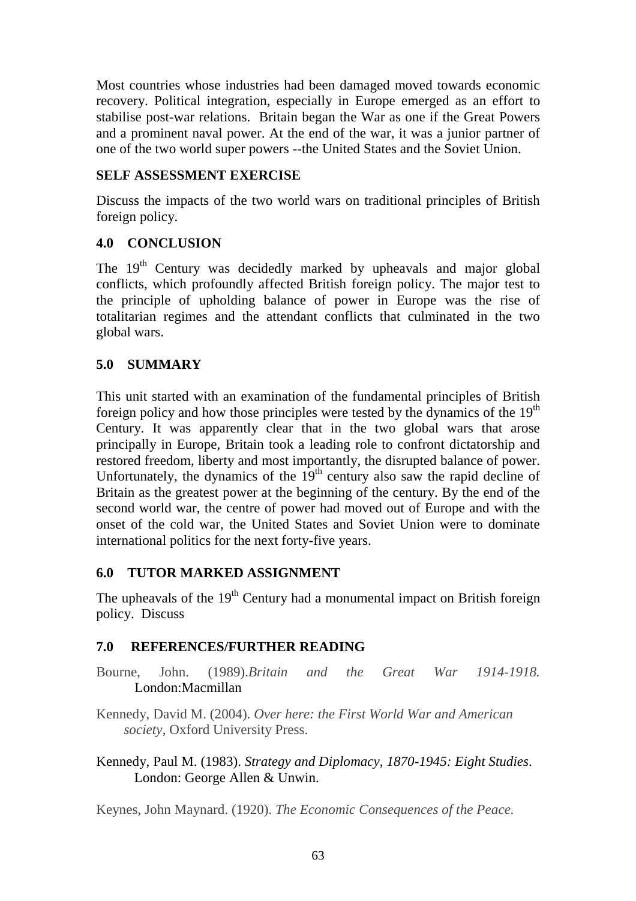Most countries whose industries had been damaged moved towards economic recovery. Political integration, especially in Europe emerged as an effort to stabilise post-war relations. Britain began the War as one if the Great Powers and a prominent naval power. At the end of the war, it was a junior partner of one of the two world super powers --the United States and the Soviet Union.

**SELF ASSESSMENT EXERCISE**

Discuss the impacts of the two world wars on traditional principles of British foreign policy.

## 4.0 CONCLUSION

The 19th Century was decidedly marked by upheavals and major global conflicts, which profoundly affected British foreign policy. The major test to the principle of upholding balance of power in Europe was the rise of totalitarian regimes and the attendant conflicts that culminated in the two global wars.

## 5.0 SUMMARY

This unit started with an examination of the fundamental principles of British foreign policy and how those principles were tested by the dynamics of the 19th Century. It was apparently clear that in the two global wars that arose principally in Europe, Britain took a leading role to confront dictatorship and restored freedom, liberty and most importantly, the disrupted balance of power. Unfortunately, the dynamics of the 19th century also saw the rapid decline of Britain as the greatest power at the beginning of the century. By the end of the second world war, the centre of power had moved out of Europe and with the onset of the cold war, the United States and Soviet Union were to dominate international politics for the next forty-five years.

## 6.0 TUTOR MARKED ASSIGNMENT

The upheavals of the 19th Century had a monumental impact on British foreign policy. Discuss

## 7.0 REFERENCES/FURTHER READING

Bourne, John. (1989).*Britain and the Great War 1914-1918.* London:Macmillan

Kennedy, David M. (2004). *Over here: the First World War and American society*, Oxford University Press.

Kennedy, Paul M. (1983). *Strategy and Diplomacy, 1870-1945: Eight Studies*. London: George Allen & Unwin.

Keynes, John Maynard. (1920). *The Economic Consequences of the Peace.*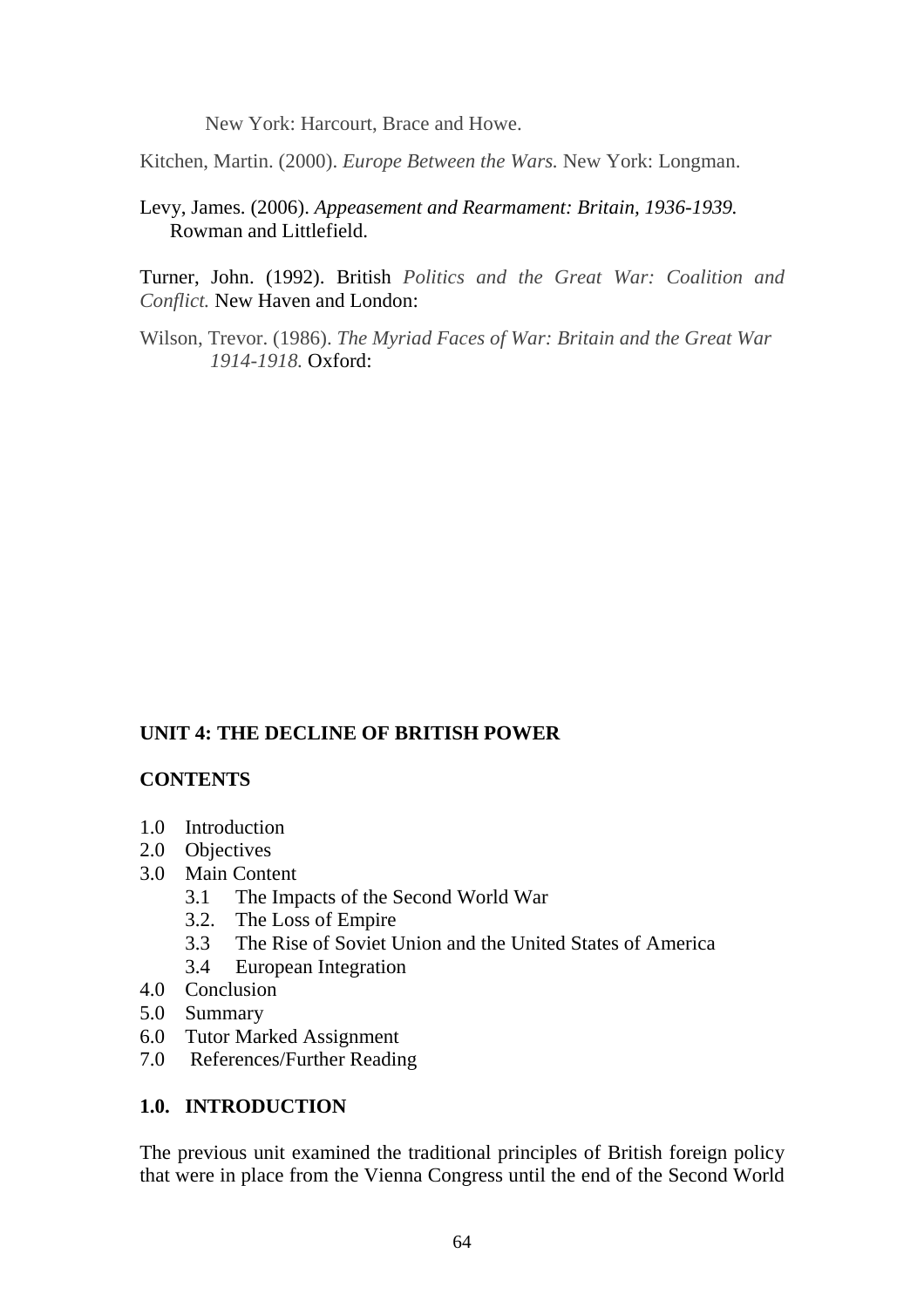New York: Harcourt, Brace and Howe.

Kitchen, Martin. (2000). *Europe Between the Wars.* New York: Longman.

Levy, James. (2006). *Appeasement and Rearmament: Britain, 1936-1939.* Rowman and Littlefield.

Turner, John. (1992). British *Politics and the Great War: Coalition and Conflict.* New Haven and London:

Wilson, Trevor. (1986). *The Myriad Faces of War: Britain and the Great War 1914-1918.* Oxford:

## UNIT 4: THE DECLINE OF BRITISH POWER

### CONTENTS

- 1.0 Introduction
- 2.0 Objectives
- 3.0 Main Content
  - 3.1 The Impacts of the Second World War
  - 3.2. The Loss of Empire
  - 3.3 The Rise of Soviet Union and the United States of America
  - 3.4 European Integration
- 4.0 Conclusion
- 5.0 Summary
- 6.0 Tutor Marked Assignment
- 7.0 References/Further Reading

### 1.0. INTRODUCTION

The previous unit examined the traditional principles of British foreign policy that were in place from the Vienna Congress until the end of the Second World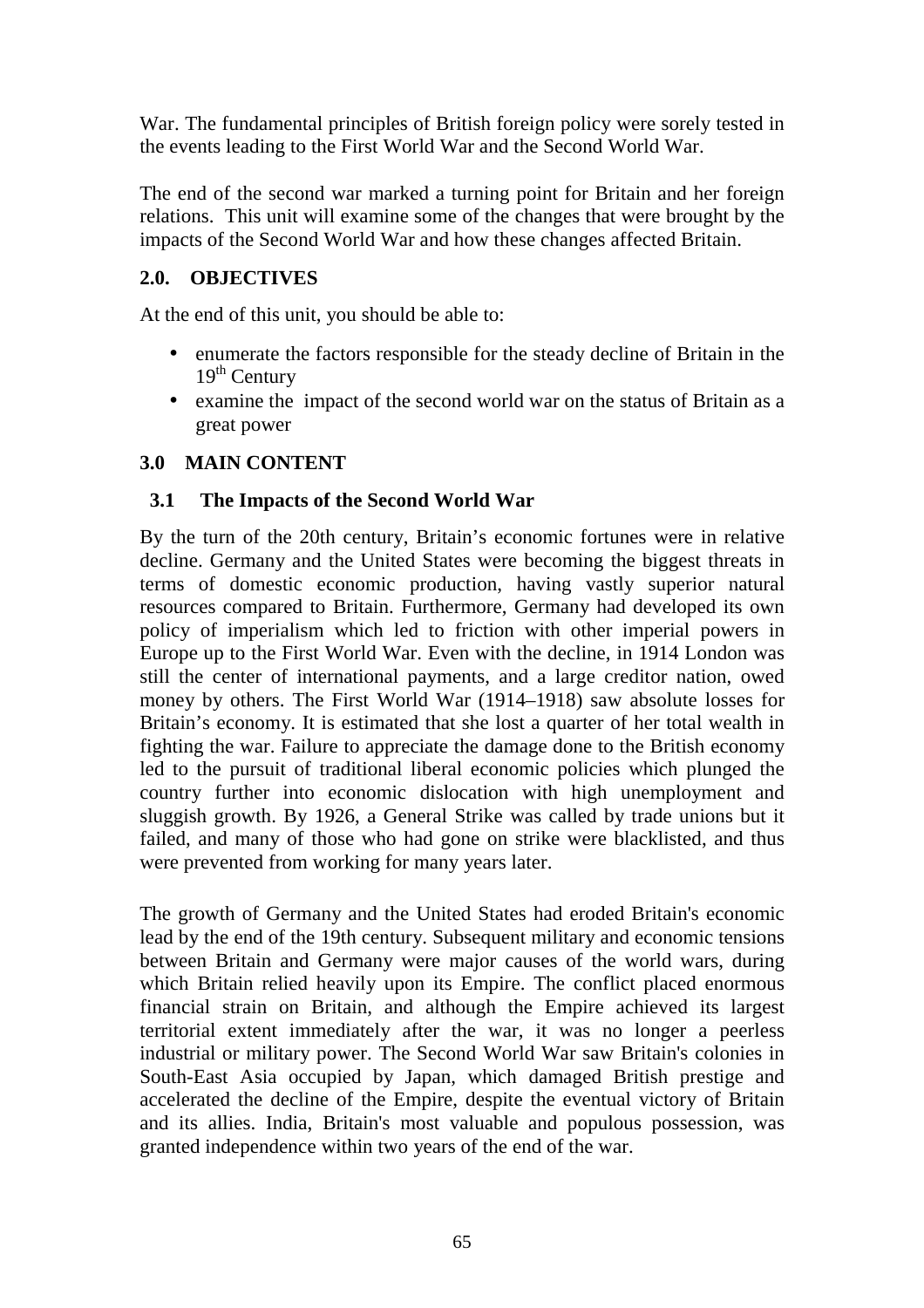War. The fundamental principles of British foreign policy were sorely tested in the events leading to the First World War and the Second World War.

The end of the second war marked a turning point for Britain and her foreign relations. This unit will examine some of the changes that were brought by the impacts of the Second World War and how these changes affected Britain.

## 2.0. OBJECTIVES

At the end of this unit, you should be able to:

- enumerate the factors responsible for the steady decline of Britain in the 19th Century
- examine the impact of the second world war on the status of Britain as a great power

## 3.0 MAIN CONTENT

### 3.1 The Impacts of the Second World War

By the turn of the 20th century, Britain's economic fortunes were in relative decline. Germany and the United States were becoming the biggest threats in terms of domestic economic production, having vastly superior natural resources compared to Britain. Furthermore, Germany had developed its own policy of imperialism which led to friction with other imperial powers in Europe up to the First World War. Even with the decline, in 1914 London was still the center of international payments, and a large creditor nation, owed money by others. The First World War (1914–1918) saw absolute losses for Britain's economy. It is estimated that she lost a quarter of her total wealth in fighting the war. Failure to appreciate the damage done to the British economy led to the pursuit of traditional liberal economic policies which plunged the country further into economic dislocation with high unemployment and sluggish growth. By 1926, a General Strike was called by trade unions but it failed, and many of those who had gone on strike were blacklisted, and thus were prevented from working for many years later.

The growth of Germany and the United States had eroded Britain's economic lead by the end of the 19th century. Subsequent military and economic tensions between Britain and Germany were major causes of the world wars, during which Britain relied heavily upon its Empire. The conflict placed enormous financial strain on Britain, and although the Empire achieved its largest territorial extent immediately after the war, it was no longer a peerless industrial or military power. The Second World War saw Britain's colonies in South-East Asia occupied by Japan, which damaged British prestige and accelerated the decline of the Empire, despite the eventual victory of Britain and its allies. India, Britain's most valuable and populous possession, was granted independence within two years of the end of the war.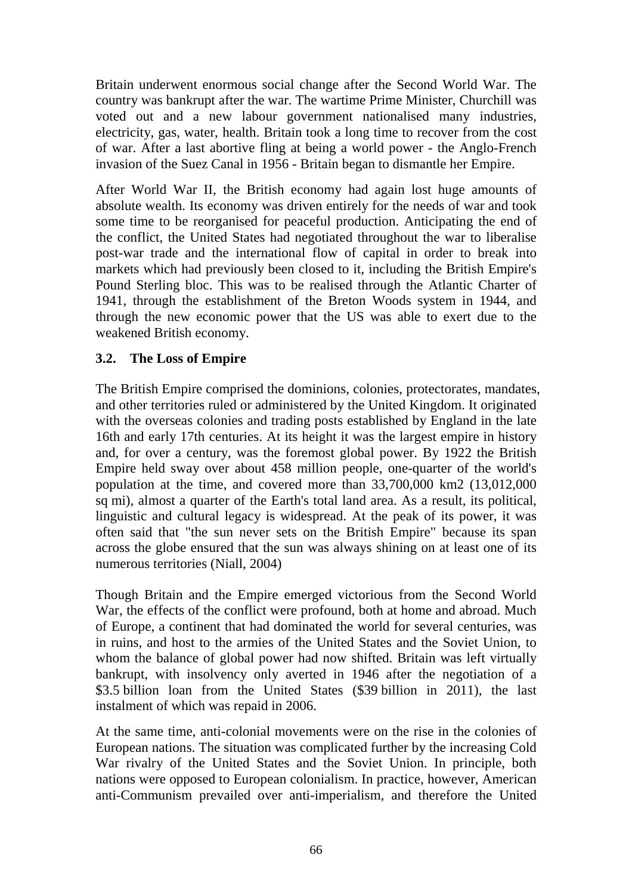Britain underwent enormous social change after the Second World War. The country was bankrupt after the war. The wartime Prime Minister, Churchill was voted out and a new labour government nationalised many industries, electricity, gas, water, health. Britain took a long time to recover from the cost of war. After a last abortive fling at being a world power - the Anglo-French invasion of the Suez Canal in 1956 - Britain began to dismantle her Empire.

After World War II, the British economy had again lost huge amounts of absolute wealth. Its economy was driven entirely for the needs of war and took some time to be reorganised for peaceful production. Anticipating the end of the conflict, the United States had negotiated throughout the war to liberalise post-war trade and the international flow of capital in order to break into markets which had previously been closed to it, including the British Empire's Pound Sterling bloc. This was to be realised through the Atlantic Charter of 1941, through the establishment of the Breton Woods system in 1944, and through the new economic power that the US was able to exert due to the weakened British economy.

### 3.2. The Loss of Empire

The British Empire comprised the dominions, colonies, protectorates, mandates, and other territories ruled or administered by the United Kingdom. It originated with the overseas colonies and trading posts established by England in the late 16th and early 17th centuries. At its height it was the largest empire in history and, for over a century, was the foremost global power. By 1922 the British Empire held sway over about 458 million people, one-quarter of the world's population at the time, and covered more than 33,700,000 km2 (13,012,000 sq mi), almost a quarter of the Earth's total land area. As a result, its political, linguistic and cultural legacy is widespread. At the peak of its power, it was often said that "the sun never sets on the British Empire" because its span across the globe ensured that the sun was always shining on at least one of its numerous territories (Niall, 2004)

Though Britain and the Empire emerged victorious from the Second World War, the effects of the conflict were profound, both at home and abroad. Much of Europe, a continent that had dominated the world for several centuries, was in ruins, and host to the armies of the United States and the Soviet Union, to whom the balance of global power had now shifted. Britain was left virtually bankrupt, with insolvency only averted in 1946 after the negotiation of a \$3.5 billion loan from the United States (\$39 billion in 2011), the last instalment of which was repaid in 2006.

At the same time, anti-colonial movements were on the rise in the colonies of European nations. The situation was complicated further by the increasing Cold War rivalry of the United States and the Soviet Union. In principle, both nations were opposed to European colonialism. In practice, however, American anti-Communism prevailed over anti-imperialism, and therefore the United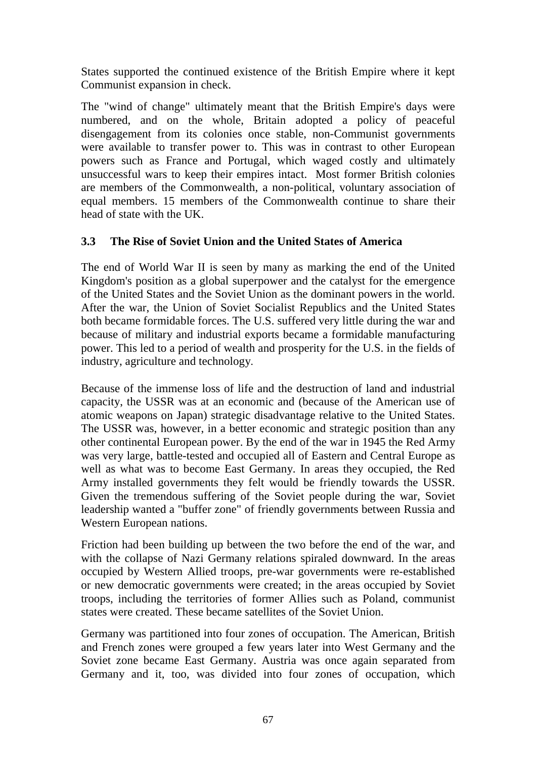States supported the continued existence of the British Empire where it kept Communist expansion in check.

The "wind of change" ultimately meant that the British Empire's days were numbered, and on the whole, Britain adopted a policy of peaceful disengagement from its colonies once stable, non-Communist governments were available to transfer power to. This was in contrast to other European powers such as France and Portugal, which waged costly and ultimately unsuccessful wars to keep their empires intact. Most former British colonies are members of the Commonwealth, a non-political, voluntary association of equal members. 15 members of the Commonwealth continue to share their head of state with the UK.

### 3.3 The Rise of Soviet Union and the United States of America

The end of World War II is seen by many as marking the end of the United Kingdom's position as a global superpower and the catalyst for the emergence of the United States and the Soviet Union as the dominant powers in the world. After the war, the Union of Soviet Socialist Republics and the United States both became formidable forces. The U.S. suffered very little during the war and because of military and industrial exports became a formidable manufacturing power. This led to a period of wealth and prosperity for the U.S. in the fields of industry, agriculture and technology.

Because of the immense loss of life and the destruction of land and industrial capacity, the USSR was at an economic and (because of the American use of atomic weapons on Japan) strategic disadvantage relative to the United States. The USSR was, however, in a better economic and strategic position than any other continental European power. By the end of the war in 1945 the Red Army was very large, battle-tested and occupied all of Eastern and Central Europe as well as what was to become East Germany. In areas they occupied, the Red Army installed governments they felt would be friendly towards the USSR. Given the tremendous suffering of the Soviet people during the war, Soviet leadership wanted a "buffer zone" of friendly governments between Russia and Western European nations.

Friction had been building up between the two before the end of the war, and with the collapse of Nazi Germany relations spiraled downward. In the areas occupied by Western Allied troops, pre-war governments were re-established or new democratic governments were created; in the areas occupied by Soviet troops, including the territories of former Allies such as Poland, communist states were created. These became satellites of the Soviet Union.

Germany was partitioned into four zones of occupation. The American, British and French zones were grouped a few years later into West Germany and the Soviet zone became East Germany. Austria was once again separated from Germany and it, too, was divided into four zones of occupation, which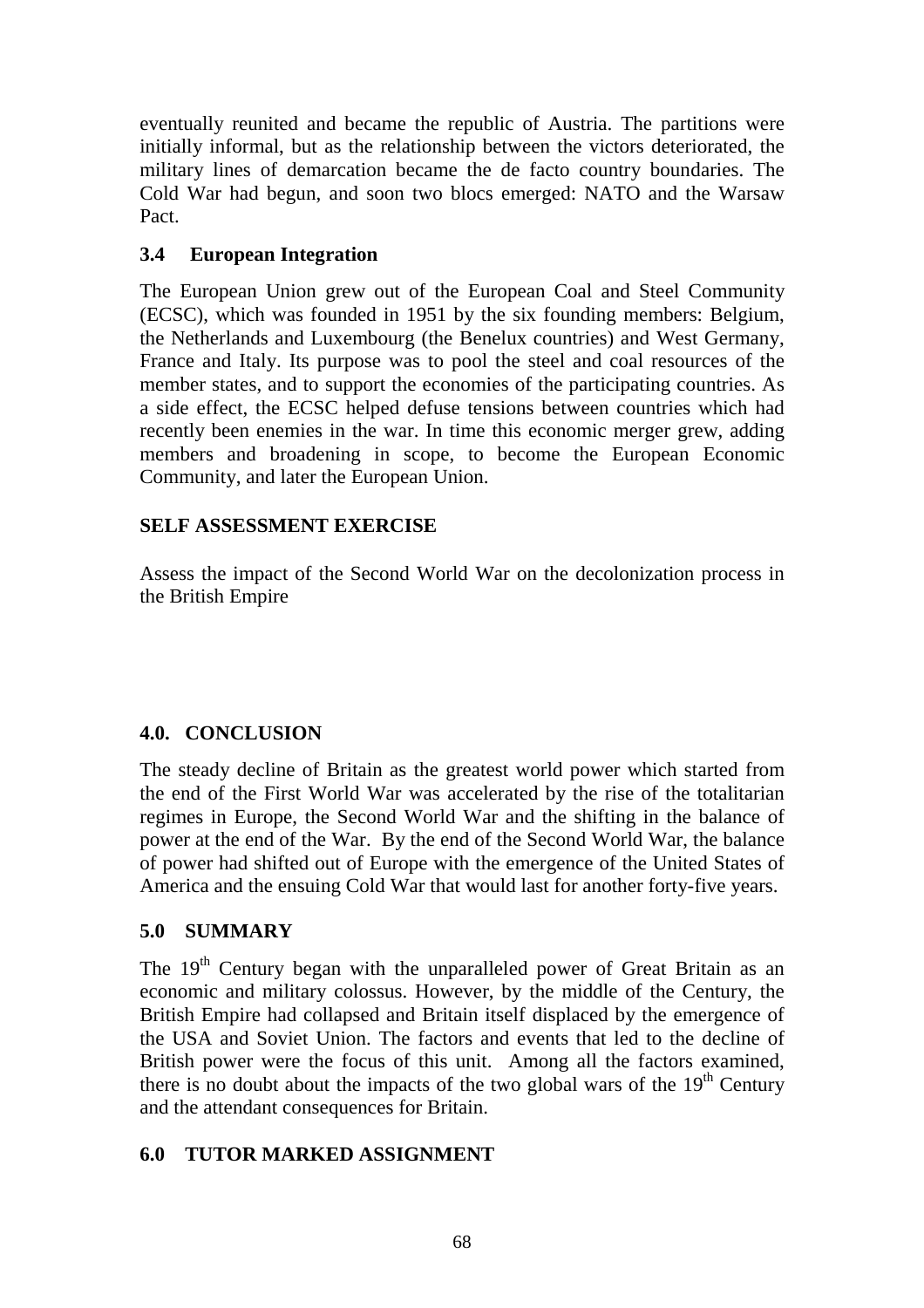eventually reunited and became the republic of Austria. The partitions were initially informal, but as the relationship between the victors deteriorated, the military lines of demarcation became the de facto country boundaries. The Cold War had begun, and soon two blocs emerged: NATO and the Warsaw Pact.

### 3.4 European Integration

The European Union grew out of the European Coal and Steel Community (ECSC), which was founded in 1951 by the six founding members: Belgium, the Netherlands and Luxembourg (the Benelux countries) and West Germany, France and Italy. Its purpose was to pool the steel and coal resources of the member states, and to support the economies of the participating countries. As a side effect, the ECSC helped defuse tensions between countries which had recently been enemies in the war. In time this economic merger grew, adding members and broadening in scope, to become the European Economic Community, and later the European Union.

**SELF ASSESSMENT EXERCISE**

Assess the impact of the Second World War on the decolonization process in the British Empire

## 4.0. CONCLUSION

The steady decline of Britain as the greatest world power which started from the end of the First World War was accelerated by the rise of the totalitarian regimes in Europe, the Second World War and the shifting in the balance of power at the end of the War. By the end of the Second World War, the balance of power had shifted out of Europe with the emergence of the United States of America and the ensuing Cold War that would last for another forty-five years.

## 5.0 SUMMARY

The 19th Century began with the unparalleled power of Great Britain as an economic and military colossus. However, by the middle of the Century, the British Empire had collapsed and Britain itself displaced by the emergence of the USA and Soviet Union. The factors and events that led to the decline of British power were the focus of this unit. Among all the factors examined, there is no doubt about the impacts of the two global wars of the 19th Century and the attendant consequences for Britain.

## 6.0 TUTOR MARKED ASSIGNMENT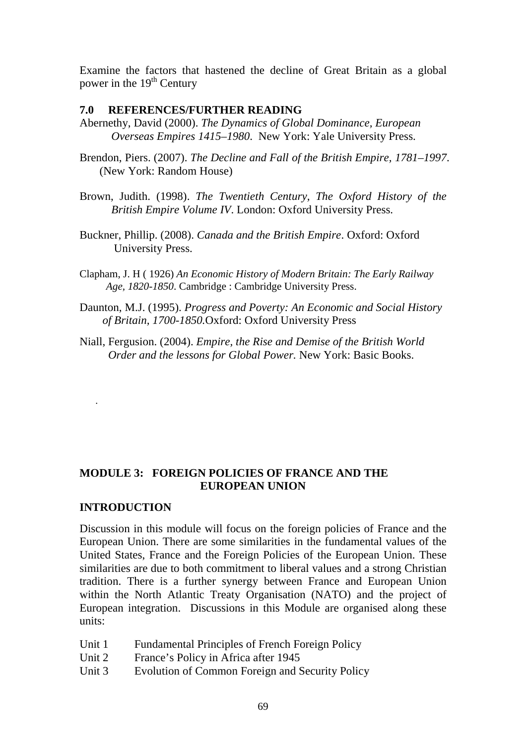Examine the factors that hastened the decline of Great Britain as a global power in the 19th Century

## 7.0 REFERENCES/FURTHER READING

Abernethy, David (2000). *The Dynamics of Global Dominance, European Overseas Empires 1415–1980*. New York: Yale University Press.

Brendon, Piers. (2007). *The Decline and Fall of the British Empire, 1781–1997*. (New York: Random House)

Brown, Judith. (1998). *The Twentieth Century, The Oxford History of the British Empire Volume IV*. London: Oxford University Press.

Buckner, Phillip. (2008). *Canada and the British Empire*. Oxford: Oxford University Press.

Clapham, J. H ( 1926) *An Economic History of Modern Britain: The Early Railway Age, 1820-1850*. Cambridge : Cambridge University Press.

Daunton, M.J. (1995). *Progress and Poverty: An Economic and Social History of Britain, 1700-1850.*Oxford: Oxford University Press

Niall, Fergusion. (2004). *Empire, the Rise and Demise of the British World Order and the lessons for Global Power.* New York: Basic Books.

.

# MODULE 3: FOREIGN POLICIES OF FRANCE AND THE EUROPEAN UNION

## INTRODUCTION

Discussion in this module will focus on the foreign policies of France and the European Union. There are some similarities in the fundamental values of the United States, France and the Foreign Policies of the European Union. These similarities are due to both commitment to liberal values and a strong Christian tradition. There is a further synergy between France and European Union within the North Atlantic Treaty Organisation (NATO) and the project of European integration. Discussions in this Module are organised along these units:

- Unit 1 Fundamental Principles of French Foreign Policy
- Unit 2 France's Policy in Africa after 1945
- Unit 3 Evolution of Common Foreign and Security Policy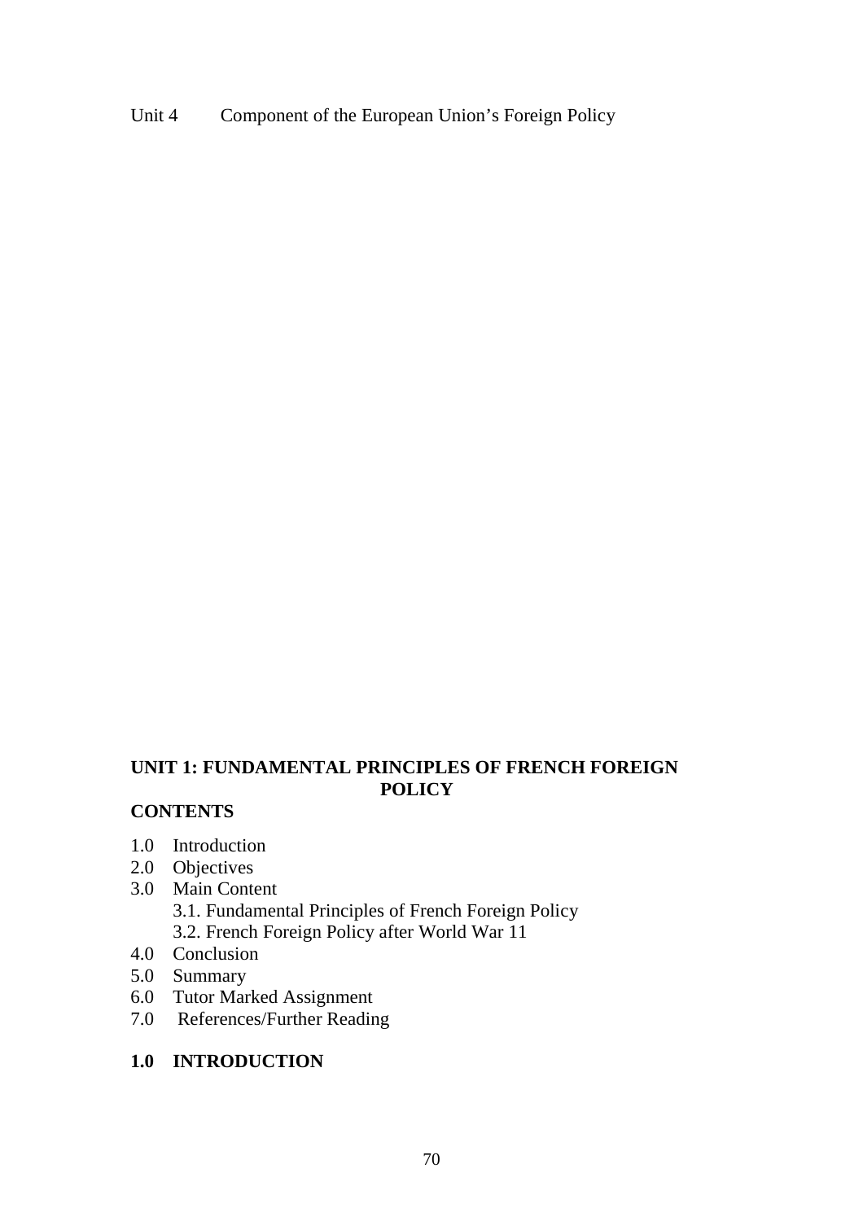Unit 4 Component of the European Union's Foreign Policy

## UNIT 1: FUNDAMENTAL PRINCIPLES OF FRENCH FOREIGN POLICY

### CONTENTS

1.0 Introduction
2.0 Objectives
3.0 Main Content
  3.1. Fundamental Principles of French Foreign Policy
  3.2. French Foreign Policy after World War 11
4.0 Conclusion
5.0 Summary
6.0 Tutor Marked Assignment
7.0 References/Further Reading

### 1.0 INTRODUCTION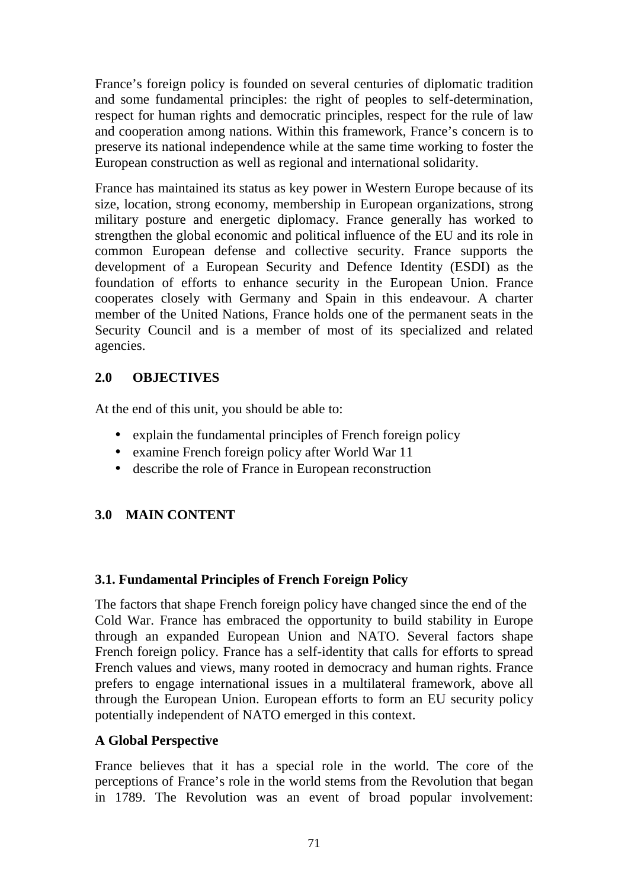France's foreign policy is founded on several centuries of diplomatic tradition and some fundamental principles: the right of peoples to self-determination, respect for human rights and democratic principles, respect for the rule of law and cooperation among nations. Within this framework, France's concern is to preserve its national independence while at the same time working to foster the European construction as well as regional and international solidarity.

France has maintained its status as key power in Western Europe because of its size, location, strong economy, membership in European organizations, strong military posture and energetic diplomacy. France generally has worked to strengthen the global economic and political influence of the EU and its role in common European defense and collective security. France supports the development of a European Security and Defence Identity (ESDI) as the foundation of efforts to enhance security in the European Union. France cooperates closely with Germany and Spain in this endeavour. A charter member of the United Nations, France holds one of the permanent seats in the Security Council and is a member of most of its specialized and related agencies.

## 2.0 OBJECTIVES

At the end of this unit, you should be able to:

- explain the fundamental principles of French foreign policy
- examine French foreign policy after World War 11
- describe the role of France in European reconstruction

## 3.0 MAIN CONTENT

### 3.1. Fundamental Principles of French Foreign Policy

The factors that shape French foreign policy have changed since the end of the Cold War. France has embraced the opportunity to build stability in Europe through an expanded European Union and NATO. Several factors shape French foreign policy. France has a self-identity that calls for efforts to spread French values and views, many rooted in democracy and human rights. France prefers to engage international issues in a multilateral framework, above all through the European Union. European efforts to form an EU security policy potentially independent of NATO emerged in this context.

**A Global Perspective**

France believes that it has a special role in the world. The core of the perceptions of France's role in the world stems from the Revolution that began in 1789. The Revolution was an event of broad popular involvement: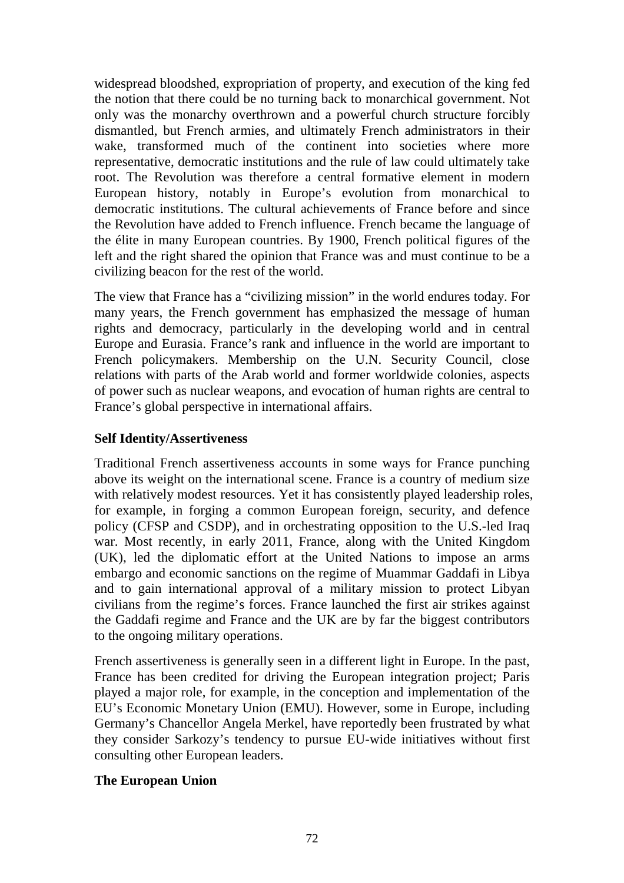widespread bloodshed, expropriation of property, and execution of the king fed the notion that there could be no turning back to monarchical government. Not only was the monarchy overthrown and a powerful church structure forcibly dismantled, but French armies, and ultimately French administrators in their wake, transformed much of the continent into societies where more representative, democratic institutions and the rule of law could ultimately take root. The Revolution was therefore a central formative element in modern European history, notably in Europe's evolution from monarchical to democratic institutions. The cultural achievements of France before and since the Revolution have added to French influence. French became the language of the élite in many European countries. By 1900, French political figures of the left and the right shared the opinion that France was and must continue to be a civilizing beacon for the rest of the world.

The view that France has a "civilizing mission" in the world endures today. For many years, the French government has emphasized the message of human rights and democracy, particularly in the developing world and in central Europe and Eurasia. France's rank and influence in the world are important to French policymakers. Membership on the U.N. Security Council, close relations with parts of the Arab world and former worldwide colonies, aspects of power such as nuclear weapons, and evocation of human rights are central to France's global perspective in international affairs.

**Self Identity/Assertiveness**

Traditional French assertiveness accounts in some ways for France punching above its weight on the international scene. France is a country of medium size with relatively modest resources. Yet it has consistently played leadership roles, for example, in forging a common European foreign, security, and defence policy (CFSP and CSDP), and in orchestrating opposition to the U.S.-led Iraq war. Most recently, in early 2011, France, along with the United Kingdom (UK), led the diplomatic effort at the United Nations to impose an arms embargo and economic sanctions on the regime of Muammar Gaddafi in Libya and to gain international approval of a military mission to protect Libyan civilians from the regime's forces. France launched the first air strikes against the Gaddafi regime and France and the UK are by far the biggest contributors to the ongoing military operations.

French assertiveness is generally seen in a different light in Europe. In the past, France has been credited for driving the European integration project; Paris played a major role, for example, in the conception and implementation of the EU's Economic Monetary Union (EMU). However, some in Europe, including Germany's Chancellor Angela Merkel, have reportedly been frustrated by what they consider Sarkozy's tendency to pursue EU-wide initiatives without first consulting other European leaders.

**The European Union**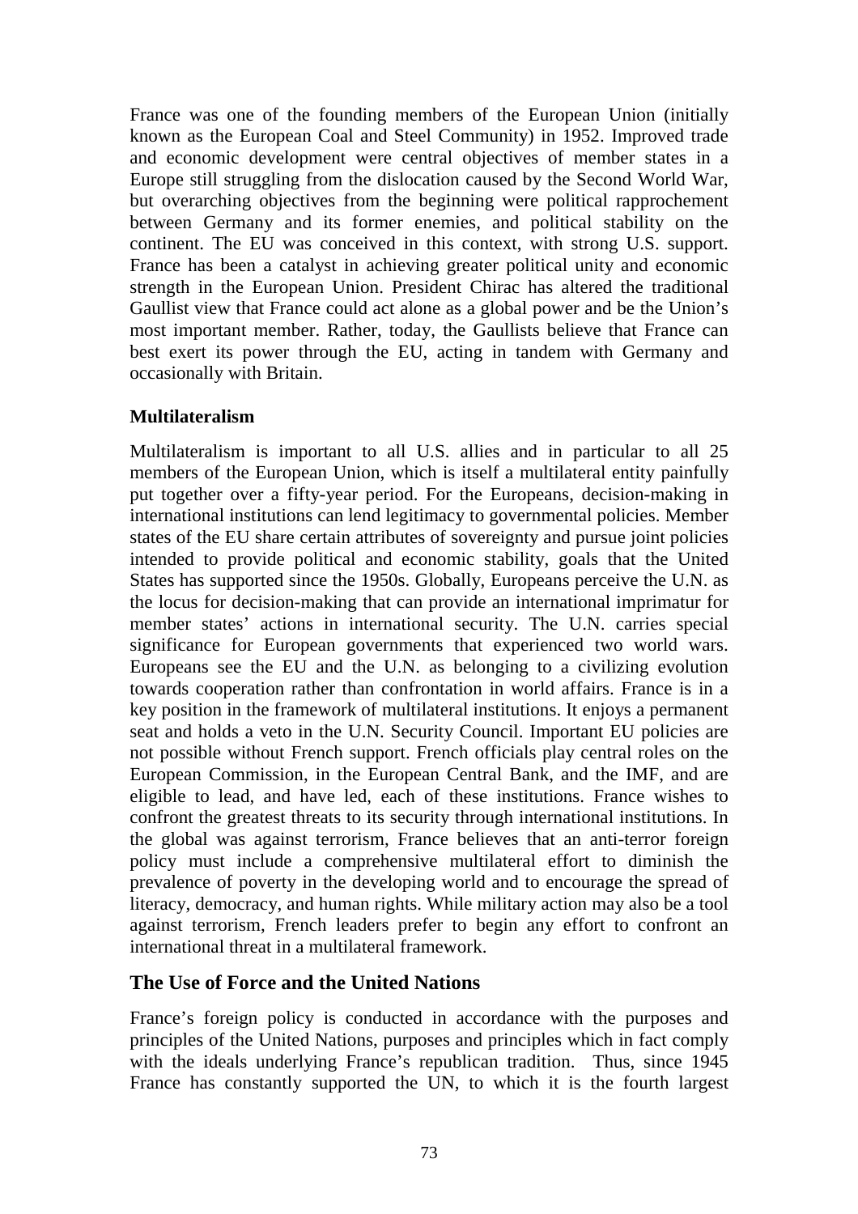France was one of the founding members of the European Union (initially known as the European Coal and Steel Community) in 1952. Improved trade and economic development were central objectives of member states in a Europe still struggling from the dislocation caused by the Second World War, but overarching objectives from the beginning were political rapprochement between Germany and its former enemies, and political stability on the continent. The EU was conceived in this context, with strong U.S. support. France has been a catalyst in achieving greater political unity and economic strength in the European Union. President Chirac has altered the traditional Gaullist view that France could act alone as a global power and be the Union's most important member. Rather, today, the Gaullists believe that France can best exert its power through the EU, acting in tandem with Germany and occasionally with Britain.

**Multilateralism**

Multilateralism is important to all U.S. allies and in particular to all 25 members of the European Union, which is itself a multilateral entity painfully put together over a fifty-year period. For the Europeans, decision-making in international institutions can lend legitimacy to governmental policies. Member states of the EU share certain attributes of sovereignty and pursue joint policies intended to provide political and economic stability, goals that the United States has supported since the 1950s. Globally, Europeans perceive the U.N. as the locus for decision-making that can provide an international imprimatur for member states' actions in international security. The U.N. carries special significance for European governments that experienced two world wars. Europeans see the EU and the U.N. as belonging to a civilizing evolution towards cooperation rather than confrontation in world affairs. France is in a key position in the framework of multilateral institutions. It enjoys a permanent seat and holds a veto in the U.N. Security Council. Important EU policies are not possible without French support. French officials play central roles on the European Commission, in the European Central Bank, and the IMF, and are eligible to lead, and have led, each of these institutions. France wishes to confront the greatest threats to its security through international institutions. In the global was against terrorism, France believes that an anti-terror foreign policy must include a comprehensive multilateral effort to diminish the prevalence of poverty in the developing world and to encourage the spread of literacy, democracy, and human rights. While military action may also be a tool against terrorism, French leaders prefer to begin any effort to confront an international threat in a multilateral framework.

## The Use of Force and the United Nations

France's foreign policy is conducted in accordance with the purposes and principles of the United Nations, purposes and principles which in fact comply with the ideals underlying France's republican tradition. Thus, since 1945 France has constantly supported the UN, to which it is the fourth largest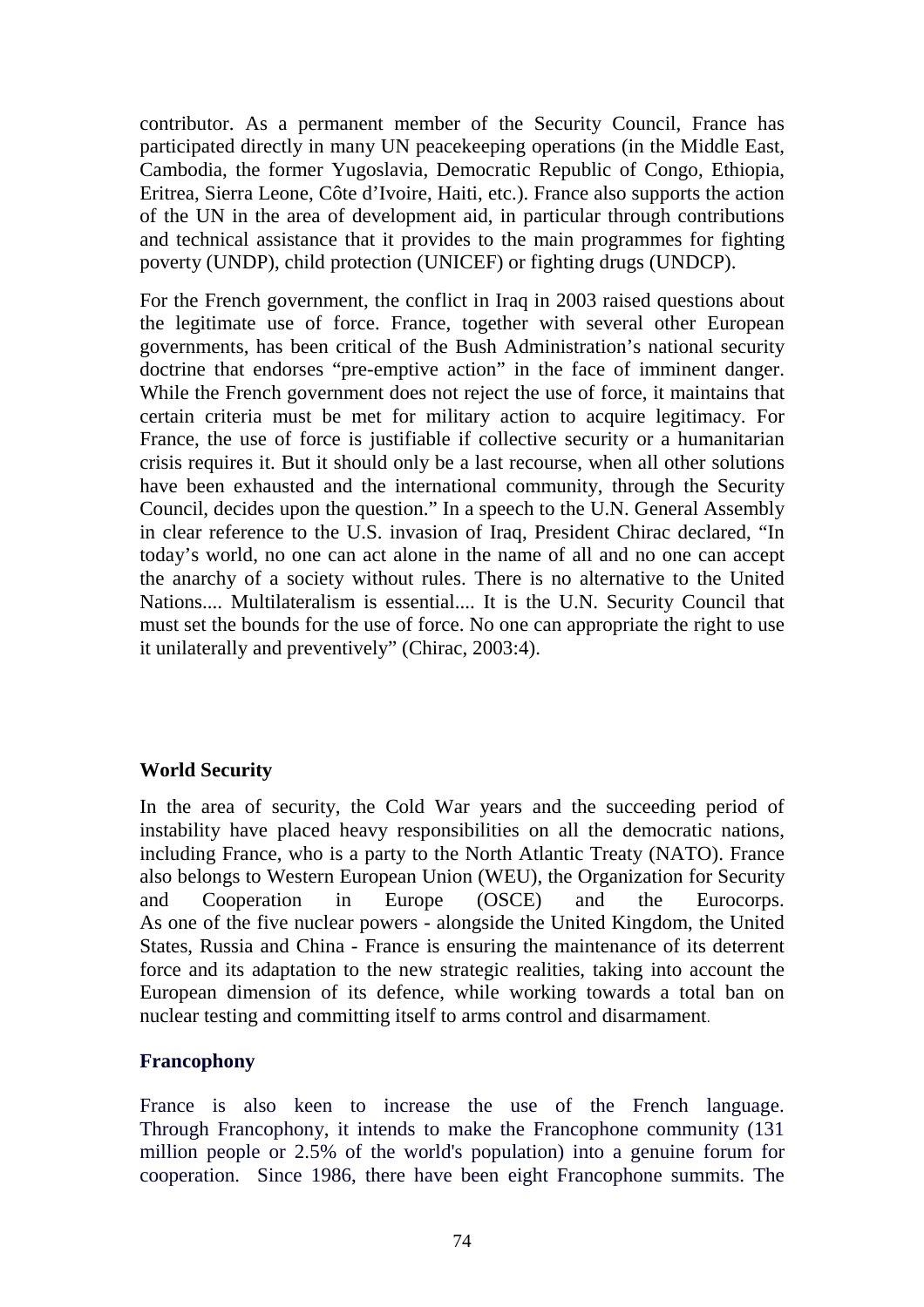contributor. As a permanent member of the Security Council, France has participated directly in many UN peacekeeping operations (in the Middle East, Cambodia, the former Yugoslavia, Democratic Republic of Congo, Ethiopia, Eritrea, Sierra Leone, Côte d'Ivoire, Haiti, etc.). France also supports the action of the UN in the area of development aid, in particular through contributions and technical assistance that it provides to the main programmes for fighting poverty (UNDP), child protection (UNICEF) or fighting drugs (UNDCP).

For the French government, the conflict in Iraq in 2003 raised questions about the legitimate use of force. France, together with several other European governments, has been critical of the Bush Administration's national security doctrine that endorses "pre-emptive action" in the face of imminent danger. While the French government does not reject the use of force, it maintains that certain criteria must be met for military action to acquire legitimacy. For France, the use of force is justifiable if collective security or a humanitarian crisis requires it. But it should only be a last recourse, when all other solutions have been exhausted and the international community, through the Security Council, decides upon the question." In a speech to the U.N. General Assembly in clear reference to the U.S. invasion of Iraq, President Chirac declared, "In today's world, no one can act alone in the name of all and no one can accept the anarchy of a society without rules. There is no alternative to the United Nations.... Multilateralism is essential.... It is the U.N. Security Council that must set the bounds for the use of force. No one can appropriate the right to use it unilaterally and preventively" (Chirac, 2003:4).

**World Security**

In the area of security, the Cold War years and the succeeding period of instability have placed heavy responsibilities on all the democratic nations, including France, who is a party to the North Atlantic Treaty (NATO). France also belongs to Western European Union (WEU), the Organization for Security and Cooperation in Europe (OSCE) and the Eurocorps.
As one of the five nuclear powers - alongside the United Kingdom, the United States, Russia and China - France is ensuring the maintenance of its deterrent force and its adaptation to the new strategic realities, taking into account the European dimension of its defence, while working towards a total ban on nuclear testing and committing itself to arms control and disarmament.

**Francophony**

France is also keen to increase the use of the French language. Through Francophony, it intends to make the Francophone community (131 million people or 2.5% of the world's population) into a genuine forum for cooperation. Since 1986, there have been eight Francophone summits. The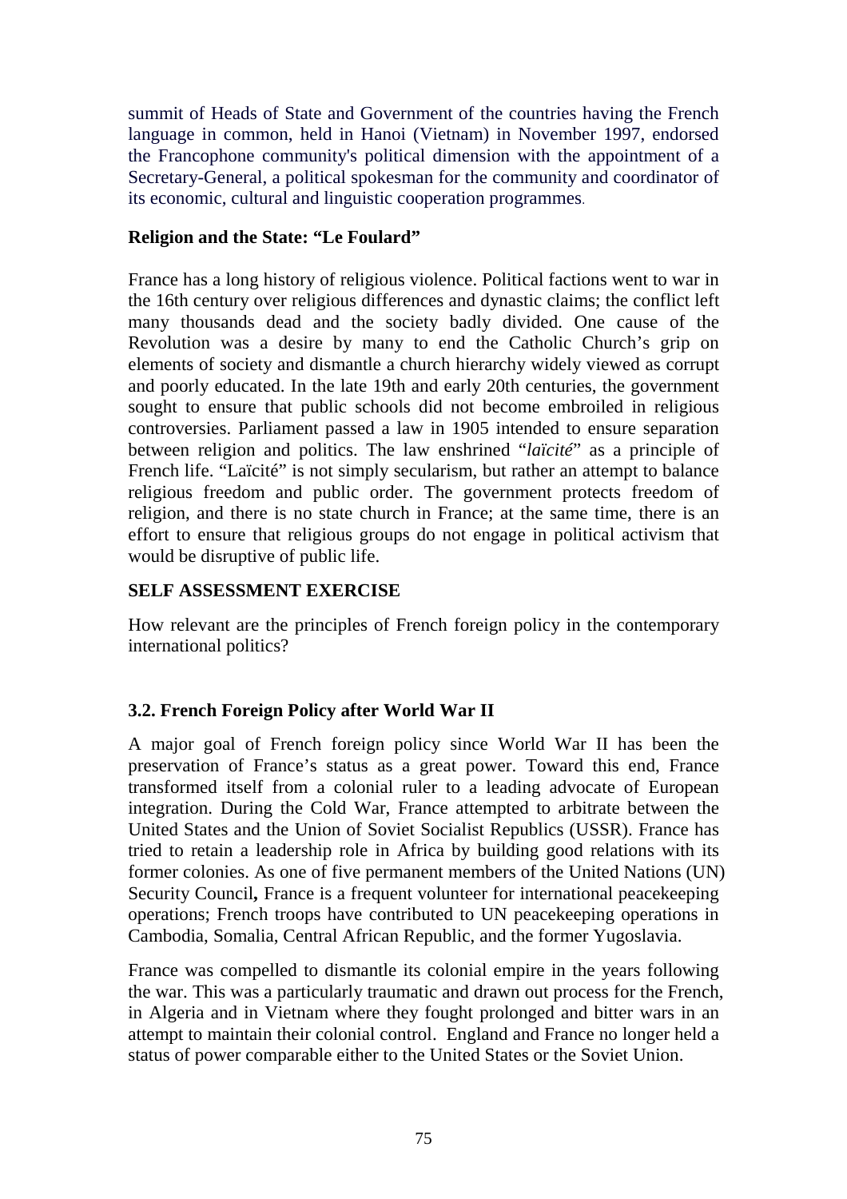summit of Heads of State and Government of the countries having the French language in common, held in Hanoi (Vietnam) in November 1997, endorsed the Francophone community's political dimension with the appointment of a Secretary-General, a political spokesman for the community and coordinator of its economic, cultural and linguistic cooperation programmes.

**Religion and the State: "Le Foulard"**

France has a long history of religious violence. Political factions went to war in the 16th century over religious differences and dynastic claims; the conflict left many thousands dead and the society badly divided. One cause of the Revolution was a desire by many to end the Catholic Church's grip on elements of society and dismantle a church hierarchy widely viewed as corrupt and poorly educated. In the late 19th and early 20th centuries, the government sought to ensure that public schools did not become embroiled in religious controversies. Parliament passed a law in 1905 intended to ensure separation between religion and politics. The law enshrined "*laïcité*" as a principle of French life. "Laïcité" is not simply secularism, but rather an attempt to balance religious freedom and public order. The government protects freedom of religion, and there is no state church in France; at the same time, there is an effort to ensure that religious groups do not engage in political activism that would be disruptive of public life.

**SELF ASSESSMENT EXERCISE**

How relevant are the principles of French foreign policy in the contemporary international politics?

### 3.2. French Foreign Policy after World War II

A major goal of French foreign policy since World War II has been the preservation of France's status as a great power. Toward this end, France transformed itself from a colonial ruler to a leading advocate of European integration. During the Cold War, France attempted to arbitrate between the United States and the Union of Soviet Socialist Republics (USSR). France has tried to retain a leadership role in Africa by building good relations with its former colonies. As one of five permanent members of the United Nations (UN) Security Council**,** France is a frequent volunteer for international peacekeeping operations; French troops have contributed to UN peacekeeping operations in Cambodia, Somalia, Central African Republic, and the former Yugoslavia.

France was compelled to dismantle its colonial empire in the years following the war. This was a particularly traumatic and drawn out process for the French, in Algeria and in Vietnam where they fought prolonged and bitter wars in an attempt to maintain their colonial control. England and France no longer held a status of power comparable either to the United States or the Soviet Union.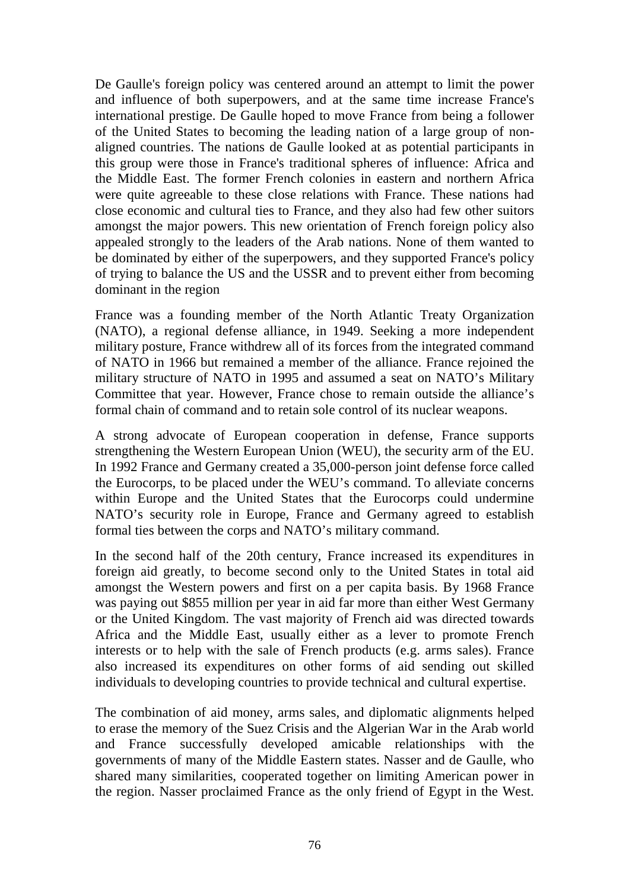De Gaulle's foreign policy was centered around an attempt to limit the power and influence of both superpowers, and at the same time increase France's international prestige. De Gaulle hoped to move France from being a follower of the United States to becoming the leading nation of a large group of non-aligned countries. The nations de Gaulle looked at as potential participants in this group were those in France's traditional spheres of influence: Africa and the Middle East. The former French colonies in eastern and northern Africa were quite agreeable to these close relations with France. These nations had close economic and cultural ties to France, and they also had few other suitors amongst the major powers. This new orientation of French foreign policy also appealed strongly to the leaders of the Arab nations. None of them wanted to be dominated by either of the superpowers, and they supported France's policy of trying to balance the US and the USSR and to prevent either from becoming dominant in the region

France was a founding member of the North Atlantic Treaty Organization (NATO), a regional defense alliance, in 1949. Seeking a more independent military posture, France withdrew all of its forces from the integrated command of NATO in 1966 but remained a member of the alliance. France rejoined the military structure of NATO in 1995 and assumed a seat on NATO's Military Committee that year. However, France chose to remain outside the alliance's formal chain of command and to retain sole control of its nuclear weapons.

A strong advocate of European cooperation in defense, France supports strengthening the Western European Union (WEU), the security arm of the EU. In 1992 France and Germany created a 35,000-person joint defense force called the Eurocorps, to be placed under the WEU's command. To alleviate concerns within Europe and the United States that the Eurocorps could undermine NATO's security role in Europe, France and Germany agreed to establish formal ties between the corps and NATO's military command.

In the second half of the 20th century, France increased its expenditures in foreign aid greatly, to become second only to the United States in total aid amongst the Western powers and first on a per capita basis. By 1968 France was paying out \$855 million per year in aid far more than either West Germany or the United Kingdom. The vast majority of French aid was directed towards Africa and the Middle East, usually either as a lever to promote French interests or to help with the sale of French products (e.g. arms sales). France also increased its expenditures on other forms of aid sending out skilled individuals to developing countries to provide technical and cultural expertise.

The combination of aid money, arms sales, and diplomatic alignments helped to erase the memory of the Suez Crisis and the Algerian War in the Arab world and France successfully developed amicable relationships with the governments of many of the Middle Eastern states. Nasser and de Gaulle, who shared many similarities, cooperated together on limiting American power in the region. Nasser proclaimed France as the only friend of Egypt in the West.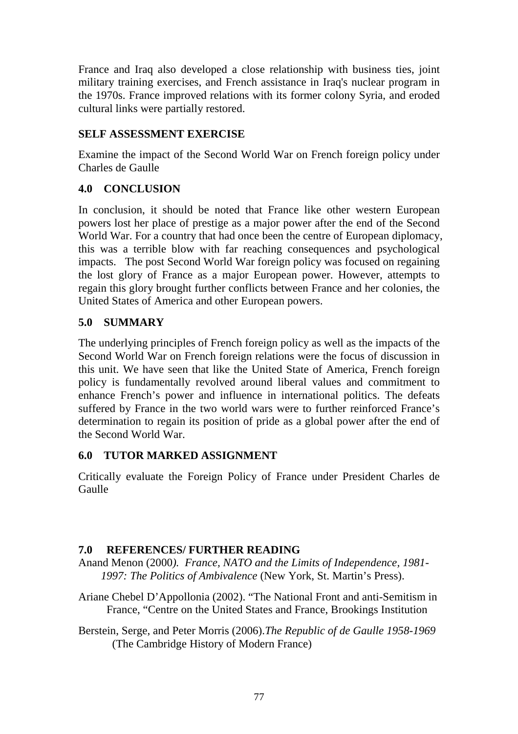France and Iraq also developed a close relationship with business ties, joint military training exercises, and French assistance in Iraq's nuclear program in the 1970s. France improved relations with its former colony Syria, and eroded cultural links were partially restored.

## SELF ASSESSMENT EXERCISE

Examine the impact of the Second World War on French foreign policy under Charles de Gaulle

## 4.0 CONCLUSION

In conclusion, it should be noted that France like other western European powers lost her place of prestige as a major power after the end of the Second World War. For a country that had once been the centre of European diplomacy, this was a terrible blow with far reaching consequences and psychological impacts. The post Second World War foreign policy was focused on regaining the lost glory of France as a major European power. However, attempts to regain this glory brought further conflicts between France and her colonies, the United States of America and other European powers.

## 5.0 SUMMARY

The underlying principles of French foreign policy as well as the impacts of the Second World War on French foreign relations were the focus of discussion in this unit. We have seen that like the United State of America, French foreign policy is fundamentally revolved around liberal values and commitment to enhance French's power and influence in international politics. The defeats suffered by France in the two world wars were to further reinforced France's determination to regain its position of pride as a global power after the end of the Second World War.

## 6.0 TUTOR MARKED ASSIGNMENT

Critically evaluate the Foreign Policy of France under President Charles de Gaulle

## 7.0 REFERENCES/ FURTHER READING

Anand Menon (2000). *France, NATO and the Limits of Independence, 1981-1997: The Politics of Ambivalence* (New York, St. Martin's Press).

Ariane Chebel D'Appollonia (2002). "The National Front and anti-Semitism in France, "Centre on the United States and France, Brookings Institution

Berstein, Serge, and Peter Morris (2006).*The Republic of de Gaulle 1958-1969* (The Cambridge History of Modern France)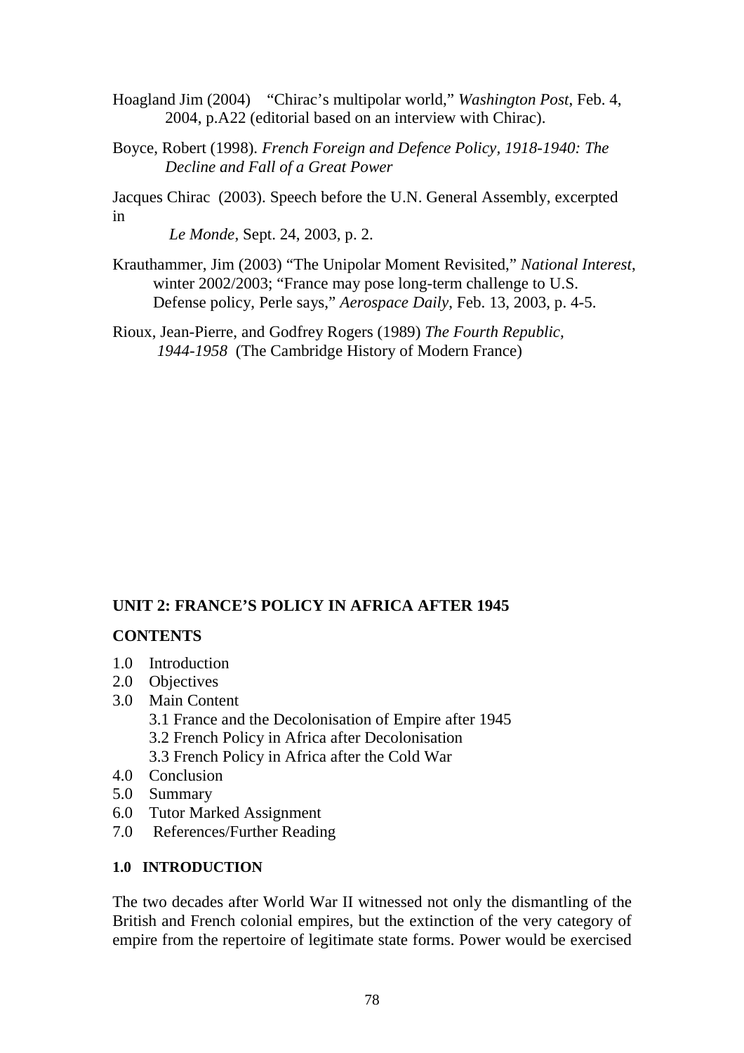Hoagland Jim (2004) "Chirac's multipolar world," *Washington Post*, Feb. 4, 2004, p.A22 (editorial based on an interview with Chirac).

Boyce, Robert (1998). *French Foreign and Defence Policy, 1918-1940: The Decline and Fall of a Great Power*

Jacques Chirac (2003). Speech before the U.N. General Assembly, excerpted in *Le Monde*, Sept. 24, 2003, p. 2.

Krauthammer, Jim (2003) "The Unipolar Moment Revisited," *National Interest*, winter 2002/2003; "France may pose long-term challenge to U.S. Defense policy, Perle says," *Aerospace Daily*, Feb. 13, 2003, p. 4-5.

Rioux, Jean-Pierre, and Godfrey Rogers (1989) *The Fourth Republic, 1944-1958* (The Cambridge History of Modern France)

## UNIT 2: FRANCE'S POLICY IN AFRICA AFTER 1945

### CONTENTS

1.0 Introduction
2.0 Objectives
3.0 Main Content
    3.1 France and the Decolonisation of Empire after 1945
    3.2 French Policy in Africa after Decolonisation
    3.3 French Policy in Africa after the Cold War
4.0 Conclusion
5.0 Summary
6.0 Tutor Marked Assignment
7.0 References/Further Reading

### 1.0 INTRODUCTION

The two decades after World War II witnessed not only the dismantling of the British and French colonial empires, but the extinction of the very category of empire from the repertoire of legitimate state forms. Power would be exercised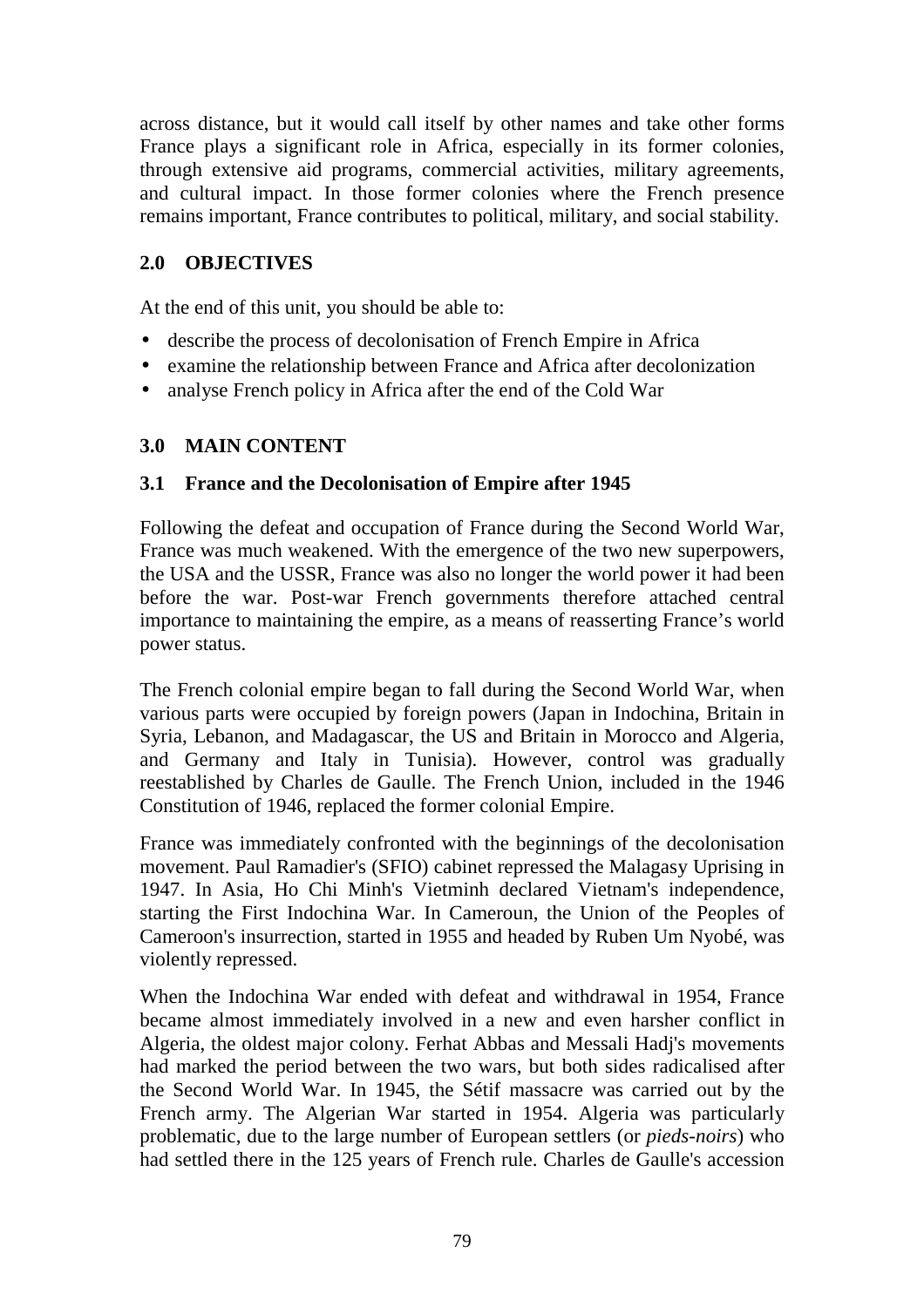across distance, but it would call itself by other names and take other forms France plays a significant role in Africa, especially in its former colonies, through extensive aid programs, commercial activities, military agreements, and cultural impact. In those former colonies where the French presence remains important, France contributes to political, military, and social stability.

## 2.0 OBJECTIVES

At the end of this unit, you should be able to:

- describe the process of decolonisation of French Empire in Africa
- examine the relationship between France and Africa after decolonization
- analyse French policy in Africa after the end of the Cold War

## 3.0 MAIN CONTENT

### 3.1 France and the Decolonisation of Empire after 1945

Following the defeat and occupation of France during the Second World War, France was much weakened. With the emergence of the two new superpowers, the USA and the USSR, France was also no longer the world power it had been before the war. Post-war French governments therefore attached central importance to maintaining the empire, as a means of reasserting France's world power status.

The French colonial empire began to fall during the Second World War, when various parts were occupied by foreign powers (Japan in Indochina, Britain in Syria, Lebanon, and Madagascar, the US and Britain in Morocco and Algeria, and Germany and Italy in Tunisia). However, control was gradually reestablished by Charles de Gaulle. The French Union, included in the 1946 Constitution of 1946, replaced the former colonial Empire.

France was immediately confronted with the beginnings of the decolonisation movement. Paul Ramadier's (SFIO) cabinet repressed the Malagasy Uprising in 1947. In Asia, Ho Chi Minh's Vietminh declared Vietnam's independence, starting the First Indochina War. In Cameroun, the Union of the Peoples of Cameroon's insurrection, started in 1955 and headed by Ruben Um Nyobé, was violently repressed.

When the Indochina War ended with defeat and withdrawal in 1954, France became almost immediately involved in a new and even harsher conflict in Algeria, the oldest major colony. Ferhat Abbas and Messali Hadj's movements had marked the period between the two wars, but both sides radicalised after the Second World War. In 1945, the Sétif massacre was carried out by the French army. The Algerian War started in 1954. Algeria was particularly problematic, due to the large number of European settlers (or *pieds-noirs*) who had settled there in the 125 years of French rule. Charles de Gaulle's accession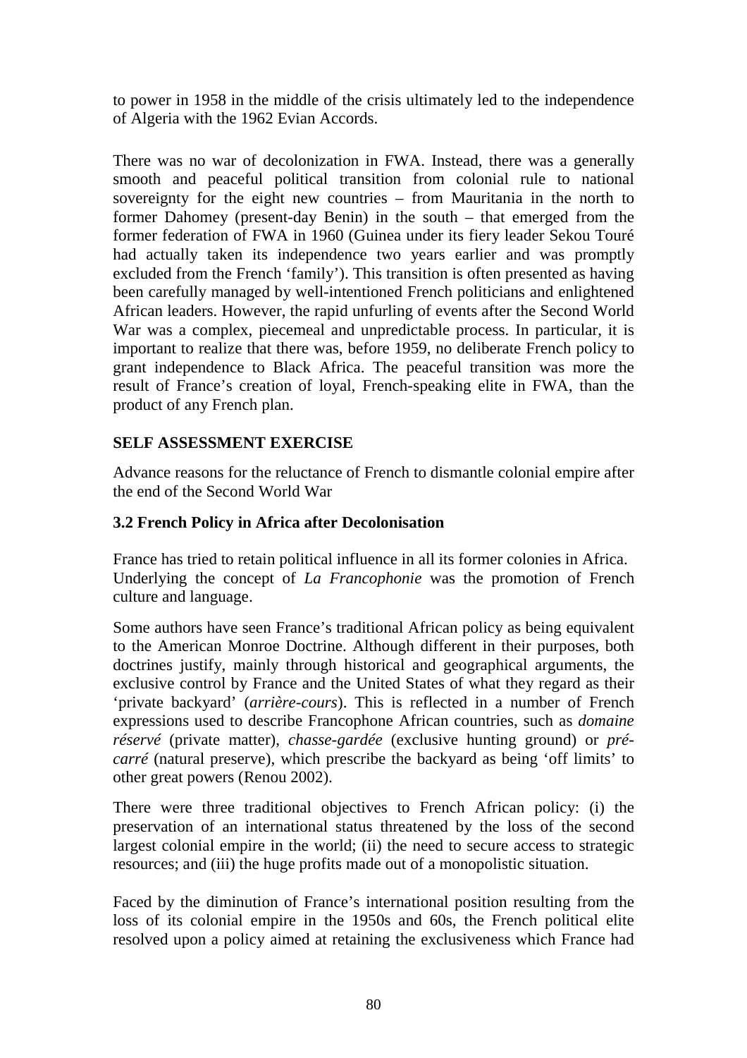to power in 1958 in the middle of the crisis ultimately led to the independence of Algeria with the 1962 Evian Accords.

There was no war of decolonization in FWA. Instead, there was a generally smooth and peaceful political transition from colonial rule to national sovereignty for the eight new countries – from Mauritania in the north to former Dahomey (present-day Benin) in the south – that emerged from the former federation of FWA in 1960 (Guinea under its fiery leader Sekou Touré had actually taken its independence two years earlier and was promptly excluded from the French 'family'). This transition is often presented as having been carefully managed by well-intentioned French politicians and enlightened African leaders. However, the rapid unfurling of events after the Second World War was a complex, piecemeal and unpredictable process. In particular, it is important to realize that there was, before 1959, no deliberate French policy to grant independence to Black Africa. The peaceful transition was more the result of France's creation of loyal, French-speaking elite in FWA, than the product of any French plan.

**SELF ASSESSMENT EXERCISE**

Advance reasons for the reluctance of French to dismantle colonial empire after the end of the Second World War

### 3.2 French Policy in Africa after Decolonisation

France has tried to retain political influence in all its former colonies in Africa. Underlying the concept of *La Francophonie* was the promotion of French culture and language.

Some authors have seen France's traditional African policy as being equivalent to the American Monroe Doctrine. Although different in their purposes, both doctrines justify, mainly through historical and geographical arguments, the exclusive control by France and the United States of what they regard as their 'private backyard' (*arrière-cours*). This is reflected in a number of French expressions used to describe Francophone African countries, such as *domaine réservé* (private matter), *chasse-gardée* (exclusive hunting ground) or *pré-carré* (natural preserve), which prescribe the backyard as being 'off limits' to other great powers (Renou 2002).

There were three traditional objectives to French African policy: (i) the preservation of an international status threatened by the loss of the second largest colonial empire in the world; (ii) the need to secure access to strategic resources; and (iii) the huge profits made out of a monopolistic situation.

Faced by the diminution of France's international position resulting from the loss of its colonial empire in the 1950s and 60s, the French political elite resolved upon a policy aimed at retaining the exclusiveness which France had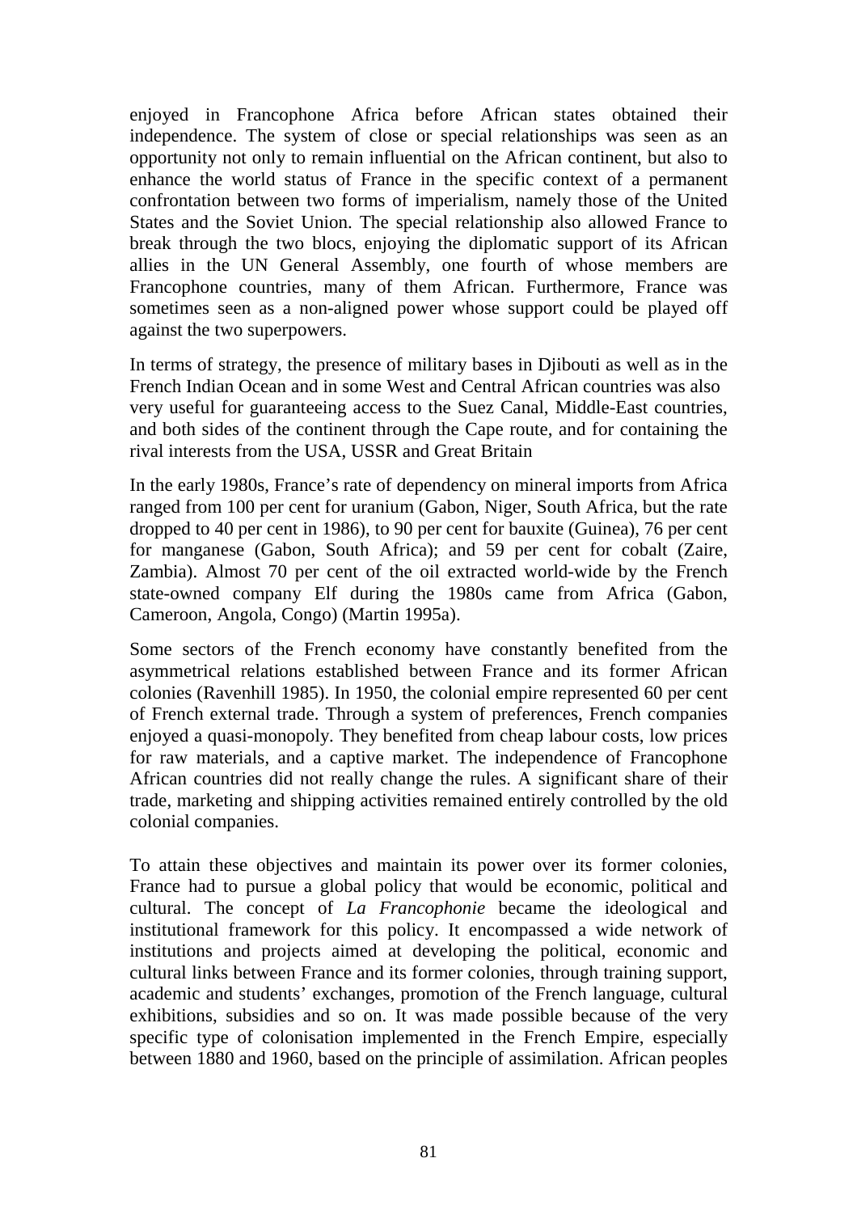enjoyed in Francophone Africa before African states obtained their independence. The system of close or special relationships was seen as an opportunity not only to remain influential on the African continent, but also to enhance the world status of France in the specific context of a permanent confrontation between two forms of imperialism, namely those of the United States and the Soviet Union. The special relationship also allowed France to break through the two blocs, enjoying the diplomatic support of its African allies in the UN General Assembly, one fourth of whose members are Francophone countries, many of them African. Furthermore, France was sometimes seen as a non-aligned power whose support could be played off against the two superpowers.

In terms of strategy, the presence of military bases in Djibouti as well as in the French Indian Ocean and in some West and Central African countries was also very useful for guaranteeing access to the Suez Canal, Middle-East countries, and both sides of the continent through the Cape route, and for containing the rival interests from the USA, USSR and Great Britain

In the early 1980s, France's rate of dependency on mineral imports from Africa ranged from 100 per cent for uranium (Gabon, Niger, South Africa, but the rate dropped to 40 per cent in 1986), to 90 per cent for bauxite (Guinea), 76 per cent for manganese (Gabon, South Africa); and 59 per cent for cobalt (Zaire, Zambia). Almost 70 per cent of the oil extracted world-wide by the French state-owned company Elf during the 1980s came from Africa (Gabon, Cameroon, Angola, Congo) (Martin 1995a).

Some sectors of the French economy have constantly benefited from the asymmetrical relations established between France and its former African colonies (Ravenhill 1985). In 1950, the colonial empire represented 60 per cent of French external trade. Through a system of preferences, French companies enjoyed a quasi-monopoly. They benefited from cheap labour costs, low prices for raw materials, and a captive market. The independence of Francophone African countries did not really change the rules. A significant share of their trade, marketing and shipping activities remained entirely controlled by the old colonial companies.

To attain these objectives and maintain its power over its former colonies, France had to pursue a global policy that would be economic, political and cultural. The concept of *La Francophonie* became the ideological and institutional framework for this policy. It encompassed a wide network of institutions and projects aimed at developing the political, economic and cultural links between France and its former colonies, through training support, academic and students' exchanges, promotion of the French language, cultural exhibitions, subsidies and so on. It was made possible because of the very specific type of colonisation implemented in the French Empire, especially between 1880 and 1960, based on the principle of assimilation. African peoples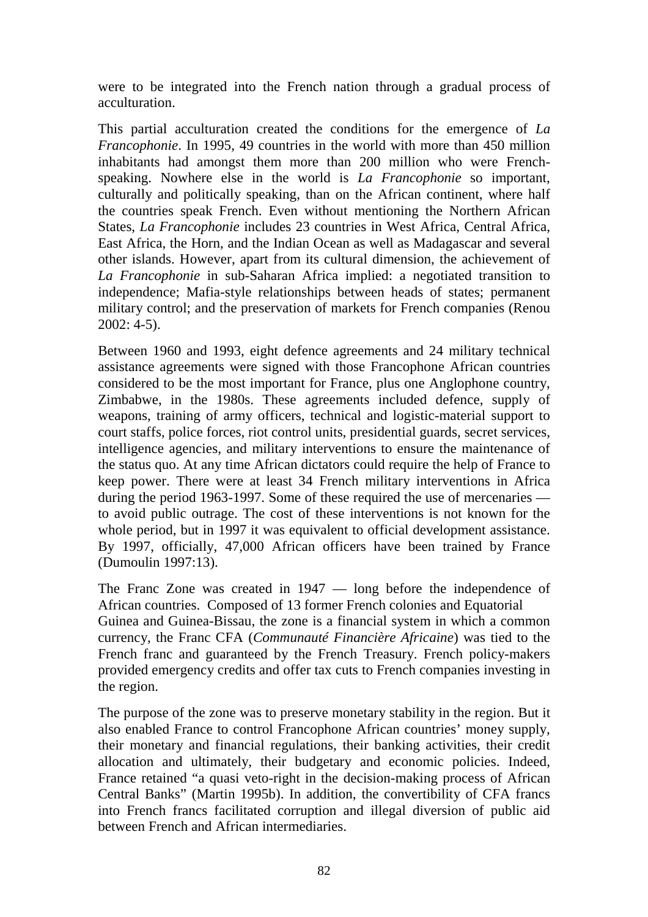were to be integrated into the French nation through a gradual process of acculturation.

This partial acculturation created the conditions for the emergence of *La Francophonie*. In 1995, 49 countries in the world with more than 450 million inhabitants had amongst them more than 200 million who were French-speaking. Nowhere else in the world is *La Francophonie* so important, culturally and politically speaking, than on the African continent, where half the countries speak French. Even without mentioning the Northern African States, *La Francophonie* includes 23 countries in West Africa, Central Africa, East Africa, the Horn, and the Indian Ocean as well as Madagascar and several other islands. However, apart from its cultural dimension, the achievement of *La Francophonie* in sub-Saharan Africa implied: a negotiated transition to independence; Mafia-style relationships between heads of states; permanent military control; and the preservation of markets for French companies (Renou 2002: 4-5).

Between 1960 and 1993, eight defence agreements and 24 military technical assistance agreements were signed with those Francophone African countries considered to be the most important for France, plus one Anglophone country, Zimbabwe, in the 1980s. These agreements included defence, supply of weapons, training of army officers, technical and logistic-material support to court staffs, police forces, riot control units, presidential guards, secret services, intelligence agencies, and military interventions to ensure the maintenance of the status quo. At any time African dictators could require the help of France to keep power. There were at least 34 French military interventions in Africa during the period 1963-1997. Some of these required the use of mercenaries — to avoid public outrage. The cost of these interventions is not known for the whole period, but in 1997 it was equivalent to official development assistance. By 1997, officially, 47,000 African officers have been trained by France (Dumoulin 1997:13).

The Franc Zone was created in 1947 — long before the independence of African countries. Composed of 13 former French colonies and Equatorial Guinea and Guinea-Bissau, the zone is a financial system in which a common currency, the Franc CFA (*Communauté Financière Africaine*) was tied to the French franc and guaranteed by the French Treasury. French policy-makers provided emergency credits and offer tax cuts to French companies investing in the region.

The purpose of the zone was to preserve monetary stability in the region. But it also enabled France to control Francophone African countries' money supply, their monetary and financial regulations, their banking activities, their credit allocation and ultimately, their budgetary and economic policies. Indeed, France retained "a quasi veto-right in the decision-making process of African Central Banks" (Martin 1995b). In addition, the convertibility of CFA francs into French francs facilitated corruption and illegal diversion of public aid between French and African intermediaries.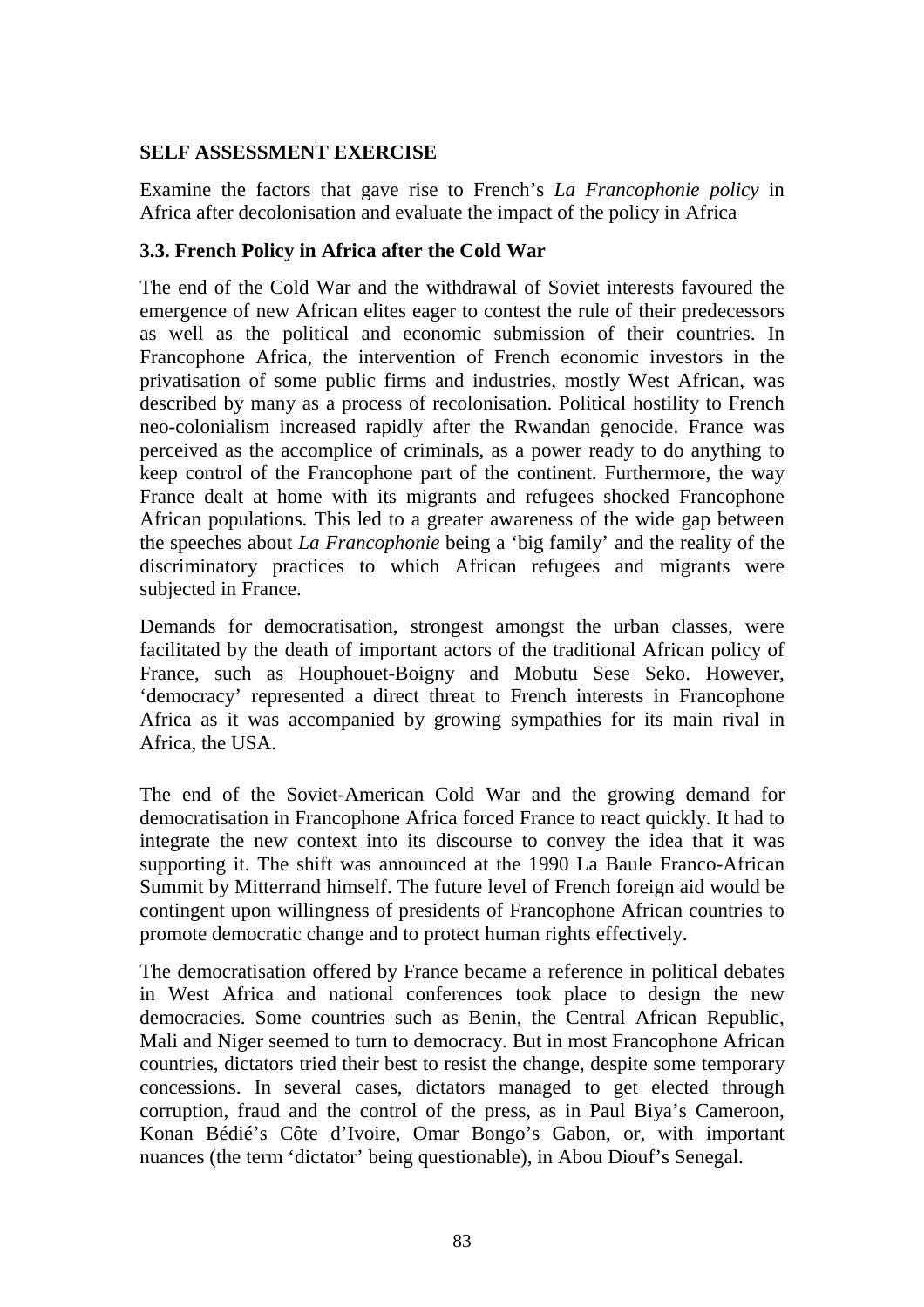**SELF ASSESSMENT EXERCISE**

Examine the factors that gave rise to French's *La Francophonie policy* in Africa after decolonisation and evaluate the impact of the policy in Africa

### 3.3. French Policy in Africa after the Cold War

The end of the Cold War and the withdrawal of Soviet interests favoured the emergence of new African elites eager to contest the rule of their predecessors as well as the political and economic submission of their countries. In Francophone Africa, the intervention of French economic investors in the privatisation of some public firms and industries, mostly West African, was described by many as a process of recolonisation. Political hostility to French neo-colonialism increased rapidly after the Rwandan genocide. France was perceived as the accomplice of criminals, as a power ready to do anything to keep control of the Francophone part of the continent. Furthermore, the way France dealt at home with its migrants and refugees shocked Francophone African populations. This led to a greater awareness of the wide gap between the speeches about *La Francophonie* being a 'big family' and the reality of the discriminatory practices to which African refugees and migrants were subjected in France.

Demands for democratisation, strongest amongst the urban classes, were facilitated by the death of important actors of the traditional African policy of France, such as Houphouet-Boigny and Mobutu Sese Seko. However, 'democracy' represented a direct threat to French interests in Francophone Africa as it was accompanied by growing sympathies for its main rival in Africa, the USA.

The end of the Soviet-American Cold War and the growing demand for democratisation in Francophone Africa forced France to react quickly. It had to integrate the new context into its discourse to convey the idea that it was supporting it. The shift was announced at the 1990 La Baule Franco-African Summit by Mitterrand himself. The future level of French foreign aid would be contingent upon willingness of presidents of Francophone African countries to promote democratic change and to protect human rights effectively.

The democratisation offered by France became a reference in political debates in West Africa and national conferences took place to design the new democracies. Some countries such as Benin, the Central African Republic, Mali and Niger seemed to turn to democracy. But in most Francophone African countries, dictators tried their best to resist the change, despite some temporary concessions. In several cases, dictators managed to get elected through corruption, fraud and the control of the press, as in Paul Biya's Cameroon, Konan Bédié's Côte d'Ivoire, Omar Bongo's Gabon, or, with important nuances (the term 'dictator' being questionable), in Abou Diouf's Senegal.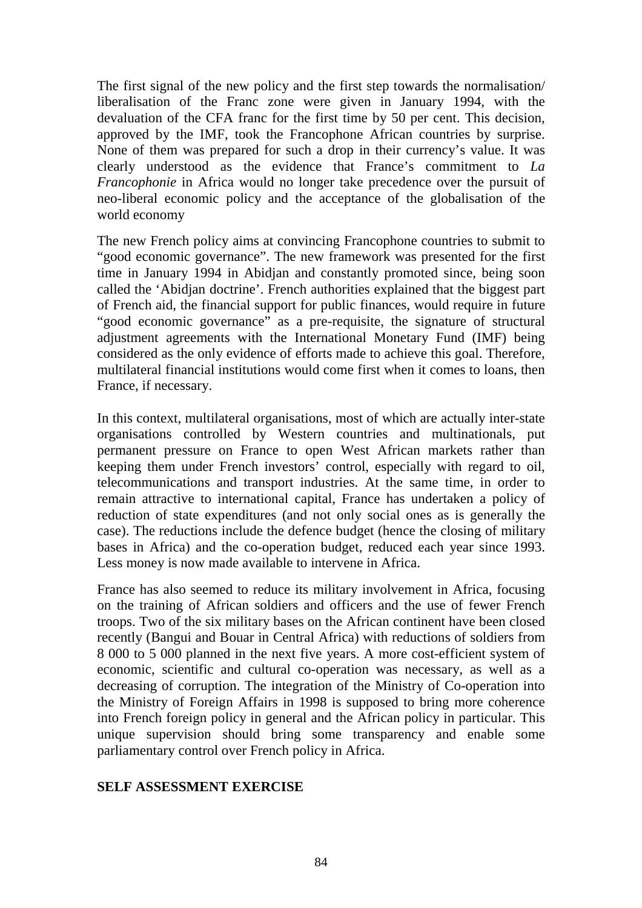The first signal of the new policy and the first step towards the normalisation/ liberalisation of the Franc zone were given in January 1994, with the devaluation of the CFA franc for the first time by 50 per cent. This decision, approved by the IMF, took the Francophone African countries by surprise. None of them was prepared for such a drop in their currency's value. It was clearly understood as the evidence that France's commitment to *La Francophonie* in Africa would no longer take precedence over the pursuit of neo-liberal economic policy and the acceptance of the globalisation of the world economy

The new French policy aims at convincing Francophone countries to submit to "good economic governance". The new framework was presented for the first time in January 1994 in Abidjan and constantly promoted since, being soon called the 'Abidjan doctrine'. French authorities explained that the biggest part of French aid, the financial support for public finances, would require in future "good economic governance" as a pre-requisite, the signature of structural adjustment agreements with the International Monetary Fund (IMF) being considered as the only evidence of efforts made to achieve this goal. Therefore, multilateral financial institutions would come first when it comes to loans, then France, if necessary.

In this context, multilateral organisations, most of which are actually inter-state organisations controlled by Western countries and multinationals, put permanent pressure on France to open West African markets rather than keeping them under French investors' control, especially with regard to oil, telecommunications and transport industries. At the same time, in order to remain attractive to international capital, France has undertaken a policy of reduction of state expenditures (and not only social ones as is generally the case). The reductions include the defence budget (hence the closing of military bases in Africa) and the co-operation budget, reduced each year since 1993. Less money is now made available to intervene in Africa.

France has also seemed to reduce its military involvement in Africa, focusing on the training of African soldiers and officers and the use of fewer French troops. Two of the six military bases on the African continent have been closed recently (Bangui and Bouar in Central Africa) with reductions of soldiers from 8 000 to 5 000 planned in the next five years. A more cost-efficient system of economic, scientific and cultural co-operation was necessary, as well as a decreasing of corruption. The integration of the Ministry of Co-operation into the Ministry of Foreign Affairs in 1998 is supposed to bring more coherence into French foreign policy in general and the African policy in particular. This unique supervision should bring some transparency and enable some parliamentary control over French policy in Africa.

**SELF ASSESSMENT EXERCISE**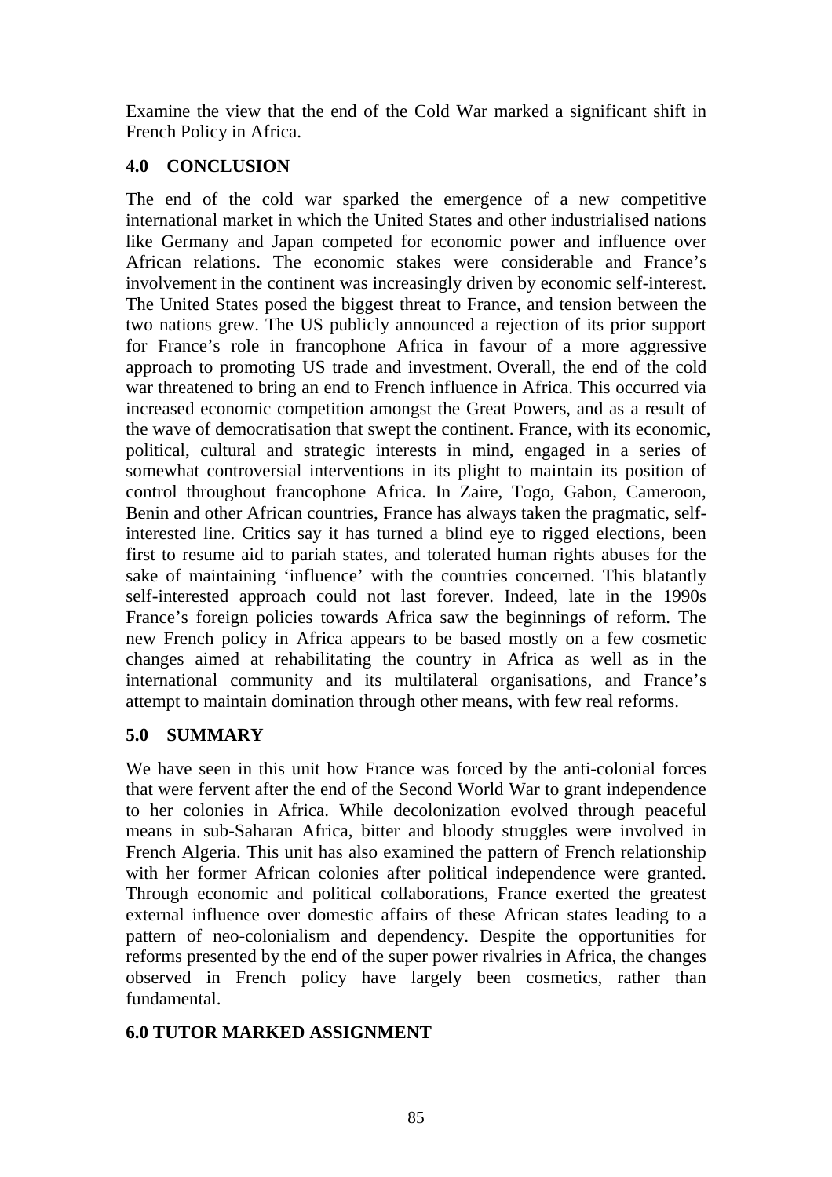Examine the view that the end of the Cold War marked a significant shift in French Policy in Africa.

## 4.0 CONCLUSION

The end of the cold war sparked the emergence of a new competitive international market in which the United States and other industrialised nations like Germany and Japan competed for economic power and influence over African relations. The economic stakes were considerable and France's involvement in the continent was increasingly driven by economic self-interest. The United States posed the biggest threat to France, and tension between the two nations grew. The US publicly announced a rejection of its prior support for France's role in francophone Africa in favour of a more aggressive approach to promoting US trade and investment. Overall, the end of the cold war threatened to bring an end to French influence in Africa. This occurred via increased economic competition amongst the Great Powers, and as a result of the wave of democratisation that swept the continent. France, with its economic, political, cultural and strategic interests in mind, engaged in a series of somewhat controversial interventions in its plight to maintain its position of control throughout francophone Africa. In Zaire, Togo, Gabon, Cameroon, Benin and other African countries, France has always taken the pragmatic, self-interested line. Critics say it has turned a blind eye to rigged elections, been first to resume aid to pariah states, and tolerated human rights abuses for the sake of maintaining 'influence' with the countries concerned. This blatantly self-interested approach could not last forever. Indeed, late in the 1990s France's foreign policies towards Africa saw the beginnings of reform. The new French policy in Africa appears to be based mostly on a few cosmetic changes aimed at rehabilitating the country in Africa as well as in the international community and its multilateral organisations, and France's attempt to maintain domination through other means, with few real reforms.

## 5.0 SUMMARY

We have seen in this unit how France was forced by the anti-colonial forces that were fervent after the end of the Second World War to grant independence to her colonies in Africa. While decolonization evolved through peaceful means in sub-Saharan Africa, bitter and bloody struggles were involved in French Algeria. This unit has also examined the pattern of French relationship with her former African colonies after political independence were granted. Through economic and political collaborations, France exerted the greatest external influence over domestic affairs of these African states leading to a pattern of neo-colonialism and dependency. Despite the opportunities for reforms presented by the end of the super power rivalries in Africa, the changes observed in French policy have largely been cosmetics, rather than fundamental.

## 6.0 TUTOR MARKED ASSIGNMENT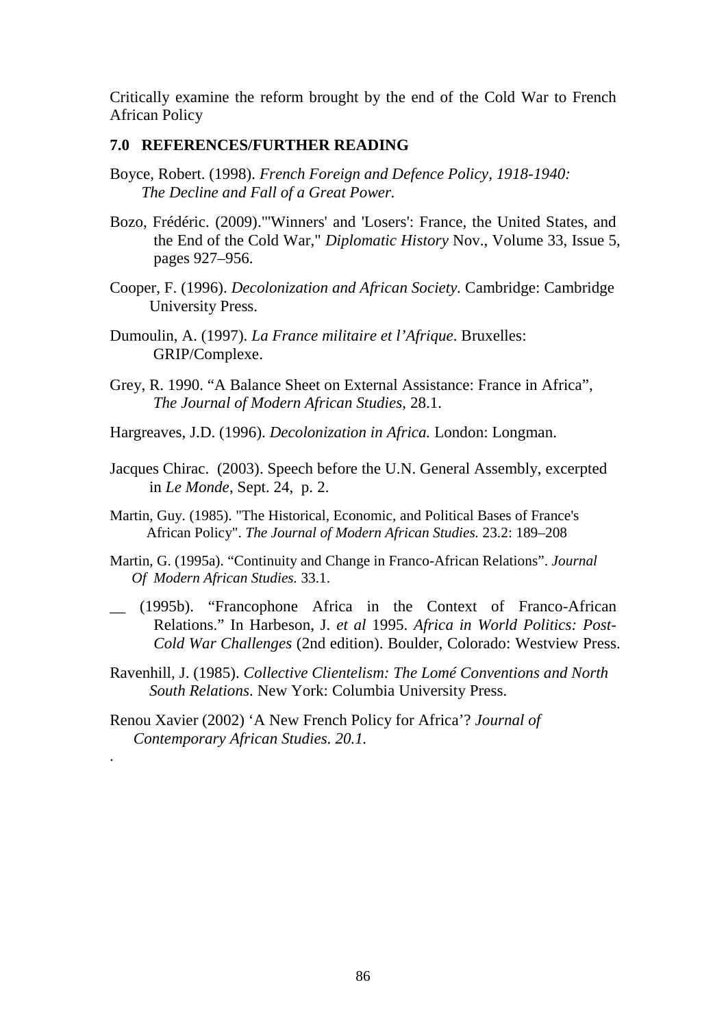Critically examine the reform brought by the end of the Cold War to French African Policy

## 7.0 REFERENCES/FURTHER READING

Boyce, Robert. (1998). *French Foreign and Defence Policy, 1918-1940: The Decline and Fall of a Great Power.*

Bozo, Frédéric. (2009)."'Winners' and 'Losers': France, the United States, and the End of the Cold War," *Diplomatic History* Nov., Volume 33, Issue 5, pages 927–956.

Cooper, F. (1996). *Decolonization and African Society.* Cambridge: Cambridge University Press.

Dumoulin, A. (1997). *La France militaire et l'Afrique*. Bruxelles: GRIP/Complexe.

Grey, R. 1990. "A Balance Sheet on External Assistance: France in Africa", *The Journal of Modern African Studies*, 28.1.

Hargreaves, J.D. (1996). *Decolonization in Africa.* London: Longman.

Jacques Chirac. (2003). Speech before the U.N. General Assembly, excerpted in *Le Monde*, Sept. 24, p. 2.

Martin, Guy. (1985). "The Historical, Economic, and Political Bases of France's African Policy". *The Journal of Modern African Studies.* 23.2: 189–208

Martin, G. (1995a). "Continuity and Change in Franco-African Relations". *Journal Of Modern African Studies.* 33.1.

__ (1995b). "Francophone Africa in the Context of Franco-African Relations." In Harbeson, J. *et al* 1995. *Africa in World Politics: Post-Cold War Challenges* (2nd edition). Boulder, Colorado: Westview Press.

Ravenhill, J. (1985). *Collective Clientelism: The Lomé Conventions and North South Relations*. New York: Columbia University Press.

Renou Xavier (2002) 'A New French Policy for Africa'? *Journal of Contemporary African Studies. 20.1.*

.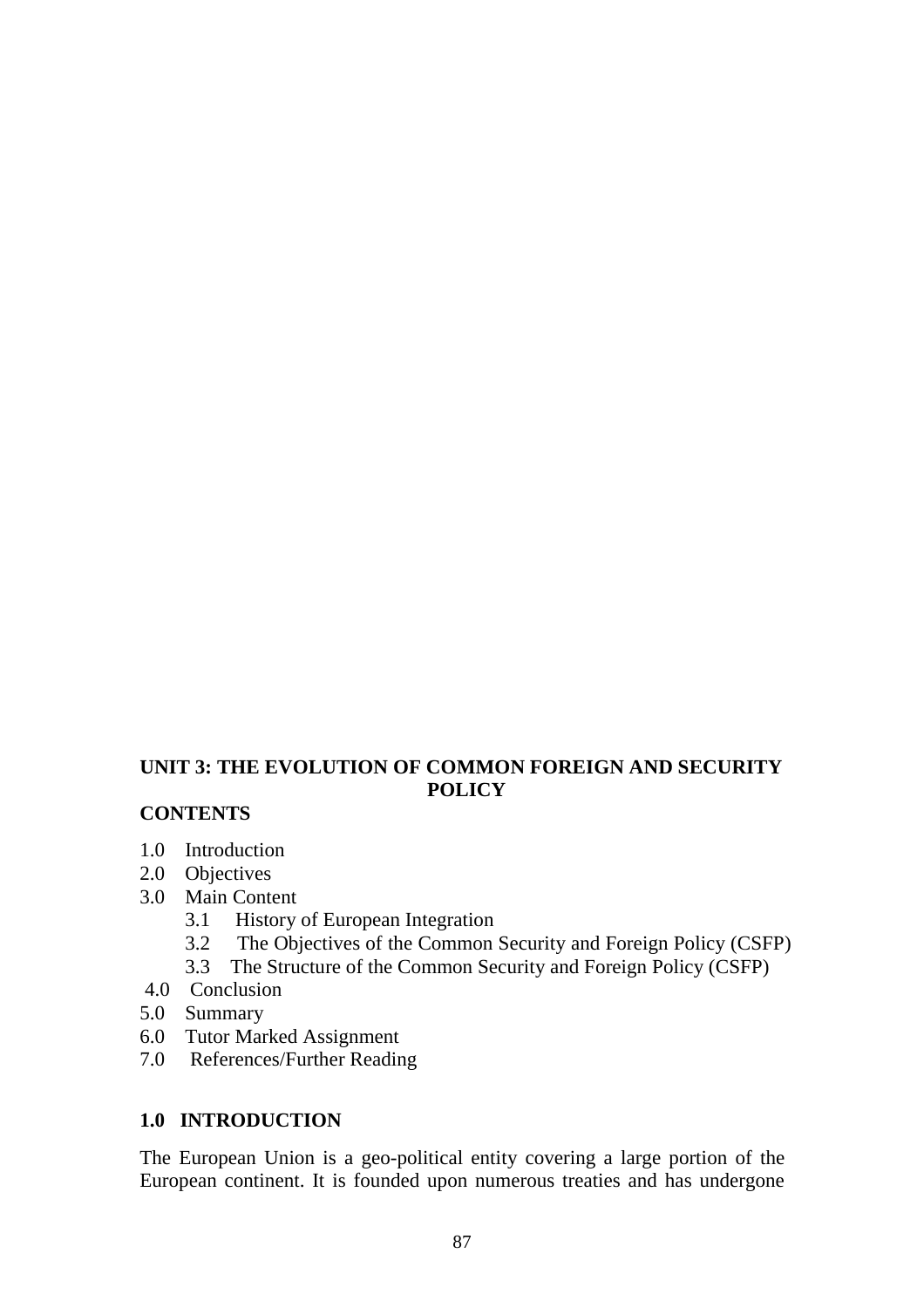## UNIT 3: THE EVOLUTION OF COMMON FOREIGN AND SECURITY POLICY

**CONTENTS**

1.0 Introduction
2.0 Objectives
3.0 Main Content
    3.1 History of European Integration
    3.2 The Objectives of the Common Security and Foreign Policy (CSFP)
    3.3 The Structure of the Common Security and Foreign Policy (CSFP)
4.0 Conclusion
5.0 Summary
6.0 Tutor Marked Assignment
7.0 References/Further Reading

### 1.0 INTRODUCTION

The European Union is a geo-political entity covering a large portion of the European continent. It is founded upon numerous treaties and has undergone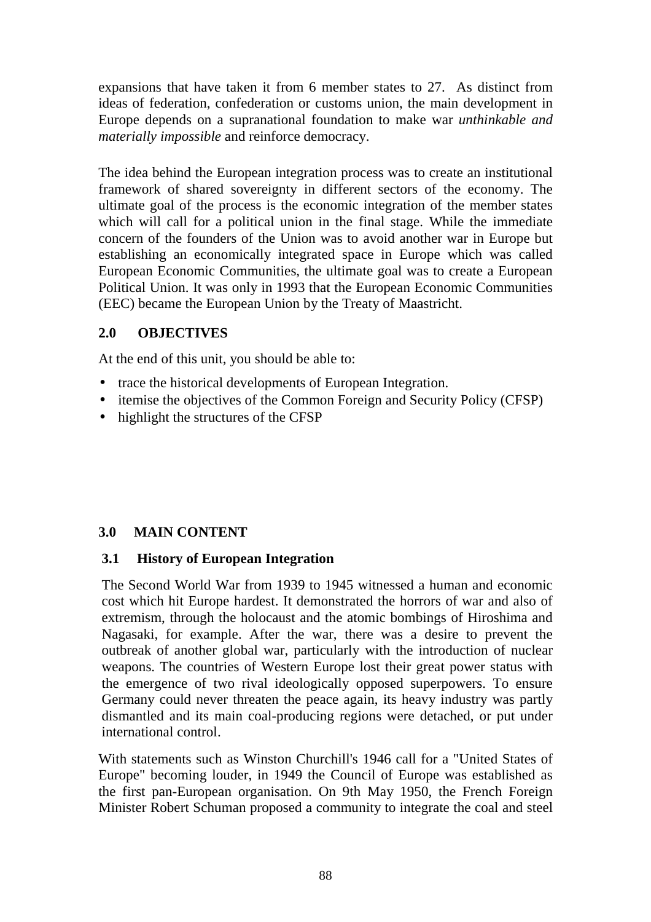expansions that have taken it from 6 member states to 27. As distinct from ideas of federation, confederation or customs union, the main development in Europe depends on a supranational foundation to make war *unthinkable and materially impossible* and reinforce democracy.

The idea behind the European integration process was to create an institutional framework of shared sovereignty in different sectors of the economy. The ultimate goal of the process is the economic integration of the member states which will call for a political union in the final stage. While the immediate concern of the founders of the Union was to avoid another war in Europe but establishing an economically integrated space in Europe which was called European Economic Communities, the ultimate goal was to create a European Political Union. It was only in 1993 that the European Economic Communities (EEC) became the European Union by the Treaty of Maastricht.

## 2.0 OBJECTIVES

At the end of this unit, you should be able to:

- trace the historical developments of European Integration.
- itemise the objectives of the Common Foreign and Security Policy (CFSP)
- highlight the structures of the CFSP

## 3.0 MAIN CONTENT

### 3.1 History of European Integration

The Second World War from 1939 to 1945 witnessed a human and economic cost which hit Europe hardest. It demonstrated the horrors of war and also of extremism, through the holocaust and the atomic bombings of Hiroshima and Nagasaki, for example. After the war, there was a desire to prevent the outbreak of another global war, particularly with the introduction of nuclear weapons. The countries of Western Europe lost their great power status with the emergence of two rival ideologically opposed superpowers. To ensure Germany could never threaten the peace again, its heavy industry was partly dismantled and its main coal-producing regions were detached, or put under international control.

With statements such as Winston Churchill's 1946 call for a "United States of Europe" becoming louder, in 1949 the Council of Europe was established as the first pan-European organisation. On 9th May 1950, the French Foreign Minister Robert Schuman proposed a community to integrate the coal and steel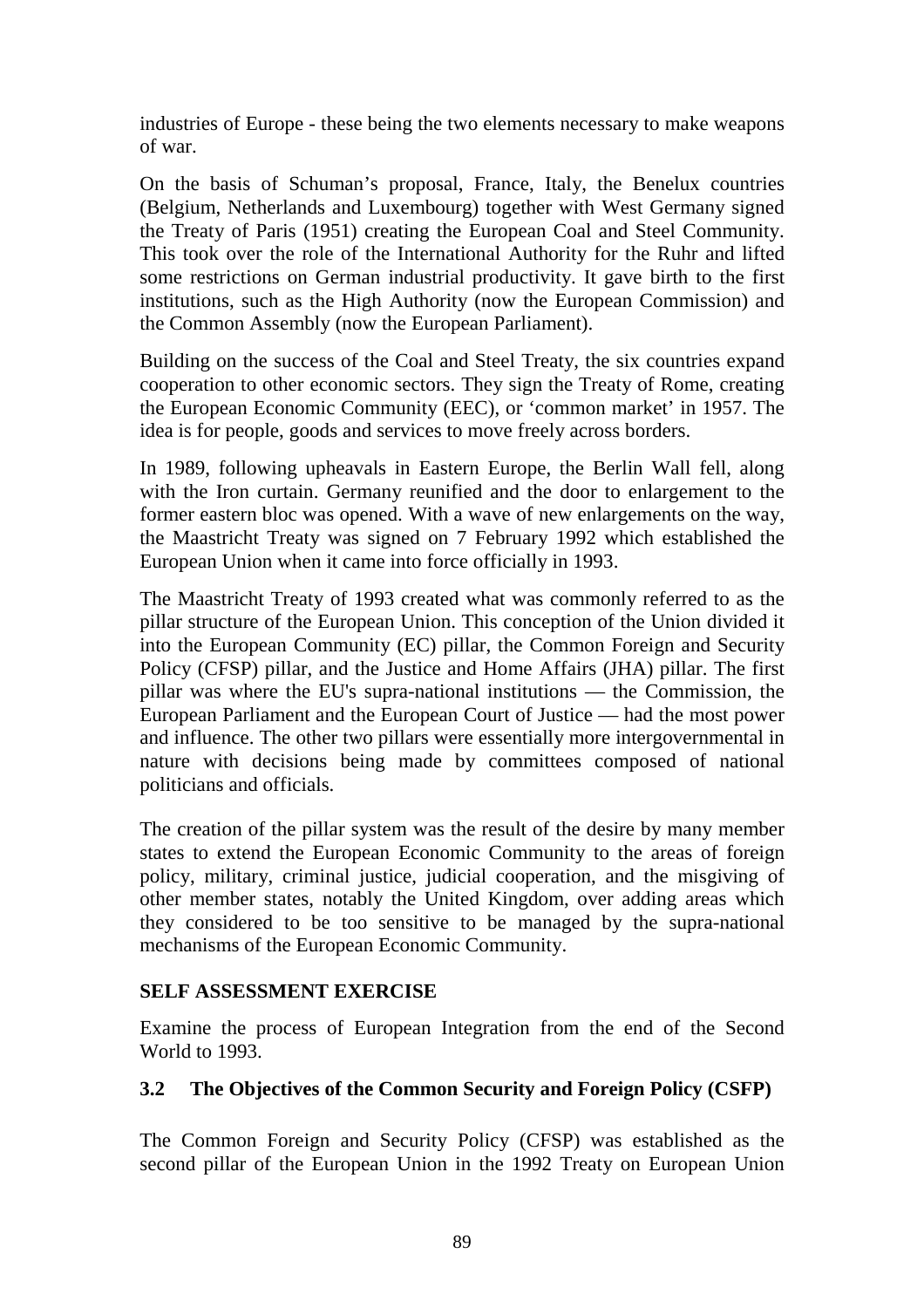industries of Europe - these being the two elements necessary to make weapons of war.

On the basis of Schuman's proposal, France, Italy, the Benelux countries (Belgium, Netherlands and Luxembourg) together with West Germany signed the Treaty of Paris (1951) creating the European Coal and Steel Community. This took over the role of the International Authority for the Ruhr and lifted some restrictions on German industrial productivity. It gave birth to the first institutions, such as the High Authority (now the European Commission) and the Common Assembly (now the European Parliament).

Building on the success of the Coal and Steel Treaty, the six countries expand cooperation to other economic sectors. They sign the Treaty of Rome, creating the European Economic Community (EEC), or 'common market' in 1957. The idea is for people, goods and services to move freely across borders.

In 1989, following upheavals in Eastern Europe, the Berlin Wall fell, along with the Iron curtain. Germany reunified and the door to enlargement to the former eastern bloc was opened. With a wave of new enlargements on the way, the Maastricht Treaty was signed on 7 February 1992 which established the European Union when it came into force officially in 1993.

The Maastricht Treaty of 1993 created what was commonly referred to as the pillar structure of the European Union. This conception of the Union divided it into the European Community (EC) pillar, the Common Foreign and Security Policy (CFSP) pillar, and the Justice and Home Affairs (JHA) pillar. The first pillar was where the EU's supra-national institutions — the Commission, the European Parliament and the European Court of Justice — had the most power and influence. The other two pillars were essentially more intergovernmental in nature with decisions being made by committees composed of national politicians and officials.

The creation of the pillar system was the result of the desire by many member states to extend the European Economic Community to the areas of foreign policy, military, criminal justice, judicial cooperation, and the misgiving of other member states, notably the United Kingdom, over adding areas which they considered to be too sensitive to be managed by the supra-national mechanisms of the European Economic Community.

**SELF ASSESSMENT EXERCISE**

Examine the process of European Integration from the end of the Second World to 1993.

### 3.2 The Objectives of the Common Security and Foreign Policy (CSFP)

The Common Foreign and Security Policy (CFSP) was established as the second pillar of the European Union in the 1992 Treaty on European Union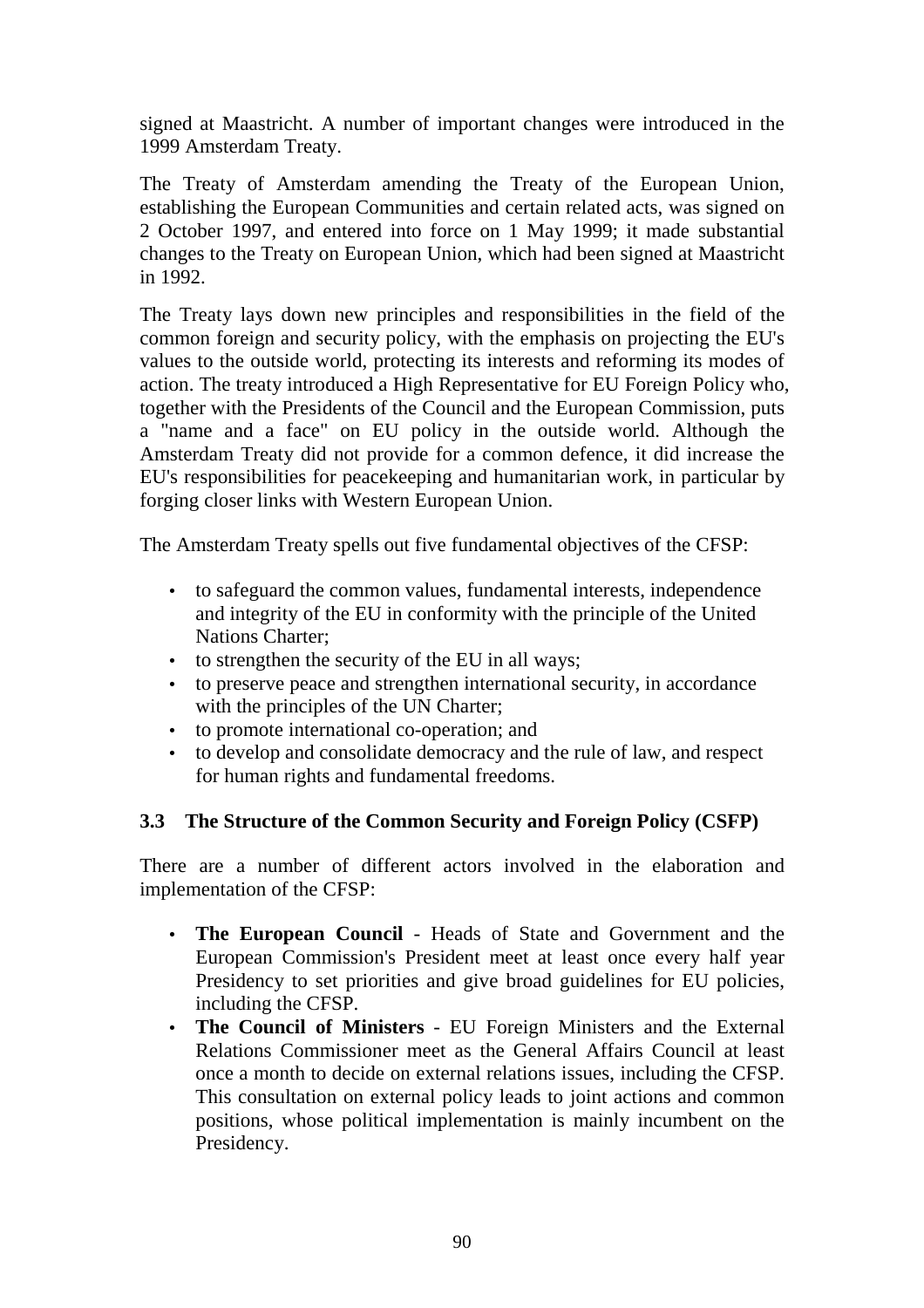signed at Maastricht. A number of important changes were introduced in the 1999 Amsterdam Treaty.

The Treaty of Amsterdam amending the Treaty of the European Union, establishing the European Communities and certain related acts, was signed on 2 October 1997, and entered into force on 1 May 1999; it made substantial changes to the Treaty on European Union, which had been signed at Maastricht in 1992.

The Treaty lays down new principles and responsibilities in the field of the common foreign and security policy, with the emphasis on projecting the EU's values to the outside world, protecting its interests and reforming its modes of action. The treaty introduced a High Representative for EU Foreign Policy who, together with the Presidents of the Council and the European Commission, puts a "name and a face" on EU policy in the outside world. Although the Amsterdam Treaty did not provide for a common defence, it did increase the EU's responsibilities for peacekeeping and humanitarian work, in particular by forging closer links with Western European Union.

The Amsterdam Treaty spells out five fundamental objectives of the CFSP:

- to safeguard the common values, fundamental interests, independence and integrity of the EU in conformity with the principle of the United Nations Charter;
- to strengthen the security of the EU in all ways;
- to preserve peace and strengthen international security, in accordance with the principles of the UN Charter;
- to promote international co-operation; and
- to develop and consolidate democracy and the rule of law, and respect for human rights and fundamental freedoms.

### 3.3 The Structure of the Common Security and Foreign Policy (CSFP)

There are a number of different actors involved in the elaboration and implementation of the CFSP:

- **The European Council** - Heads of State and Government and the European Commission's President meet at least once every half year Presidency to set priorities and give broad guidelines for EU policies, including the CFSP.
- **The Council of Ministers** - EU Foreign Ministers and the External Relations Commissioner meet as the General Affairs Council at least once a month to decide on external relations issues, including the CFSP. This consultation on external policy leads to joint actions and common positions, whose political implementation is mainly incumbent on the Presidency.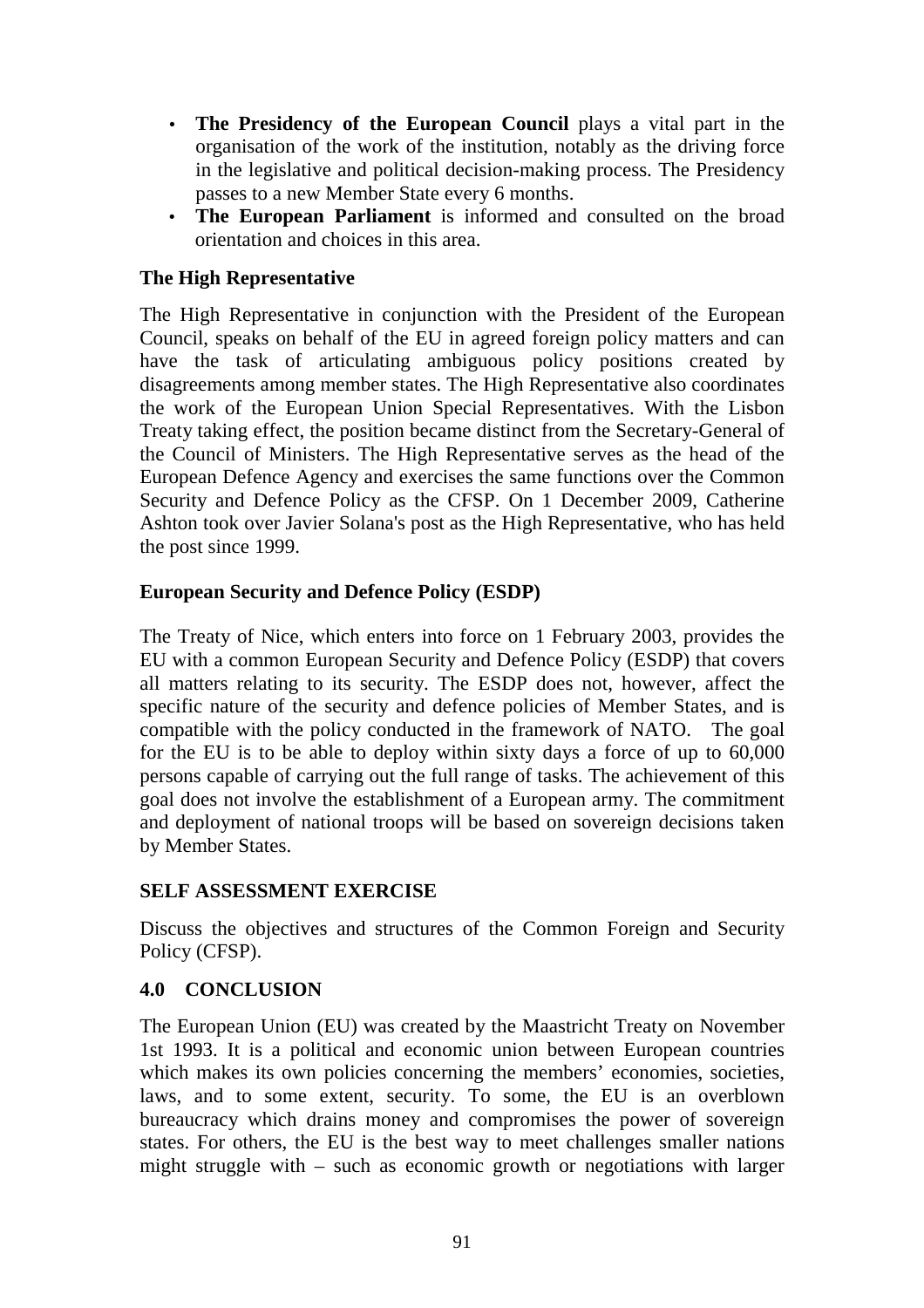- **The Presidency of the European Council** plays a vital part in the organisation of the work of the institution, notably as the driving force in the legislative and political decision-making process. The Presidency passes to a new Member State every 6 months.
- **The European Parliament** is informed and consulted on the broad orientation and choices in this area.

### The High Representative

The High Representative in conjunction with the President of the European Council, speaks on behalf of the EU in agreed foreign policy matters and can have the task of articulating ambiguous policy positions created by disagreements among member states. The High Representative also coordinates the work of the European Union Special Representatives. With the Lisbon Treaty taking effect, the position became distinct from the Secretary-General of the Council of Ministers. The High Representative serves as the head of the European Defence Agency and exercises the same functions over the Common Security and Defence Policy as the CFSP. On 1 December 2009, Catherine Ashton took over Javier Solana's post as the High Representative, who has held the post since 1999.

### European Security and Defence Policy (ESDP)

The Treaty of Nice, which enters into force on 1 February 2003, provides the EU with a common European Security and Defence Policy (ESDP) that covers all matters relating to its security. The ESDP does not, however, affect the specific nature of the security and defence policies of Member States, and is compatible with the policy conducted in the framework of NATO. The goal for the EU is to be able to deploy within sixty days a force of up to 60,000 persons capable of carrying out the full range of tasks. The achievement of this goal does not involve the establishment of a European army. The commitment and deployment of national troops will be based on sovereign decisions taken by Member States.

### SELF ASSESSMENT EXERCISE

Discuss the objectives and structures of the Common Foreign and Security Policy (CFSP).

## 4.0 CONCLUSION

The European Union (EU) was created by the Maastricht Treaty on November 1st 1993. It is a political and economic union between European countries which makes its own policies concerning the members' economies, societies, laws, and to some extent, security. To some, the EU is an overblown bureaucracy which drains money and compromises the power of sovereign states. For others, the EU is the best way to meet challenges smaller nations might struggle with – such as economic growth or negotiations with larger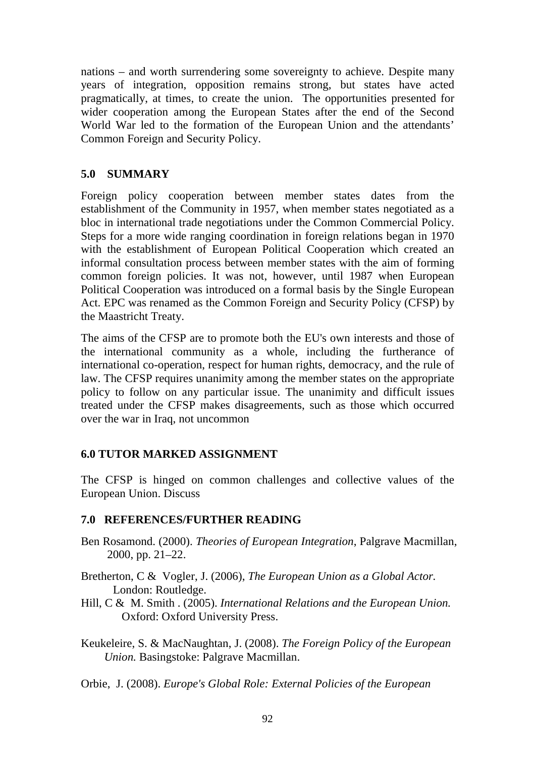nations – and worth surrendering some sovereignty to achieve. Despite many years of integration, opposition remains strong, but states have acted pragmatically, at times, to create the union. The opportunities presented for wider cooperation among the European States after the end of the Second World War led to the formation of the European Union and the attendants' Common Foreign and Security Policy.

## 5.0 SUMMARY

Foreign policy cooperation between member states dates from the establishment of the Community in 1957, when member states negotiated as a bloc in international trade negotiations under the Common Commercial Policy. Steps for a more wide ranging coordination in foreign relations began in 1970 with the establishment of European Political Cooperation which created an informal consultation process between member states with the aim of forming common foreign policies. It was not, however, until 1987 when European Political Cooperation was introduced on a formal basis by the Single European Act. EPC was renamed as the Common Foreign and Security Policy (CFSP) by the Maastricht Treaty.

The aims of the CFSP are to promote both the EU's own interests and those of the international community as a whole, including the furtherance of international co-operation, respect for human rights, democracy, and the rule of law. The CFSP requires unanimity among the member states on the appropriate policy to follow on any particular issue. The unanimity and difficult issues treated under the CFSP makes disagreements, such as those which occurred over the war in Iraq, not uncommon

## 6.0 TUTOR MARKED ASSIGNMENT

The CFSP is hinged on common challenges and collective values of the European Union. Discuss

## 7.0 REFERENCES/FURTHER READING

Ben Rosamond. (2000). *Theories of European Integration*, Palgrave Macmillan, 2000, pp. 21–22.

Bretherton, C & Vogler, J. (2006), *The European Union as a Global Actor.* London: Routledge.

Hill, C & M. Smith . (2005). *International Relations and the European Union.* Oxford: Oxford University Press.

Keukeleire, S. & MacNaughtan, J. (2008). *The Foreign Policy of the European Union.* Basingstoke: Palgrave Macmillan.

Orbie, J. (2008). *Europe's Global Role: External Policies of the European*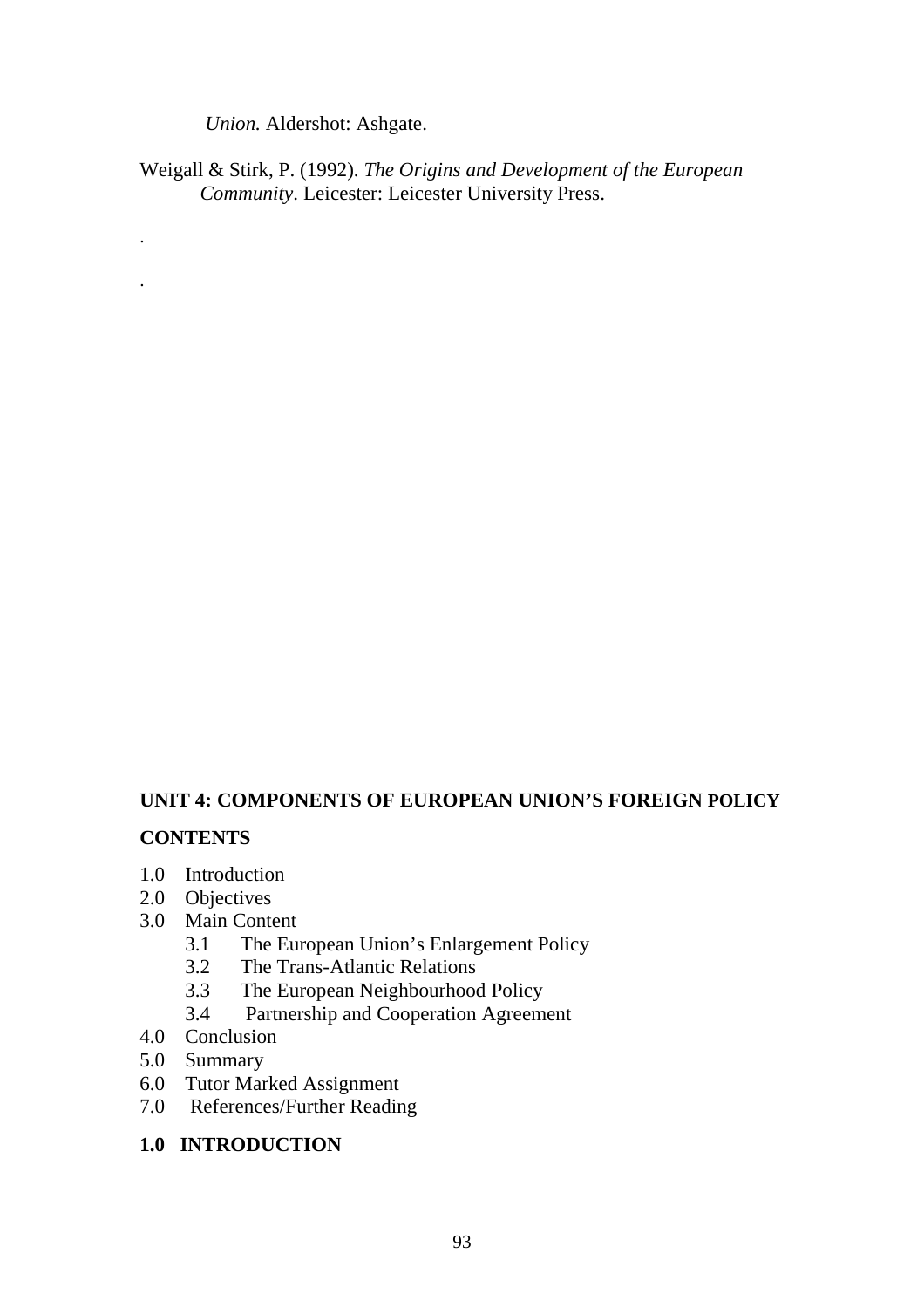*Union.* Aldershot: Ashgate.

Weigall & Stirk, P. (1992). *The Origins and Development of the European Community*. Leicester: Leicester University Press.

.

.

## UNIT 4: COMPONENTS OF EUROPEAN UNION'S FOREIGN POLICY

**CONTENTS**

1.0 Introduction
2.0 Objectives
3.0 Main Content
   3.1 The European Union's Enlargement Policy
   3.2 The Trans-Atlantic Relations
   3.3 The European Neighbourhood Policy
   3.4 Partnership and Cooperation Agreement
4.0 Conclusion
5.0 Summary
6.0 Tutor Marked Assignment
7.0 References/Further Reading

### 1.0 INTRODUCTION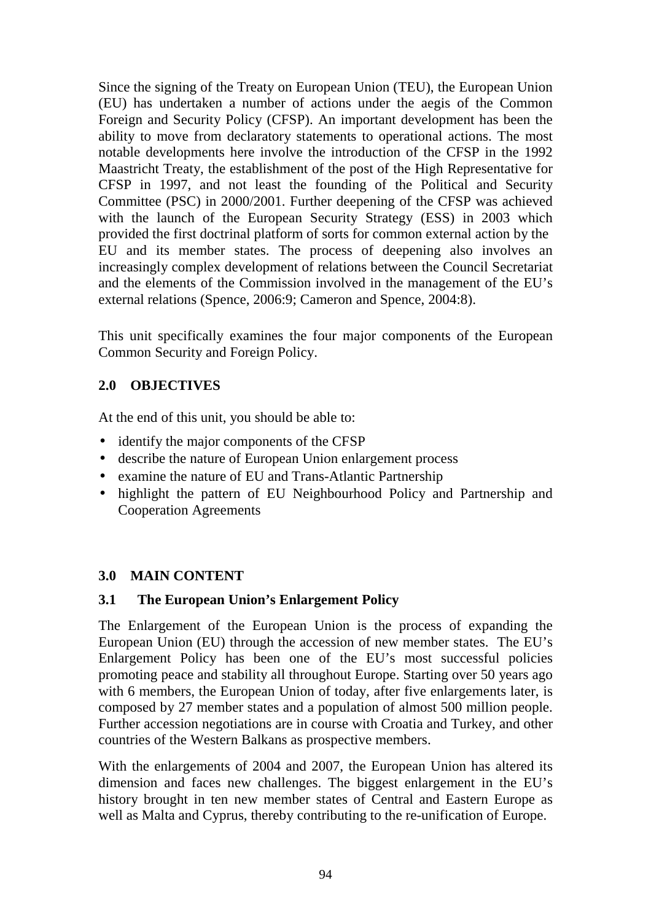Since the signing of the Treaty on European Union (TEU), the European Union (EU) has undertaken a number of actions under the aegis of the Common Foreign and Security Policy (CFSP). An important development has been the ability to move from declaratory statements to operational actions. The most notable developments here involve the introduction of the CFSP in the 1992 Maastricht Treaty, the establishment of the post of the High Representative for CFSP in 1997, and not least the founding of the Political and Security Committee (PSC) in 2000/2001. Further deepening of the CFSP was achieved with the launch of the European Security Strategy (ESS) in 2003 which provided the first doctrinal platform of sorts for common external action by the EU and its member states. The process of deepening also involves an increasingly complex development of relations between the Council Secretariat and the elements of the Commission involved in the management of the EU's external relations (Spence, 2006:9; Cameron and Spence, 2004:8).

This unit specifically examines the four major components of the European Common Security and Foreign Policy.

## 2.0 OBJECTIVES

At the end of this unit, you should be able to:

- identify the major components of the CFSP
- describe the nature of European Union enlargement process
- examine the nature of EU and Trans-Atlantic Partnership
- highlight the pattern of EU Neighbourhood Policy and Partnership and Cooperation Agreements

## 3.0 MAIN CONTENT

### 3.1 The European Union's Enlargement Policy

The Enlargement of the European Union is the process of expanding the European Union (EU) through the accession of new member states. The EU's Enlargement Policy has been one of the EU's most successful policies promoting peace and stability all throughout Europe. Starting over 50 years ago with 6 members, the European Union of today, after five enlargements later, is composed by 27 member states and a population of almost 500 million people. Further accession negotiations are in course with Croatia and Turkey, and other countries of the Western Balkans as prospective members.

With the enlargements of 2004 and 2007, the European Union has altered its dimension and faces new challenges. The biggest enlargement in the EU's history brought in ten new member states of Central and Eastern Europe as well as Malta and Cyprus, thereby contributing to the re-unification of Europe.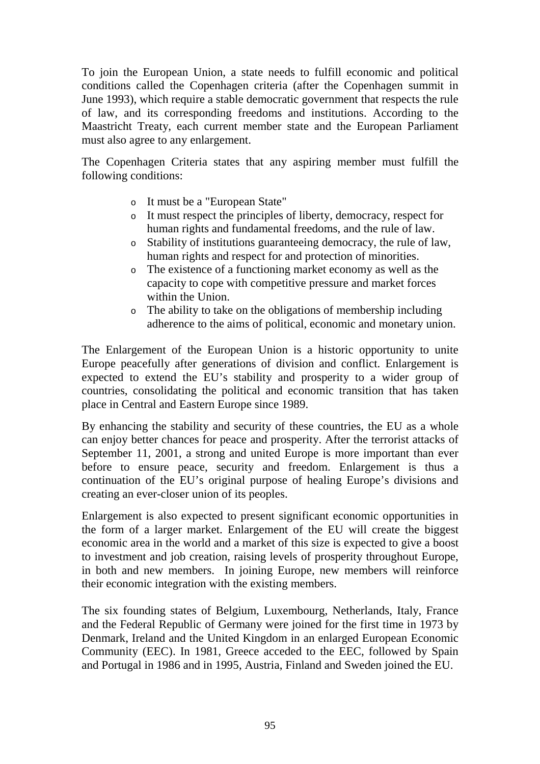To join the European Union, a state needs to fulfill economic and political conditions called the Copenhagen criteria (after the Copenhagen summit in June 1993), which require a stable democratic government that respects the rule of law, and its corresponding freedoms and institutions. According to the Maastricht Treaty, each current member state and the European Parliament must also agree to any enlargement.

The Copenhagen Criteria states that any aspiring member must fulfill the following conditions:

- It must be a "European State"
- It must respect the principles of liberty, democracy, respect for human rights and fundamental freedoms, and the rule of law.
- Stability of institutions guaranteeing democracy, the rule of law, human rights and respect for and protection of minorities.
- The existence of a functioning market economy as well as the capacity to cope with competitive pressure and market forces within the Union.
- The ability to take on the obligations of membership including adherence to the aims of political, economic and monetary union.

The Enlargement of the European Union is a historic opportunity to unite Europe peacefully after generations of division and conflict. Enlargement is expected to extend the EU's stability and prosperity to a wider group of countries, consolidating the political and economic transition that has taken place in Central and Eastern Europe since 1989.

By enhancing the stability and security of these countries, the EU as a whole can enjoy better chances for peace and prosperity. After the terrorist attacks of September 11, 2001, a strong and united Europe is more important than ever before to ensure peace, security and freedom. Enlargement is thus a continuation of the EU's original purpose of healing Europe's divisions and creating an ever-closer union of its peoples.

Enlargement is also expected to present significant economic opportunities in the form of a larger market. Enlargement of the EU will create the biggest economic area in the world and a market of this size is expected to give a boost to investment and job creation, raising levels of prosperity throughout Europe, in both and new members. In joining Europe, new members will reinforce their economic integration with the existing members.

The six founding states of Belgium, Luxembourg, Netherlands, Italy, France and the Federal Republic of Germany were joined for the first time in 1973 by Denmark, Ireland and the United Kingdom in an enlarged European Economic Community (EEC). In 1981, Greece acceded to the EEC, followed by Spain and Portugal in 1986 and in 1995, Austria, Finland and Sweden joined the EU.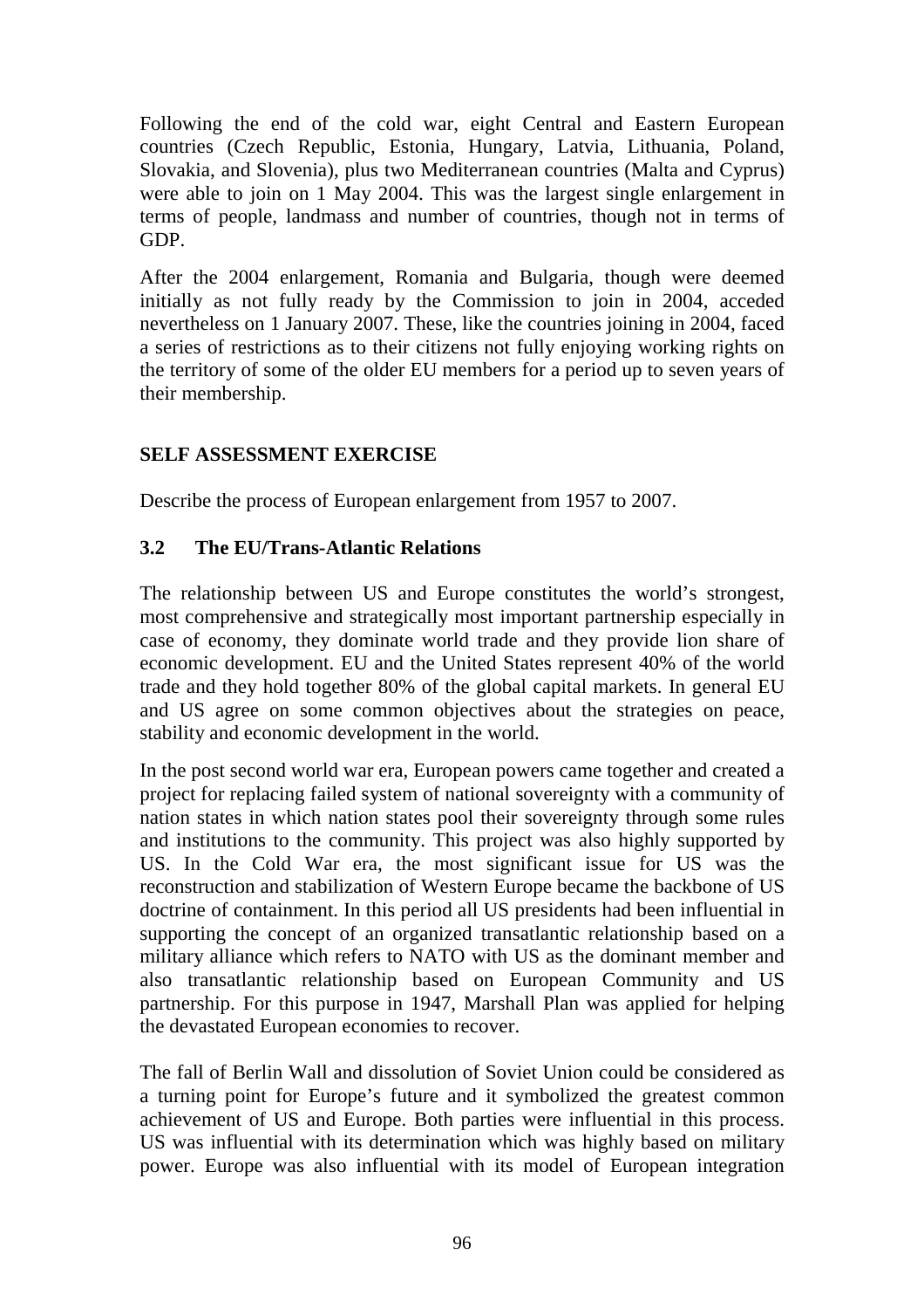Following the end of the cold war, eight Central and Eastern European countries (Czech Republic, Estonia, Hungary, Latvia, Lithuania, Poland, Slovakia, and Slovenia), plus two Mediterranean countries (Malta and Cyprus) were able to join on 1 May 2004. This was the largest single enlargement in terms of people, landmass and number of countries, though not in terms of GDP.

After the 2004 enlargement, Romania and Bulgaria, though were deemed initially as not fully ready by the Commission to join in 2004, acceded nevertheless on 1 January 2007. These, like the countries joining in 2004, faced a series of restrictions as to their citizens not fully enjoying working rights on the territory of some of the older EU members for a period up to seven years of their membership.

**SELF ASSESSMENT EXERCISE**

Describe the process of European enlargement from 1957 to 2007.

### 3.2 The EU/Trans-Atlantic Relations

The relationship between US and Europe constitutes the world's strongest, most comprehensive and strategically most important partnership especially in case of economy, they dominate world trade and they provide lion share of economic development. EU and the United States represent 40% of the world trade and they hold together 80% of the global capital markets. In general EU and US agree on some common objectives about the strategies on peace, stability and economic development in the world.

In the post second world war era, European powers came together and created a project for replacing failed system of national sovereignty with a community of nation states in which nation states pool their sovereignty through some rules and institutions to the community. This project was also highly supported by US. In the Cold War era, the most significant issue for US was the reconstruction and stabilization of Western Europe became the backbone of US doctrine of containment. In this period all US presidents had been influential in supporting the concept of an organized transatlantic relationship based on a military alliance which refers to NATO with US as the dominant member and also transatlantic relationship based on European Community and US partnership. For this purpose in 1947, Marshall Plan was applied for helping the devastated European economies to recover.

The fall of Berlin Wall and dissolution of Soviet Union could be considered as a turning point for Europe's future and it symbolized the greatest common achievement of US and Europe. Both parties were influential in this process. US was influential with its determination which was highly based on military power. Europe was also influential with its model of European integration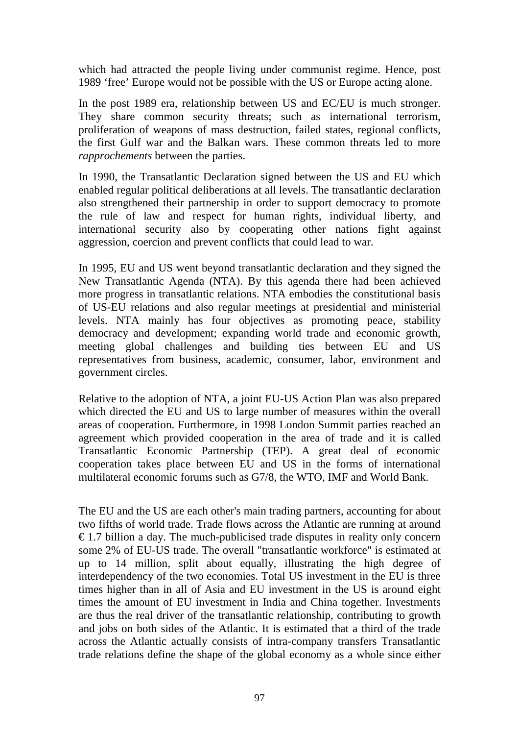which had attracted the people living under communist regime. Hence, post 1989 'free' Europe would not be possible with the US or Europe acting alone.

In the post 1989 era, relationship between US and EC/EU is much stronger. They share common security threats; such as international terrorism, proliferation of weapons of mass destruction, failed states, regional conflicts, the first Gulf war and the Balkan wars. These common threats led to more *rapprochements* between the parties.

In 1990, the Transatlantic Declaration signed between the US and EU which enabled regular political deliberations at all levels. The transatlantic declaration also strengthened their partnership in order to support democracy to promote the rule of law and respect for human rights, individual liberty, and international security also by cooperating other nations fight against aggression, coercion and prevent conflicts that could lead to war.

In 1995, EU and US went beyond transatlantic declaration and they signed the New Transatlantic Agenda (NTA). By this agenda there had been achieved more progress in transatlantic relations. NTA embodies the constitutional basis of US-EU relations and also regular meetings at presidential and ministerial levels. NTA mainly has four objectives as promoting peace, stability democracy and development; expanding world trade and economic growth, meeting global challenges and building ties between EU and US representatives from business, academic, consumer, labor, environment and government circles.

Relative to the adoption of NTA, a joint EU-US Action Plan was also prepared which directed the EU and US to large number of measures within the overall areas of cooperation. Furthermore, in 1998 London Summit parties reached an agreement which provided cooperation in the area of trade and it is called Transatlantic Economic Partnership (TEP). A great deal of economic cooperation takes place between EU and US in the forms of international multilateral economic forums such as G7/8, the WTO, IMF and World Bank.

The EU and the US are each other's main trading partners, accounting for about two fifths of world trade. Trade flows across the Atlantic are running at around € 1.7 billion a day. The much-publicised trade disputes in reality only concern some 2% of EU-US trade. The overall "transatlantic workforce" is estimated at up to 14 million, split about equally, illustrating the high degree of interdependency of the two economies. Total US investment in the EU is three times higher than in all of Asia and EU investment in the US is around eight times the amount of EU investment in India and China together. Investments are thus the real driver of the transatlantic relationship, contributing to growth and jobs on both sides of the Atlantic. It is estimated that a third of the trade across the Atlantic actually consists of intra-company transfers Transatlantic trade relations define the shape of the global economy as a whole since either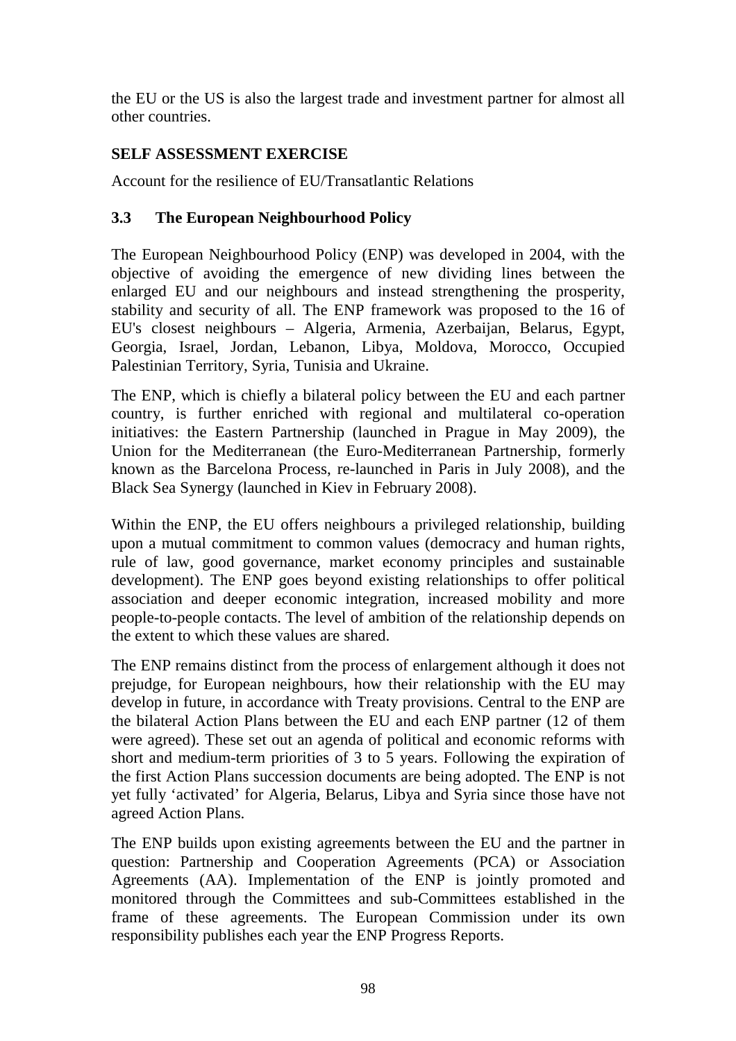the EU or the US is also the largest trade and investment partner for almost all other countries.

**SELF ASSESSMENT EXERCISE**

Account for the resilience of EU/Transatlantic Relations

### 3.3 The European Neighbourhood Policy

The European Neighbourhood Policy (ENP) was developed in 2004, with the objective of avoiding the emergence of new dividing lines between the enlarged EU and our neighbours and instead strengthening the prosperity, stability and security of all. The ENP framework was proposed to the 16 of EU's closest neighbours – Algeria, Armenia, Azerbaijan, Belarus, Egypt, Georgia, Israel, Jordan, Lebanon, Libya, Moldova, Morocco, Occupied Palestinian Territory, Syria, Tunisia and Ukraine.

The ENP, which is chiefly a bilateral policy between the EU and each partner country, is further enriched with regional and multilateral co-operation initiatives: the Eastern Partnership (launched in Prague in May 2009), the Union for the Mediterranean (the Euro-Mediterranean Partnership, formerly known as the Barcelona Process, re-launched in Paris in July 2008), and the Black Sea Synergy (launched in Kiev in February 2008).

Within the ENP, the EU offers neighbours a privileged relationship, building upon a mutual commitment to common values (democracy and human rights, rule of law, good governance, market economy principles and sustainable development). The ENP goes beyond existing relationships to offer political association and deeper economic integration, increased mobility and more people-to-people contacts. The level of ambition of the relationship depends on the extent to which these values are shared.

The ENP remains distinct from the process of enlargement although it does not prejudge, for European neighbours, how their relationship with the EU may develop in future, in accordance with Treaty provisions. Central to the ENP are the bilateral Action Plans between the EU and each ENP partner (12 of them were agreed). These set out an agenda of political and economic reforms with short and medium-term priorities of 3 to 5 years. Following the expiration of the first Action Plans succession documents are being adopted. The ENP is not yet fully 'activated' for Algeria, Belarus, Libya and Syria since those have not agreed Action Plans.

The ENP builds upon existing agreements between the EU and the partner in question: Partnership and Cooperation Agreements (PCA) or Association Agreements (AA). Implementation of the ENP is jointly promoted and monitored through the Committees and sub-Committees established in the frame of these agreements. The European Commission under its own responsibility publishes each year the ENP Progress Reports.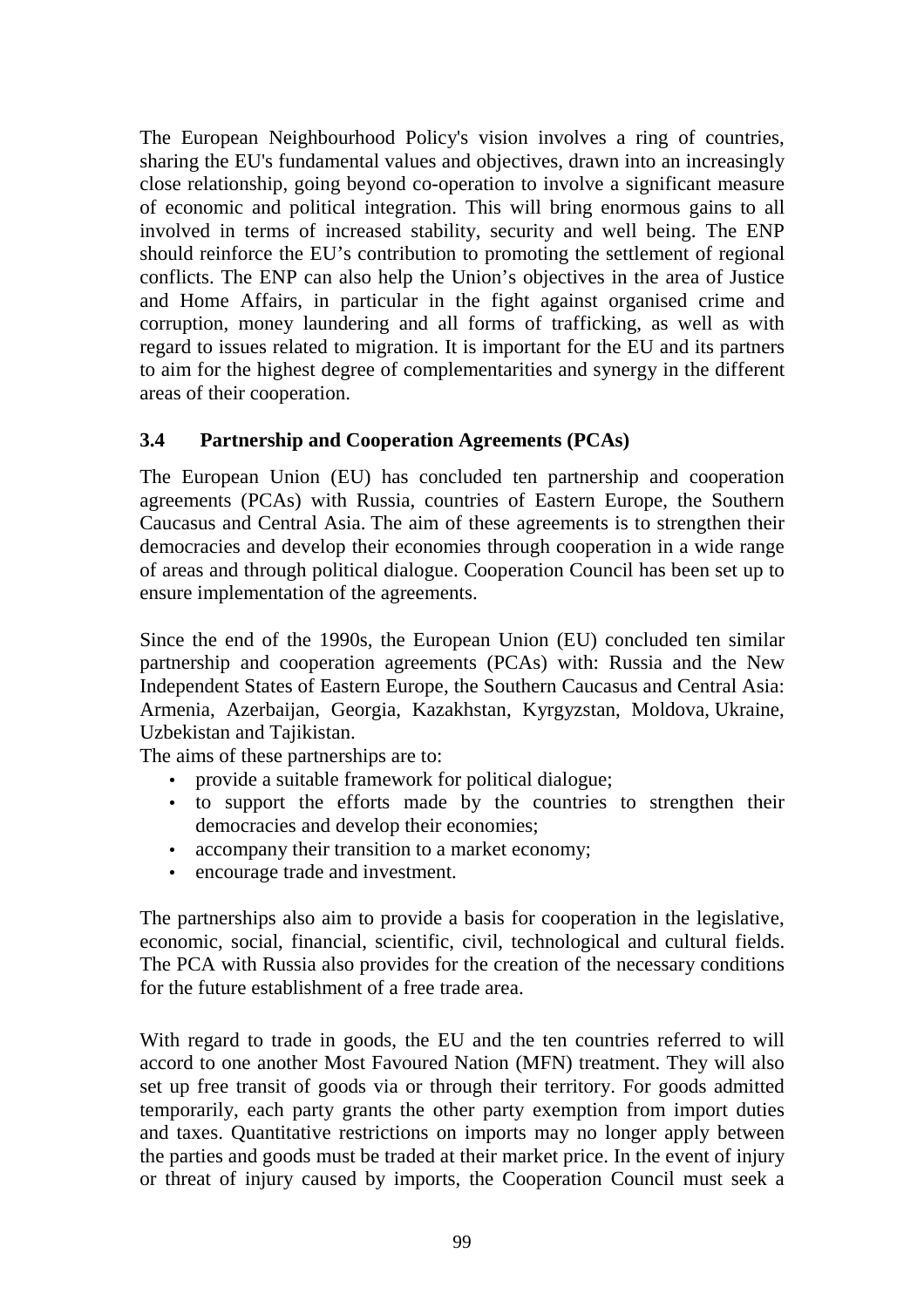The European Neighbourhood Policy's vision involves a ring of countries, sharing the EU's fundamental values and objectives, drawn into an increasingly close relationship, going beyond co-operation to involve a significant measure of economic and political integration. This will bring enormous gains to all involved in terms of increased stability, security and well being. The ENP should reinforce the EU's contribution to promoting the settlement of regional conflicts. The ENP can also help the Union's objectives in the area of Justice and Home Affairs, in particular in the fight against organised crime and corruption, money laundering and all forms of trafficking, as well as with regard to issues related to migration. It is important for the EU and its partners to aim for the highest degree of complementarities and synergy in the different areas of their cooperation.

### 3.4 Partnership and Cooperation Agreements (PCAs)

The European Union (EU) has concluded ten partnership and cooperation agreements (PCAs) with Russia, countries of Eastern Europe, the Southern Caucasus and Central Asia. The aim of these agreements is to strengthen their democracies and develop their economies through cooperation in a wide range of areas and through political dialogue. Cooperation Council has been set up to ensure implementation of the agreements.

Since the end of the 1990s, the European Union (EU) concluded ten similar partnership and cooperation agreements (PCAs) with: Russia and the New Independent States of Eastern Europe, the Southern Caucasus and Central Asia: Armenia, Azerbaijan, Georgia, Kazakhstan, Kyrgyzstan, Moldova, Ukraine, Uzbekistan and Tajikistan.

The aims of these partnerships are to:

- provide a suitable framework for political dialogue;
- to support the efforts made by the countries to strengthen their democracies and develop their economies;
- accompany their transition to a market economy;
- encourage trade and investment.

The partnerships also aim to provide a basis for cooperation in the legislative, economic, social, financial, scientific, civil, technological and cultural fields. The PCA with Russia also provides for the creation of the necessary conditions for the future establishment of a free trade area.

With regard to trade in goods, the EU and the ten countries referred to will accord to one another Most Favoured Nation (MFN) treatment. They will also set up free transit of goods via or through their territory. For goods admitted temporarily, each party grants the other party exemption from import duties and taxes. Quantitative restrictions on imports may no longer apply between the parties and goods must be traded at their market price. In the event of injury or threat of injury caused by imports, the Cooperation Council must seek a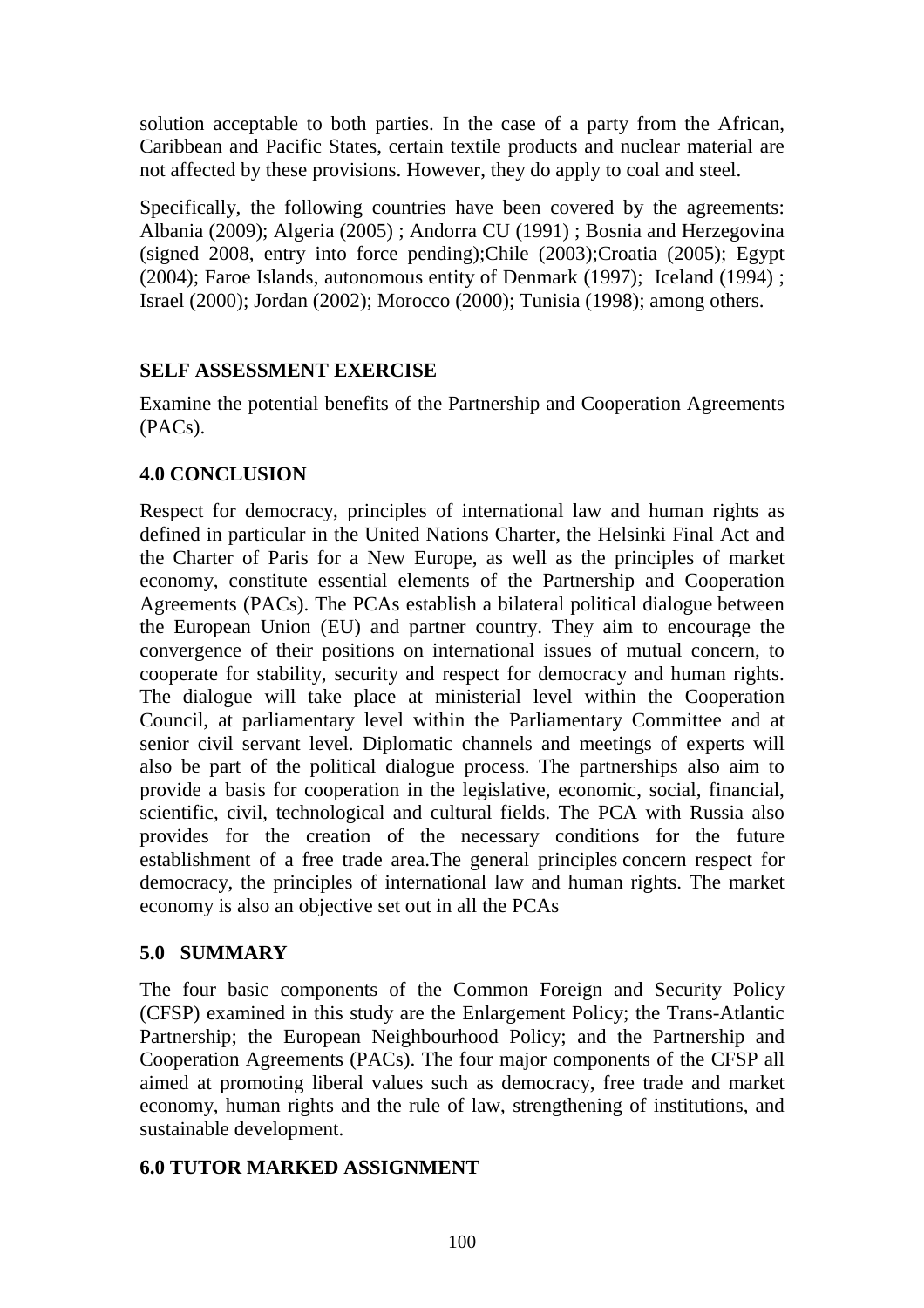solution acceptable to both parties. In the case of a party from the African, Caribbean and Pacific States, certain textile products and nuclear material are not affected by these provisions. However, they do apply to coal and steel.

Specifically, the following countries have been covered by the agreements: Albania (2009); Algeria (2005) ; Andorra CU (1991) ; Bosnia and Herzegovina (signed 2008, entry into force pending);Chile (2003);Croatia (2005); Egypt (2004); Faroe Islands, autonomous entity of Denmark (1997); Iceland (1994) ; Israel (2000); Jordan (2002); Morocco (2000); Tunisia (1998); among others.

## SELF ASSESSMENT EXERCISE

Examine the potential benefits of the Partnership and Cooperation Agreements (PACs).

## 4.0 CONCLUSION

Respect for democracy, principles of international law and human rights as defined in particular in the United Nations Charter, the Helsinki Final Act and the Charter of Paris for a New Europe, as well as the principles of market economy, constitute essential elements of the Partnership and Cooperation Agreements (PACs). The PCAs establish a bilateral political dialogue between the European Union (EU) and partner country. They aim to encourage the convergence of their positions on international issues of mutual concern, to cooperate for stability, security and respect for democracy and human rights. The dialogue will take place at ministerial level within the Cooperation Council, at parliamentary level within the Parliamentary Committee and at senior civil servant level. Diplomatic channels and meetings of experts will also be part of the political dialogue process. The partnerships also aim to provide a basis for cooperation in the legislative, economic, social, financial, scientific, civil, technological and cultural fields. The PCA with Russia also provides for the creation of the necessary conditions for the future establishment of a free trade area.The general principles concern respect for democracy, the principles of international law and human rights. The market economy is also an objective set out in all the PCAs

## 5.0 SUMMARY

The four basic components of the Common Foreign and Security Policy (CFSP) examined in this study are the Enlargement Policy; the Trans-Atlantic Partnership; the European Neighbourhood Policy; and the Partnership and Cooperation Agreements (PACs). The four major components of the CFSP all aimed at promoting liberal values such as democracy, free trade and market economy, human rights and the rule of law, strengthening of institutions, and sustainable development.

## 6.0 TUTOR MARKED ASSIGNMENT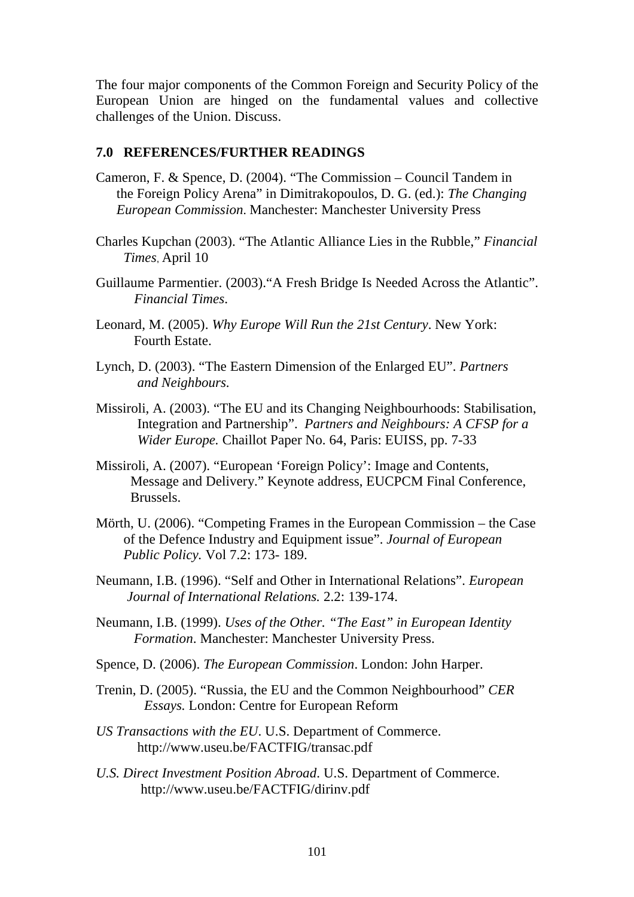The four major components of the Common Foreign and Security Policy of the European Union are hinged on the fundamental values and collective challenges of the Union. Discuss.

## 7.0 REFERENCES/FURTHER READINGS

Cameron, F. & Spence, D. (2004). "The Commission – Council Tandem in the Foreign Policy Arena" in Dimitrakopoulos, D. G. (ed.): *The Changing European Commission*. Manchester: Manchester University Press

Charles Kupchan (2003). "The Atlantic Alliance Lies in the Rubble," *Financial Times*, April 10

Guillaume Parmentier. (2003)."A Fresh Bridge Is Needed Across the Atlantic". *Financial Times*.

Leonard, M. (2005). *Why Europe Will Run the 21st Century*. New York: Fourth Estate.

Lynch, D. (2003). "The Eastern Dimension of the Enlarged EU". *Partners and Neighbours*.

Missiroli, A. (2003). "The EU and its Changing Neighbourhoods: Stabilisation, Integration and Partnership". *Partners and Neighbours: A CFSP for a Wider Europe.* Chaillot Paper No. 64, Paris: EUISS, pp. 7-33

Missiroli, A. (2007). "European 'Foreign Policy': Image and Contents, Message and Delivery." Keynote address, EUCPCM Final Conference, Brussels.

Mörth, U. (2006). "Competing Frames in the European Commission – the Case of the Defence Industry and Equipment issue". *Journal of European Public Policy.* Vol 7.2: 173- 189.

Neumann, I.B. (1996). "Self and Other in International Relations". *European Journal of International Relations.* 2.2: 139-174.

Neumann, I.B. (1999). *Uses of the Other. "The East" in European Identity Formation*. Manchester: Manchester University Press.

Spence, D. (2006). *The European Commission*. London: John Harper.

Trenin, D. (2005). "Russia, the EU and the Common Neighbourhood" *CER Essays.* London: Centre for European Reform

*US Transactions with the EU*. U.S. Department of Commerce. http://www.useu.be/FACTFIG/transac.pdf

*U.S. Direct Investment Position Abroad*. U.S. Department of Commerce. http://www.useu.be/FACTFIG/dirinv.pdf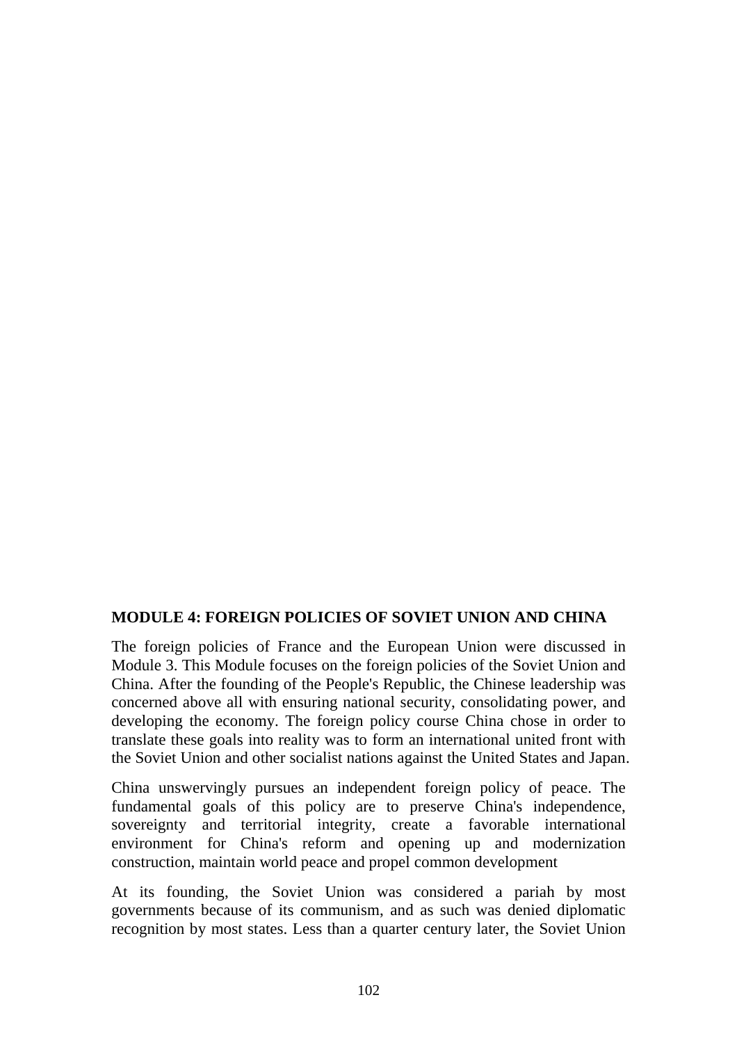## MODULE 4: FOREIGN POLICIES OF SOVIET UNION AND CHINA

The foreign policies of France and the European Union were discussed in Module 3. This Module focuses on the foreign policies of the Soviet Union and China. After the founding of the People's Republic, the Chinese leadership was concerned above all with ensuring national security, consolidating power, and developing the economy. The foreign policy course China chose in order to translate these goals into reality was to form an international united front with the Soviet Union and other socialist nations against the United States and Japan.

China unswervingly pursues an independent foreign policy of peace. The fundamental goals of this policy are to preserve China's independence, sovereignty and territorial integrity, create a favorable international environment for China's reform and opening up and modernization construction, maintain world peace and propel common development

At its founding, the Soviet Union was considered a pariah by most governments because of its communism, and as such was denied diplomatic recognition by most states. Less than a quarter century later, the Soviet Union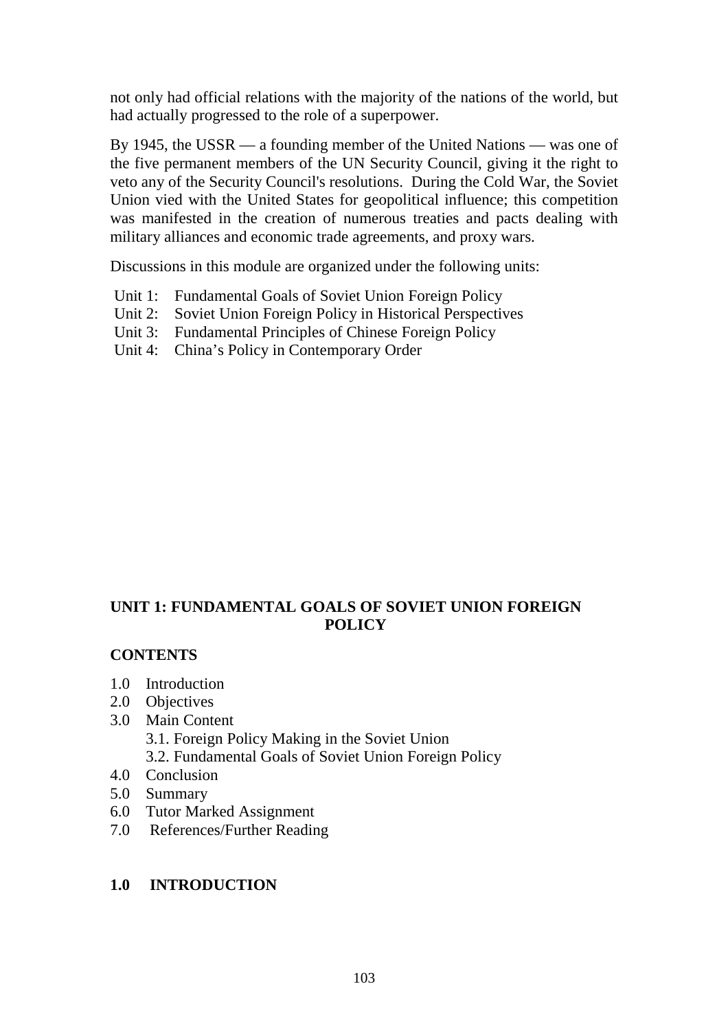not only had official relations with the majority of the nations of the world, but had actually progressed to the role of a superpower.

By 1945, the USSR — a founding member of the United Nations — was one of the five permanent members of the UN Security Council, giving it the right to veto any of the Security Council's resolutions. During the Cold War, the Soviet Union vied with the United States for geopolitical influence; this competition was manifested in the creation of numerous treaties and pacts dealing with military alliances and economic trade agreements, and proxy wars.

Discussions in this module are organized under the following units:

- Unit 1: Fundamental Goals of Soviet Union Foreign Policy
- Unit 2: Soviet Union Foreign Policy in Historical Perspectives
- Unit 3: Fundamental Principles of Chinese Foreign Policy
- Unit 4: China's Policy in Contemporary Order

## UNIT 1: FUNDAMENTAL GOALS OF SOVIET UNION FOREIGN POLICY

### CONTENTS

- 1.0 Introduction
- 2.0 Objectives
- 3.0 Main Content
  - 3.1. Foreign Policy Making in the Soviet Union
  - 3.2. Fundamental Goals of Soviet Union Foreign Policy
- 4.0 Conclusion
- 5.0 Summary
- 6.0 Tutor Marked Assignment
- 7.0 References/Further Reading

### 1.0 INTRODUCTION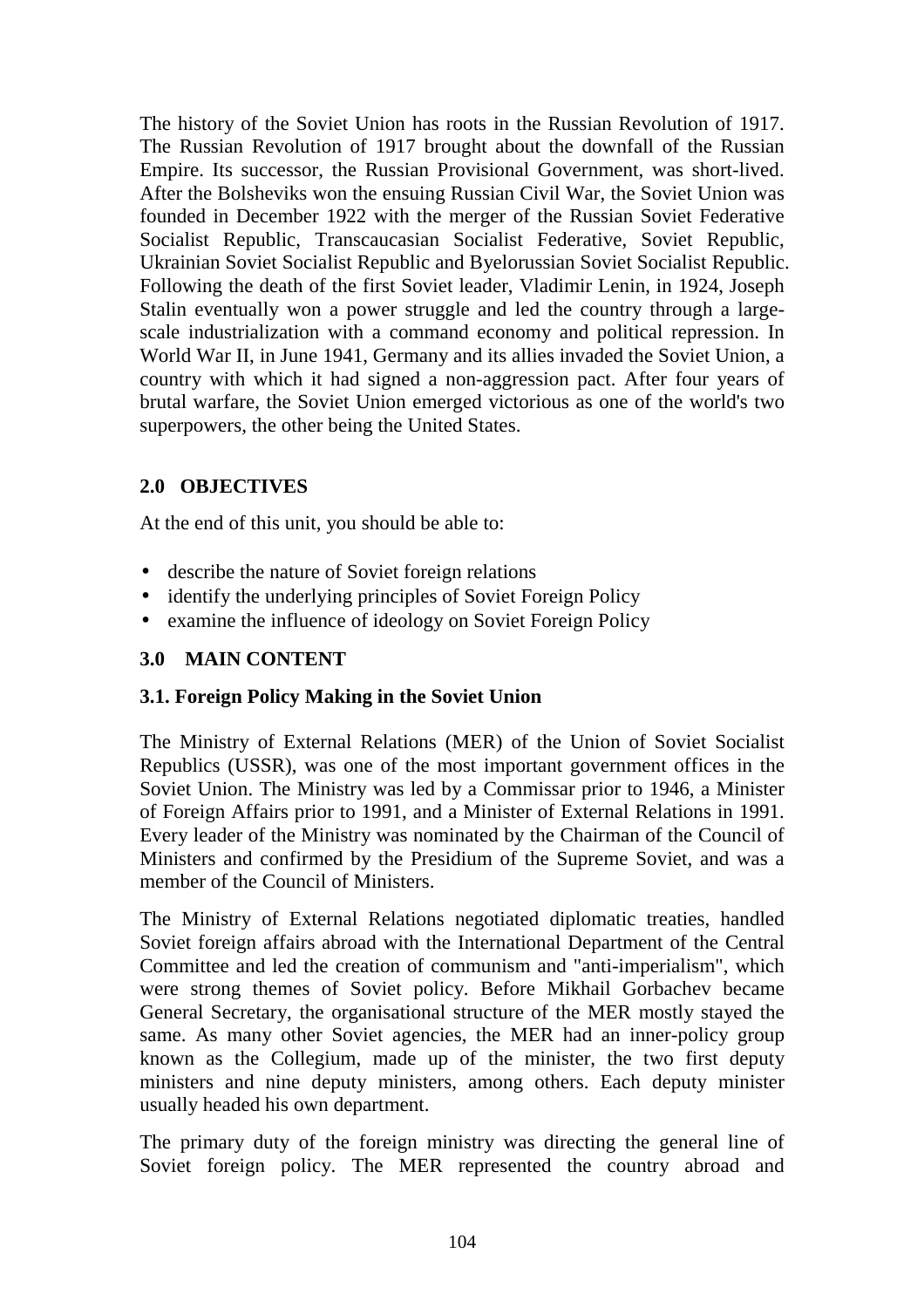The history of the Soviet Union has roots in the Russian Revolution of 1917. The Russian Revolution of 1917 brought about the downfall of the Russian Empire. Its successor, the Russian Provisional Government, was short-lived. After the Bolsheviks won the ensuing Russian Civil War, the Soviet Union was founded in December 1922 with the merger of the Russian Soviet Federative Socialist Republic, Transcaucasian Socialist Federative, Soviet Republic, Ukrainian Soviet Socialist Republic and Byelorussian Soviet Socialist Republic. Following the death of the first Soviet leader, Vladimir Lenin, in 1924, Joseph Stalin eventually won a power struggle and led the country through a large-scale industrialization with a command economy and political repression. In World War II, in June 1941, Germany and its allies invaded the Soviet Union, a country with which it had signed a non-aggression pact. After four years of brutal warfare, the Soviet Union emerged victorious as one of the world's two superpowers, the other being the United States.

## 2.0 OBJECTIVES

At the end of this unit, you should be able to:

- describe the nature of Soviet foreign relations
- identify the underlying principles of Soviet Foreign Policy
- examine the influence of ideology on Soviet Foreign Policy

## 3.0 MAIN CONTENT

### 3.1. Foreign Policy Making in the Soviet Union

The Ministry of External Relations (MER) of the Union of Soviet Socialist Republics (USSR), was one of the most important government offices in the Soviet Union. The Ministry was led by a Commissar prior to 1946, a Minister of Foreign Affairs prior to 1991, and a Minister of External Relations in 1991. Every leader of the Ministry was nominated by the Chairman of the Council of Ministers and confirmed by the Presidium of the Supreme Soviet, and was a member of the Council of Ministers.

The Ministry of External Relations negotiated diplomatic treaties, handled Soviet foreign affairs abroad with the International Department of the Central Committee and led the creation of communism and "anti-imperialism", which were strong themes of Soviet policy. Before Mikhail Gorbachev became General Secretary, the organisational structure of the MER mostly stayed the same. As many other Soviet agencies, the MER had an inner-policy group known as the Collegium, made up of the minister, the two first deputy ministers and nine deputy ministers, among others. Each deputy minister usually headed his own department.

The primary duty of the foreign ministry was directing the general line of Soviet foreign policy. The MER represented the country abroad and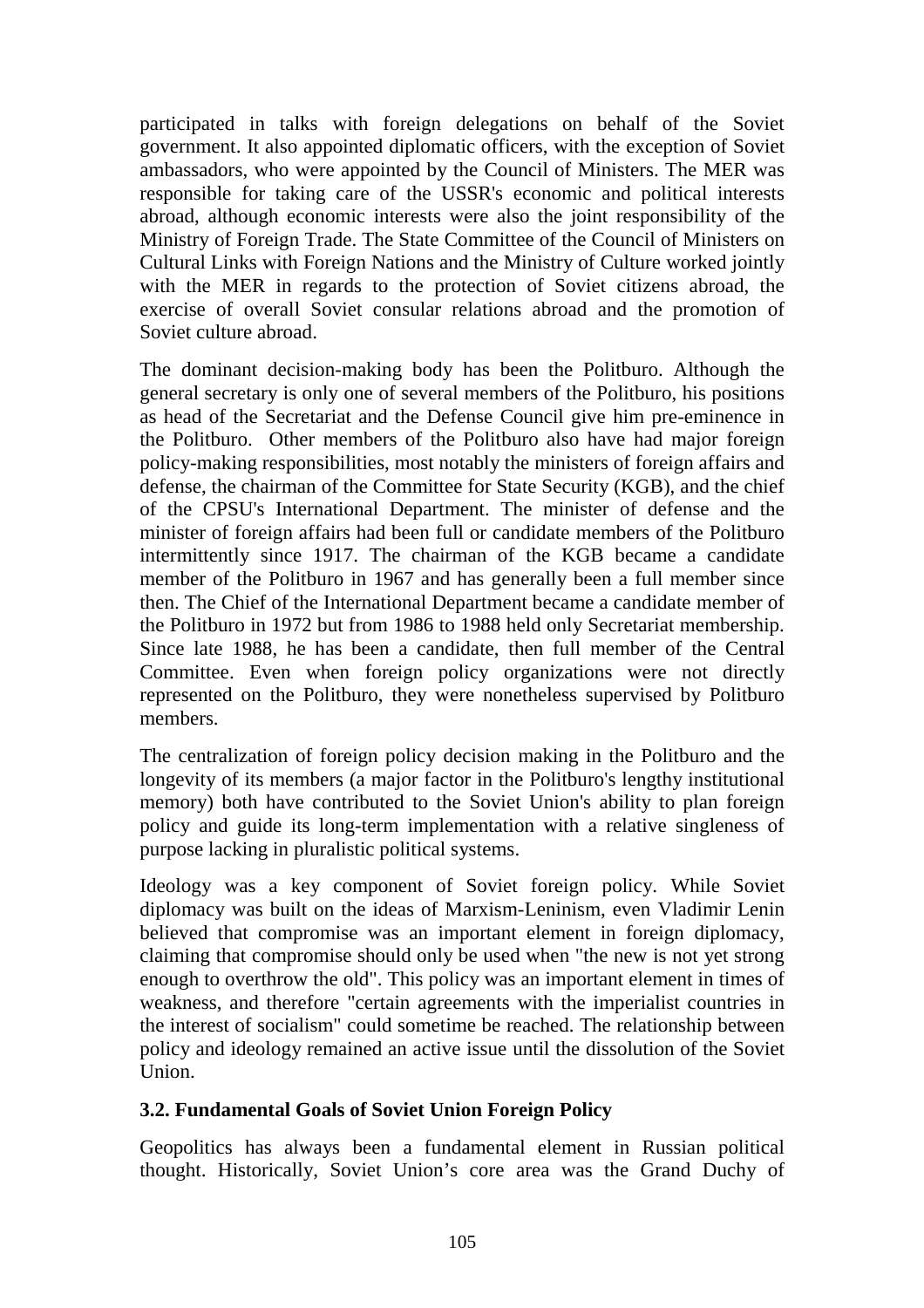participated in talks with foreign delegations on behalf of the Soviet government. It also appointed diplomatic officers, with the exception of Soviet ambassadors, who were appointed by the Council of Ministers. The MER was responsible for taking care of the USSR's economic and political interests abroad, although economic interests were also the joint responsibility of the Ministry of Foreign Trade. The State Committee of the Council of Ministers on Cultural Links with Foreign Nations and the Ministry of Culture worked jointly with the MER in regards to the protection of Soviet citizens abroad, the exercise of overall Soviet consular relations abroad and the promotion of Soviet culture abroad.

The dominant decision-making body has been the Politburo. Although the general secretary is only one of several members of the Politburo, his positions as head of the Secretariat and the Defense Council give him pre-eminence in the Politburo. Other members of the Politburo also have had major foreign policy-making responsibilities, most notably the ministers of foreign affairs and defense, the chairman of the Committee for State Security (KGB), and the chief of the CPSU's International Department. The minister of defense and the minister of foreign affairs had been full or candidate members of the Politburo intermittently since 1917. The chairman of the KGB became a candidate member of the Politburo in 1967 and has generally been a full member since then. The Chief of the International Department became a candidate member of the Politburo in 1972 but from 1986 to 1988 held only Secretariat membership. Since late 1988, he has been a candidate, then full member of the Central Committee. Even when foreign policy organizations were not directly represented on the Politburo, they were nonetheless supervised by Politburo members.

The centralization of foreign policy decision making in the Politburo and the longevity of its members (a major factor in the Politburo's lengthy institutional memory) both have contributed to the Soviet Union's ability to plan foreign policy and guide its long-term implementation with a relative singleness of purpose lacking in pluralistic political systems.

Ideology was a key component of Soviet foreign policy. While Soviet diplomacy was built on the ideas of Marxism-Leninism, even Vladimir Lenin believed that compromise was an important element in foreign diplomacy, claiming that compromise should only be used when "the new is not yet strong enough to overthrow the old". This policy was an important element in times of weakness, and therefore "certain agreements with the imperialist countries in the interest of socialism" could sometime be reached. The relationship between policy and ideology remained an active issue until the dissolution of the Soviet Union.

### 3.2. Fundamental Goals of Soviet Union Foreign Policy

Geopolitics has always been a fundamental element in Russian political thought. Historically, Soviet Union's core area was the Grand Duchy of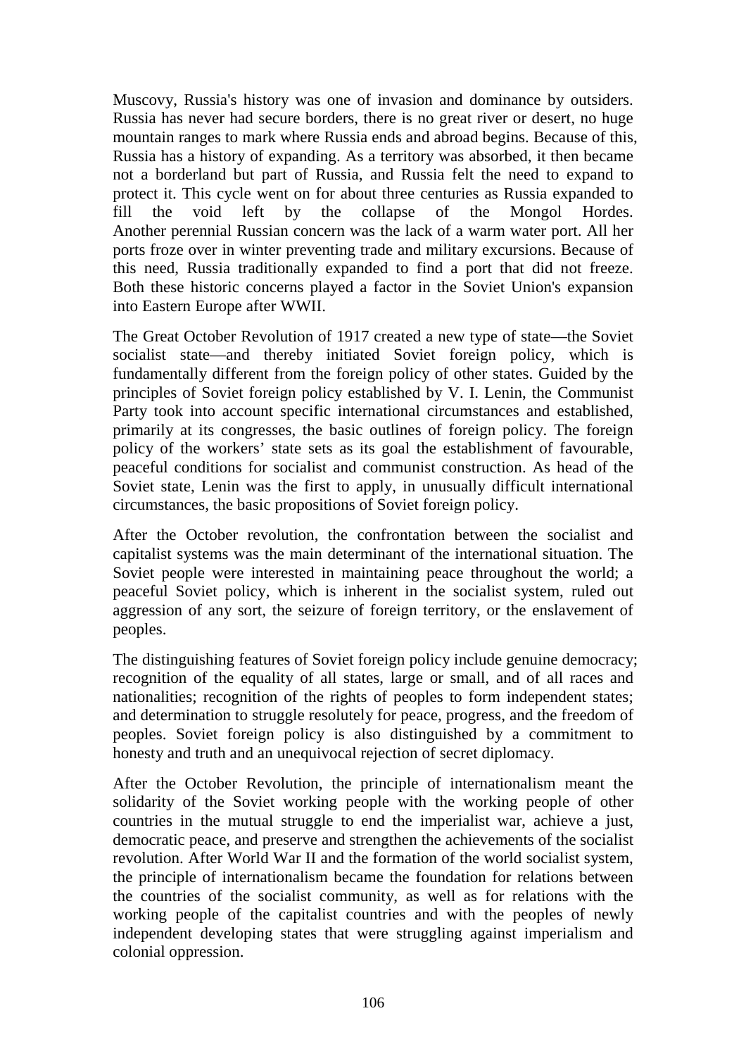Muscovy, Russia's history was one of invasion and dominance by outsiders. Russia has never had secure borders, there is no great river or desert, no huge mountain ranges to mark where Russia ends and abroad begins. Because of this, Russia has a history of expanding. As a territory was absorbed, it then became not a borderland but part of Russia, and Russia felt the need to expand to protect it. This cycle went on for about three centuries as Russia expanded to fill the void left by the collapse of the Mongol Hordes. Another perennial Russian concern was the lack of a warm water port. All her ports froze over in winter preventing trade and military excursions. Because of this need, Russia traditionally expanded to find a port that did not freeze. Both these historic concerns played a factor in the Soviet Union's expansion into Eastern Europe after WWII.

The Great October Revolution of 1917 created a new type of state—the Soviet socialist state—and thereby initiated Soviet foreign policy, which is fundamentally different from the foreign policy of other states. Guided by the principles of Soviet foreign policy established by V. I. Lenin, the Communist Party took into account specific international circumstances and established, primarily at its congresses, the basic outlines of foreign policy. The foreign policy of the workers' state sets as its goal the establishment of favourable, peaceful conditions for socialist and communist construction. As head of the Soviet state, Lenin was the first to apply, in unusually difficult international circumstances, the basic propositions of Soviet foreign policy.

After the October revolution, the confrontation between the socialist and capitalist systems was the main determinant of the international situation. The Soviet people were interested in maintaining peace throughout the world; a peaceful Soviet policy, which is inherent in the socialist system, ruled out aggression of any sort, the seizure of foreign territory, or the enslavement of peoples.

The distinguishing features of Soviet foreign policy include genuine democracy; recognition of the equality of all states, large or small, and of all races and nationalities; recognition of the rights of peoples to form independent states; and determination to struggle resolutely for peace, progress, and the freedom of peoples. Soviet foreign policy is also distinguished by a commitment to honesty and truth and an unequivocal rejection of secret diplomacy.

After the October Revolution, the principle of internationalism meant the solidarity of the Soviet working people with the working people of other countries in the mutual struggle to end the imperialist war, achieve a just, democratic peace, and preserve and strengthen the achievements of the socialist revolution. After World War II and the formation of the world socialist system, the principle of internationalism became the foundation for relations between the countries of the socialist community, as well as for relations with the working people of the capitalist countries and with the peoples of newly independent developing states that were struggling against imperialism and colonial oppression.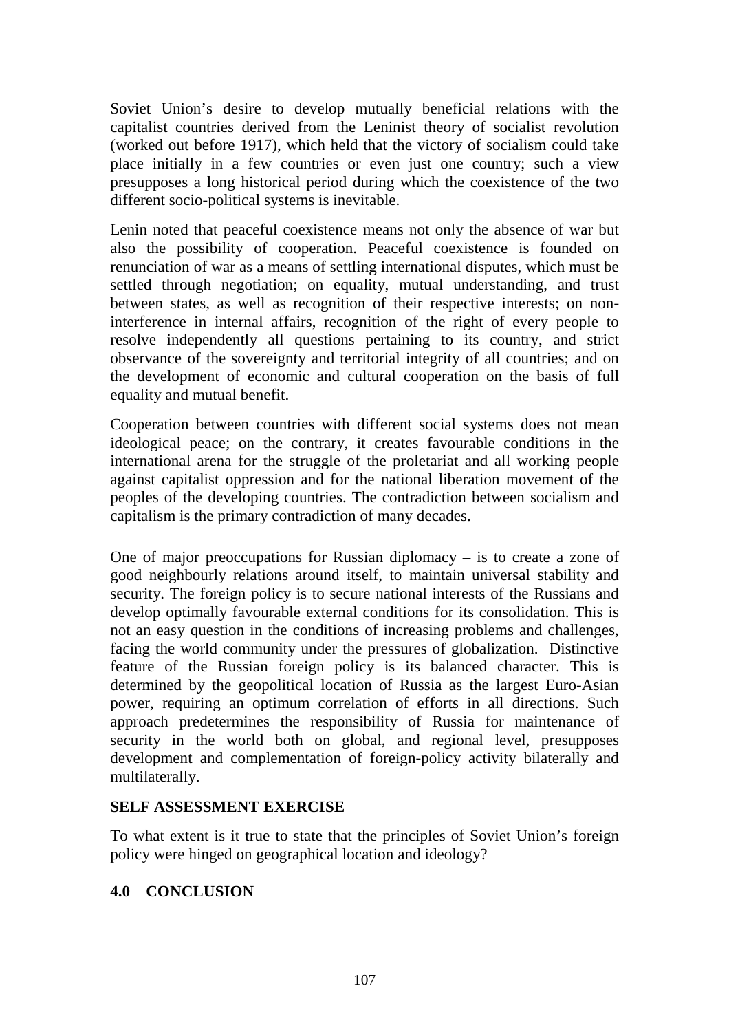Soviet Union's desire to develop mutually beneficial relations with the capitalist countries derived from the Leninist theory of socialist revolution (worked out before 1917), which held that the victory of socialism could take place initially in a few countries or even just one country; such a view presupposes a long historical period during which the coexistence of the two different socio-political systems is inevitable.

Lenin noted that peaceful coexistence means not only the absence of war but also the possibility of cooperation. Peaceful coexistence is founded on renunciation of war as a means of settling international disputes, which must be settled through negotiation; on equality, mutual understanding, and trust between states, as well as recognition of their respective interests; on non-interference in internal affairs, recognition of the right of every people to resolve independently all questions pertaining to its country, and strict observance of the sovereignty and territorial integrity of all countries; and on the development of economic and cultural cooperation on the basis of full equality and mutual benefit.

Cooperation between countries with different social systems does not mean ideological peace; on the contrary, it creates favourable conditions in the international arena for the struggle of the proletariat and all working people against capitalist oppression and for the national liberation movement of the peoples of the developing countries. The contradiction between socialism and capitalism is the primary contradiction of many decades.

One of major preoccupations for Russian diplomacy – is to create a zone of good neighbourly relations around itself, to maintain universal stability and security. The foreign policy is to secure national interests of the Russians and develop optimally favourable external conditions for its consolidation. This is not an easy question in the conditions of increasing problems and challenges, facing the world community under the pressures of globalization. Distinctive feature of the Russian foreign policy is its balanced character. This is determined by the geopolitical location of Russia as the largest Euro-Asian power, requiring an optimum correlation of efforts in all directions. Such approach predetermines the responsibility of Russia for maintenance of security in the world both on global, and regional level, presupposes development and complementation of foreign-policy activity bilaterally and multilaterally.

**SELF ASSESSMENT EXERCISE**

To what extent is it true to state that the principles of Soviet Union's foreign policy were hinged on geographical location and ideology?

## 4.0 CONCLUSION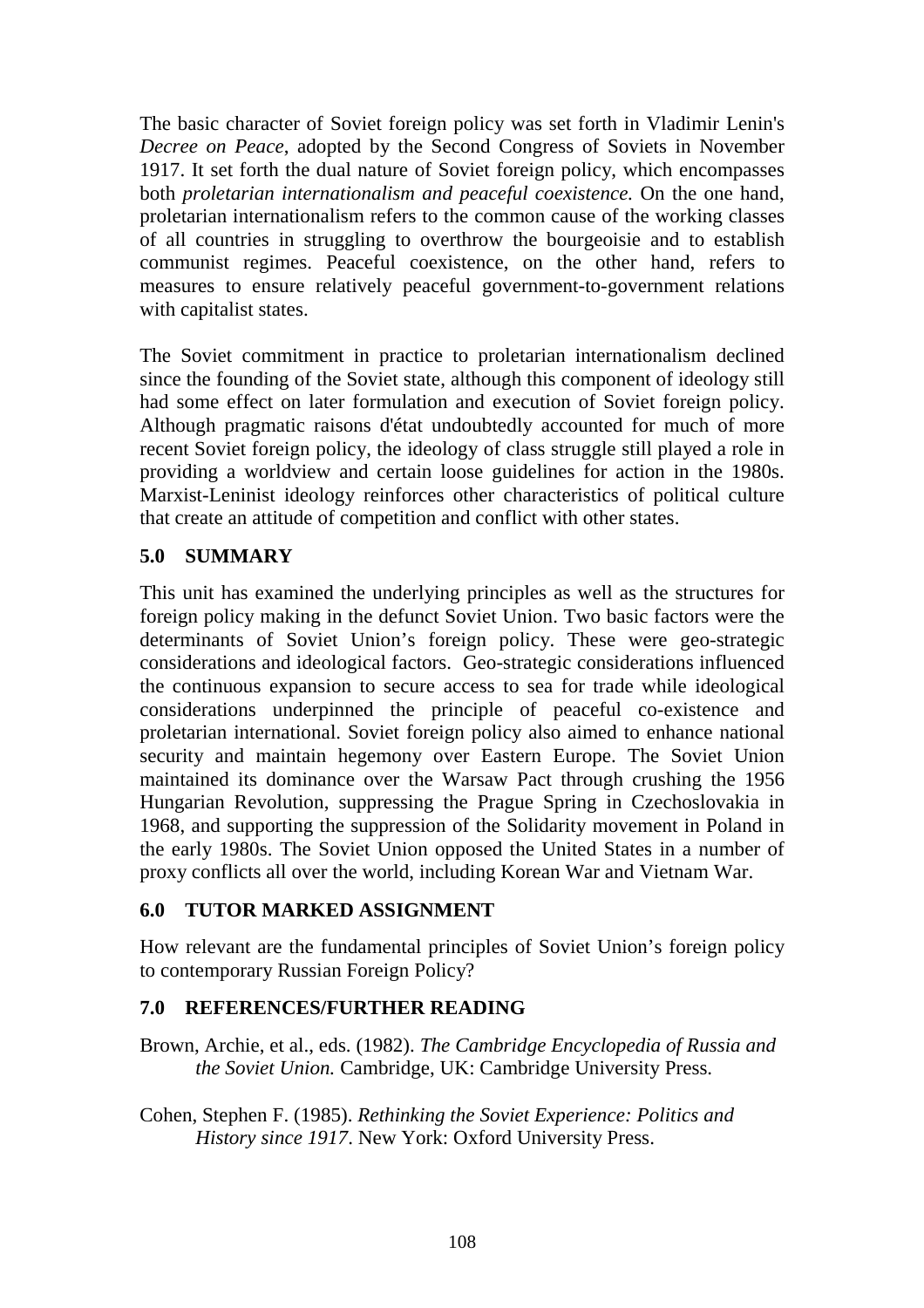The basic character of Soviet foreign policy was set forth in Vladimir Lenin's *Decree on Peace*, adopted by the Second Congress of Soviets in November 1917. It set forth the dual nature of Soviet foreign policy, which encompasses both *proletarian internationalism and peaceful coexistence.* On the one hand, proletarian internationalism refers to the common cause of the working classes of all countries in struggling to overthrow the bourgeoisie and to establish communist regimes. Peaceful coexistence, on the other hand, refers to measures to ensure relatively peaceful government-to-government relations with capitalist states.

The Soviet commitment in practice to proletarian internationalism declined since the founding of the Soviet state, although this component of ideology still had some effect on later formulation and execution of Soviet foreign policy. Although pragmatic raisons d'état undoubtedly accounted for much of more recent Soviet foreign policy, the ideology of class struggle still played a role in providing a worldview and certain loose guidelines for action in the 1980s. Marxist-Leninist ideology reinforces other characteristics of political culture that create an attitude of competition and conflict with other states.

## 5.0 SUMMARY

This unit has examined the underlying principles as well as the structures for foreign policy making in the defunct Soviet Union. Two basic factors were the determinants of Soviet Union's foreign policy. These were geo-strategic considerations and ideological factors. Geo-strategic considerations influenced the continuous expansion to secure access to sea for trade while ideological considerations underpinned the principle of peaceful co-existence and proletarian international. Soviet foreign policy also aimed to enhance national security and maintain hegemony over Eastern Europe. The Soviet Union maintained its dominance over the Warsaw Pact through crushing the 1956 Hungarian Revolution, suppressing the Prague Spring in Czechoslovakia in 1968, and supporting the suppression of the Solidarity movement in Poland in the early 1980s. The Soviet Union opposed the United States in a number of proxy conflicts all over the world, including Korean War and Vietnam War.

## 6.0 TUTOR MARKED ASSIGNMENT

How relevant are the fundamental principles of Soviet Union's foreign policy to contemporary Russian Foreign Policy?

## 7.0 REFERENCES/FURTHER READING

Brown, Archie, et al., eds. (1982). *The Cambridge Encyclopedia of Russia and the Soviet Union.* Cambridge, UK: Cambridge University Press.

Cohen, Stephen F. (1985). *Rethinking the Soviet Experience: Politics and History since 1917*. New York: Oxford University Press.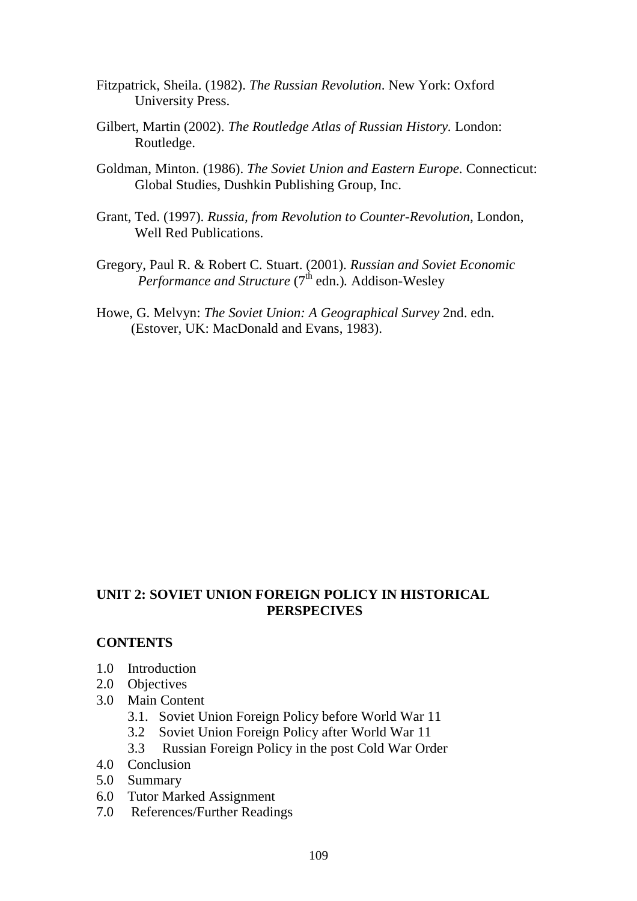Fitzpatrick, Sheila. (1982). *The Russian Revolution*. New York: Oxford University Press.

Gilbert, Martin (2002). *The Routledge Atlas of Russian History.* London: Routledge.

Goldman, Minton. (1986). *The Soviet Union and Eastern Europe.* Connecticut: Global Studies, Dushkin Publishing Group, Inc.

Grant, Ted. (1997). *Russia, from Revolution to Counter-Revolution*, London, Well Red Publications.

Gregory, Paul R. & Robert C. Stuart. (2001). *Russian and Soviet Economic Performance and Structure* (7th edn.)*.* Addison-Wesley

Howe, G. Melvyn: *The Soviet Union: A Geographical Survey* 2nd. edn. (Estover, UK: MacDonald and Evans, 1983).

## UNIT 2: SOVIET UNION FOREIGN POLICY IN HISTORICAL PERSPECIVES

**CONTENTS**

- 1.0 Introduction
- 2.0 Objectives
- 3.0 Main Content
    - 3.1. Soviet Union Foreign Policy before World War 11
    - 3.2 Soviet Union Foreign Policy after World War 11
    - 3.3 Russian Foreign Policy in the post Cold War Order
- 4.0 Conclusion
- 5.0 Summary
- 6.0 Tutor Marked Assignment
- 7.0 References/Further Readings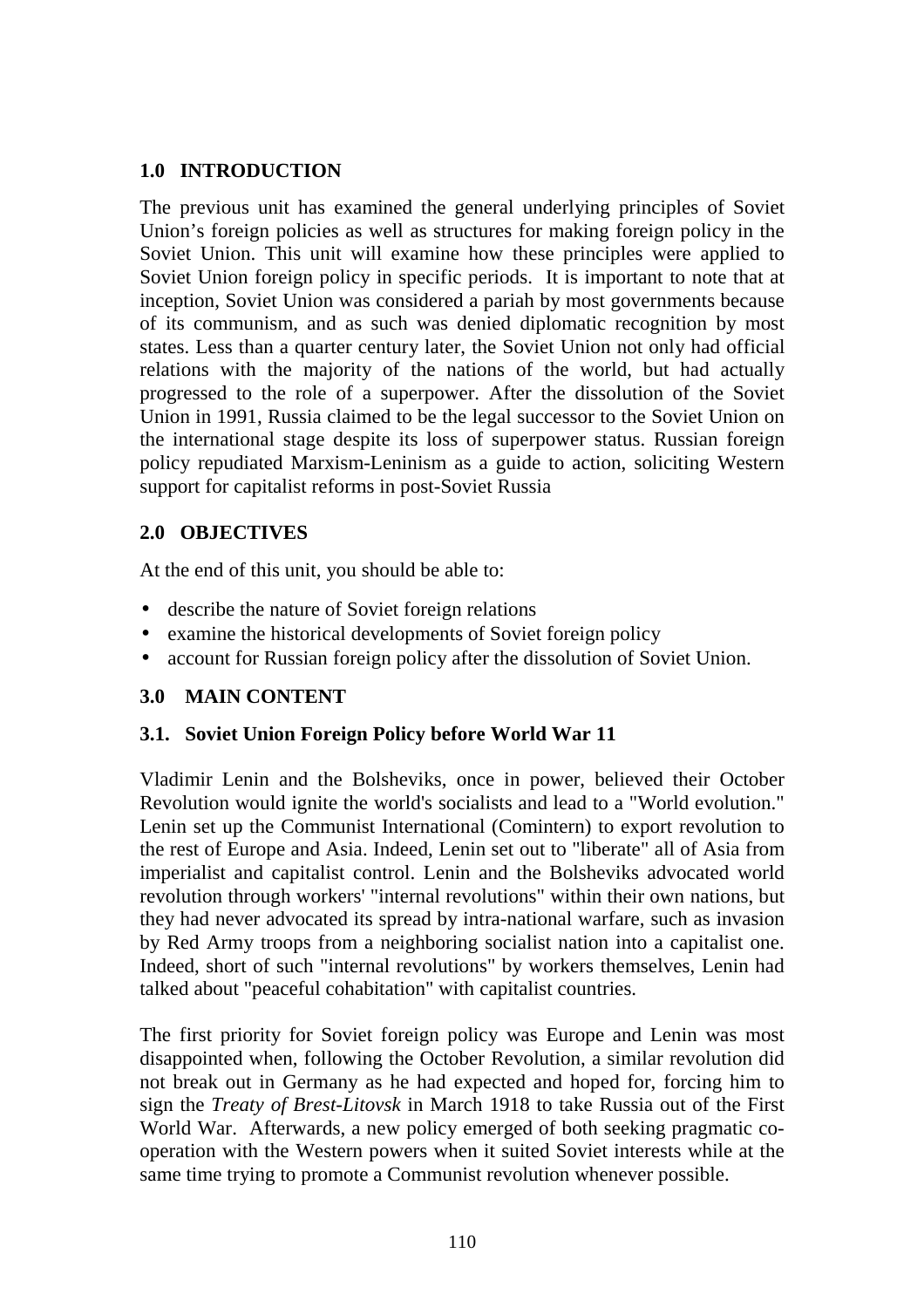## 1.0 INTRODUCTION

The previous unit has examined the general underlying principles of Soviet Union's foreign policies as well as structures for making foreign policy in the Soviet Union. This unit will examine how these principles were applied to Soviet Union foreign policy in specific periods. It is important to note that at inception, Soviet Union was considered a pariah by most governments because of its communism, and as such was denied diplomatic recognition by most states. Less than a quarter century later, the Soviet Union not only had official relations with the majority of the nations of the world, but had actually progressed to the role of a superpower. After the dissolution of the Soviet Union in 1991, Russia claimed to be the legal successor to the Soviet Union on the international stage despite its loss of superpower status. Russian foreign policy repudiated Marxism-Leninism as a guide to action, soliciting Western support for capitalist reforms in post-Soviet Russia

## 2.0 OBJECTIVES

At the end of this unit, you should be able to:

- describe the nature of Soviet foreign relations
- examine the historical developments of Soviet foreign policy
- account for Russian foreign policy after the dissolution of Soviet Union.

## 3.0 MAIN CONTENT

### 3.1. Soviet Union Foreign Policy before World War 11

Vladimir Lenin and the Bolsheviks, once in power, believed their October Revolution would ignite the world's socialists and lead to a "World evolution." Lenin set up the Communist International (Comintern) to export revolution to the rest of Europe and Asia. Indeed, Lenin set out to "liberate" all of Asia from imperialist and capitalist control. Lenin and the Bolsheviks advocated world revolution through workers' "internal revolutions" within their own nations, but they had never advocated its spread by intra-national warfare, such as invasion by Red Army troops from a neighboring socialist nation into a capitalist one. Indeed, short of such "internal revolutions" by workers themselves, Lenin had talked about "peaceful cohabitation" with capitalist countries.

The first priority for Soviet foreign policy was Europe and Lenin was most disappointed when, following the October Revolution, a similar revolution did not break out in Germany as he had expected and hoped for, forcing him to sign the *Treaty of Brest-Litovsk* in March 1918 to take Russia out of the First World War. Afterwards, a new policy emerged of both seeking pragmatic co-operation with the Western powers when it suited Soviet interests while at the same time trying to promote a Communist revolution whenever possible.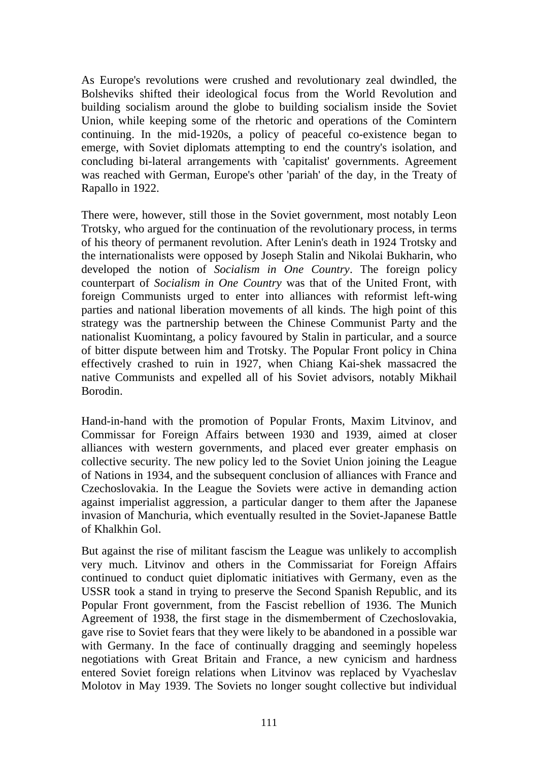As Europe's revolutions were crushed and revolutionary zeal dwindled, the Bolsheviks shifted their ideological focus from the World Revolution and building socialism around the globe to building socialism inside the Soviet Union, while keeping some of the rhetoric and operations of the Comintern continuing. In the mid-1920s, a policy of peaceful co-existence began to emerge, with Soviet diplomats attempting to end the country's isolation, and concluding bi-lateral arrangements with 'capitalist' governments. Agreement was reached with German, Europe's other 'pariah' of the day, in the Treaty of Rapallo in 1922.

There were, however, still those in the Soviet government, most notably Leon Trotsky, who argued for the continuation of the revolutionary process, in terms of his theory of permanent revolution. After Lenin's death in 1924 Trotsky and the internationalists were opposed by Joseph Stalin and Nikolai Bukharin, who developed the notion of *Socialism in One Country*. The foreign policy counterpart of *Socialism in One Country* was that of the United Front, with foreign Communists urged to enter into alliances with reformist left-wing parties and national liberation movements of all kinds. The high point of this strategy was the partnership between the Chinese Communist Party and the nationalist Kuomintang, a policy favoured by Stalin in particular, and a source of bitter dispute between him and Trotsky. The Popular Front policy in China effectively crashed to ruin in 1927, when Chiang Kai-shek massacred the native Communists and expelled all of his Soviet advisors, notably Mikhail Borodin.

Hand-in-hand with the promotion of Popular Fronts, Maxim Litvinov, and Commissar for Foreign Affairs between 1930 and 1939, aimed at closer alliances with western governments, and placed ever greater emphasis on collective security. The new policy led to the Soviet Union joining the League of Nations in 1934, and the subsequent conclusion of alliances with France and Czechoslovakia. In the League the Soviets were active in demanding action against imperialist aggression, a particular danger to them after the Japanese invasion of Manchuria, which eventually resulted in the Soviet-Japanese Battle of Khalkhin Gol.

But against the rise of militant fascism the League was unlikely to accomplish very much. Litvinov and others in the Commissariat for Foreign Affairs continued to conduct quiet diplomatic initiatives with Germany, even as the USSR took a stand in trying to preserve the Second Spanish Republic, and its Popular Front government, from the Fascist rebellion of 1936. The Munich Agreement of 1938, the first stage in the dismemberment of Czechoslovakia, gave rise to Soviet fears that they were likely to be abandoned in a possible war with Germany. In the face of continually dragging and seemingly hopeless negotiations with Great Britain and France, a new cynicism and hardness entered Soviet foreign relations when Litvinov was replaced by Vyacheslav Molotov in May 1939. The Soviets no longer sought collective but individual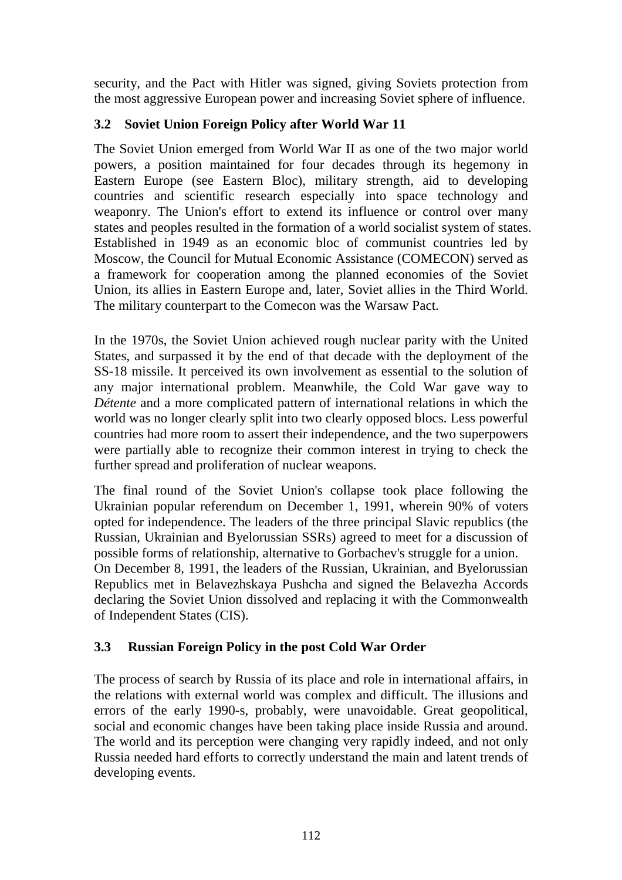security, and the Pact with Hitler was signed, giving Soviets protection from the most aggressive European power and increasing Soviet sphere of influence.

### 3.2 Soviet Union Foreign Policy after World War 11

The Soviet Union emerged from World War II as one of the two major world powers, a position maintained for four decades through its hegemony in Eastern Europe (see Eastern Bloc), military strength, aid to developing countries and scientific research especially into space technology and weaponry. The Union's effort to extend its influence or control over many states and peoples resulted in the formation of a world socialist system of states. Established in 1949 as an economic bloc of communist countries led by Moscow, the Council for Mutual Economic Assistance (COMECON) served as a framework for cooperation among the planned economies of the Soviet Union, its allies in Eastern Europe and, later, Soviet allies in the Third World. The military counterpart to the Comecon was the Warsaw Pact.

In the 1970s, the Soviet Union achieved rough nuclear parity with the United States, and surpassed it by the end of that decade with the deployment of the SS-18 missile. It perceived its own involvement as essential to the solution of any major international problem. Meanwhile, the Cold War gave way to *Détente* and a more complicated pattern of international relations in which the world was no longer clearly split into two clearly opposed blocs. Less powerful countries had more room to assert their independence, and the two superpowers were partially able to recognize their common interest in trying to check the further spread and proliferation of nuclear weapons.

The final round of the Soviet Union's collapse took place following the Ukrainian popular referendum on December 1, 1991, wherein 90% of voters opted for independence. The leaders of the three principal Slavic republics (the Russian, Ukrainian and Byelorussian SSRs) agreed to meet for a discussion of possible forms of relationship, alternative to Gorbachev's struggle for a union. On December 8, 1991, the leaders of the Russian, Ukrainian, and Byelorussian Republics met in Belavezhskaya Pushcha and signed the Belavezha Accords declaring the Soviet Union dissolved and replacing it with the Commonwealth of Independent States (CIS).

### 3.3 Russian Foreign Policy in the post Cold War Order

The process of search by Russia of its place and role in international affairs, in the relations with external world was complex and difficult. The illusions and errors of the early 1990-s, probably, were unavoidable. Great geopolitical, social and economic changes have been taking place inside Russia and around. The world and its perception were changing very rapidly indeed, and not only Russia needed hard efforts to correctly understand the main and latent trends of developing events.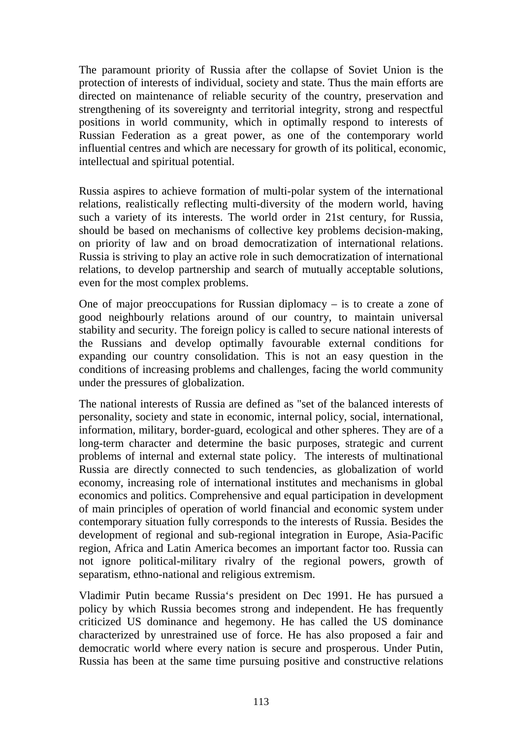The paramount priority of Russia after the collapse of Soviet Union is the protection of interests of individual, society and state. Thus the main efforts are directed on maintenance of reliable security of the country, preservation and strengthening of its sovereignty and territorial integrity, strong and respectful positions in world community, which in optimally respond to interests of Russian Federation as a great power, as one of the contemporary world influential centres and which are necessary for growth of its political, economic, intellectual and spiritual potential.

Russia aspires to achieve formation of multi-polar system of the international relations, realistically reflecting multi-diversity of the modern world, having such a variety of its interests. The world order in 21st century, for Russia, should be based on mechanisms of collective key problems decision-making, on priority of law and on broad democratization of international relations. Russia is striving to play an active role in such democratization of international relations, to develop partnership and search of mutually acceptable solutions, even for the most complex problems.

One of major preoccupations for Russian diplomacy – is to create a zone of good neighbourly relations around of our country, to maintain universal stability and security. The foreign policy is called to secure national interests of the Russians and develop optimally favourable external conditions for expanding our country consolidation. This is not an easy question in the conditions of increasing problems and challenges, facing the world community under the pressures of globalization.

The national interests of Russia are defined as "set of the balanced interests of personality, society and state in economic, internal policy, social, international, information, military, border-guard, ecological and other spheres. They are of a long-term character and determine the basic purposes, strategic and current problems of internal and external state policy. The interests of multinational Russia are directly connected to such tendencies, as globalization of world economy, increasing role of international institutes and mechanisms in global economics and politics. Comprehensive and equal participation in development of main principles of operation of world financial and economic system under contemporary situation fully corresponds to the interests of Russia. Besides the development of regional and sub-regional integration in Europe, Asia-Pacific region, Africa and Latin America becomes an important factor too. Russia can not ignore political-military rivalry of the regional powers, growth of separatism, ethno-national and religious extremism.

Vladimir Putin became Russia's president on Dec 1991. He has pursued a policy by which Russia becomes strong and independent. He has frequently criticized US dominance and hegemony. He has called the US dominance characterized by unrestrained use of force. He has also proposed a fair and democratic world where every nation is secure and prosperous. Under Putin, Russia has been at the same time pursuing positive and constructive relations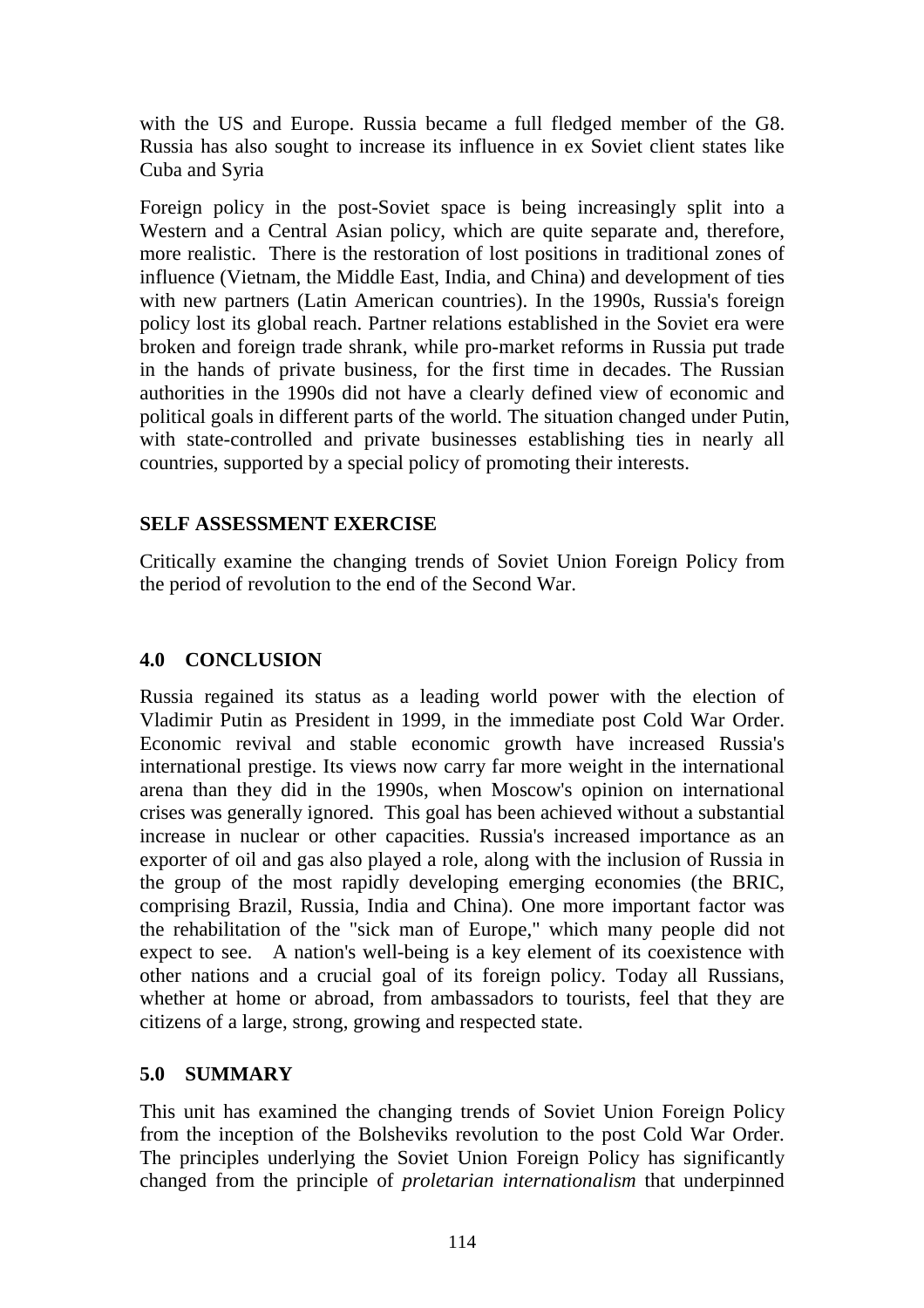with the US and Europe. Russia became a full fledged member of the G8. Russia has also sought to increase its influence in ex Soviet client states like Cuba and Syria

Foreign policy in the post-Soviet space is being increasingly split into a Western and a Central Asian policy, which are quite separate and, therefore, more realistic. There is the restoration of lost positions in traditional zones of influence (Vietnam, the Middle East, India, and China) and development of ties with new partners (Latin American countries). In the 1990s, Russia's foreign policy lost its global reach. Partner relations established in the Soviet era were broken and foreign trade shrank, while pro-market reforms in Russia put trade in the hands of private business, for the first time in decades. The Russian authorities in the 1990s did not have a clearly defined view of economic and political goals in different parts of the world. The situation changed under Putin, with state-controlled and private businesses establishing ties in nearly all countries, supported by a special policy of promoting their interests.

**SELF ASSESSMENT EXERCISE**

Critically examine the changing trends of Soviet Union Foreign Policy from the period of revolution to the end of the Second War.

## 4.0 CONCLUSION

Russia regained its status as a leading world power with the election of Vladimir Putin as President in 1999, in the immediate post Cold War Order. Economic revival and stable economic growth have increased Russia's international prestige. Its views now carry far more weight in the international arena than they did in the 1990s, when Moscow's opinion on international crises was generally ignored. This goal has been achieved without a substantial increase in nuclear or other capacities. Russia's increased importance as an exporter of oil and gas also played a role, along with the inclusion of Russia in the group of the most rapidly developing emerging economies (the BRIC, comprising Brazil, Russia, India and China). One more important factor was the rehabilitation of the "sick man of Europe," which many people did not expect to see. A nation's well-being is a key element of its coexistence with other nations and a crucial goal of its foreign policy. Today all Russians, whether at home or abroad, from ambassadors to tourists, feel that they are citizens of a large, strong, growing and respected state.

## 5.0 SUMMARY

This unit has examined the changing trends of Soviet Union Foreign Policy from the inception of the Bolsheviks revolution to the post Cold War Order. The principles underlying the Soviet Union Foreign Policy has significantly changed from the principle of *proletarian internationalism* that underpinned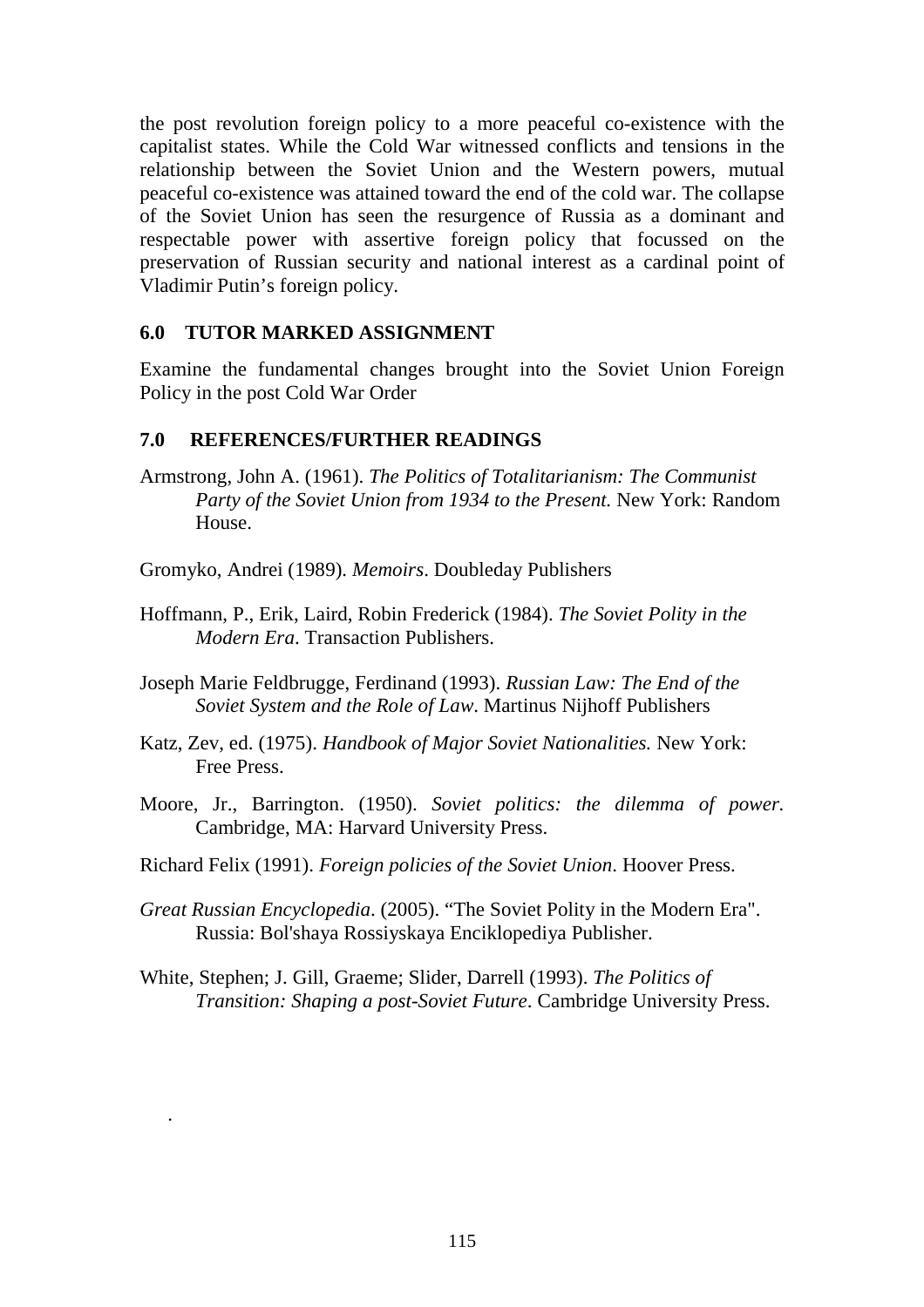the post revolution foreign policy to a more peaceful co-existence with the capitalist states. While the Cold War witnessed conflicts and tensions in the relationship between the Soviet Union and the Western powers, mutual peaceful co-existence was attained toward the end of the cold war. The collapse of the Soviet Union has seen the resurgence of Russia as a dominant and respectable power with assertive foreign policy that focussed on the preservation of Russian security and national interest as a cardinal point of Vladimir Putin's foreign policy.

## 6.0 TUTOR MARKED ASSIGNMENT

Examine the fundamental changes brought into the Soviet Union Foreign Policy in the post Cold War Order

## 7.0 REFERENCES/FURTHER READINGS

Armstrong, John A. (1961). *The Politics of Totalitarianism: The Communist Party of the Soviet Union from 1934 to the Present.* New York: Random House.

Gromyko, Andrei (1989). *Memoirs*. Doubleday Publishers

Hoffmann, P., Erik, Laird, Robin Frederick (1984). *The Soviet Polity in the Modern Era*. Transaction Publishers.

Joseph Marie Feldbrugge, Ferdinand (1993). *Russian Law: The End of the Soviet System and the Role of Law*. Martinus Nijhoff Publishers

Katz, Zev, ed. (1975). *Handbook of Major Soviet Nationalities.* New York: Free Press.

Moore, Jr., Barrington. (1950). *Soviet politics: the dilemma of power*. Cambridge, MA: Harvard University Press.

Richard Felix (1991). *Foreign policies of the Soviet Union*. Hoover Press.

*Great Russian Encyclopedia*. (2005). "The Soviet Polity in the Modern Era". Russia: Bol'shaya Rossiyskaya Enciklopediya Publisher.

White, Stephen; J. Gill, Graeme; Slider, Darrell (1993). *The Politics of Transition: Shaping a post-Soviet Future*. Cambridge University Press.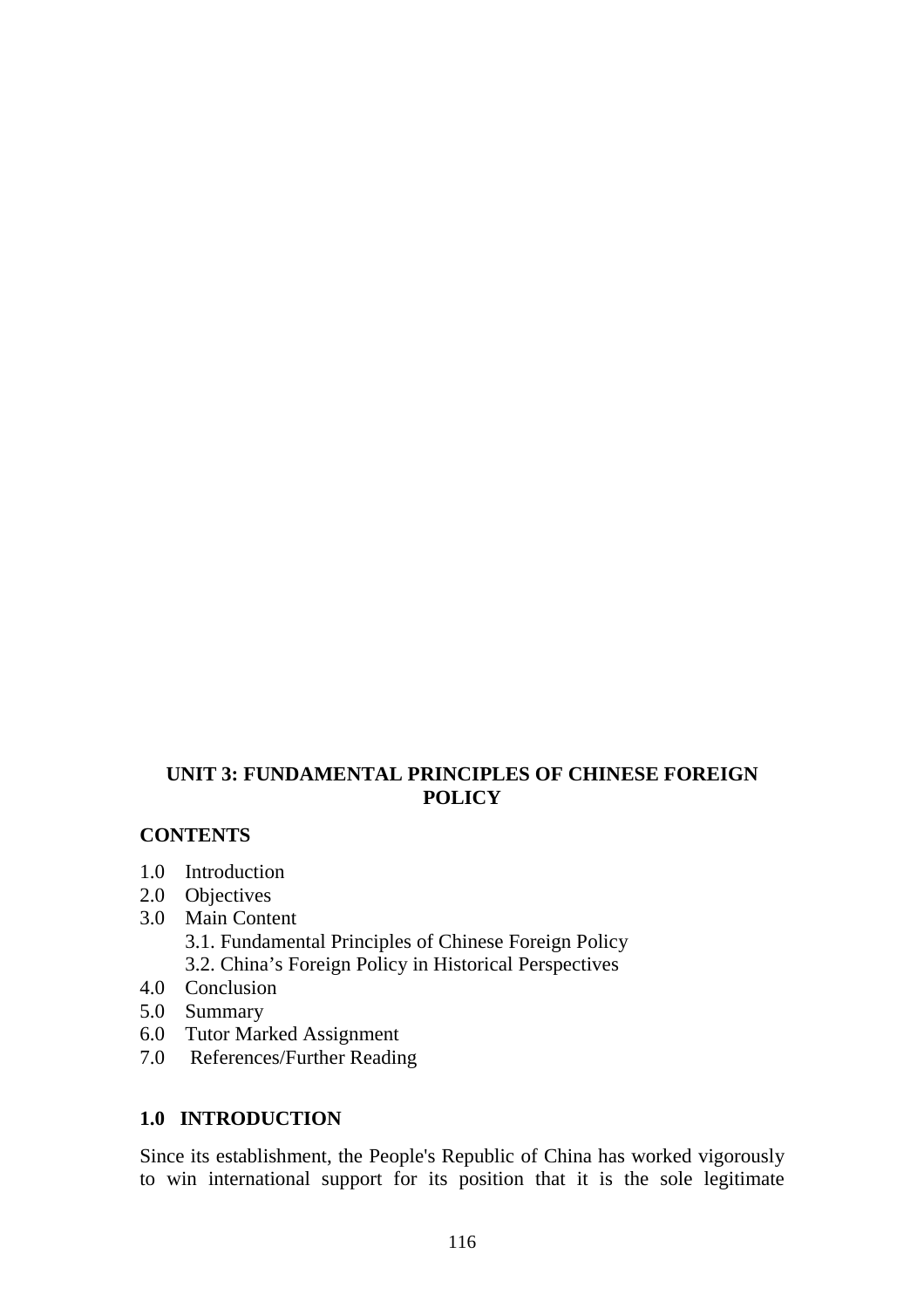## UNIT 3: FUNDAMENTAL PRINCIPLES OF CHINESE FOREIGN POLICY

**CONTENTS**

1.0 Introduction
2.0 Objectives
3.0 Main Content
   3.1. Fundamental Principles of Chinese Foreign Policy
   3.2. China's Foreign Policy in Historical Perspectives
4.0 Conclusion
5.0 Summary
6.0 Tutor Marked Assignment
7.0 References/Further Reading

### 1.0 INTRODUCTION

Since its establishment, the People's Republic of China has worked vigorously to win international support for its position that it is the sole legitimate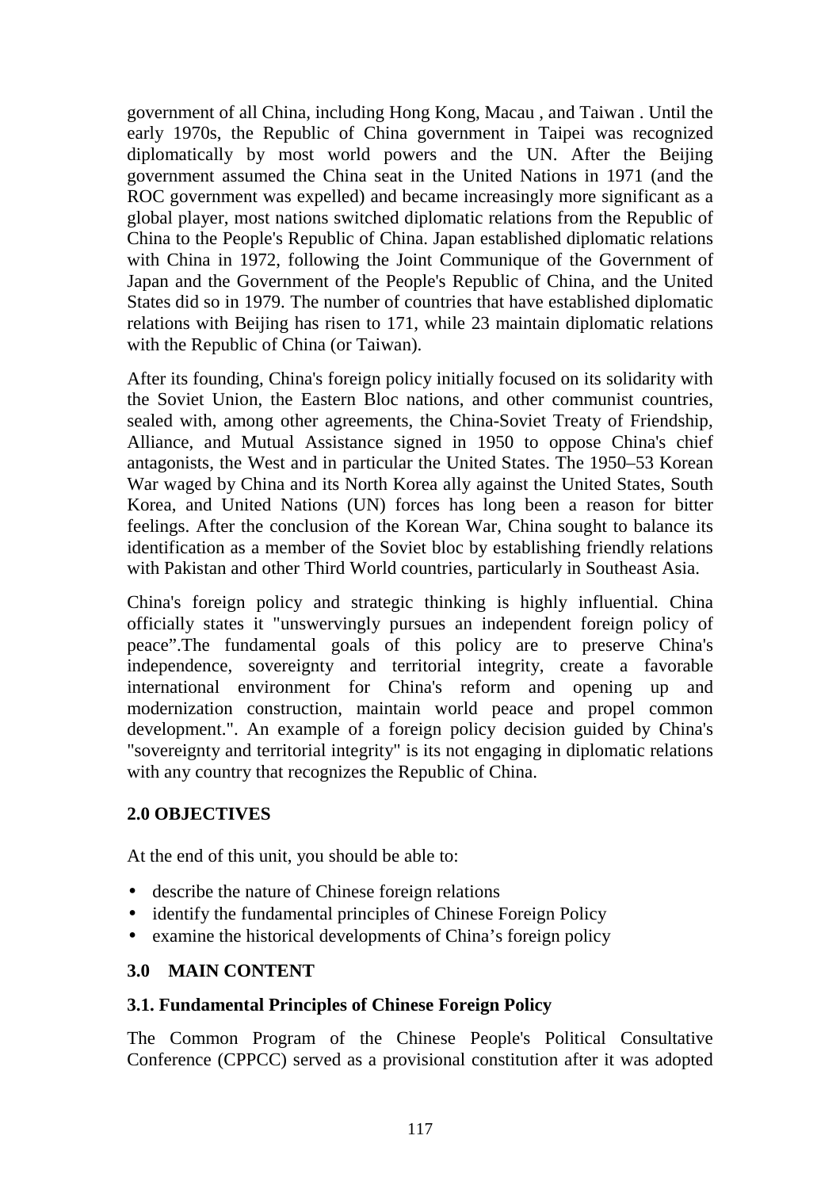government of all China, including Hong Kong, Macau , and Taiwan . Until the early 1970s, the Republic of China government in Taipei was recognized diplomatically by most world powers and the UN. After the Beijing government assumed the China seat in the United Nations in 1971 (and the ROC government was expelled) and became increasingly more significant as a global player, most nations switched diplomatic relations from the Republic of China to the People's Republic of China. Japan established diplomatic relations with China in 1972, following the Joint Communique of the Government of Japan and the Government of the People's Republic of China, and the United States did so in 1979. The number of countries that have established diplomatic relations with Beijing has risen to 171, while 23 maintain diplomatic relations with the Republic of China (or Taiwan).

After its founding, China's foreign policy initially focused on its solidarity with the Soviet Union, the Eastern Bloc nations, and other communist countries, sealed with, among other agreements, the China-Soviet Treaty of Friendship, Alliance, and Mutual Assistance signed in 1950 to oppose China's chief antagonists, the West and in particular the United States. The 1950–53 Korean War waged by China and its North Korea ally against the United States, South Korea, and United Nations (UN) forces has long been a reason for bitter feelings. After the conclusion of the Korean War, China sought to balance its identification as a member of the Soviet bloc by establishing friendly relations with Pakistan and other Third World countries, particularly in Southeast Asia.

China's foreign policy and strategic thinking is highly influential. China officially states it "unswervingly pursues an independent foreign policy of peace".The fundamental goals of this policy are to preserve China's independence, sovereignty and territorial integrity, create a favorable international environment for China's reform and opening up and modernization construction, maintain world peace and propel common development.". An example of a foreign policy decision guided by China's "sovereignty and territorial integrity" is its not engaging in diplomatic relations with any country that recognizes the Republic of China.

## 2.0 OBJECTIVES

At the end of this unit, you should be able to:

- describe the nature of Chinese foreign relations
- identify the fundamental principles of Chinese Foreign Policy
- examine the historical developments of China's foreign policy

## 3.0 MAIN CONTENT

### 3.1. Fundamental Principles of Chinese Foreign Policy

The Common Program of the Chinese People's Political Consultative Conference (CPPCC) served as a provisional constitution after it was adopted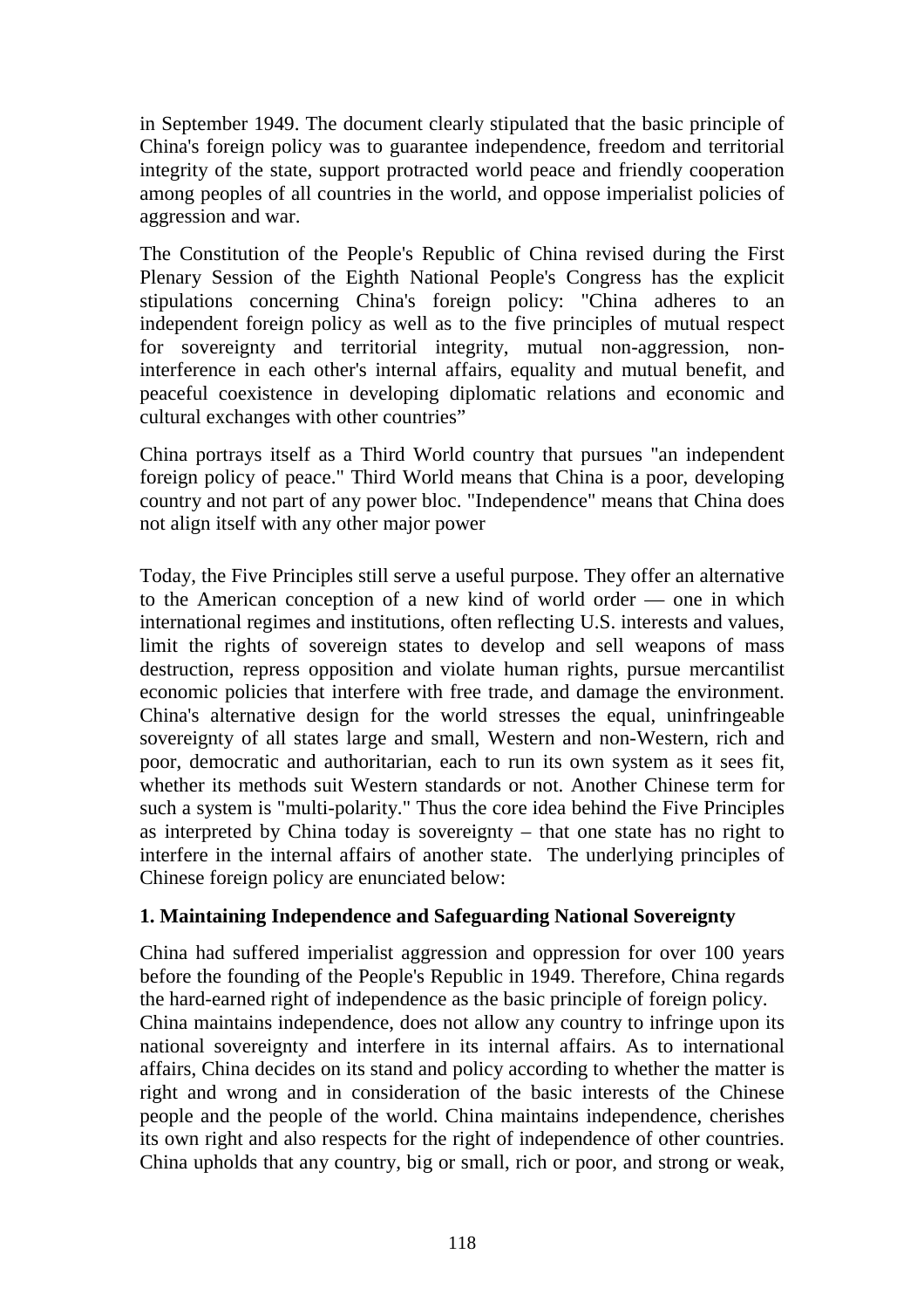in September 1949. The document clearly stipulated that the basic principle of China's foreign policy was to guarantee independence, freedom and territorial integrity of the state, support protracted world peace and friendly cooperation among peoples of all countries in the world, and oppose imperialist policies of aggression and war.

The Constitution of the People's Republic of China revised during the First Plenary Session of the Eighth National People's Congress has the explicit stipulations concerning China's foreign policy: "China adheres to an independent foreign policy as well as to the five principles of mutual respect for sovereignty and territorial integrity, mutual non-aggression, non-interference in each other's internal affairs, equality and mutual benefit, and peaceful coexistence in developing diplomatic relations and economic and cultural exchanges with other countries"

China portrays itself as a Third World country that pursues "an independent foreign policy of peace." Third World means that China is a poor, developing country and not part of any power bloc. "Independence" means that China does not align itself with any other major power

Today, the Five Principles still serve a useful purpose. They offer an alternative to the American conception of a new kind of world order — one in which international regimes and institutions, often reflecting U.S. interests and values, limit the rights of sovereign states to develop and sell weapons of mass destruction, repress opposition and violate human rights, pursue mercantilist economic policies that interfere with free trade, and damage the environment. China's alternative design for the world stresses the equal, uninfringeable sovereignty of all states large and small, Western and non-Western, rich and poor, democratic and authoritarian, each to run its own system as it sees fit, whether its methods suit Western standards or not. Another Chinese term for such a system is "multi-polarity." Thus the core idea behind the Five Principles as interpreted by China today is sovereignty – that one state has no right to interfere in the internal affairs of another state. The underlying principles of Chinese foreign policy are enunciated below:

**1. Maintaining Independence and Safeguarding National Sovereignty**

China had suffered imperialist aggression and oppression for over 100 years before the founding of the People's Republic in 1949. Therefore, China regards the hard-earned right of independence as the basic principle of foreign policy.
China maintains independence, does not allow any country to infringe upon its national sovereignty and interfere in its internal affairs. As to international affairs, China decides on its stand and policy according to whether the matter is right and wrong and in consideration of the basic interests of the Chinese people and the people of the world. China maintains independence, cherishes its own right and also respects for the right of independence of other countries. China upholds that any country, big or small, rich or poor, and strong or weak,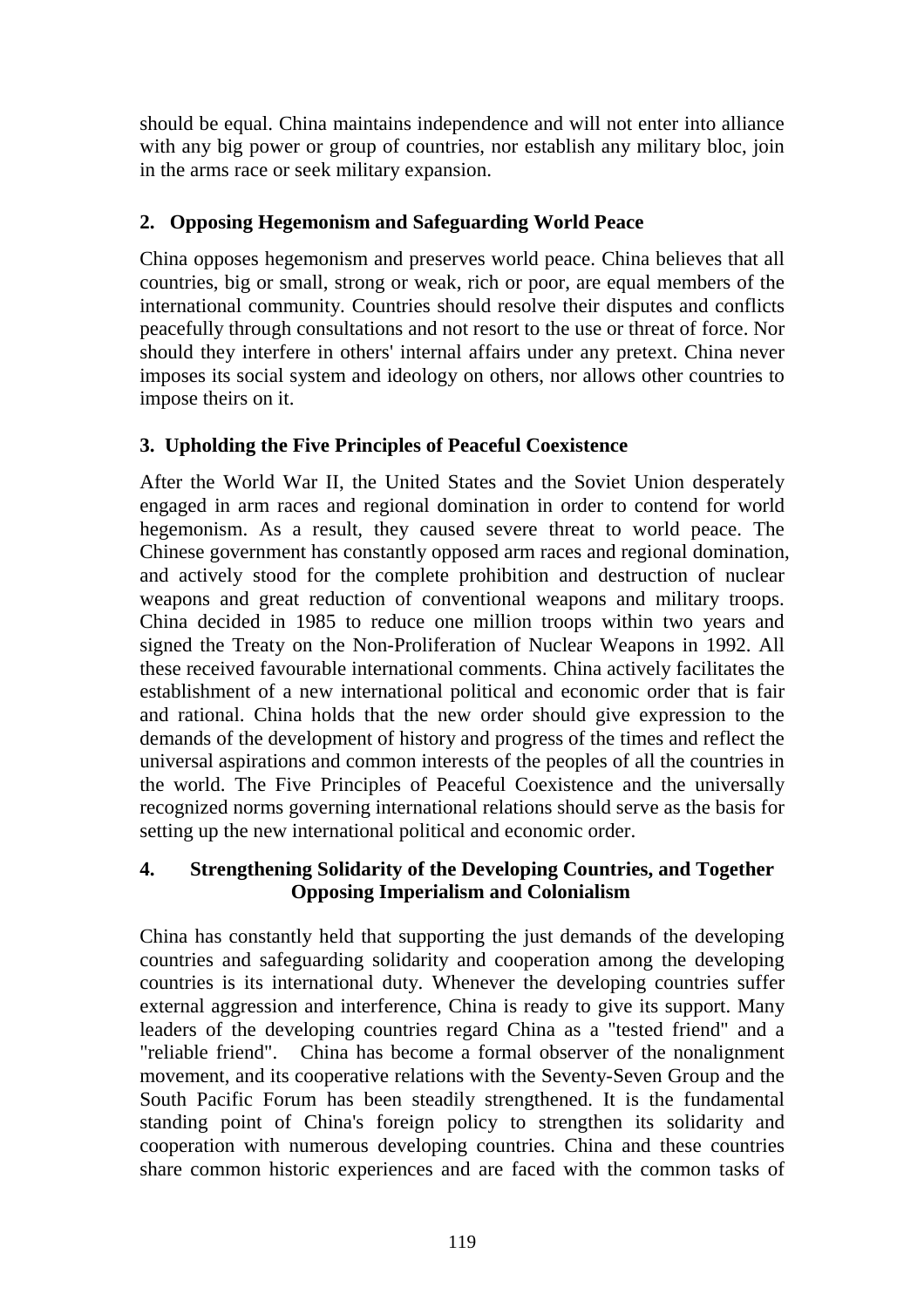should be equal. China maintains independence and will not enter into alliance with any big power or group of countries, nor establish any military bloc, join in the arms race or seek military expansion.

### 2. Opposing Hegemonism and Safeguarding World Peace

China opposes hegemonism and preserves world peace. China believes that all countries, big or small, strong or weak, rich or poor, are equal members of the international community. Countries should resolve their disputes and conflicts peacefully through consultations and not resort to the use or threat of force. Nor should they interfere in others' internal affairs under any pretext. China never imposes its social system and ideology on others, nor allows other countries to impose theirs on it.

### 3. Upholding the Five Principles of Peaceful Coexistence

After the World War II, the United States and the Soviet Union desperately engaged in arm races and regional domination in order to contend for world hegemonism. As a result, they caused severe threat to world peace. The Chinese government has constantly opposed arm races and regional domination, and actively stood for the complete prohibition and destruction of nuclear weapons and great reduction of conventional weapons and military troops. China decided in 1985 to reduce one million troops within two years and signed the Treaty on the Non-Proliferation of Nuclear Weapons in 1992. All these received favourable international comments. China actively facilitates the establishment of a new international political and economic order that is fair and rational. China holds that the new order should give expression to the demands of the development of history and progress of the times and reflect the universal aspirations and common interests of the peoples of all the countries in the world. The Five Principles of Peaceful Coexistence and the universally recognized norms governing international relations should serve as the basis for setting up the new international political and economic order.

### 4. Strengthening Solidarity of the Developing Countries, and Together Opposing Imperialism and Colonialism

China has constantly held that supporting the just demands of the developing countries and safeguarding solidarity and cooperation among the developing countries is its international duty. Whenever the developing countries suffer external aggression and interference, China is ready to give its support. Many leaders of the developing countries regard China as a "tested friend" and a "reliable friend". China has become a formal observer of the nonalignment movement, and its cooperative relations with the Seventy-Seven Group and the South Pacific Forum has been steadily strengthened. It is the fundamental standing point of China's foreign policy to strengthen its solidarity and cooperation with numerous developing countries. China and these countries share common historic experiences and are faced with the common tasks of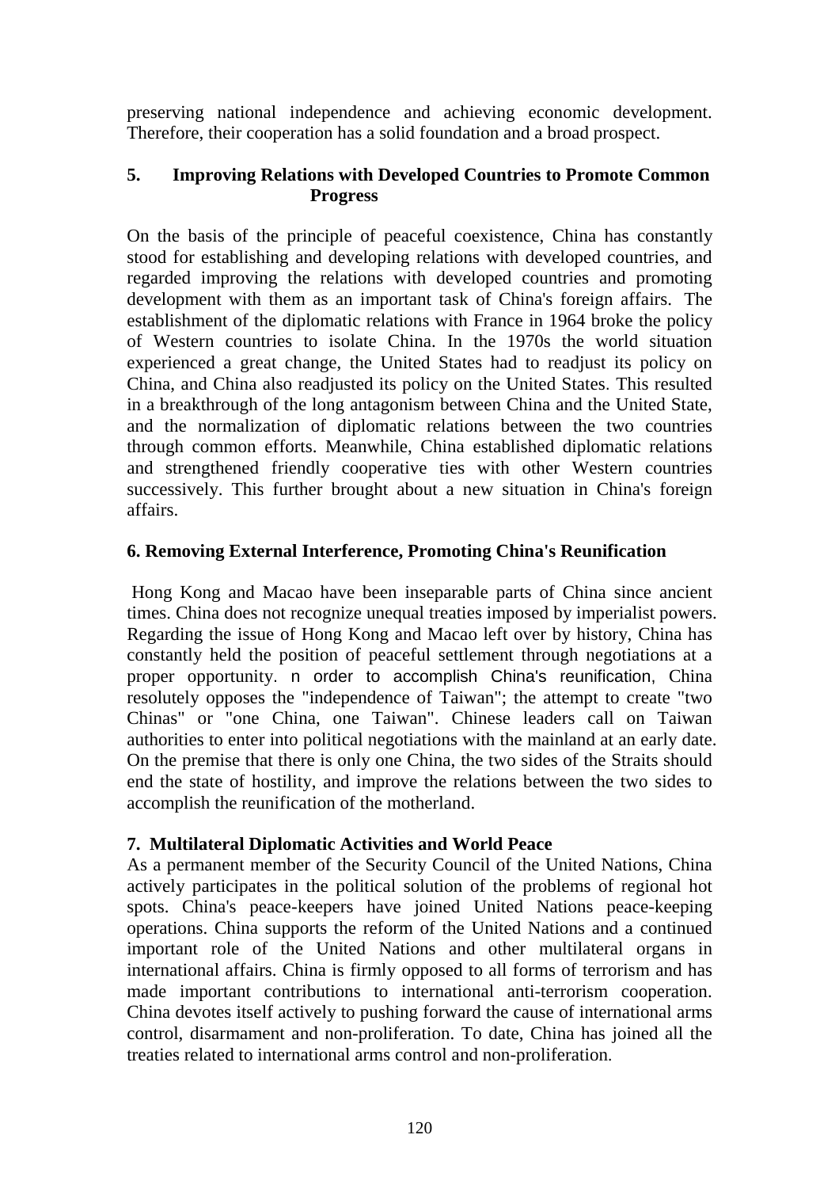preserving national independence and achieving economic development. Therefore, their cooperation has a solid foundation and a broad prospect.

### 5. Improving Relations with Developed Countries to Promote Common Progress

On the basis of the principle of peaceful coexistence, China has constantly stood for establishing and developing relations with developed countries, and regarded improving the relations with developed countries and promoting development with them as an important task of China's foreign affairs. The establishment of the diplomatic relations with France in 1964 broke the policy of Western countries to isolate China. In the 1970s the world situation experienced a great change, the United States had to readjust its policy on China, and China also readjusted its policy on the United States. This resulted in a breakthrough of the long antagonism between China and the United State, and the normalization of diplomatic relations between the two countries through common efforts. Meanwhile, China established diplomatic relations and strengthened friendly cooperative ties with other Western countries successively. This further brought about a new situation in China's foreign affairs.

### 6. Removing External Interference, Promoting China's Reunification

Hong Kong and Macao have been inseparable parts of China since ancient times. China does not recognize unequal treaties imposed by imperialist powers. Regarding the issue of Hong Kong and Macao left over by history, China has constantly held the position of peaceful settlement through negotiations at a proper opportunity. n order to accomplish China's reunification, China resolutely opposes the "independence of Taiwan"; the attempt to create "two Chinas" or "one China, one Taiwan". Chinese leaders call on Taiwan authorities to enter into political negotiations with the mainland at an early date. On the premise that there is only one China, the two sides of the Straits should end the state of hostility, and improve the relations between the two sides to accomplish the reunification of the motherland.

### 7. Multilateral Diplomatic Activities and World Peace

As a permanent member of the Security Council of the United Nations, China actively participates in the political solution of the problems of regional hot spots. China's peace-keepers have joined United Nations peace-keeping operations. China supports the reform of the United Nations and a continued important role of the United Nations and other multilateral organs in international affairs. China is firmly opposed to all forms of terrorism and has made important contributions to international anti-terrorism cooperation. China devotes itself actively to pushing forward the cause of international arms control, disarmament and non-proliferation. To date, China has joined all the treaties related to international arms control and non-proliferation.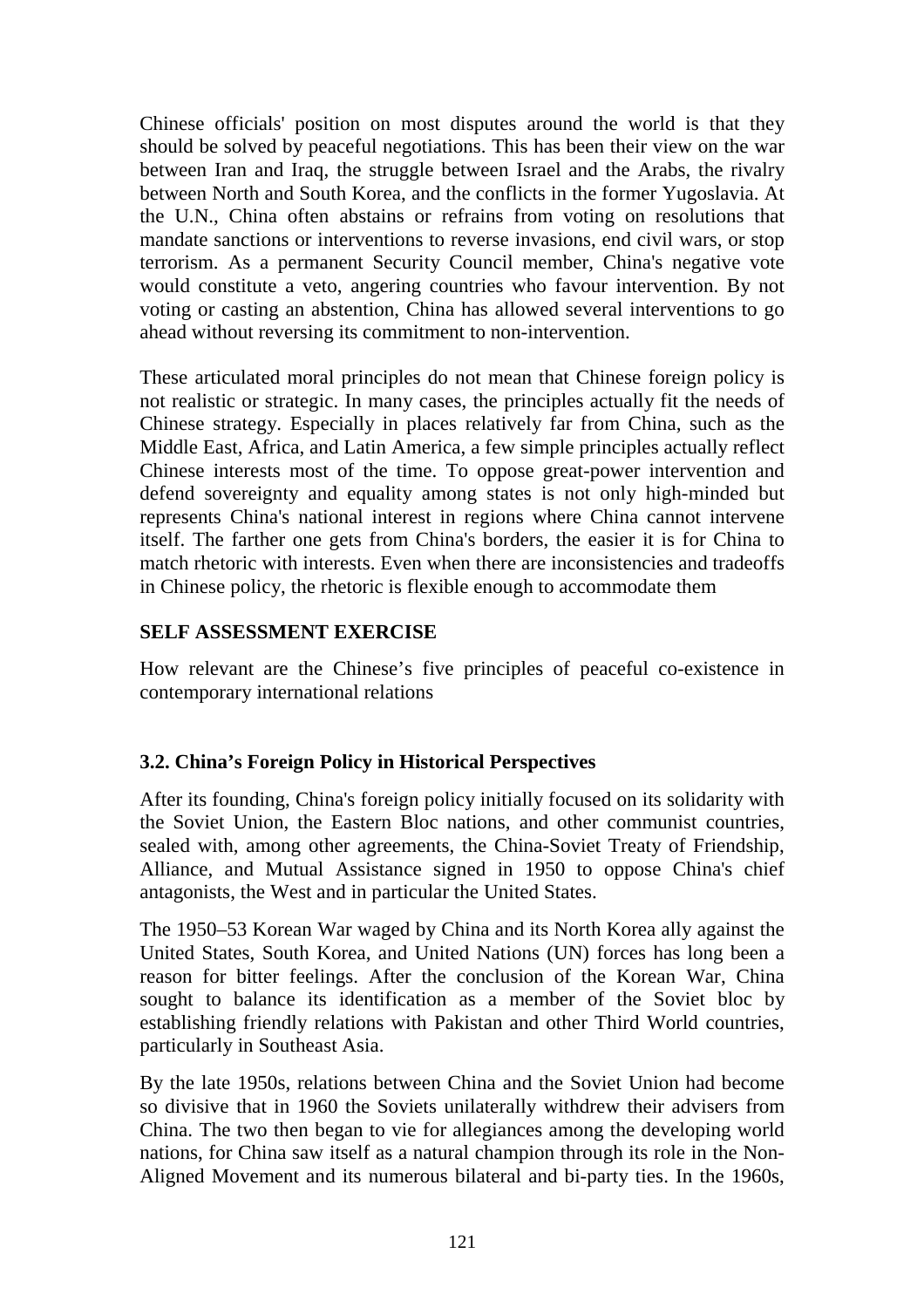Chinese officials' position on most disputes around the world is that they should be solved by peaceful negotiations. This has been their view on the war between Iran and Iraq, the struggle between Israel and the Arabs, the rivalry between North and South Korea, and the conflicts in the former Yugoslavia. At the U.N., China often abstains or refrains from voting on resolutions that mandate sanctions or interventions to reverse invasions, end civil wars, or stop terrorism. As a permanent Security Council member, China's negative vote would constitute a veto, angering countries who favour intervention. By not voting or casting an abstention, China has allowed several interventions to go ahead without reversing its commitment to non-intervention.

These articulated moral principles do not mean that Chinese foreign policy is not realistic or strategic. In many cases, the principles actually fit the needs of Chinese strategy. Especially in places relatively far from China, such as the Middle East, Africa, and Latin America, a few simple principles actually reflect Chinese interests most of the time. To oppose great-power intervention and defend sovereignty and equality among states is not only high-minded but represents China's national interest in regions where China cannot intervene itself. The farther one gets from China's borders, the easier it is for China to match rhetoric with interests. Even when there are inconsistencies and tradeoffs in Chinese policy, the rhetoric is flexible enough to accommodate them

**SELF ASSESSMENT EXERCISE**

How relevant are the Chinese's five principles of peaceful co-existence in contemporary international relations

### 3.2. China's Foreign Policy in Historical Perspectives

After its founding, China's foreign policy initially focused on its solidarity with the Soviet Union, the Eastern Bloc nations, and other communist countries, sealed with, among other agreements, the China-Soviet Treaty of Friendship, Alliance, and Mutual Assistance signed in 1950 to oppose China's chief antagonists, the West and in particular the United States.

The 1950–53 Korean War waged by China and its North Korea ally against the United States, South Korea, and United Nations (UN) forces has long been a reason for bitter feelings. After the conclusion of the Korean War, China sought to balance its identification as a member of the Soviet bloc by establishing friendly relations with Pakistan and other Third World countries, particularly in Southeast Asia.

By the late 1950s, relations between China and the Soviet Union had become so divisive that in 1960 the Soviets unilaterally withdrew their advisers from China. The two then began to vie for allegiances among the developing world nations, for China saw itself as a natural champion through its role in the Non-Aligned Movement and its numerous bilateral and bi-party ties. In the 1960s,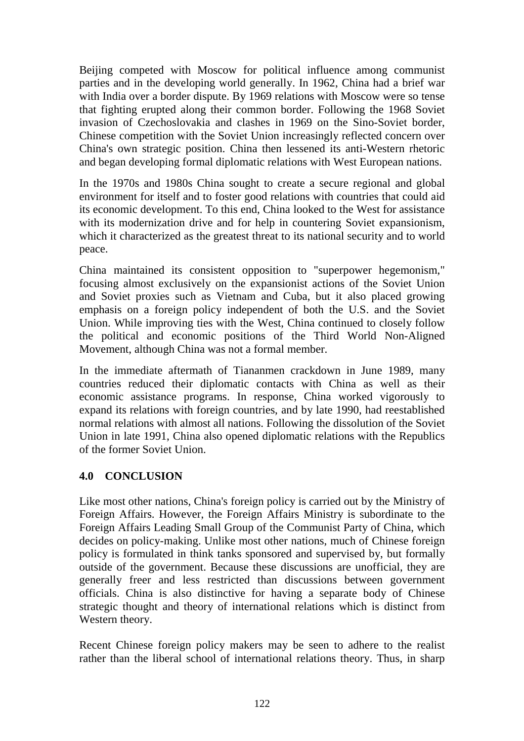Beijing competed with Moscow for political influence among communist parties and in the developing world generally. In 1962, China had a brief war with India over a border dispute. By 1969 relations with Moscow were so tense that fighting erupted along their common border. Following the 1968 Soviet invasion of Czechoslovakia and clashes in 1969 on the Sino-Soviet border, Chinese competition with the Soviet Union increasingly reflected concern over China's own strategic position. China then lessened its anti-Western rhetoric and began developing formal diplomatic relations with West European nations.

In the 1970s and 1980s China sought to create a secure regional and global environment for itself and to foster good relations with countries that could aid its economic development. To this end, China looked to the West for assistance with its modernization drive and for help in countering Soviet expansionism, which it characterized as the greatest threat to its national security and to world peace.

China maintained its consistent opposition to "superpower hegemonism," focusing almost exclusively on the expansionist actions of the Soviet Union and Soviet proxies such as Vietnam and Cuba, but it also placed growing emphasis on a foreign policy independent of both the U.S. and the Soviet Union. While improving ties with the West, China continued to closely follow the political and economic positions of the Third World Non-Aligned Movement, although China was not a formal member.

In the immediate aftermath of Tiananmen crackdown in June 1989, many countries reduced their diplomatic contacts with China as well as their economic assistance programs. In response, China worked vigorously to expand its relations with foreign countries, and by late 1990, had reestablished normal relations with almost all nations. Following the dissolution of the Soviet Union in late 1991, China also opened diplomatic relations with the Republics of the former Soviet Union.

## 4.0 CONCLUSION

Like most other nations, China's foreign policy is carried out by the Ministry of Foreign Affairs. However, the Foreign Affairs Ministry is subordinate to the Foreign Affairs Leading Small Group of the Communist Party of China, which decides on policy-making. Unlike most other nations, much of Chinese foreign policy is formulated in think tanks sponsored and supervised by, but formally outside of the government. Because these discussions are unofficial, they are generally freer and less restricted than discussions between government officials. China is also distinctive for having a separate body of Chinese strategic thought and theory of international relations which is distinct from Western theory.

Recent Chinese foreign policy makers may be seen to adhere to the realist rather than the liberal school of international relations theory. Thus, in sharp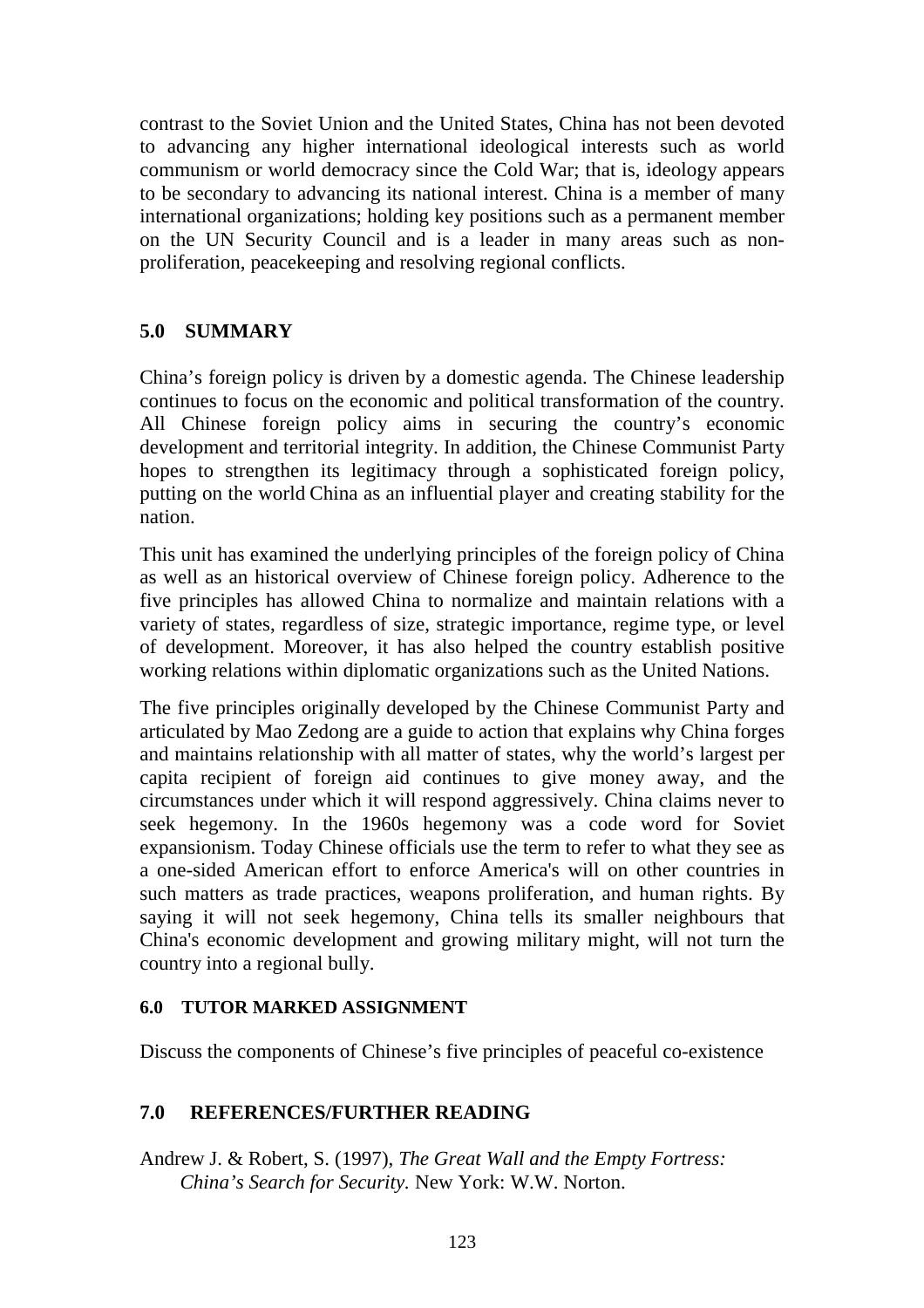contrast to the Soviet Union and the United States, China has not been devoted to advancing any higher international ideological interests such as world communism or world democracy since the Cold War; that is, ideology appears to be secondary to advancing its national interest. China is a member of many international organizations; holding key positions such as a permanent member on the UN Security Council and is a leader in many areas such as non-proliferation, peacekeeping and resolving regional conflicts.

## 5.0 SUMMARY

China's foreign policy is driven by a domestic agenda. The Chinese leadership continues to focus on the economic and political transformation of the country. All Chinese foreign policy aims in securing the country's economic development and territorial integrity. In addition, the Chinese Communist Party hopes to strengthen its legitimacy through a sophisticated foreign policy, putting on the world China as an influential player and creating stability for the nation.

This unit has examined the underlying principles of the foreign policy of China as well as an historical overview of Chinese foreign policy. Adherence to the five principles has allowed China to normalize and maintain relations with a variety of states, regardless of size, strategic importance, regime type, or level of development. Moreover, it has also helped the country establish positive working relations within diplomatic organizations such as the United Nations.

The five principles originally developed by the Chinese Communist Party and articulated by Mao Zedong are a guide to action that explains why China forges and maintains relationship with all matter of states, why the world's largest per capita recipient of foreign aid continues to give money away, and the circumstances under which it will respond aggressively. China claims never to seek hegemony. In the 1960s hegemony was a code word for Soviet expansionism. Today Chinese officials use the term to refer to what they see as a one-sided American effort to enforce America's will on other countries in such matters as trade practices, weapons proliferation, and human rights. By saying it will not seek hegemony, China tells its smaller neighbours that China's economic development and growing military might, will not turn the country into a regional bully.

## 6.0 TUTOR MARKED ASSIGNMENT

Discuss the components of Chinese's five principles of peaceful co-existence

## 7.0 REFERENCES/FURTHER READING

Andrew J. & Robert, S. (1997), *The Great Wall and the Empty Fortress: China's Search for Security.* New York: W.W. Norton.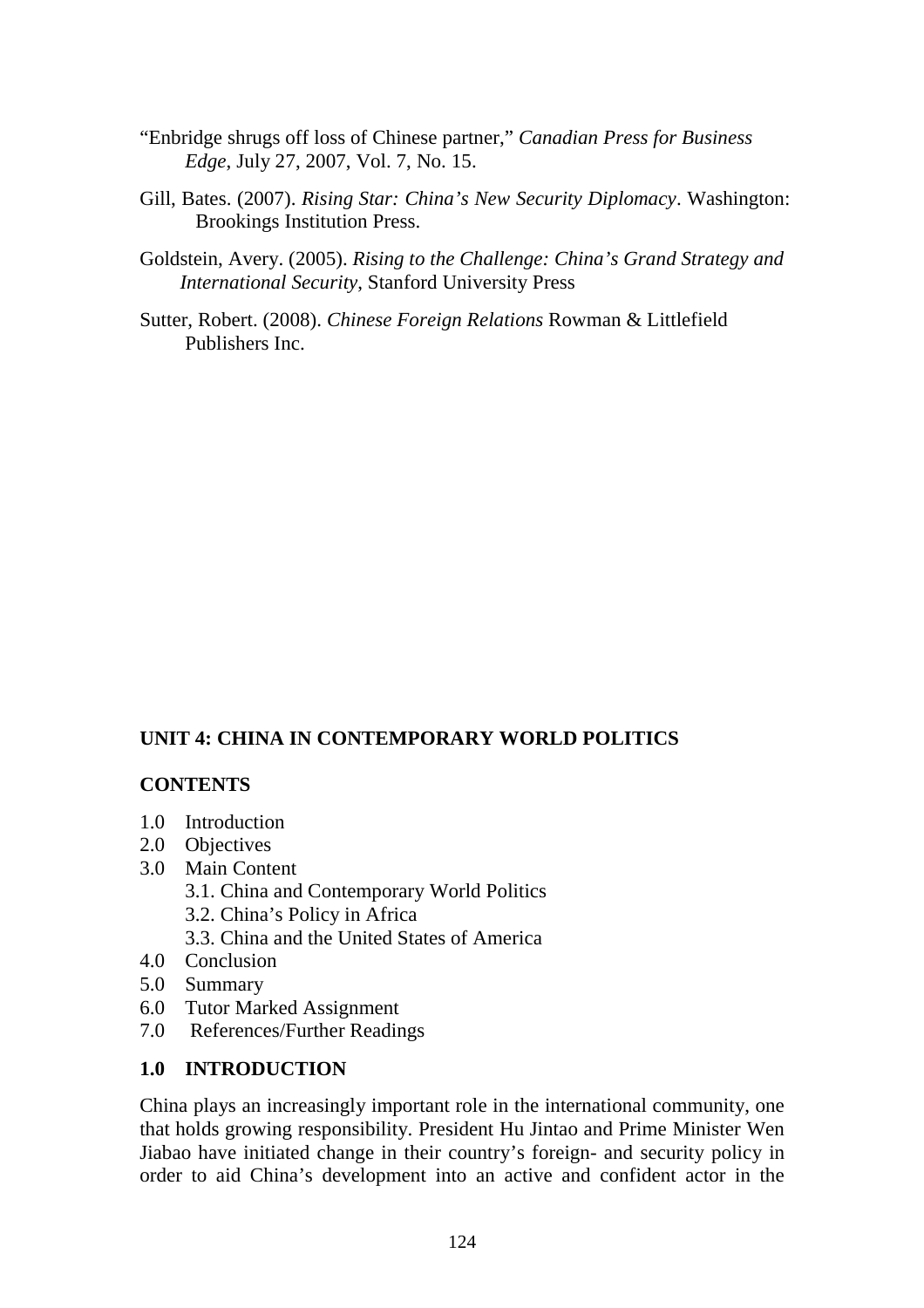"Enbridge shrugs off loss of Chinese partner," *Canadian Press for Business Edge*, July 27, 2007, Vol. 7, No. 15.

Gill, Bates. (2007). *Rising Star: China's New Security Diplomacy*. Washington: Brookings Institution Press.

Goldstein, Avery. (2005). *Rising to the Challenge: China's Grand Strategy and International Security*, Stanford University Press

Sutter, Robert. (2008). *Chinese Foreign Relations* Rowman & Littlefield Publishers Inc.

## UNIT 4: CHINA IN CONTEMPORARY WORLD POLITICS

### CONTENTS

1.0 Introduction
2.0 Objectives
3.0 Main Content
 3.1. China and Contemporary World Politics
 3.2. China's Policy in Africa
 3.3. China and the United States of America
4.0 Conclusion
5.0 Summary
6.0 Tutor Marked Assignment
7.0 References/Further Readings

### 1.0 INTRODUCTION

China plays an increasingly important role in the international community, one that holds growing responsibility. President Hu Jintao and Prime Minister Wen Jiabao have initiated change in their country's foreign- and security policy in order to aid China's development into an active and confident actor in the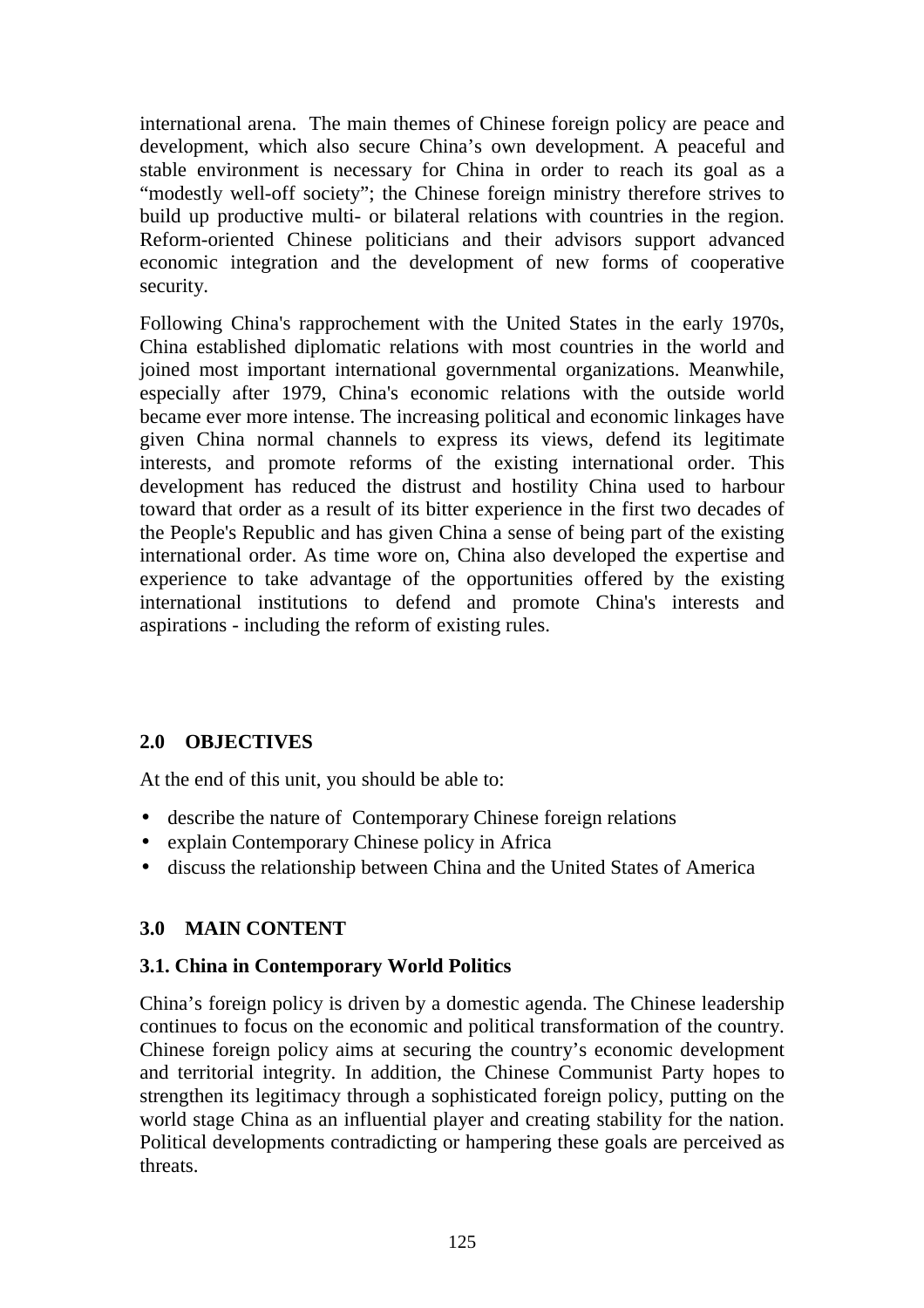international arena. The main themes of Chinese foreign policy are peace and development, which also secure China's own development. A peaceful and stable environment is necessary for China in order to reach its goal as a "modestly well-off society"; the Chinese foreign ministry therefore strives to build up productive multi- or bilateral relations with countries in the region. Reform-oriented Chinese politicians and their advisors support advanced economic integration and the development of new forms of cooperative security.

Following China's rapprochement with the United States in the early 1970s, China established diplomatic relations with most countries in the world and joined most important international governmental organizations. Meanwhile, especially after 1979, China's economic relations with the outside world became ever more intense. The increasing political and economic linkages have given China normal channels to express its views, defend its legitimate interests, and promote reforms of the existing international order. This development has reduced the distrust and hostility China used to harbour toward that order as a result of its bitter experience in the first two decades of the People's Republic and has given China a sense of being part of the existing international order. As time wore on, China also developed the expertise and experience to take advantage of the opportunities offered by the existing international institutions to defend and promote China's interests and aspirations - including the reform of existing rules.

## 2.0 OBJECTIVES

At the end of this unit, you should be able to:

- describe the nature of Contemporary Chinese foreign relations
- explain Contemporary Chinese policy in Africa
- discuss the relationship between China and the United States of America

## 3.0 MAIN CONTENT

### 3.1. China in Contemporary World Politics

China's foreign policy is driven by a domestic agenda. The Chinese leadership continues to focus on the economic and political transformation of the country. Chinese foreign policy aims at securing the country's economic development and territorial integrity. In addition, the Chinese Communist Party hopes to strengthen its legitimacy through a sophisticated foreign policy, putting on the world stage China as an influential player and creating stability for the nation. Political developments contradicting or hampering these goals are perceived as threats.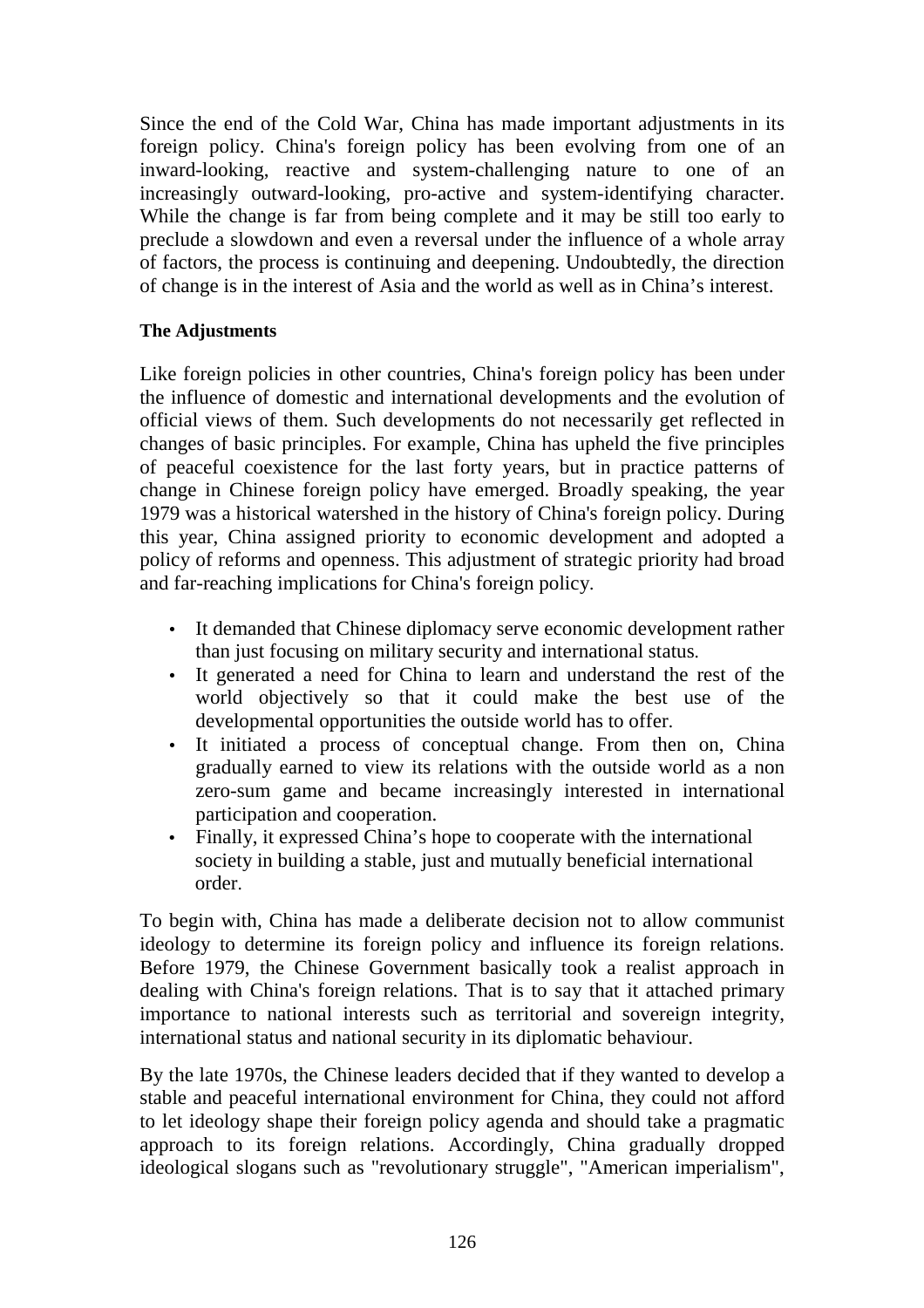Since the end of the Cold War, China has made important adjustments in its foreign policy. China's foreign policy has been evolving from one of an inward-looking, reactive and system-challenging nature to one of an increasingly outward-looking, pro-active and system-identifying character. While the change is far from being complete and it may be still too early to preclude a slowdown and even a reversal under the influence of a whole array of factors, the process is continuing and deepening. Undoubtedly, the direction of change is in the interest of Asia and the world as well as in China's interest.

**The Adjustments**

Like foreign policies in other countries, China's foreign policy has been under the influence of domestic and international developments and the evolution of official views of them. Such developments do not necessarily get reflected in changes of basic principles. For example, China has upheld the five principles of peaceful coexistence for the last forty years, but in practice patterns of change in Chinese foreign policy have emerged. Broadly speaking, the year 1979 was a historical watershed in the history of China's foreign policy. During this year, China assigned priority to economic development and adopted a policy of reforms and openness. This adjustment of strategic priority had broad and far-reaching implications for China's foreign policy.

- It demanded that Chinese diplomacy serve economic development rather than just focusing on military security and international status.
- It generated a need for China to learn and understand the rest of the world objectively so that it could make the best use of the developmental opportunities the outside world has to offer.
- It initiated a process of conceptual change. From then on, China gradually earned to view its relations with the outside world as a non zero-sum game and became increasingly interested in international participation and cooperation.
- Finally, it expressed China's hope to cooperate with the international society in building a stable, just and mutually beneficial international order.

To begin with, China has made a deliberate decision not to allow communist ideology to determine its foreign policy and influence its foreign relations. Before 1979, the Chinese Government basically took a realist approach in dealing with China's foreign relations. That is to say that it attached primary importance to national interests such as territorial and sovereign integrity, international status and national security in its diplomatic behaviour.

By the late 1970s, the Chinese leaders decided that if they wanted to develop a stable and peaceful international environment for China, they could not afford to let ideology shape their foreign policy agenda and should take a pragmatic approach to its foreign relations. Accordingly, China gradually dropped ideological slogans such as "revolutionary struggle", "American imperialism",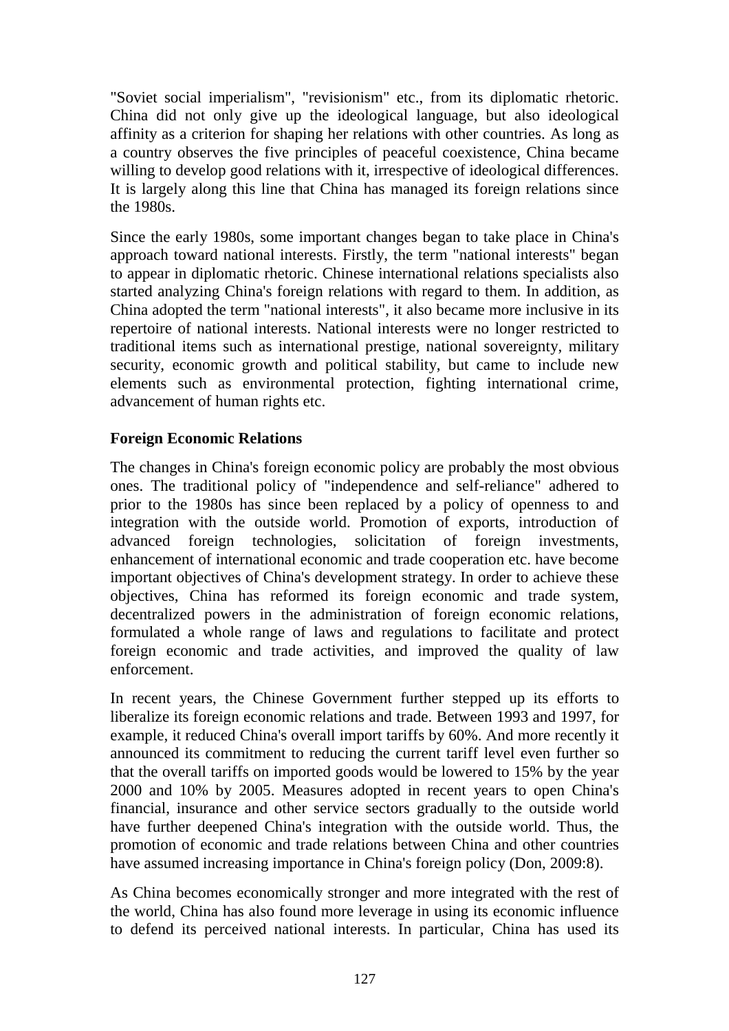"Soviet social imperialism", "revisionism" etc., from its diplomatic rhetoric. China did not only give up the ideological language, but also ideological affinity as a criterion for shaping her relations with other countries. As long as a country observes the five principles of peaceful coexistence, China became willing to develop good relations with it, irrespective of ideological differences. It is largely along this line that China has managed its foreign relations since the 1980s.

Since the early 1980s, some important changes began to take place in China's approach toward national interests. Firstly, the term "national interests" began to appear in diplomatic rhetoric. Chinese international relations specialists also started analyzing China's foreign relations with regard to them. In addition, as China adopted the term "national interests", it also became more inclusive in its repertoire of national interests. National interests were no longer restricted to traditional items such as international prestige, national sovereignty, military security, economic growth and political stability, but came to include new elements such as environmental protection, fighting international crime, advancement of human rights etc.

**Foreign Economic Relations**

The changes in China's foreign economic policy are probably the most obvious ones. The traditional policy of "independence and self-reliance" adhered to prior to the 1980s has since been replaced by a policy of openness to and integration with the outside world. Promotion of exports, introduction of advanced foreign technologies, solicitation of foreign investments, enhancement of international economic and trade cooperation etc. have become important objectives of China's development strategy. In order to achieve these objectives, China has reformed its foreign economic and trade system, decentralized powers in the administration of foreign economic relations, formulated a whole range of laws and regulations to facilitate and protect foreign economic and trade activities, and improved the quality of law enforcement.

In recent years, the Chinese Government further stepped up its efforts to liberalize its foreign economic relations and trade. Between 1993 and 1997, for example, it reduced China's overall import tariffs by 60%. And more recently it announced its commitment to reducing the current tariff level even further so that the overall tariffs on imported goods would be lowered to 15% by the year 2000 and 10% by 2005. Measures adopted in recent years to open China's financial, insurance and other service sectors gradually to the outside world have further deepened China's integration with the outside world. Thus, the promotion of economic and trade relations between China and other countries have assumed increasing importance in China's foreign policy (Don, 2009:8).

As China becomes economically stronger and more integrated with the rest of the world, China has also found more leverage in using its economic influence to defend its perceived national interests. In particular, China has used its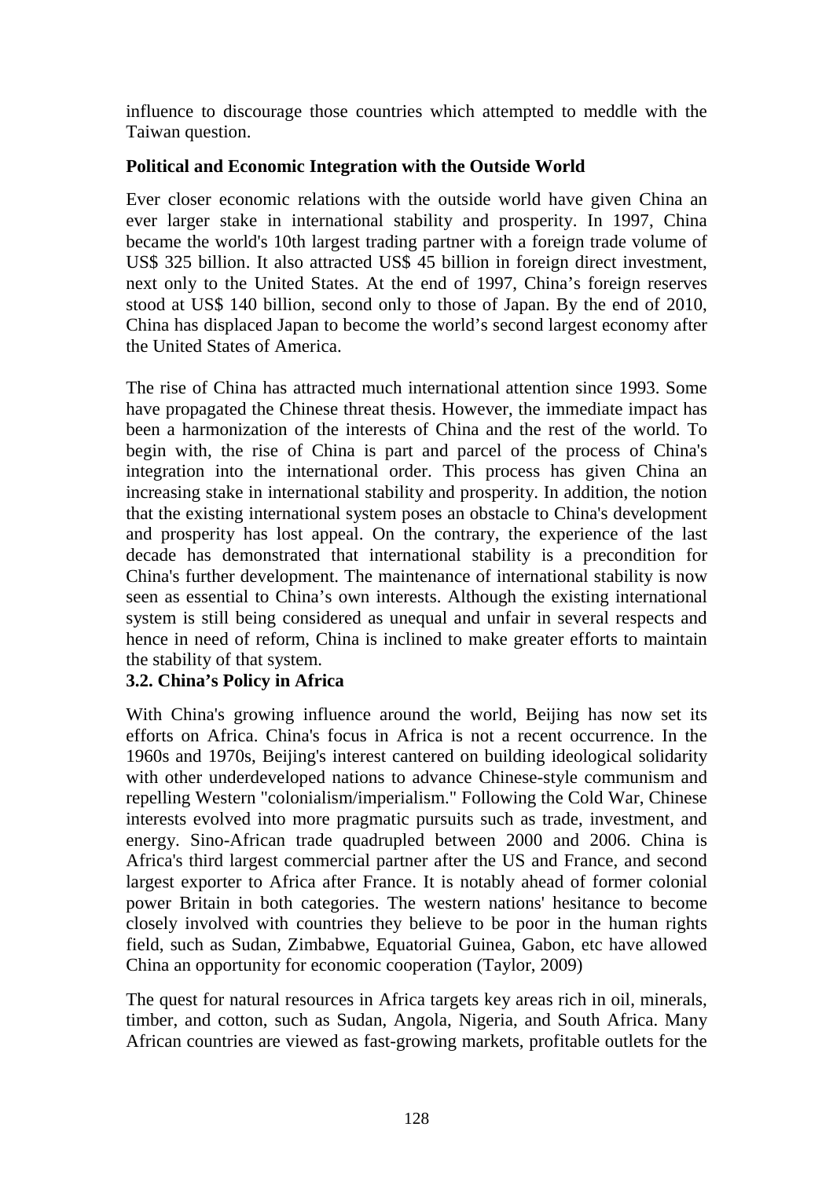influence to discourage those countries which attempted to meddle with the Taiwan question.

### Political and Economic Integration with the Outside World

Ever closer economic relations with the outside world have given China an ever larger stake in international stability and prosperity. In 1997, China became the world's 10th largest trading partner with a foreign trade volume of US$ 325 billion. It also attracted US$ 45 billion in foreign direct investment, next only to the United States. At the end of 1997, China's foreign reserves stood at US$ 140 billion, second only to those of Japan. By the end of 2010, China has displaced Japan to become the world's second largest economy after the United States of America.

The rise of China has attracted much international attention since 1993. Some have propagated the Chinese threat thesis. However, the immediate impact has been a harmonization of the interests of China and the rest of the world. To begin with, the rise of China is part and parcel of the process of China's integration into the international order. This process has given China an increasing stake in international stability and prosperity. In addition, the notion that the existing international system poses an obstacle to China's development and prosperity has lost appeal. On the contrary, the experience of the last decade has demonstrated that international stability is a precondition for China's further development. The maintenance of international stability is now seen as essential to China's own interests. Although the existing international system is still being considered as unequal and unfair in several respects and hence in need of reform, China is inclined to make greater efforts to maintain the stability of that system.

### 3.2. China's Policy in Africa

With China's growing influence around the world, Beijing has now set its efforts on Africa. China's focus in Africa is not a recent occurrence. In the 1960s and 1970s, Beijing's interest cantered on building ideological solidarity with other underdeveloped nations to advance Chinese-style communism and repelling Western "colonialism/imperialism." Following the Cold War, Chinese interests evolved into more pragmatic pursuits such as trade, investment, and energy. Sino-African trade quadrupled between 2000 and 2006. China is Africa's third largest commercial partner after the US and France, and second largest exporter to Africa after France. It is notably ahead of former colonial power Britain in both categories. The western nations' hesitance to become closely involved with countries they believe to be poor in the human rights field, such as Sudan, Zimbabwe, Equatorial Guinea, Gabon, etc have allowed China an opportunity for economic cooperation (Taylor, 2009)

The quest for natural resources in Africa targets key areas rich in oil, minerals, timber, and cotton, such as Sudan, Angola, Nigeria, and South Africa. Many African countries are viewed as fast-growing markets, profitable outlets for the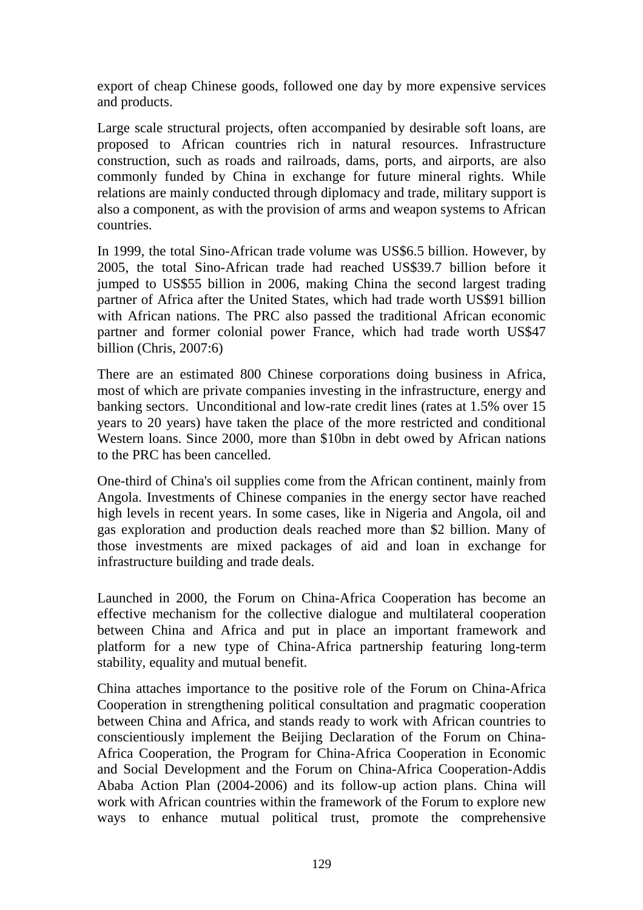export of cheap Chinese goods, followed one day by more expensive services and products.

Large scale structural projects, often accompanied by desirable soft loans, are proposed to African countries rich in natural resources. Infrastructure construction, such as roads and railroads, dams, ports, and airports, are also commonly funded by China in exchange for future mineral rights. While relations are mainly conducted through diplomacy and trade, military support is also a component, as with the provision of arms and weapon systems to African countries.

In 1999, the total Sino-African trade volume was US$6.5 billion. However, by 2005, the total Sino-African trade had reached US$39.7 billion before it jumped to US$55 billion in 2006, making China the second largest trading partner of Africa after the United States, which had trade worth US$91 billion with African nations. The PRC also passed the traditional African economic partner and former colonial power France, which had trade worth US$47 billion (Chris, 2007:6)

There are an estimated 800 Chinese corporations doing business in Africa, most of which are private companies investing in the infrastructure, energy and banking sectors. Unconditional and low-rate credit lines (rates at 1.5% over 15 years to 20 years) have taken the place of the more restricted and conditional Western loans. Since 2000, more than $10bn in debt owed by African nations to the PRC has been cancelled.

One-third of China's oil supplies come from the African continent, mainly from Angola. Investments of Chinese companies in the energy sector have reached high levels in recent years. In some cases, like in Nigeria and Angola, oil and gas exploration and production deals reached more than $2 billion. Many of those investments are mixed packages of aid and loan in exchange for infrastructure building and trade deals.

Launched in 2000, the Forum on China-Africa Cooperation has become an effective mechanism for the collective dialogue and multilateral cooperation between China and Africa and put in place an important framework and platform for a new type of China-Africa partnership featuring long-term stability, equality and mutual benefit.

China attaches importance to the positive role of the Forum on China-Africa Cooperation in strengthening political consultation and pragmatic cooperation between China and Africa, and stands ready to work with African countries to conscientiously implement the Beijing Declaration of the Forum on China-Africa Cooperation, the Program for China-Africa Cooperation in Economic and Social Development and the Forum on China-Africa Cooperation-Addis Ababa Action Plan (2004-2006) and its follow-up action plans. China will work with African countries within the framework of the Forum to explore new ways to enhance mutual political trust, promote the comprehensive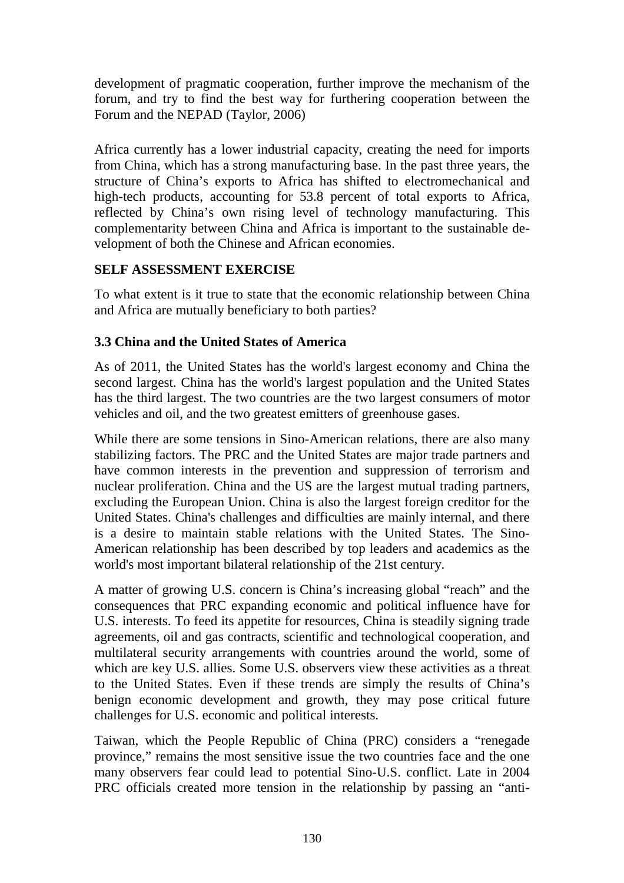development of pragmatic cooperation, further improve the mechanism of the forum, and try to find the best way for furthering cooperation between the Forum and the NEPAD (Taylor, 2006)

Africa currently has a lower industrial capacity, creating the need for imports from China, which has a strong manufacturing base. In the past three years, the structure of China's exports to Africa has shifted to electromechanical and high-tech products, accounting for 53.8 percent of total exports to Africa, reflected by China's own rising level of technology manufacturing. This complementarity between China and Africa is important to the sustainable development of both the Chinese and African economies.

**SELF ASSESSMENT EXERCISE**

To what extent is it true to state that the economic relationship between China and Africa are mutually beneficiary to both parties?

### 3.3 China and the United States of America

As of 2011, the United States has the world's largest economy and China the second largest. China has the world's largest population and the United States has the third largest. The two countries are the two largest consumers of motor vehicles and oil, and the two greatest emitters of greenhouse gases.

While there are some tensions in Sino-American relations, there are also many stabilizing factors. The PRC and the United States are major trade partners and have common interests in the prevention and suppression of terrorism and nuclear proliferation. China and the US are the largest mutual trading partners, excluding the European Union. China is also the largest foreign creditor for the United States. China's challenges and difficulties are mainly internal, and there is a desire to maintain stable relations with the United States. The Sino-American relationship has been described by top leaders and academics as the world's most important bilateral relationship of the 21st century.

A matter of growing U.S. concern is China's increasing global "reach" and the consequences that PRC expanding economic and political influence have for U.S. interests. To feed its appetite for resources, China is steadily signing trade agreements, oil and gas contracts, scientific and technological cooperation, and multilateral security arrangements with countries around the world, some of which are key U.S. allies. Some U.S. observers view these activities as a threat to the United States. Even if these trends are simply the results of China's benign economic development and growth, they may pose critical future challenges for U.S. economic and political interests.

Taiwan, which the People Republic of China (PRC) considers a "renegade province," remains the most sensitive issue the two countries face and the one many observers fear could lead to potential Sino-U.S. conflict. Late in 2004 PRC officials created more tension in the relationship by passing an "anti-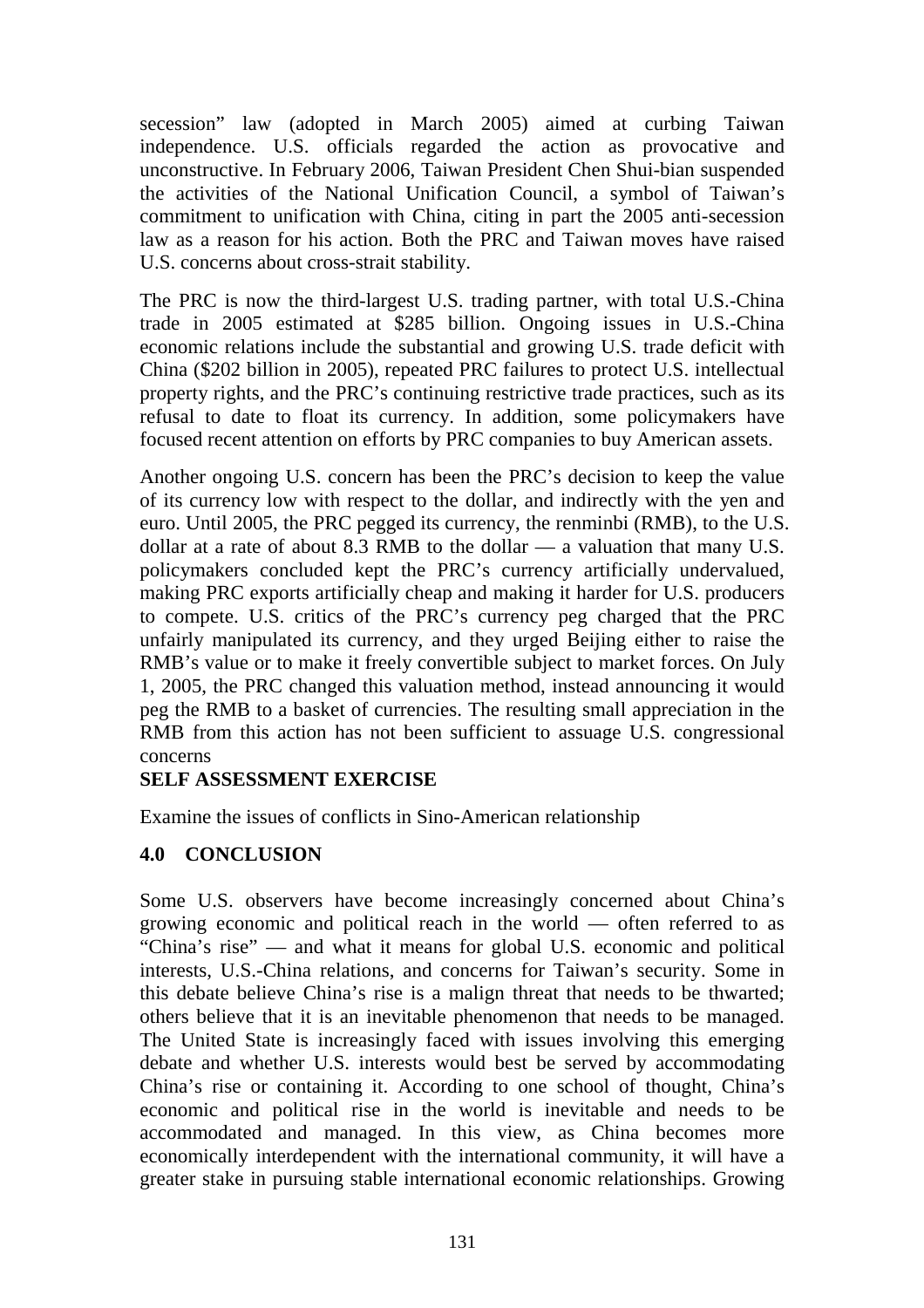secession" law (adopted in March 2005) aimed at curbing Taiwan independence. U.S. officials regarded the action as provocative and unconstructive. In February 2006, Taiwan President Chen Shui-bian suspended the activities of the National Unification Council, a symbol of Taiwan's commitment to unification with China, citing in part the 2005 anti-secession law as a reason for his action. Both the PRC and Taiwan moves have raised U.S. concerns about cross-strait stability.

The PRC is now the third-largest U.S. trading partner, with total U.S.-China trade in 2005 estimated at $285 billion. Ongoing issues in U.S.-China economic relations include the substantial and growing U.S. trade deficit with China ($202 billion in 2005), repeated PRC failures to protect U.S. intellectual property rights, and the PRC's continuing restrictive trade practices, such as its refusal to date to float its currency. In addition, some policymakers have focused recent attention on efforts by PRC companies to buy American assets.

Another ongoing U.S. concern has been the PRC's decision to keep the value of its currency low with respect to the dollar, and indirectly with the yen and euro. Until 2005, the PRC pegged its currency, the renminbi (RMB), to the U.S. dollar at a rate of about 8.3 RMB to the dollar — a valuation that many U.S. policymakers concluded kept the PRC's currency artificially undervalued, making PRC exports artificially cheap and making it harder for U.S. producers to compete. U.S. critics of the PRC's currency peg charged that the PRC unfairly manipulated its currency, and they urged Beijing either to raise the RMB's value or to make it freely convertible subject to market forces. On July 1, 2005, the PRC changed this valuation method, instead announcing it would peg the RMB to a basket of currencies. The resulting small appreciation in the RMB from this action has not been sufficient to assuage U.S. congressional concerns

**SELF ASSESSMENT EXERCISE**

Examine the issues of conflicts in Sino-American relationship

## 4.0 CONCLUSION

Some U.S. observers have become increasingly concerned about China's growing economic and political reach in the world — often referred to as "China's rise" — and what it means for global U.S. economic and political interests, U.S.-China relations, and concerns for Taiwan's security. Some in this debate believe China's rise is a malign threat that needs to be thwarted; others believe that it is an inevitable phenomenon that needs to be managed. The United State is increasingly faced with issues involving this emerging debate and whether U.S. interests would best be served by accommodating China's rise or containing it. According to one school of thought, China's economic and political rise in the world is inevitable and needs to be accommodated and managed. In this view, as China becomes more economically interdependent with the international community, it will have a greater stake in pursuing stable international economic relationships. Growing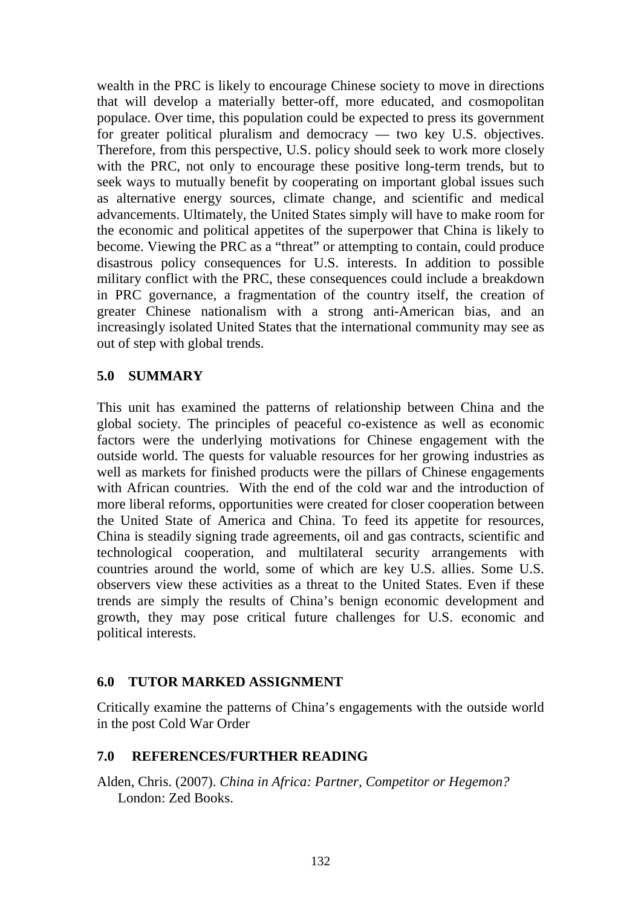wealth in the PRC is likely to encourage Chinese society to move in directions that will develop a materially better-off, more educated, and cosmopolitan populace. Over time, this population could be expected to press its government for greater political pluralism and democracy — two key U.S. objectives. Therefore, from this perspective, U.S. policy should seek to work more closely with the PRC, not only to encourage these positive long-term trends, but to seek ways to mutually benefit by cooperating on important global issues such as alternative energy sources, climate change, and scientific and medical advancements. Ultimately, the United States simply will have to make room for the economic and political appetites of the superpower that China is likely to become. Viewing the PRC as a "threat" or attempting to contain, could produce disastrous policy consequences for U.S. interests. In addition to possible military conflict with the PRC, these consequences could include a breakdown in PRC governance, a fragmentation of the country itself, the creation of greater Chinese nationalism with a strong anti-American bias, and an increasingly isolated United States that the international community may see as out of step with global trends.

## 5.0 SUMMARY

This unit has examined the patterns of relationship between China and the global society. The principles of peaceful co-existence as well as economic factors were the underlying motivations for Chinese engagement with the outside world. The quests for valuable resources for her growing industries as well as markets for finished products were the pillars of Chinese engagements with African countries. With the end of the cold war and the introduction of more liberal reforms, opportunities were created for closer cooperation between the United State of America and China. To feed its appetite for resources, China is steadily signing trade agreements, oil and gas contracts, scientific and technological cooperation, and multilateral security arrangements with countries around the world, some of which are key U.S. allies. Some U.S. observers view these activities as a threat to the United States. Even if these trends are simply the results of China's benign economic development and growth, they may pose critical future challenges for U.S. economic and political interests.

## 6.0 TUTOR MARKED ASSIGNMENT

Critically examine the patterns of China's engagements with the outside world in the post Cold War Order

## 7.0 REFERENCES/FURTHER READING

Alden, Chris. (2007). *China in Africa: Partner, Competitor or Hegemon?* London: Zed Books.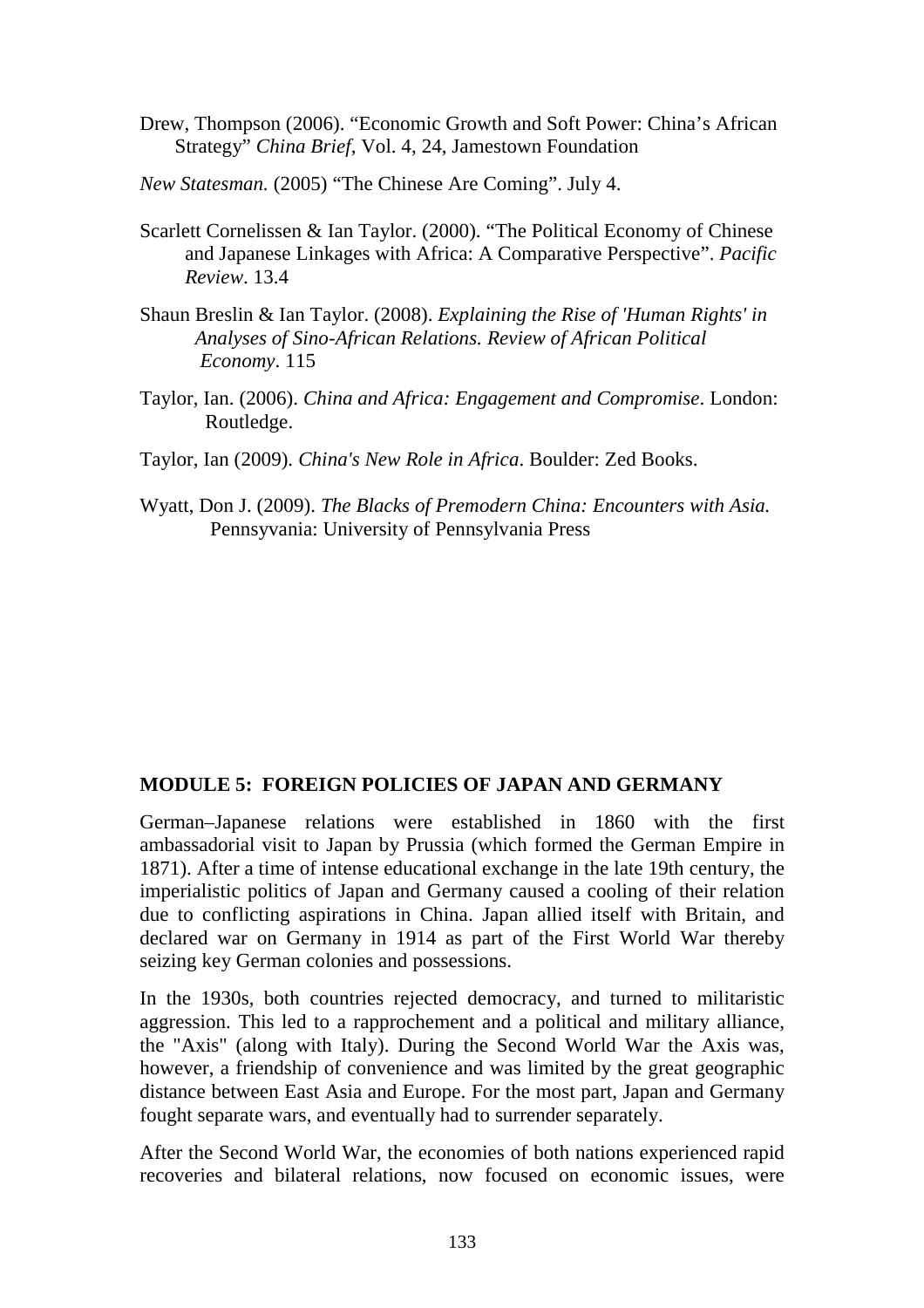Drew, Thompson (2006). “Economic Growth and Soft Power: China’s African Strategy” *China Brief*, Vol. 4, 24, Jamestown Foundation

*New Statesman.* (2005) “The Chinese Are Coming”. July 4.

Scarlett Cornelissen & Ian Taylor. (2000). “The Political Economy of Chinese and Japanese Linkages with Africa: A Comparative Perspective”. *Pacific Review*. 13.4

Shaun Breslin & Ian Taylor. (2008). *Explaining the Rise of 'Human Rights' in Analyses of Sino-African Relations. Review of African Political Economy*. 115

Taylor, Ian. (2006). *China and Africa: Engagement and Compromise*. London: Routledge.

Taylor, Ian (2009). *China's New Role in Africa*. Boulder: Zed Books.

Wyatt, Don J. (2009). *The Blacks of Premodern China: Encounters with Asia.* Pennsyvania: University of Pennsylvania Press

## MODULE 5: FOREIGN POLICIES OF JAPAN AND GERMANY

German–Japanese relations were established in 1860 with the first ambassadorial visit to Japan by Prussia (which formed the German Empire in 1871). After a time of intense educational exchange in the late 19th century, the imperialistic politics of Japan and Germany caused a cooling of their relation due to conflicting aspirations in China. Japan allied itself with Britain, and declared war on Germany in 1914 as part of the First World War thereby seizing key German colonies and possessions.

In the 1930s, both countries rejected democracy, and turned to militaristic aggression. This led to a rapprochement and a political and military alliance, the "Axis" (along with Italy). During the Second World War the Axis was, however, a friendship of convenience and was limited by the great geographic distance between East Asia and Europe. For the most part, Japan and Germany fought separate wars, and eventually had to surrender separately.

After the Second World War, the economies of both nations experienced rapid recoveries and bilateral relations, now focused on economic issues, were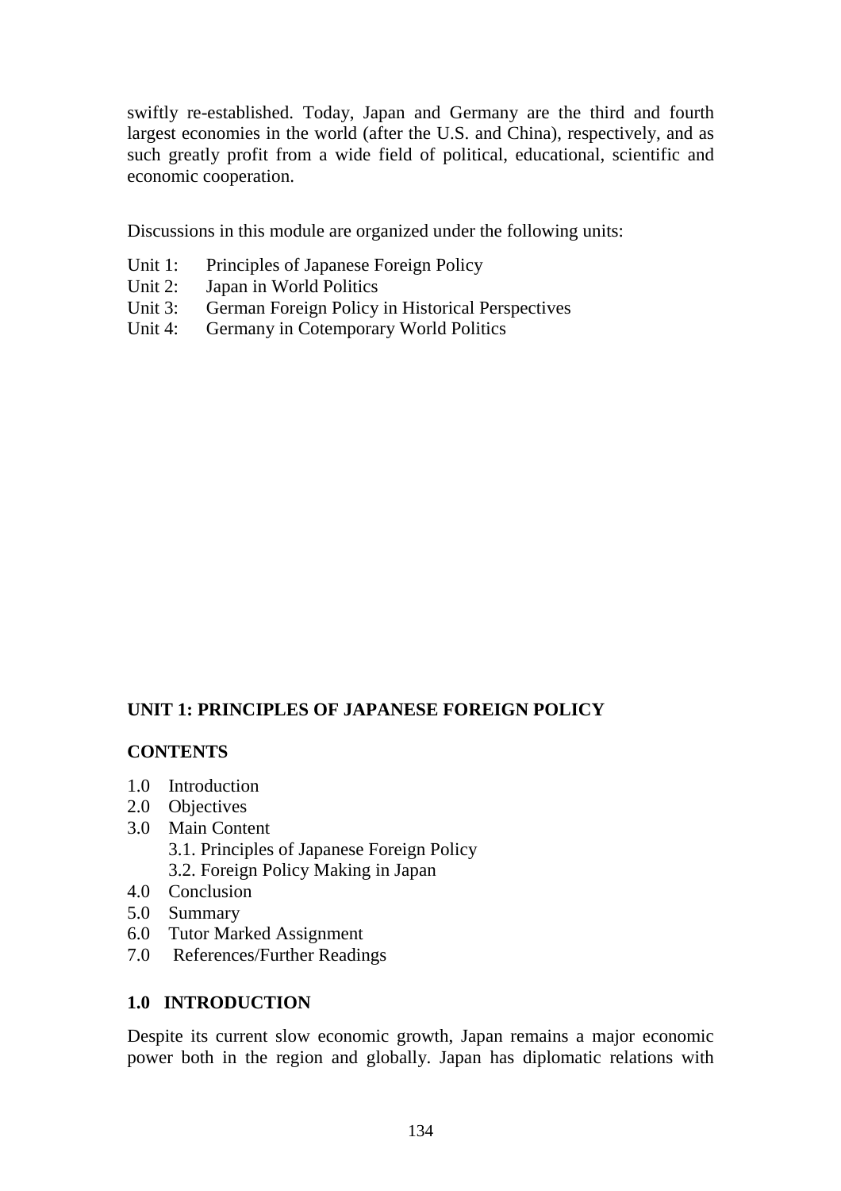swiftly re-established. Today, Japan and Germany are the third and fourth largest economies in the world (after the U.S. and China), respectively, and as such greatly profit from a wide field of political, educational, scientific and economic cooperation.

Discussions in this module are organized under the following units:

Unit 1: Principles of Japanese Foreign Policy
Unit 2: Japan in World Politics
Unit 3: German Foreign Policy in Historical Perspectives
Unit 4: Germany in Cotemporary World Politics

## UNIT 1: PRINCIPLES OF JAPANESE FOREIGN POLICY

### CONTENTS

1.0 Introduction
2.0 Objectives
3.0 Main Content
    3.1. Principles of Japanese Foreign Policy
    3.2. Foreign Policy Making in Japan
4.0 Conclusion
5.0 Summary
6.0 Tutor Marked Assignment
7.0 References/Further Readings

### 1.0 INTRODUCTION

Despite its current slow economic growth, Japan remains a major economic power both in the region and globally. Japan has diplomatic relations with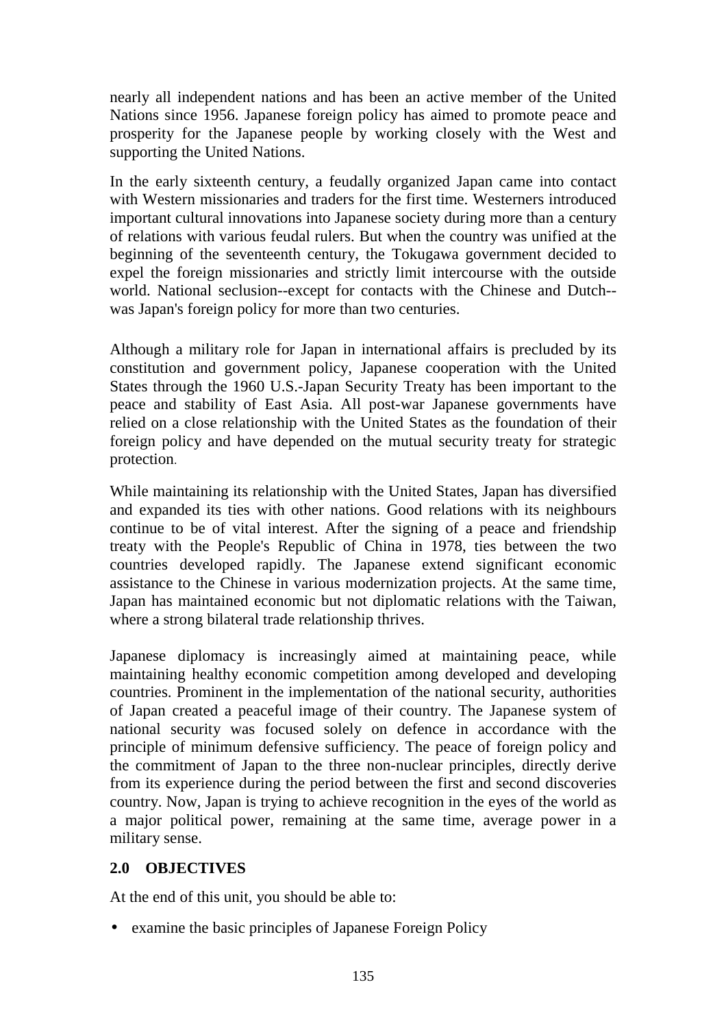nearly all independent nations and has been an active member of the United Nations since 1956. Japanese foreign policy has aimed to promote peace and prosperity for the Japanese people by working closely with the West and supporting the United Nations.

In the early sixteenth century, a feudally organized Japan came into contact with Western missionaries and traders for the first time. Westerners introduced important cultural innovations into Japanese society during more than a century of relations with various feudal rulers. But when the country was unified at the beginning of the seventeenth century, the Tokugawa government decided to expel the foreign missionaries and strictly limit intercourse with the outside world. National seclusion--except for contacts with the Chinese and Dutch--was Japan's foreign policy for more than two centuries.

Although a military role for Japan in international affairs is precluded by its constitution and government policy, Japanese cooperation with the United States through the 1960 U.S.-Japan Security Treaty has been important to the peace and stability of East Asia. All post-war Japanese governments have relied on a close relationship with the United States as the foundation of their foreign policy and have depended on the mutual security treaty for strategic protection.

While maintaining its relationship with the United States, Japan has diversified and expanded its ties with other nations. Good relations with its neighbours continue to be of vital interest. After the signing of a peace and friendship treaty with the People's Republic of China in 1978, ties between the two countries developed rapidly. The Japanese extend significant economic assistance to the Chinese in various modernization projects. At the same time, Japan has maintained economic but not diplomatic relations with the Taiwan, where a strong bilateral trade relationship thrives.

Japanese diplomacy is increasingly aimed at maintaining peace, while maintaining healthy economic competition among developed and developing countries. Prominent in the implementation of the national security, authorities of Japan created a peaceful image of their country. The Japanese system of national security was focused solely on defence in accordance with the principle of minimum defensive sufficiency. The peace of foreign policy and the commitment of Japan to the three non-nuclear principles, directly derive from its experience during the period between the first and second discoveries country. Now, Japan is trying to achieve recognition in the eyes of the world as a major political power, remaining at the same time, average power in a military sense.

## 2.0 OBJECTIVES

At the end of this unit, you should be able to:

- examine the basic principles of Japanese Foreign Policy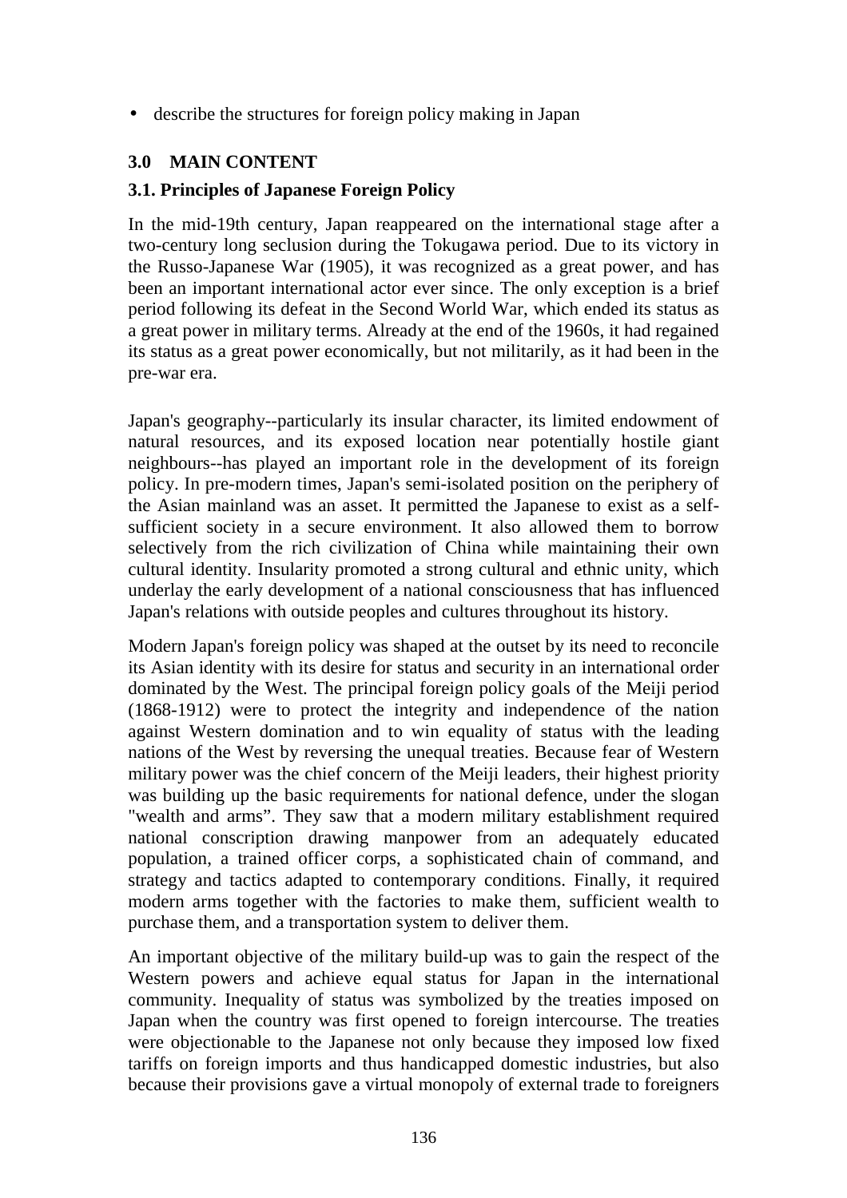- describe the structures for foreign policy making in Japan

## 3.0 MAIN CONTENT

### 3.1. Principles of Japanese Foreign Policy

In the mid-19th century, Japan reappeared on the international stage after a two-century long seclusion during the Tokugawa period. Due to its victory in the Russo-Japanese War (1905), it was recognized as a great power, and has been an important international actor ever since. The only exception is a brief period following its defeat in the Second World War, which ended its status as a great power in military terms. Already at the end of the 1960s, it had regained its status as a great power economically, but not militarily, as it had been in the pre-war era.

Japan's geography--particularly its insular character, its limited endowment of natural resources, and its exposed location near potentially hostile giant neighbours--has played an important role in the development of its foreign policy. In pre-modern times, Japan's semi-isolated position on the periphery of the Asian mainland was an asset. It permitted the Japanese to exist as a self-sufficient society in a secure environment. It also allowed them to borrow selectively from the rich civilization of China while maintaining their own cultural identity. Insularity promoted a strong cultural and ethnic unity, which underlay the early development of a national consciousness that has influenced Japan's relations with outside peoples and cultures throughout its history.

Modern Japan's foreign policy was shaped at the outset by its need to reconcile its Asian identity with its desire for status and security in an international order dominated by the West. The principal foreign policy goals of the Meiji period (1868-1912) were to protect the integrity and independence of the nation against Western domination and to win equality of status with the leading nations of the West by reversing the unequal treaties. Because fear of Western military power was the chief concern of the Meiji leaders, their highest priority was building up the basic requirements for national defence, under the slogan "wealth and arms". They saw that a modern military establishment required national conscription drawing manpower from an adequately educated population, a trained officer corps, a sophisticated chain of command, and strategy and tactics adapted to contemporary conditions. Finally, it required modern arms together with the factories to make them, sufficient wealth to purchase them, and a transportation system to deliver them.

An important objective of the military build-up was to gain the respect of the Western powers and achieve equal status for Japan in the international community. Inequality of status was symbolized by the treaties imposed on Japan when the country was first opened to foreign intercourse. The treaties were objectionable to the Japanese not only because they imposed low fixed tariffs on foreign imports and thus handicapped domestic industries, but also because their provisions gave a virtual monopoly of external trade to foreigners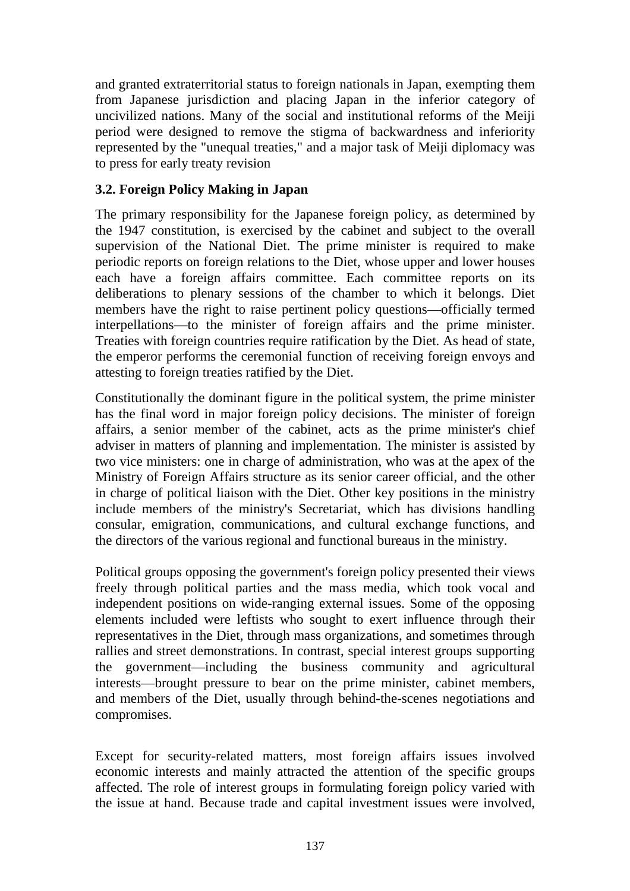and granted extraterritorial status to foreign nationals in Japan, exempting them from Japanese jurisdiction and placing Japan in the inferior category of uncivilized nations. Many of the social and institutional reforms of the Meiji period were designed to remove the stigma of backwardness and inferiority represented by the "unequal treaties," and a major task of Meiji diplomacy was to press for early treaty revision

### 3.2. Foreign Policy Making in Japan

The primary responsibility for the Japanese foreign policy, as determined by the 1947 constitution, is exercised by the cabinet and subject to the overall supervision of the National Diet. The prime minister is required to make periodic reports on foreign relations to the Diet, whose upper and lower houses each have a foreign affairs committee. Each committee reports on its deliberations to plenary sessions of the chamber to which it belongs. Diet members have the right to raise pertinent policy questions—officially termed interpellations—to the minister of foreign affairs and the prime minister. Treaties with foreign countries require ratification by the Diet. As head of state, the emperor performs the ceremonial function of receiving foreign envoys and attesting to foreign treaties ratified by the Diet.

Constitutionally the dominant figure in the political system, the prime minister has the final word in major foreign policy decisions. The minister of foreign affairs, a senior member of the cabinet, acts as the prime minister's chief adviser in matters of planning and implementation. The minister is assisted by two vice ministers: one in charge of administration, who was at the apex of the Ministry of Foreign Affairs structure as its senior career official, and the other in charge of political liaison with the Diet. Other key positions in the ministry include members of the ministry's Secretariat, which has divisions handling consular, emigration, communications, and cultural exchange functions, and the directors of the various regional and functional bureaus in the ministry.

Political groups opposing the government's foreign policy presented their views freely through political parties and the mass media, which took vocal and independent positions on wide-ranging external issues. Some of the opposing elements included were leftists who sought to exert influence through their representatives in the Diet, through mass organizations, and sometimes through rallies and street demonstrations. In contrast, special interest groups supporting the government—including the business community and agricultural interests—brought pressure to bear on the prime minister, cabinet members, and members of the Diet, usually through behind-the-scenes negotiations and compromises.

Except for security-related matters, most foreign affairs issues involved economic interests and mainly attracted the attention of the specific groups affected. The role of interest groups in formulating foreign policy varied with the issue at hand. Because trade and capital investment issues were involved,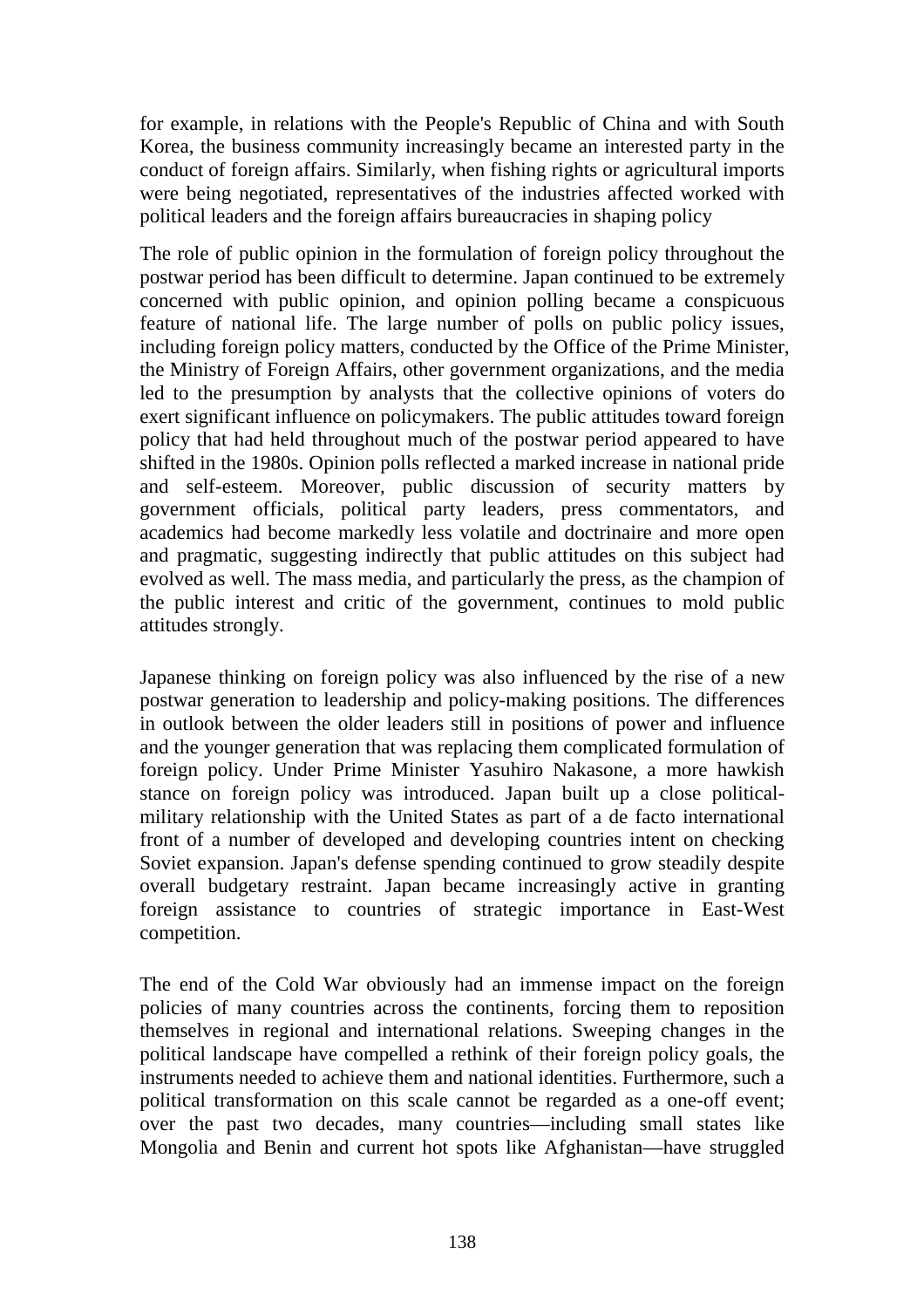for example, in relations with the People's Republic of China and with South Korea, the business community increasingly became an interested party in the conduct of foreign affairs. Similarly, when fishing rights or agricultural imports were being negotiated, representatives of the industries affected worked with political leaders and the foreign affairs bureaucracies in shaping policy

The role of public opinion in the formulation of foreign policy throughout the postwar period has been difficult to determine. Japan continued to be extremely concerned with public opinion, and opinion polling became a conspicuous feature of national life. The large number of polls on public policy issues, including foreign policy matters, conducted by the Office of the Prime Minister, the Ministry of Foreign Affairs, other government organizations, and the media led to the presumption by analysts that the collective opinions of voters do exert significant influence on policymakers. The public attitudes toward foreign policy that had held throughout much of the postwar period appeared to have shifted in the 1980s. Opinion polls reflected a marked increase in national pride and self-esteem. Moreover, public discussion of security matters by government officials, political party leaders, press commentators, and academics had become markedly less volatile and doctrinaire and more open and pragmatic, suggesting indirectly that public attitudes on this subject had evolved as well. The mass media, and particularly the press, as the champion of the public interest and critic of the government, continues to mold public attitudes strongly.

Japanese thinking on foreign policy was also influenced by the rise of a new postwar generation to leadership and policy-making positions. The differences in outlook between the older leaders still in positions of power and influence and the younger generation that was replacing them complicated formulation of foreign policy. Under Prime Minister Yasuhiro Nakasone, a more hawkish stance on foreign policy was introduced. Japan built up a close political-military relationship with the United States as part of a de facto international front of a number of developed and developing countries intent on checking Soviet expansion. Japan's defense spending continued to grow steadily despite overall budgetary restraint. Japan became increasingly active in granting foreign assistance to countries of strategic importance in East-West competition.

The end of the Cold War obviously had an immense impact on the foreign policies of many countries across the continents, forcing them to reposition themselves in regional and international relations. Sweeping changes in the political landscape have compelled a rethink of their foreign policy goals, the instruments needed to achieve them and national identities. Furthermore, such a political transformation on this scale cannot be regarded as a one-off event; over the past two decades, many countries—including small states like Mongolia and Benin and current hot spots like Afghanistan—have struggled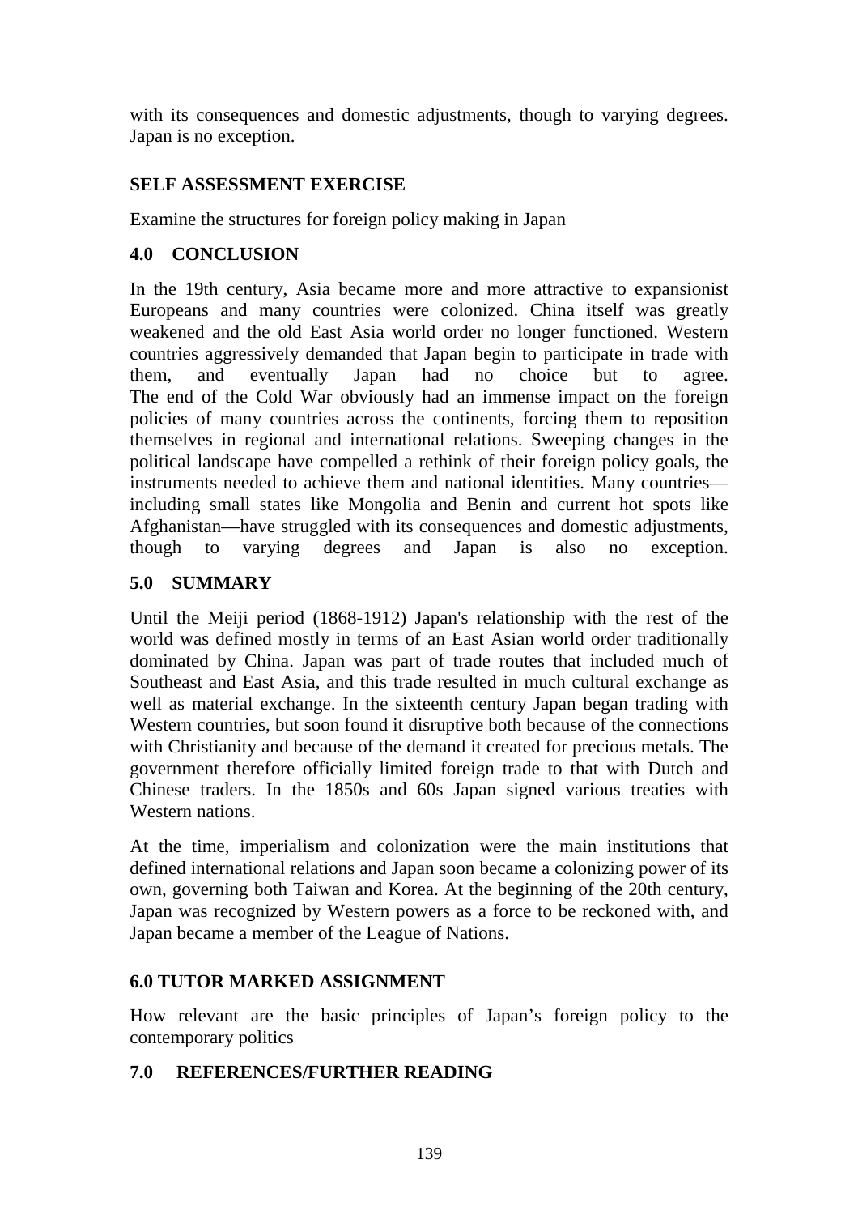with its consequences and domestic adjustments, though to varying degrees. Japan is no exception.

**SELF ASSESSMENT EXERCISE**

Examine the structures for foreign policy making in Japan

## 4.0 CONCLUSION

In the 19th century, Asia became more and more attractive to expansionist Europeans and many countries were colonized. China itself was greatly weakened and the old East Asia world order no longer functioned. Western countries aggressively demanded that Japan begin to participate in trade with them, and eventually Japan had no choice but to agree. The end of the Cold War obviously had an immense impact on the foreign policies of many countries across the continents, forcing them to reposition themselves in regional and international relations. Sweeping changes in the political landscape have compelled a rethink of their foreign policy goals, the instruments needed to achieve them and national identities. Many countries—including small states like Mongolia and Benin and current hot spots like Afghanistan—have struggled with its consequences and domestic adjustments, though to varying degrees and Japan is also no exception.

## 5.0 SUMMARY

Until the Meiji period (1868-1912) Japan's relationship with the rest of the world was defined mostly in terms of an East Asian world order traditionally dominated by China. Japan was part of trade routes that included much of Southeast and East Asia, and this trade resulted in much cultural exchange as well as material exchange. In the sixteenth century Japan began trading with Western countries, but soon found it disruptive both because of the connections with Christianity and because of the demand it created for precious metals. The government therefore officially limited foreign trade to that with Dutch and Chinese traders. In the 1850s and 60s Japan signed various treaties with Western nations.

At the time, imperialism and colonization were the main institutions that defined international relations and Japan soon became a colonizing power of its own, governing both Taiwan and Korea. At the beginning of the 20th century, Japan was recognized by Western powers as a force to be reckoned with, and Japan became a member of the League of Nations.

## 6.0 TUTOR MARKED ASSIGNMENT

How relevant are the basic principles of Japan's foreign policy to the contemporary politics

## 7.0 REFERENCES/FURTHER READING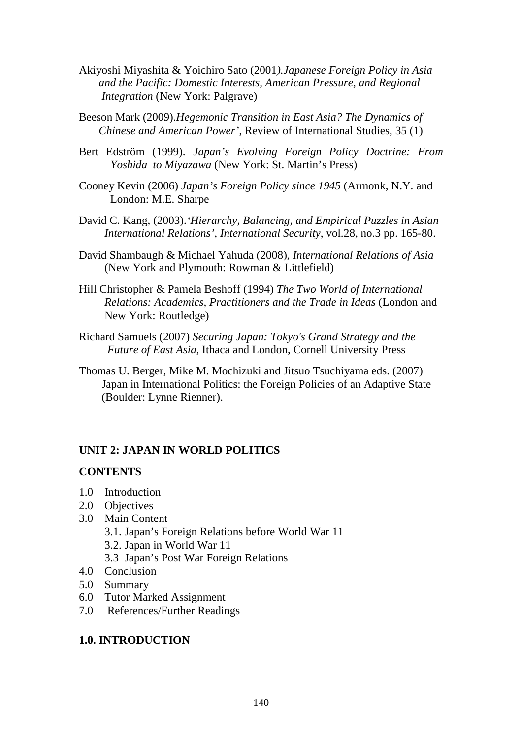Akiyoshi Miyashita & Yoichiro Sato (2001*).Japanese Foreign Policy in Asia and the Pacific: Domestic Interests, American Pressure, and Regional Integration* (New York: Palgrave)

Beeson Mark (2009).*Hegemonic Transition in East Asia? The Dynamics of Chinese and American Power'*, Review of International Studies, 35 (1)

Bert Edström (1999). *Japan's Evolving Foreign Policy Doctrine: From Yoshida to Miyazawa* (New York: St. Martin's Press)

Cooney Kevin (2006) *Japan's Foreign Policy since 1945* (Armonk, N.Y. and London: M.E. Sharpe

David C. Kang, (2003).*'Hierarchy, Balancing, and Empirical Puzzles in Asian International Relations', International Security*, vol.28, no.3 pp. 165-80.

David Shambaugh & Michael Yahuda (2008), *International Relations of Asia* (New York and Plymouth: Rowman & Littlefield)

Hill Christopher & Pamela Beshoff (1994) *The Two World of International Relations: Academics, Practitioners and the Trade in Ideas* (London and New York: Routledge)

Richard Samuels (2007) *Securing Japan: Tokyo's Grand Strategy and the Future of East Asia,* Ithaca and London, Cornell University Press

Thomas U. Berger, Mike M. Mochizuki and Jitsuo Tsuchiyama eds. (2007) Japan in International Politics: the Foreign Policies of an Adaptive State (Boulder: Lynne Rienner).

## UNIT 2: JAPAN IN WORLD POLITICS

### CONTENTS

1.0 Introduction
2.0 Objectives
3.0 Main Content
    3.1. Japan's Foreign Relations before World War 11
    3.2. Japan in World War 11
    3.3 Japan's Post War Foreign Relations
4.0 Conclusion
5.0 Summary
6.0 Tutor Marked Assignment
7.0 References/Further Readings

### 1.0. INTRODUCTION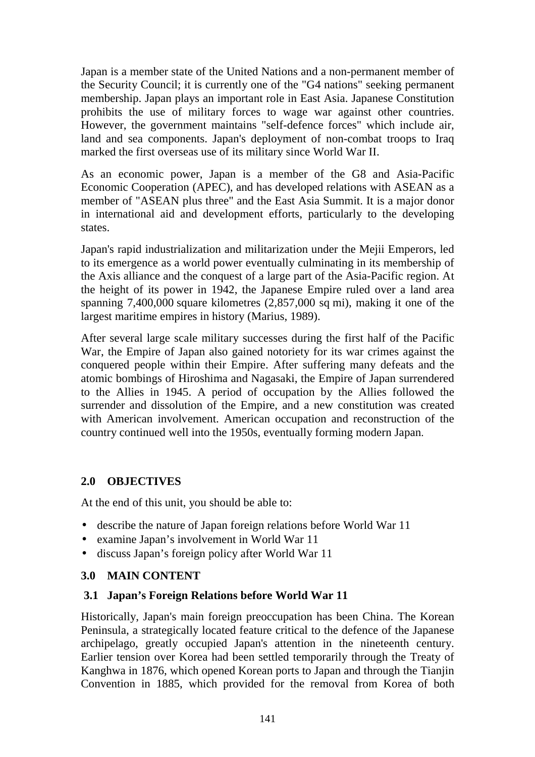Japan is a member state of the United Nations and a non-permanent member of the Security Council; it is currently one of the "G4 nations" seeking permanent membership. Japan plays an important role in East Asia. Japanese Constitution prohibits the use of military forces to wage war against other countries. However, the government maintains "self-defence forces" which include air, land and sea components. Japan's deployment of non-combat troops to Iraq marked the first overseas use of its military since World War II.

As an economic power, Japan is a member of the G8 and Asia-Pacific Economic Cooperation (APEC), and has developed relations with ASEAN as a member of "ASEAN plus three" and the East Asia Summit. It is a major donor in international aid and development efforts, particularly to the developing states.

Japan's rapid industrialization and militarization under the Mejii Emperors, led to its emergence as a world power eventually culminating in its membership of the Axis alliance and the conquest of a large part of the Asia-Pacific region. At the height of its power in 1942, the Japanese Empire ruled over a land area spanning 7,400,000 square kilometres (2,857,000 sq mi), making it one of the largest maritime empires in history (Marius, 1989).

After several large scale military successes during the first half of the Pacific War, the Empire of Japan also gained notoriety for its war crimes against the conquered people within their Empire. After suffering many defeats and the atomic bombings of Hiroshima and Nagasaki, the Empire of Japan surrendered to the Allies in 1945. A period of occupation by the Allies followed the surrender and dissolution of the Empire, and a new constitution was created with American involvement. American occupation and reconstruction of the country continued well into the 1950s, eventually forming modern Japan.

## 2.0 OBJECTIVES

At the end of this unit, you should be able to:

- describe the nature of Japan foreign relations before World War 11
- examine Japan's involvement in World War 11
- discuss Japan's foreign policy after World War 11

## 3.0 MAIN CONTENT

### 3.1 Japan's Foreign Relations before World War 11

Historically, Japan's main foreign preoccupation has been China. The Korean Peninsula, a strategically located feature critical to the defence of the Japanese archipelago, greatly occupied Japan's attention in the nineteenth century. Earlier tension over Korea had been settled temporarily through the Treaty of Kanghwa in 1876, which opened Korean ports to Japan and through the Tianjin Convention in 1885, which provided for the removal from Korea of both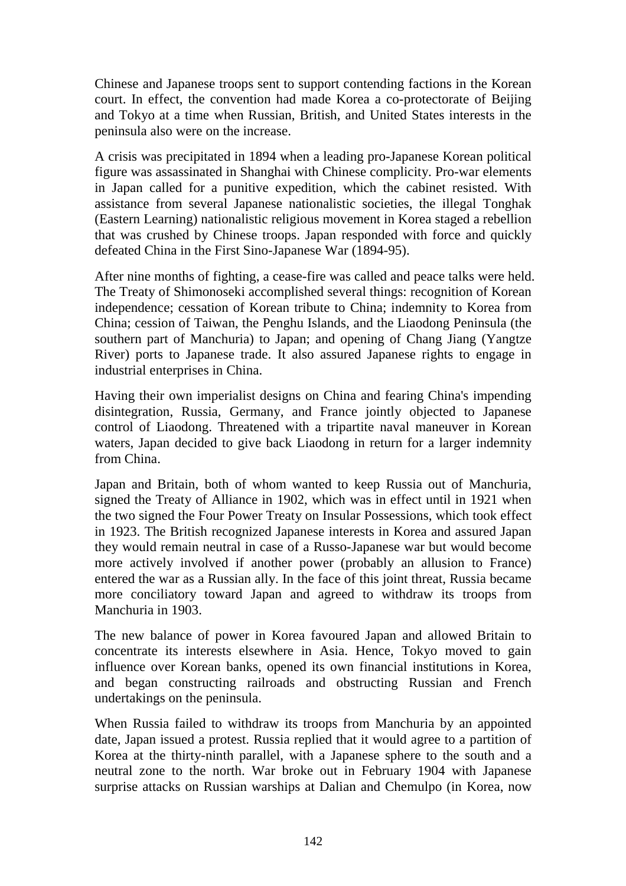Chinese and Japanese troops sent to support contending factions in the Korean court. In effect, the convention had made Korea a co-protectorate of Beijing and Tokyo at a time when Russian, British, and United States interests in the peninsula also were on the increase.

A crisis was precipitated in 1894 when a leading pro-Japanese Korean political figure was assassinated in Shanghai with Chinese complicity. Pro-war elements in Japan called for a punitive expedition, which the cabinet resisted. With assistance from several Japanese nationalistic societies, the illegal Tonghak (Eastern Learning) nationalistic religious movement in Korea staged a rebellion that was crushed by Chinese troops. Japan responded with force and quickly defeated China in the First Sino-Japanese War (1894-95).

After nine months of fighting, a cease-fire was called and peace talks were held. The Treaty of Shimonoseki accomplished several things: recognition of Korean independence; cessation of Korean tribute to China; indemnity to Korea from China; cession of Taiwan, the Penghu Islands, and the Liaodong Peninsula (the southern part of Manchuria) to Japan; and opening of Chang Jiang (Yangtze River) ports to Japanese trade. It also assured Japanese rights to engage in industrial enterprises in China.

Having their own imperialist designs on China and fearing China's impending disintegration, Russia, Germany, and France jointly objected to Japanese control of Liaodong. Threatened with a tripartite naval maneuver in Korean waters, Japan decided to give back Liaodong in return for a larger indemnity from China.

Japan and Britain, both of whom wanted to keep Russia out of Manchuria, signed the Treaty of Alliance in 1902, which was in effect until in 1921 when the two signed the Four Power Treaty on Insular Possessions, which took effect in 1923. The British recognized Japanese interests in Korea and assured Japan they would remain neutral in case of a Russo-Japanese war but would become more actively involved if another power (probably an allusion to France) entered the war as a Russian ally. In the face of this joint threat, Russia became more conciliatory toward Japan and agreed to withdraw its troops from Manchuria in 1903.

The new balance of power in Korea favoured Japan and allowed Britain to concentrate its interests elsewhere in Asia. Hence, Tokyo moved to gain influence over Korean banks, opened its own financial institutions in Korea, and began constructing railroads and obstructing Russian and French undertakings on the peninsula.

When Russia failed to withdraw its troops from Manchuria by an appointed date, Japan issued a protest. Russia replied that it would agree to a partition of Korea at the thirty-ninth parallel, with a Japanese sphere to the south and a neutral zone to the north. War broke out in February 1904 with Japanese surprise attacks on Russian warships at Dalian and Chemulpo (in Korea, now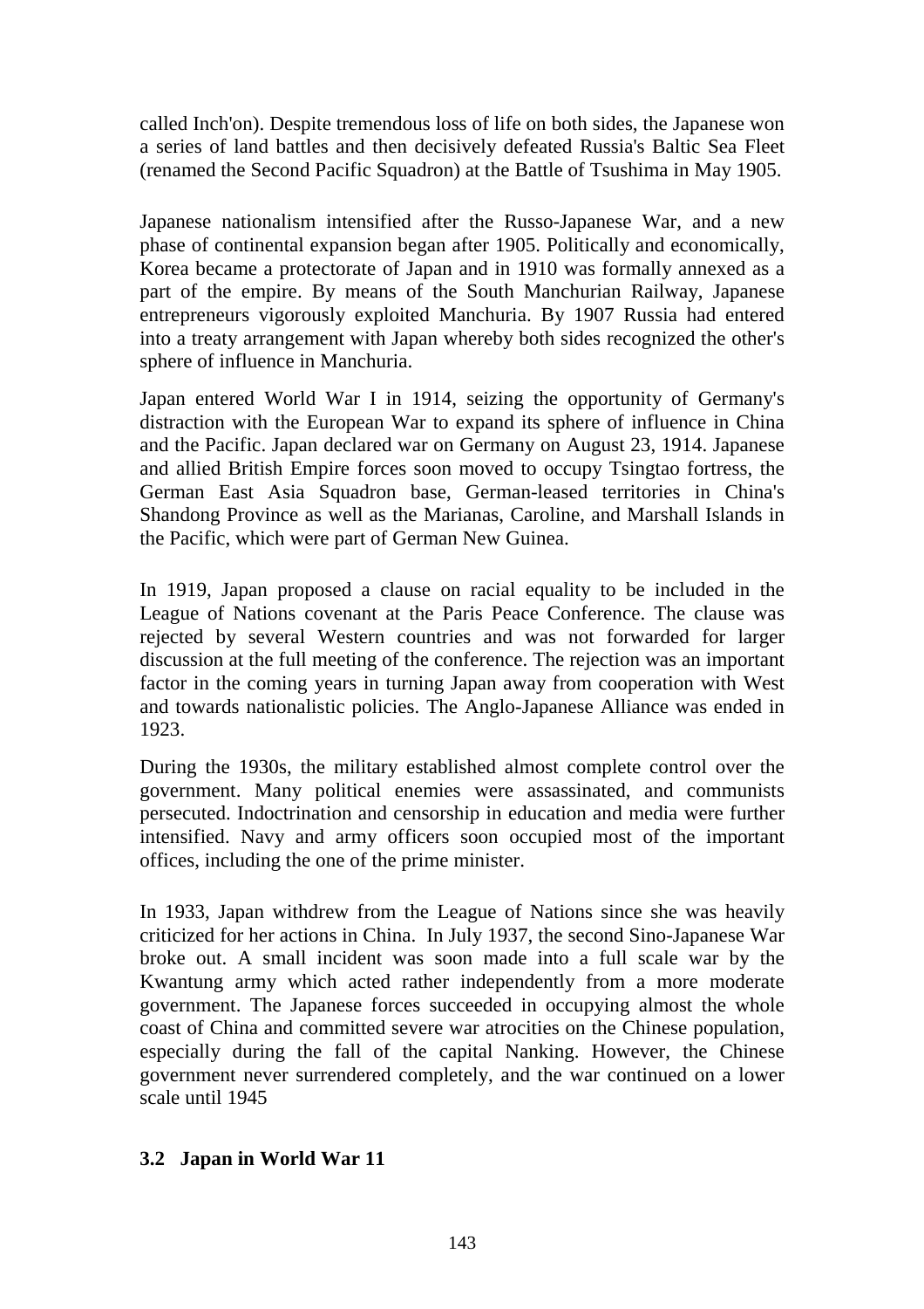called Inch'on). Despite tremendous loss of life on both sides, the Japanese won a series of land battles and then decisively defeated Russia's Baltic Sea Fleet (renamed the Second Pacific Squadron) at the Battle of Tsushima in May 1905.

Japanese nationalism intensified after the Russo-Japanese War, and a new phase of continental expansion began after 1905. Politically and economically, Korea became a protectorate of Japan and in 1910 was formally annexed as a part of the empire. By means of the South Manchurian Railway, Japanese entrepreneurs vigorously exploited Manchuria. By 1907 Russia had entered into a treaty arrangement with Japan whereby both sides recognized the other's sphere of influence in Manchuria.

Japan entered World War I in 1914, seizing the opportunity of Germany's distraction with the European War to expand its sphere of influence in China and the Pacific. Japan declared war on Germany on August 23, 1914. Japanese and allied British Empire forces soon moved to occupy Tsingtao fortress, the German East Asia Squadron base, German-leased territories in China's Shandong Province as well as the Marianas, Caroline, and Marshall Islands in the Pacific, which were part of German New Guinea.

In 1919, Japan proposed a clause on racial equality to be included in the League of Nations covenant at the Paris Peace Conference. The clause was rejected by several Western countries and was not forwarded for larger discussion at the full meeting of the conference. The rejection was an important factor in the coming years in turning Japan away from cooperation with West and towards nationalistic policies. The Anglo-Japanese Alliance was ended in 1923.

During the 1930s, the military established almost complete control over the government. Many political enemies were assassinated, and communists persecuted. Indoctrination and censorship in education and media were further intensified. Navy and army officers soon occupied most of the important offices, including the one of the prime minister.

In 1933, Japan withdrew from the League of Nations since she was heavily criticized for her actions in China. In July 1937, the second Sino-Japanese War broke out. A small incident was soon made into a full scale war by the Kwantung army which acted rather independently from a more moderate government. The Japanese forces succeeded in occupying almost the whole coast of China and committed severe war atrocities on the Chinese population, especially during the fall of the capital Nanking. However, the Chinese government never surrendered completely, and the war continued on a lower scale until 1945

### 3.2 Japan in World War 11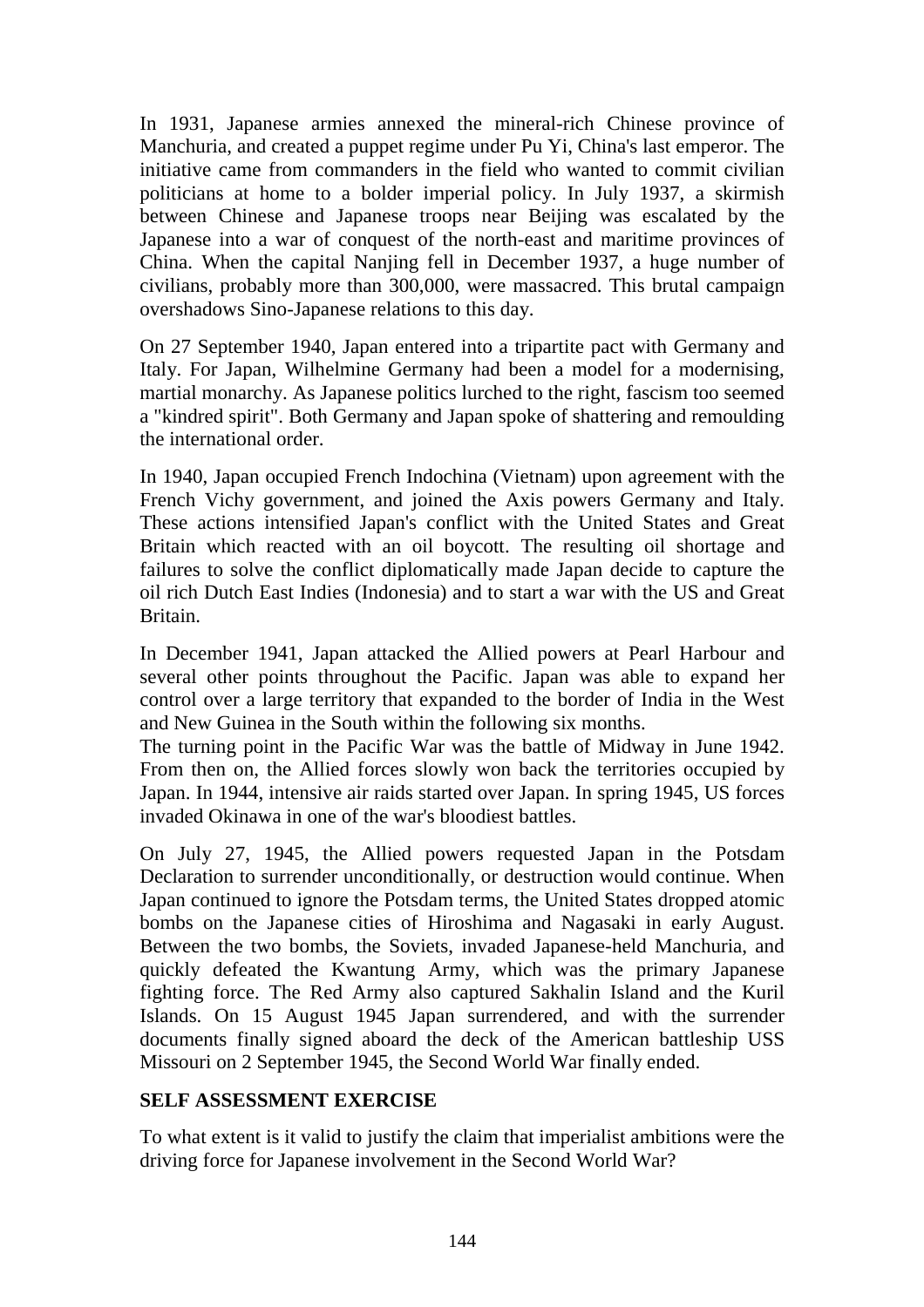In 1931, Japanese armies annexed the mineral-rich Chinese province of Manchuria, and created a puppet regime under Pu Yi, China's last emperor. The initiative came from commanders in the field who wanted to commit civilian politicians at home to a bolder imperial policy. In July 1937, a skirmish between Chinese and Japanese troops near Beijing was escalated by the Japanese into a war of conquest of the north-east and maritime provinces of China. When the capital Nanjing fell in December 1937, a huge number of civilians, probably more than 300,000, were massacred. This brutal campaign overshadows Sino-Japanese relations to this day.

On 27 September 1940, Japan entered into a tripartite pact with Germany and Italy. For Japan, Wilhelmine Germany had been a model for a modernising, martial monarchy. As Japanese politics lurched to the right, fascism too seemed a "kindred spirit". Both Germany and Japan spoke of shattering and remoulding the international order.

In 1940, Japan occupied French Indochina (Vietnam) upon agreement with the French Vichy government, and joined the Axis powers Germany and Italy. These actions intensified Japan's conflict with the United States and Great Britain which reacted with an oil boycott. The resulting oil shortage and failures to solve the conflict diplomatically made Japan decide to capture the oil rich Dutch East Indies (Indonesia) and to start a war with the US and Great Britain.

In December 1941, Japan attacked the Allied powers at Pearl Harbour and several other points throughout the Pacific. Japan was able to expand her control over a large territory that expanded to the border of India in the West and New Guinea in the South within the following six months.
The turning point in the Pacific War was the battle of Midway in June 1942. From then on, the Allied forces slowly won back the territories occupied by Japan. In 1944, intensive air raids started over Japan. In spring 1945, US forces invaded Okinawa in one of the war's bloodiest battles.

On July 27, 1945, the Allied powers requested Japan in the Potsdam Declaration to surrender unconditionally, or destruction would continue. When Japan continued to ignore the Potsdam terms, the United States dropped atomic bombs on the Japanese cities of Hiroshima and Nagasaki in early August. Between the two bombs, the Soviets, invaded Japanese-held Manchuria, and quickly defeated the Kwantung Army, which was the primary Japanese fighting force. The Red Army also captured Sakhalin Island and the Kuril Islands. On 15 August 1945 Japan surrendered, and with the surrender documents finally signed aboard the deck of the American battleship USS Missouri on 2 September 1945, the Second World War finally ended.

**SELF ASSESSMENT EXERCISE**

To what extent is it valid to justify the claim that imperialist ambitions were the driving force for Japanese involvement in the Second World War?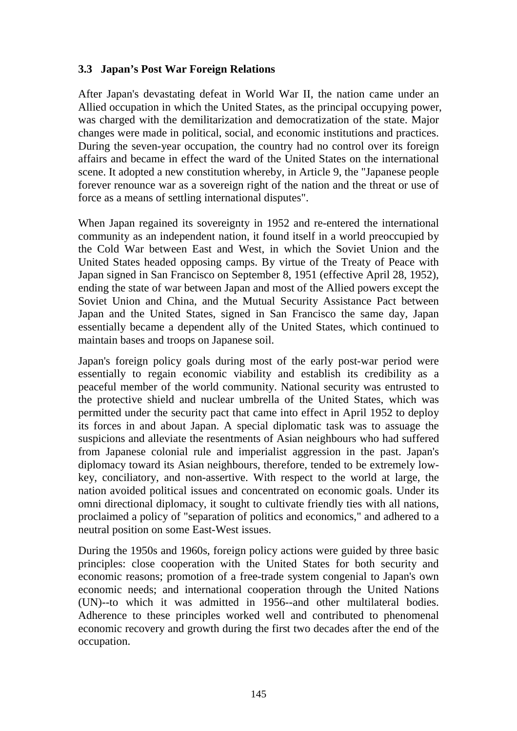### 3.3 Japan's Post War Foreign Relations

After Japan's devastating defeat in World War II, the nation came under an Allied occupation in which the United States, as the principal occupying power, was charged with the demilitarization and democratization of the state. Major changes were made in political, social, and economic institutions and practices. During the seven-year occupation, the country had no control over its foreign affairs and became in effect the ward of the United States on the international scene. It adopted a new constitution whereby, in Article 9, the "Japanese people forever renounce war as a sovereign right of the nation and the threat or use of force as a means of settling international disputes".

When Japan regained its sovereignty in 1952 and re-entered the international community as an independent nation, it found itself in a world preoccupied by the Cold War between East and West, in which the Soviet Union and the United States headed opposing camps. By virtue of the Treaty of Peace with Japan signed in San Francisco on September 8, 1951 (effective April 28, 1952), ending the state of war between Japan and most of the Allied powers except the Soviet Union and China, and the Mutual Security Assistance Pact between Japan and the United States, signed in San Francisco the same day, Japan essentially became a dependent ally of the United States, which continued to maintain bases and troops on Japanese soil.

Japan's foreign policy goals during most of the early post-war period were essentially to regain economic viability and establish its credibility as a peaceful member of the world community. National security was entrusted to the protective shield and nuclear umbrella of the United States, which was permitted under the security pact that came into effect in April 1952 to deploy its forces in and about Japan. A special diplomatic task was to assuage the suspicions and alleviate the resentments of Asian neighbours who had suffered from Japanese colonial rule and imperialist aggression in the past. Japan's diplomacy toward its Asian neighbours, therefore, tended to be extremely low-key, conciliatory, and non-assertive. With respect to the world at large, the nation avoided political issues and concentrated on economic goals. Under its omni directional diplomacy, it sought to cultivate friendly ties with all nations, proclaimed a policy of "separation of politics and economics," and adhered to a neutral position on some East-West issues.

During the 1950s and 1960s, foreign policy actions were guided by three basic principles: close cooperation with the United States for both security and economic reasons; promotion of a free-trade system congenial to Japan's own economic needs; and international cooperation through the United Nations (UN)--to which it was admitted in 1956--and other multilateral bodies. Adherence to these principles worked well and contributed to phenomenal economic recovery and growth during the first two decades after the end of the occupation.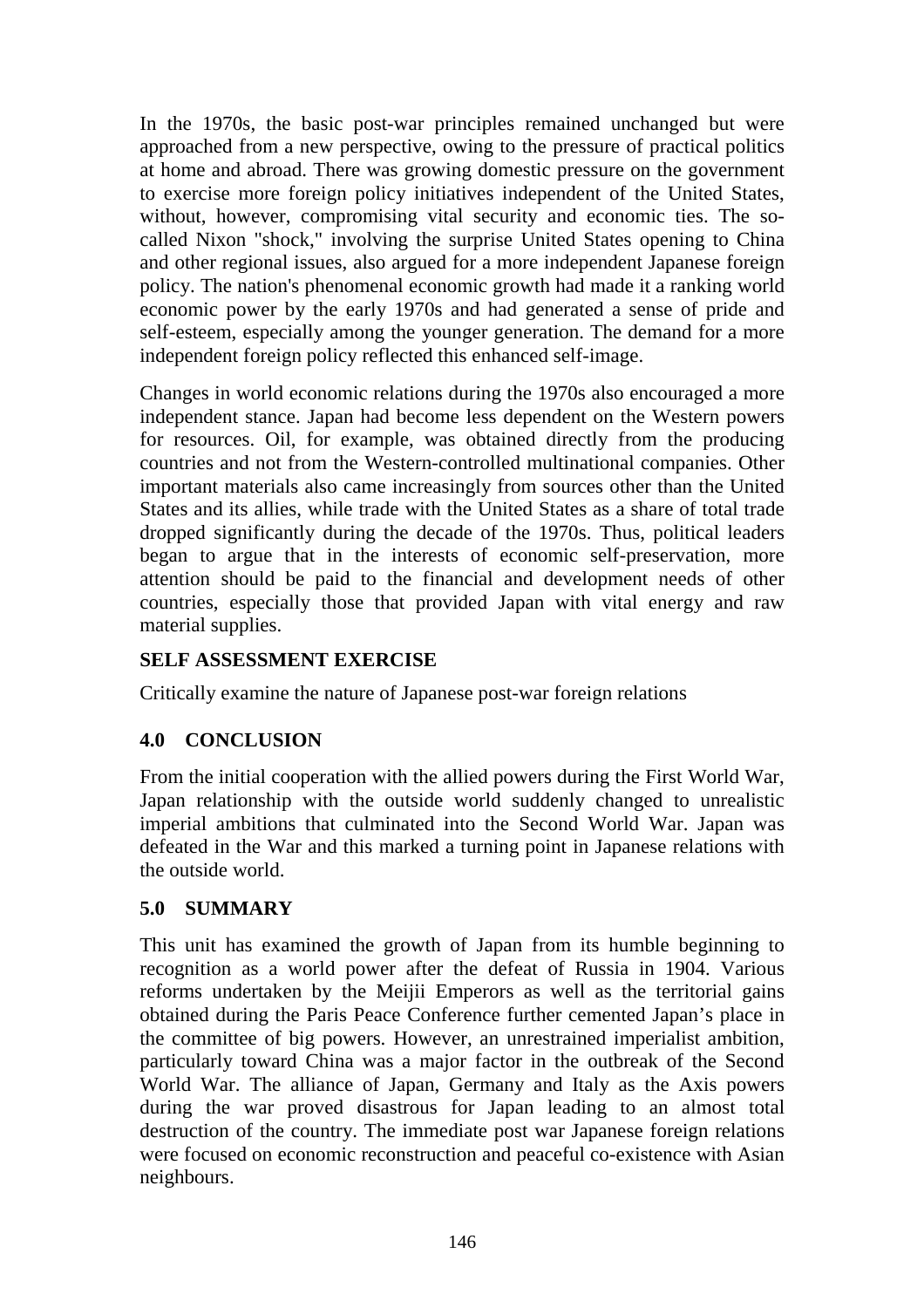In the 1970s, the basic post-war principles remained unchanged but were approached from a new perspective, owing to the pressure of practical politics at home and abroad. There was growing domestic pressure on the government to exercise more foreign policy initiatives independent of the United States, without, however, compromising vital security and economic ties. The so-called Nixon "shock," involving the surprise United States opening to China and other regional issues, also argued for a more independent Japanese foreign policy. The nation's phenomenal economic growth had made it a ranking world economic power by the early 1970s and had generated a sense of pride and self-esteem, especially among the younger generation. The demand for a more independent foreign policy reflected this enhanced self-image.

Changes in world economic relations during the 1970s also encouraged a more independent stance. Japan had become less dependent on the Western powers for resources. Oil, for example, was obtained directly from the producing countries and not from the Western-controlled multinational companies. Other important materials also came increasingly from sources other than the United States and its allies, while trade with the United States as a share of total trade dropped significantly during the decade of the 1970s. Thus, political leaders began to argue that in the interests of economic self-preservation, more attention should be paid to the financial and development needs of other countries, especially those that provided Japan with vital energy and raw material supplies.

**SELF ASSESSMENT EXERCISE**

Critically examine the nature of Japanese post-war foreign relations

## 4.0 CONCLUSION

From the initial cooperation with the allied powers during the First World War, Japan relationship with the outside world suddenly changed to unrealistic imperial ambitions that culminated into the Second World War. Japan was defeated in the War and this marked a turning point in Japanese relations with the outside world.

## 5.0 SUMMARY

This unit has examined the growth of Japan from its humble beginning to recognition as a world power after the defeat of Russia in 1904. Various reforms undertaken by the Meijii Emperors as well as the territorial gains obtained during the Paris Peace Conference further cemented Japan's place in the committee of big powers. However, an unrestrained imperialist ambition, particularly toward China was a major factor in the outbreak of the Second World War. The alliance of Japan, Germany and Italy as the Axis powers during the war proved disastrous for Japan leading to an almost total destruction of the country. The immediate post war Japanese foreign relations were focused on economic reconstruction and peaceful co-existence with Asian neighbours.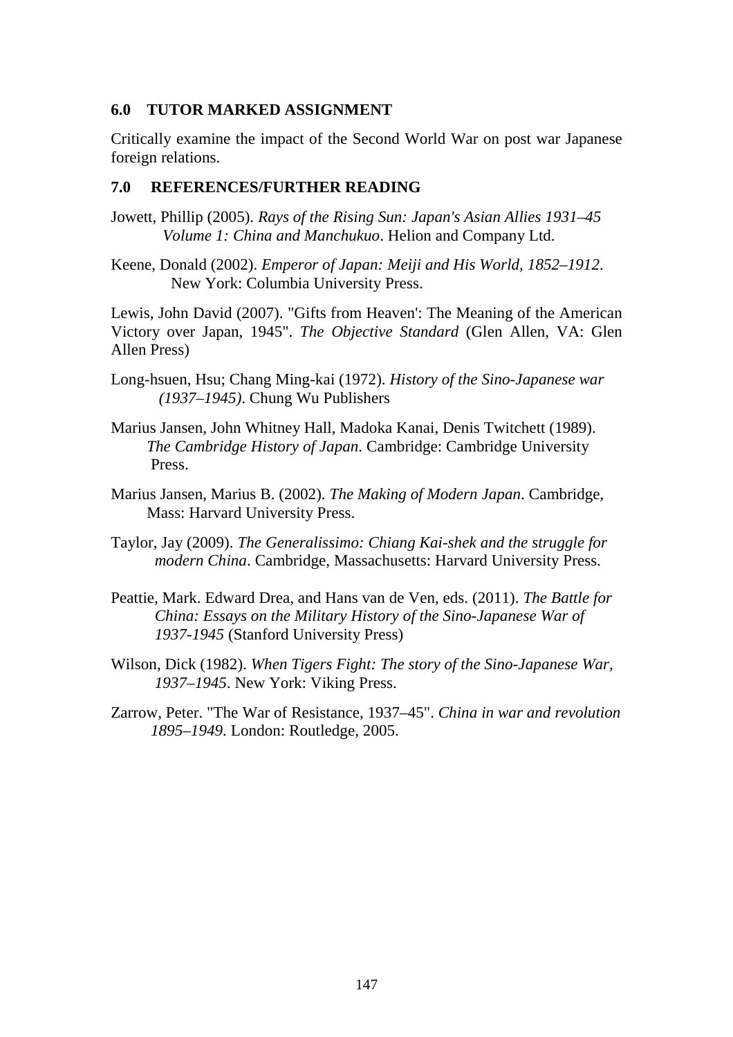## 6.0 TUTOR MARKED ASSIGNMENT

Critically examine the impact of the Second World War on post war Japanese foreign relations.

## 7.0 REFERENCES/FURTHER READING

Jowett, Phillip (2005). *Rays of the Rising Sun: Japan's Asian Allies 1931–45 Volume 1: China and Manchukuo*. Helion and Company Ltd.

Keene, Donald (2002). *Emperor of Japan: Meiji and His World, 1852–1912*. New York: Columbia University Press.

Lewis, John David (2007). "Gifts from Heaven': The Meaning of the American Victory over Japan, 1945". *The Objective Standard* (Glen Allen, VA: Glen Allen Press)

Long-hsuen, Hsu; Chang Ming-kai (1972). *History of the Sino-Japanese war (1937–1945)*. Chung Wu Publishers

Marius Jansen, John Whitney Hall, Madoka Kanai, Denis Twitchett (1989). *The Cambridge History of Japan*. Cambridge: Cambridge University Press.

Marius Jansen, Marius B. (2002). *The Making of Modern Japan*. Cambridge, Mass: Harvard University Press.

Taylor, Jay (2009). *The Generalissimo: Chiang Kai-shek and the struggle for modern China*. Cambridge, Massachusetts: Harvard University Press.

Peattie, Mark. Edward Drea, and Hans van de Ven, eds. (2011). *The Battle for China: Essays on the Military History of the Sino-Japanese War of 1937-1945* (Stanford University Press)

Wilson, Dick (1982). *When Tigers Fight: The story of the Sino-Japanese War, 1937–1945*. New York: Viking Press.

Zarrow, Peter. "The War of Resistance, 1937–45". *China in war and revolution 1895–1949*. London: Routledge, 2005.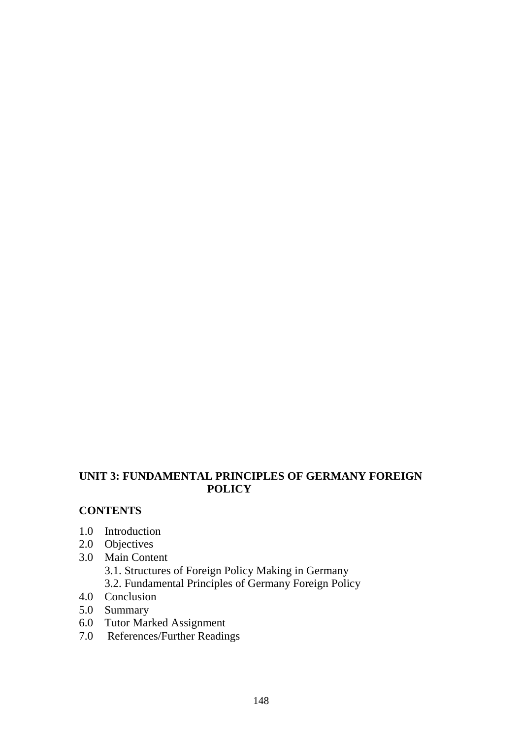## UNIT 3: FUNDAMENTAL PRINCIPLES OF GERMANY FOREIGN POLICY

### CONTENTS

1.0 Introduction
2.0 Objectives
3.0 Main Content
    3.1. Structures of Foreign Policy Making in Germany
    3.2. Fundamental Principles of Germany Foreign Policy
4.0 Conclusion
5.0 Summary
6.0 Tutor Marked Assignment
7.0 References/Further Readings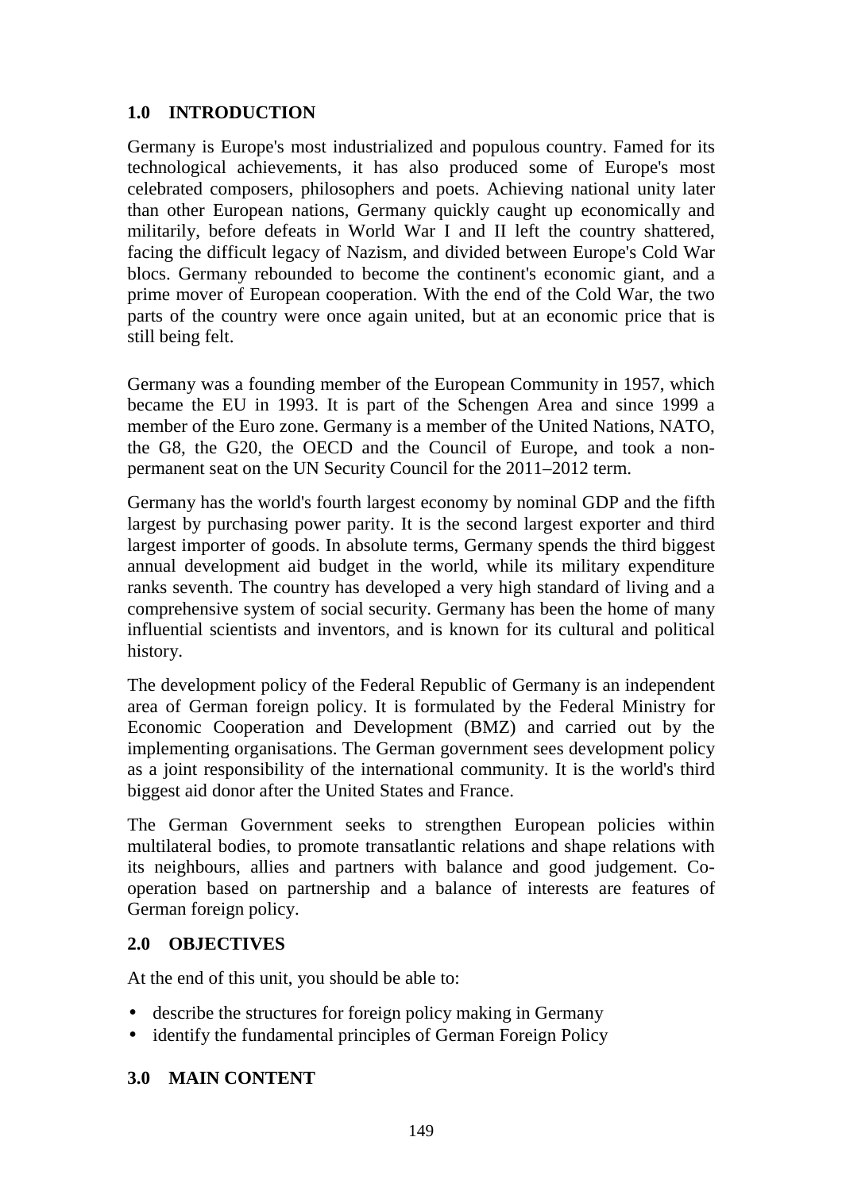## 1.0 INTRODUCTION

Germany is Europe's most industrialized and populous country. Famed for its technological achievements, it has also produced some of Europe's most celebrated composers, philosophers and poets. Achieving national unity later than other European nations, Germany quickly caught up economically and militarily, before defeats in World War I and II left the country shattered, facing the difficult legacy of Nazism, and divided between Europe's Cold War blocs. Germany rebounded to become the continent's economic giant, and a prime mover of European cooperation. With the end of the Cold War, the two parts of the country were once again united, but at an economic price that is still being felt.

Germany was a founding member of the European Community in 1957, which became the EU in 1993. It is part of the Schengen Area and since 1999 a member of the Euro zone. Germany is a member of the United Nations, NATO, the G8, the G20, the OECD and the Council of Europe, and took a non-permanent seat on the UN Security Council for the 2011–2012 term.

Germany has the world's fourth largest economy by nominal GDP and the fifth largest by purchasing power parity. It is the second largest exporter and third largest importer of goods. In absolute terms, Germany spends the third biggest annual development aid budget in the world, while its military expenditure ranks seventh. The country has developed a very high standard of living and a comprehensive system of social security. Germany has been the home of many influential scientists and inventors, and is known for its cultural and political history.

The development policy of the Federal Republic of Germany is an independent area of German foreign policy. It is formulated by the Federal Ministry for Economic Cooperation and Development (BMZ) and carried out by the implementing organisations. The German government sees development policy as a joint responsibility of the international community. It is the world's third biggest aid donor after the United States and France.

The German Government seeks to strengthen European policies within multilateral bodies, to promote transatlantic relations and shape relations with its neighbours, allies and partners with balance and good judgement. Co-operation based on partnership and a balance of interests are features of German foreign policy.

## 2.0 OBJECTIVES

At the end of this unit, you should be able to:

- describe the structures for foreign policy making in Germany
- identify the fundamental principles of German Foreign Policy

## 3.0 MAIN CONTENT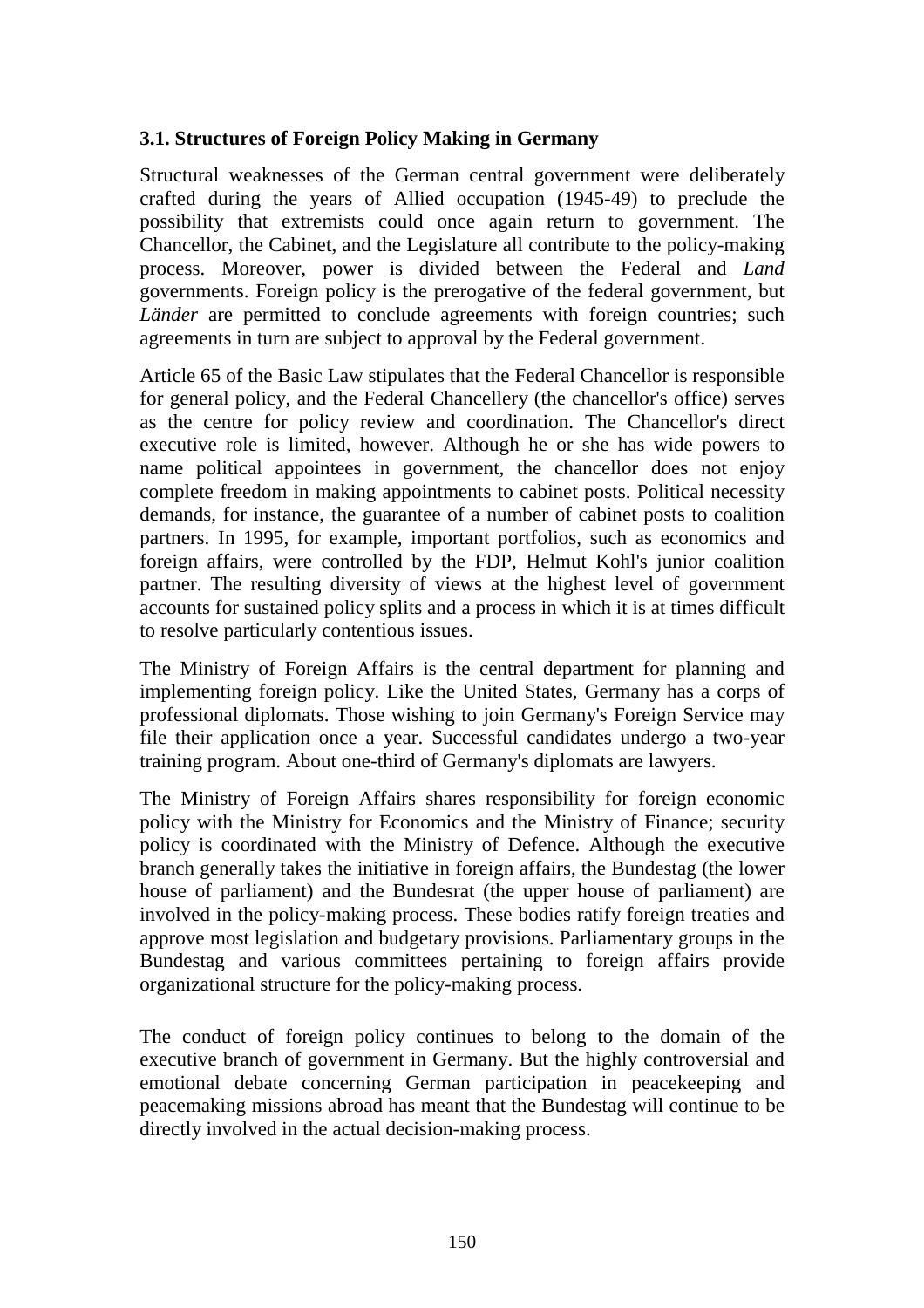### 3.1. Structures of Foreign Policy Making in Germany

Structural weaknesses of the German central government were deliberately crafted during the years of Allied occupation (1945-49) to preclude the possibility that extremists could once again return to government. The Chancellor, the Cabinet, and the Legislature all contribute to the policy-making process. Moreover, power is divided between the Federal and *Land* governments. Foreign policy is the prerogative of the federal government, but *Länder* are permitted to conclude agreements with foreign countries; such agreements in turn are subject to approval by the Federal government.

Article 65 of the Basic Law stipulates that the Federal Chancellor is responsible for general policy, and the Federal Chancellery (the chancellor's office) serves as the centre for policy review and coordination. The Chancellor's direct executive role is limited, however. Although he or she has wide powers to name political appointees in government, the chancellor does not enjoy complete freedom in making appointments to cabinet posts. Political necessity demands, for instance, the guarantee of a number of cabinet posts to coalition partners. In 1995, for example, important portfolios, such as economics and foreign affairs, were controlled by the FDP, Helmut Kohl's junior coalition partner. The resulting diversity of views at the highest level of government accounts for sustained policy splits and a process in which it is at times difficult to resolve particularly contentious issues.

The Ministry of Foreign Affairs is the central department for planning and implementing foreign policy. Like the United States, Germany has a corps of professional diplomats. Those wishing to join Germany's Foreign Service may file their application once a year. Successful candidates undergo a two-year training program. About one-third of Germany's diplomats are lawyers.

The Ministry of Foreign Affairs shares responsibility for foreign economic policy with the Ministry for Economics and the Ministry of Finance; security policy is coordinated with the Ministry of Defence. Although the executive branch generally takes the initiative in foreign affairs, the Bundestag (the lower house of parliament) and the Bundesrat (the upper house of parliament) are involved in the policy-making process. These bodies ratify foreign treaties and approve most legislation and budgetary provisions. Parliamentary groups in the Bundestag and various committees pertaining to foreign affairs provide organizational structure for the policy-making process.

The conduct of foreign policy continues to belong to the domain of the executive branch of government in Germany. But the highly controversial and emotional debate concerning German participation in peacekeeping and peacemaking missions abroad has meant that the Bundestag will continue to be directly involved in the actual decision-making process.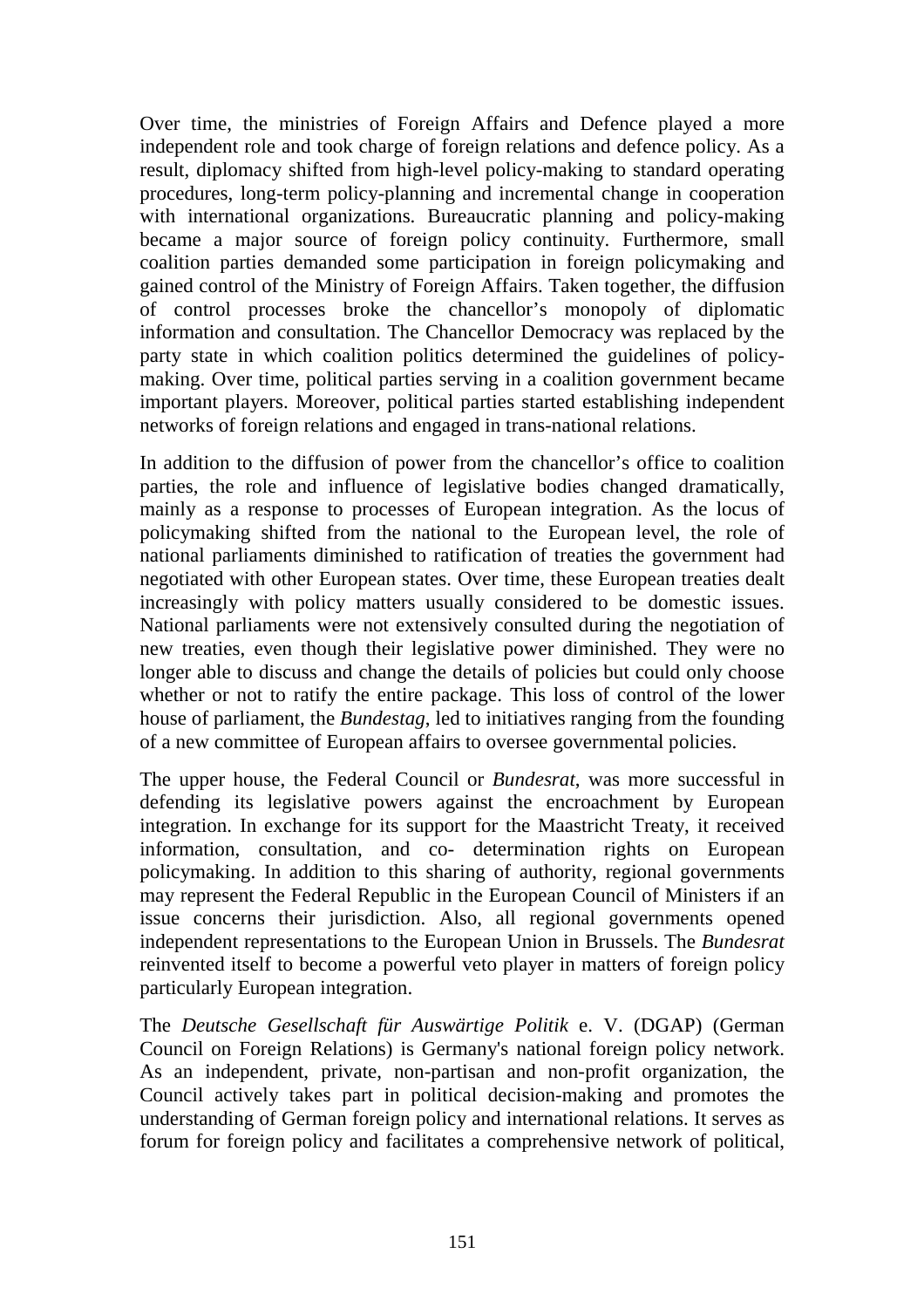Over time, the ministries of Foreign Affairs and Defence played a more independent role and took charge of foreign relations and defence policy. As a result, diplomacy shifted from high-level policy-making to standard operating procedures, long-term policy-planning and incremental change in cooperation with international organizations. Bureaucratic planning and policy-making became a major source of foreign policy continuity. Furthermore, small coalition parties demanded some participation in foreign policymaking and gained control of the Ministry of Foreign Affairs. Taken together, the diffusion of control processes broke the chancellor's monopoly of diplomatic information and consultation. The Chancellor Democracy was replaced by the party state in which coalition politics determined the guidelines of policy-making. Over time, political parties serving in a coalition government became important players. Moreover, political parties started establishing independent networks of foreign relations and engaged in trans-national relations.

In addition to the diffusion of power from the chancellor's office to coalition parties, the role and influence of legislative bodies changed dramatically, mainly as a response to processes of European integration. As the locus of policymaking shifted from the national to the European level, the role of national parliaments diminished to ratification of treaties the government had negotiated with other European states. Over time, these European treaties dealt increasingly with policy matters usually considered to be domestic issues. National parliaments were not extensively consulted during the negotiation of new treaties, even though their legislative power diminished. They were no longer able to discuss and change the details of policies but could only choose whether or not to ratify the entire package. This loss of control of the lower house of parliament, the *Bundestag*, led to initiatives ranging from the founding of a new committee of European affairs to oversee governmental policies.

The upper house, the Federal Council or *Bundesrat*, was more successful in defending its legislative powers against the encroachment by European integration. In exchange for its support for the Maastricht Treaty, it received information, consultation, and co- determination rights on European policymaking. In addition to this sharing of authority, regional governments may represent the Federal Republic in the European Council of Ministers if an issue concerns their jurisdiction. Also, all regional governments opened independent representations to the European Union in Brussels. The *Bundesrat* reinvented itself to become a powerful veto player in matters of foreign policy particularly European integration.

The *Deutsche Gesellschaft für Auswärtige Politik* e. V. (DGAP) (German Council on Foreign Relations) is Germany's national foreign policy network. As an independent, private, non-partisan and non-profit organization, the Council actively takes part in political decision-making and promotes the understanding of German foreign policy and international relations. It serves as forum for foreign policy and facilitates a comprehensive network of political,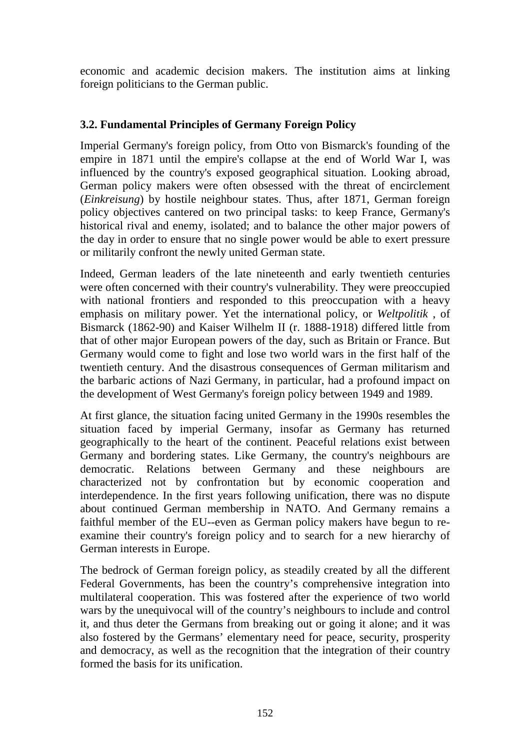economic and academic decision makers. The institution aims at linking foreign politicians to the German public.

### 3.2. Fundamental Principles of Germany Foreign Policy

Imperial Germany's foreign policy, from Otto von Bismarck's founding of the empire in 1871 until the empire's collapse at the end of World War I, was influenced by the country's exposed geographical situation. Looking abroad, German policy makers were often obsessed with the threat of encirclement (*Einkreisung*) by hostile neighbour states. Thus, after 1871, German foreign policy objectives cantered on two principal tasks: to keep France, Germany's historical rival and enemy, isolated; and to balance the other major powers of the day in order to ensure that no single power would be able to exert pressure or militarily confront the newly united German state.

Indeed, German leaders of the late nineteenth and early twentieth centuries were often concerned with their country's vulnerability. They were preoccupied with national frontiers and responded to this preoccupation with a heavy emphasis on military power. Yet the international policy, or *Weltpolitik* , of Bismarck (1862-90) and Kaiser Wilhelm II (r. 1888-1918) differed little from that of other major European powers of the day, such as Britain or France. But Germany would come to fight and lose two world wars in the first half of the twentieth century. And the disastrous consequences of German militarism and the barbaric actions of Nazi Germany, in particular, had a profound impact on the development of West Germany's foreign policy between 1949 and 1989.

At first glance, the situation facing united Germany in the 1990s resembles the situation faced by imperial Germany, insofar as Germany has returned geographically to the heart of the continent. Peaceful relations exist between Germany and bordering states. Like Germany, the country's neighbours are democratic. Relations between Germany and these neighbours are characterized not by confrontation but by economic cooperation and interdependence. In the first years following unification, there was no dispute about continued German membership in NATO. And Germany remains a faithful member of the EU--even as German policy makers have begun to re-examine their country's foreign policy and to search for a new hierarchy of German interests in Europe.

The bedrock of German foreign policy, as steadily created by all the different Federal Governments, has been the country’s comprehensive integration into multilateral cooperation. This was fostered after the experience of two world wars by the unequivocal will of the country’s neighbours to include and control it, and thus deter the Germans from breaking out or going it alone; and it was also fostered by the Germans’ elementary need for peace, security, prosperity and democracy, as well as the recognition that the integration of their country formed the basis for its unification.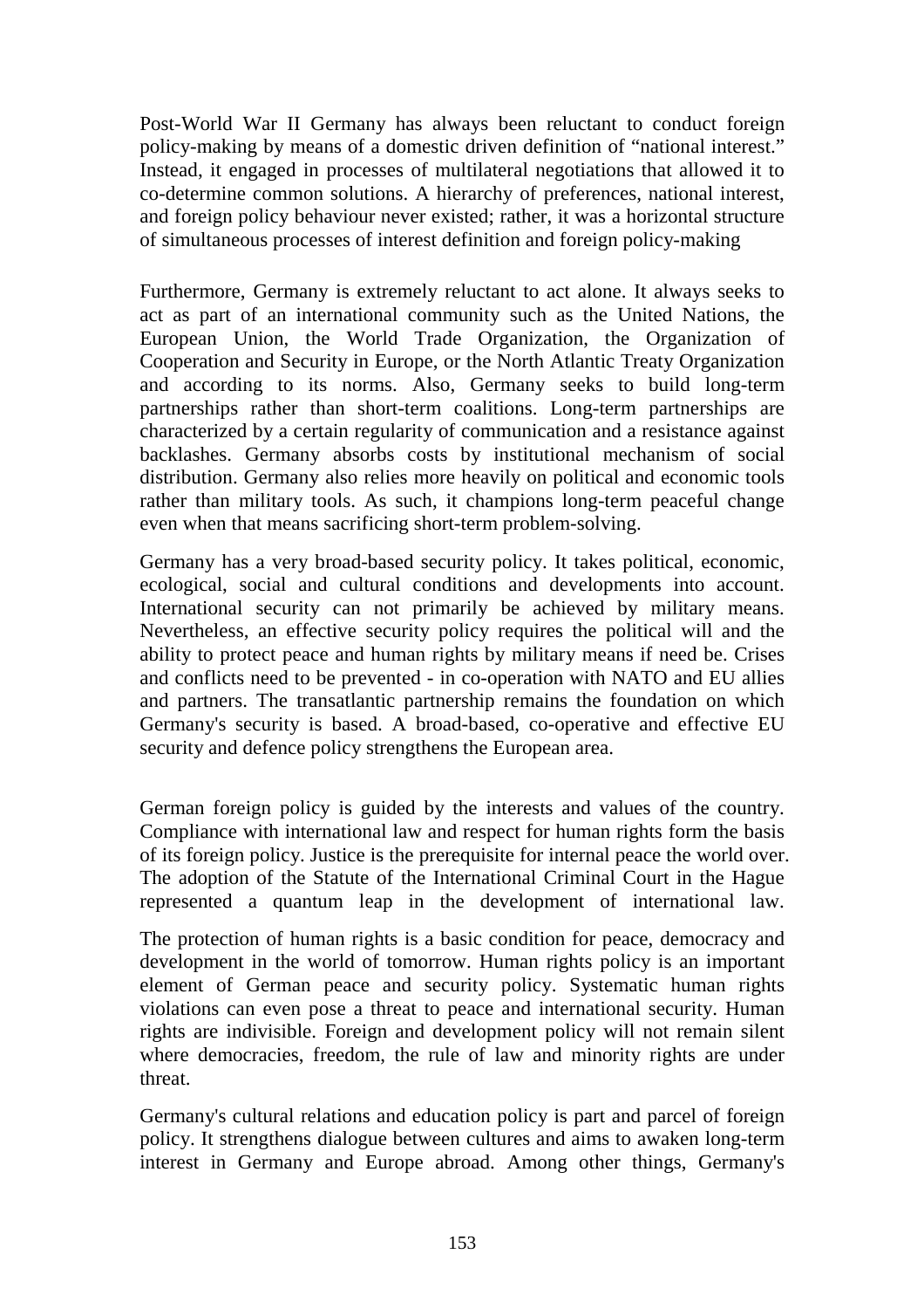Post-World War II Germany has always been reluctant to conduct foreign policy-making by means of a domestic driven definition of "national interest." Instead, it engaged in processes of multilateral negotiations that allowed it to co-determine common solutions. A hierarchy of preferences, national interest, and foreign policy behaviour never existed; rather, it was a horizontal structure of simultaneous processes of interest definition and foreign policy-making

Furthermore, Germany is extremely reluctant to act alone. It always seeks to act as part of an international community such as the United Nations, the European Union, the World Trade Organization, the Organization of Cooperation and Security in Europe, or the North Atlantic Treaty Organization and according to its norms. Also, Germany seeks to build long-term partnerships rather than short-term coalitions. Long-term partnerships are characterized by a certain regularity of communication and a resistance against backlashes. Germany absorbs costs by institutional mechanism of social distribution. Germany also relies more heavily on political and economic tools rather than military tools. As such, it champions long-term peaceful change even when that means sacrificing short-term problem-solving.

Germany has a very broad-based security policy. It takes political, economic, ecological, social and cultural conditions and developments into account. International security can not primarily be achieved by military means. Nevertheless, an effective security policy requires the political will and the ability to protect peace and human rights by military means if need be. Crises and conflicts need to be prevented - in co-operation with NATO and EU allies and partners. The transatlantic partnership remains the foundation on which Germany's security is based. A broad-based, co-operative and effective EU security and defence policy strengthens the European area.

German foreign policy is guided by the interests and values of the country. Compliance with international law and respect for human rights form the basis of its foreign policy. Justice is the prerequisite for internal peace the world over. The adoption of the Statute of the International Criminal Court in the Hague represented a quantum leap in the development of international law.

The protection of human rights is a basic condition for peace, democracy and development in the world of tomorrow. Human rights policy is an important element of German peace and security policy. Systematic human rights violations can even pose a threat to peace and international security. Human rights are indivisible. Foreign and development policy will not remain silent where democracies, freedom, the rule of law and minority rights are under threat.

Germany's cultural relations and education policy is part and parcel of foreign policy. It strengthens dialogue between cultures and aims to awaken long-term interest in Germany and Europe abroad. Among other things, Germany's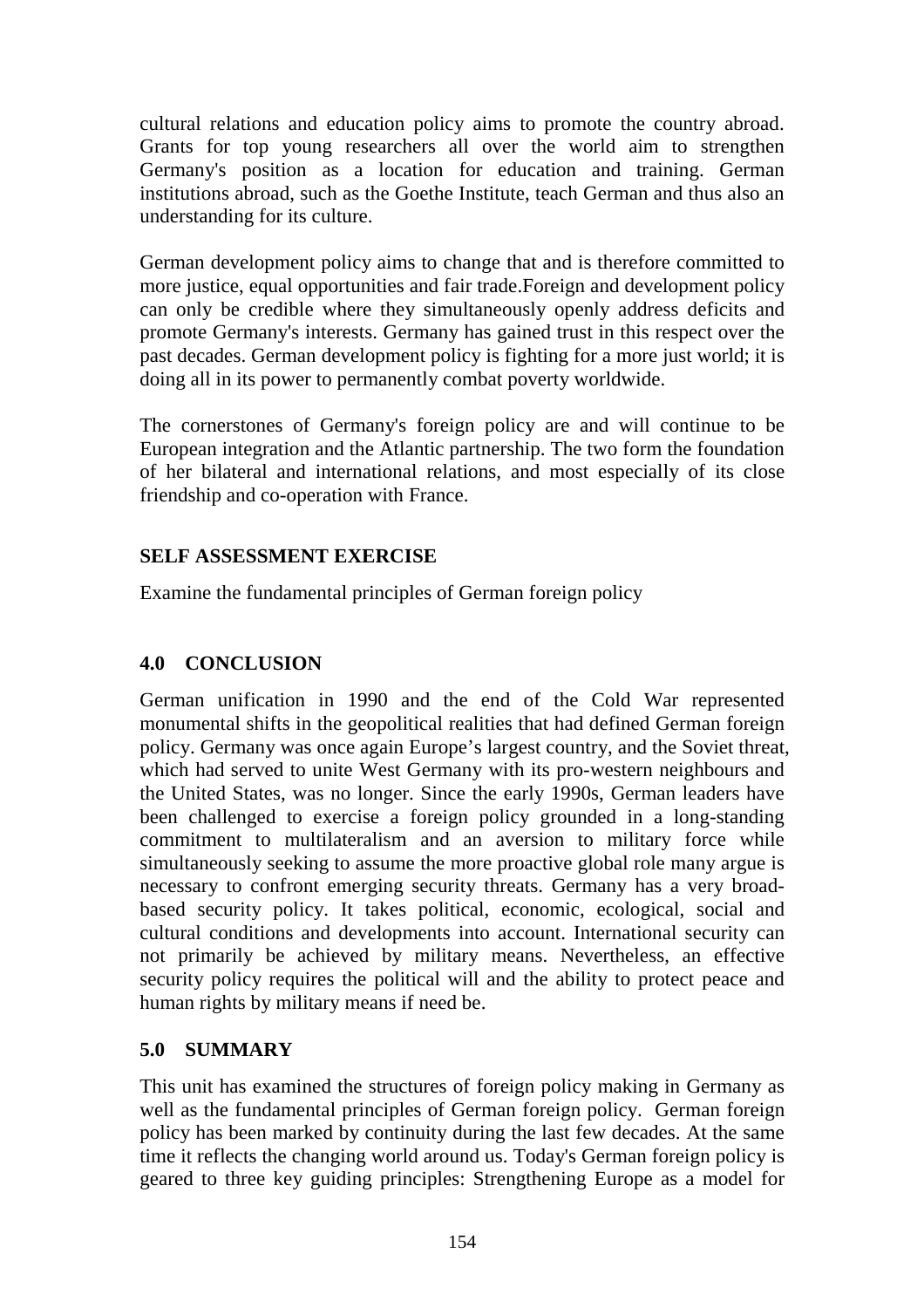cultural relations and education policy aims to promote the country abroad. Grants for top young researchers all over the world aim to strengthen Germany's position as a location for education and training. German institutions abroad, such as the Goethe Institute, teach German and thus also an understanding for its culture.

German development policy aims to change that and is therefore committed to more justice, equal opportunities and fair trade.Foreign and development policy can only be credible where they simultaneously openly address deficits and promote Germany's interests. Germany has gained trust in this respect over the past decades. German development policy is fighting for a more just world; it is doing all in its power to permanently combat poverty worldwide.

The cornerstones of Germany's foreign policy are and will continue to be European integration and the Atlantic partnership. The two form the foundation of her bilateral and international relations, and most especially of its close friendship and co-operation with France.

**SELF ASSESSMENT EXERCISE**

Examine the fundamental principles of German foreign policy

## 4.0 CONCLUSION

German unification in 1990 and the end of the Cold War represented monumental shifts in the geopolitical realities that had defined German foreign policy. Germany was once again Europe's largest country, and the Soviet threat, which had served to unite West Germany with its pro-western neighbours and the United States, was no longer. Since the early 1990s, German leaders have been challenged to exercise a foreign policy grounded in a long-standing commitment to multilateralism and an aversion to military force while simultaneously seeking to assume the more proactive global role many argue is necessary to confront emerging security threats. Germany has a very broad-based security policy. It takes political, economic, ecological, social and cultural conditions and developments into account. International security can not primarily be achieved by military means. Nevertheless, an effective security policy requires the political will and the ability to protect peace and human rights by military means if need be.

## 5.0 SUMMARY

This unit has examined the structures of foreign policy making in Germany as well as the fundamental principles of German foreign policy. German foreign policy has been marked by continuity during the last few decades. At the same time it reflects the changing world around us. Today's German foreign policy is geared to three key guiding principles: Strengthening Europe as a model for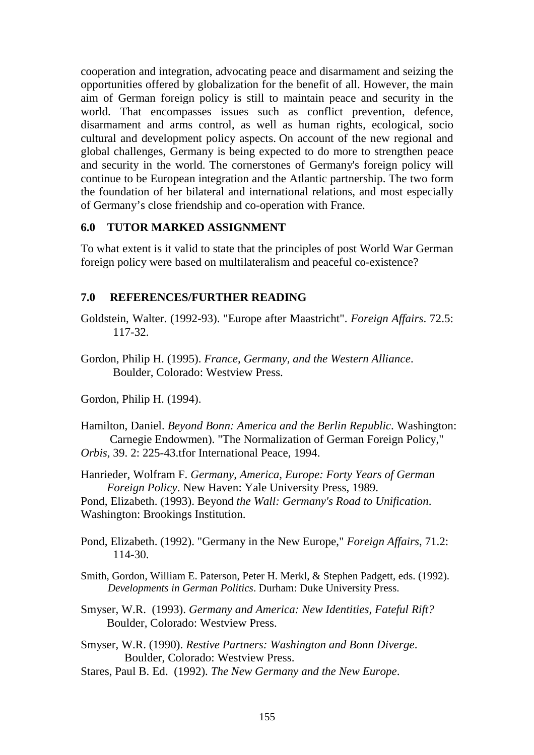cooperation and integration, advocating peace and disarmament and seizing the opportunities offered by globalization for the benefit of all. However, the main aim of German foreign policy is still to maintain peace and security in the world. That encompasses issues such as conflict prevention, defence, disarmament and arms control, as well as human rights, ecological, socio cultural and development policy aspects. On account of the new regional and global challenges, Germany is being expected to do more to strengthen peace and security in the world. The cornerstones of Germany's foreign policy will continue to be European integration and the Atlantic partnership. The two form the foundation of her bilateral and international relations, and most especially of Germany's close friendship and co-operation with France.

## 6.0 TUTOR MARKED ASSIGNMENT

To what extent is it valid to state that the principles of post World War German foreign policy were based on multilateralism and peaceful co-existence?

## 7.0 REFERENCES/FURTHER READING

Goldstein, Walter. (1992-93). "Europe after Maastricht". *Foreign Affairs*. 72.5: 117-32.

Gordon, Philip H. (1995). *France, Germany, and the Western Alliance*. Boulder, Colorado: Westview Press.

Gordon, Philip H. (1994).

Hamilton, Daniel. *Beyond Bonn: America and the Berlin Republic*. Washington: Carnegie Endowmen). "The Normalization of German Foreign Policy," *Orbis*, 39. 2: 225-43.tfor International Peace, 1994.

Hanrieder, Wolfram F. *Germany, America, Europe: Forty Years of German Foreign Policy*. New Haven: Yale University Press, 1989.

Pond, Elizabeth. (1993). Beyond *the Wall: Germany's Road to Unification*. Washington: Brookings Institution.

Pond, Elizabeth. (1992). "Germany in the New Europe," *Foreign Affairs*, 71.2: 114-30.

Smith, Gordon, William E. Paterson, Peter H. Merkl, & Stephen Padgett, eds. (1992). *Developments in German Politics*. Durham: Duke University Press.

Smyser, W.R. (1993). *Germany and America: New Identities, Fateful Rift?* Boulder, Colorado: Westview Press.

Smyser, W.R. (1990). *Restive Partners: Washington and Bonn Diverge*. Boulder, Colorado: Westview Press.

Stares, Paul B. Ed. (1992). *The New Germany and the New Europe*.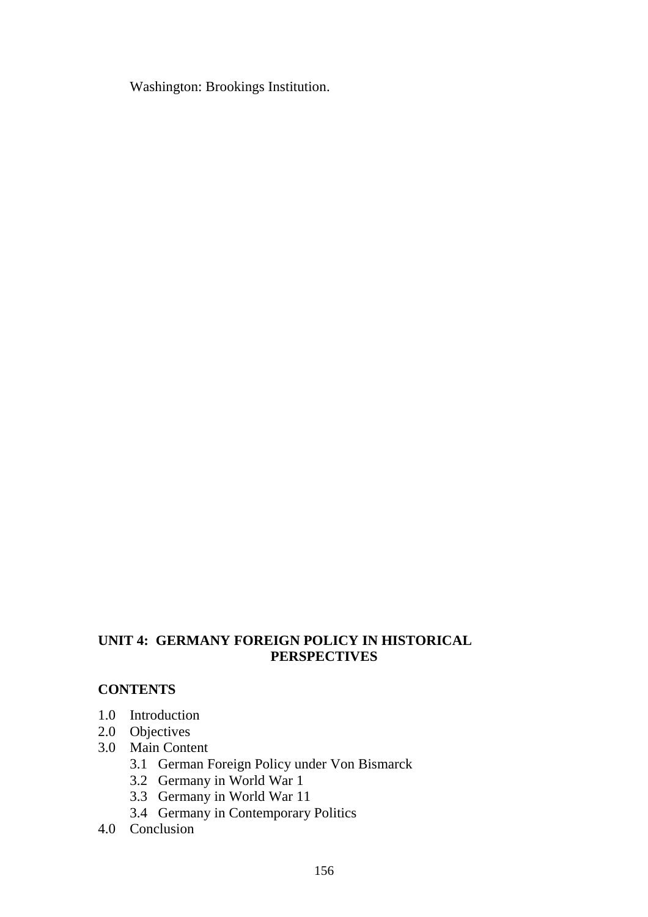Washington: Brookings Institution.

## UNIT 4: GERMANY FOREIGN POLICY IN HISTORICAL PERSPECTIVES

### CONTENTS

1.0 Introduction
2.0 Objectives
3.0 Main Content
    3.1 German Foreign Policy under Von Bismarck
    3.2 Germany in World War 1
    3.3 Germany in World War 11
    3.4 Germany in Contemporary Politics
4.0 Conclusion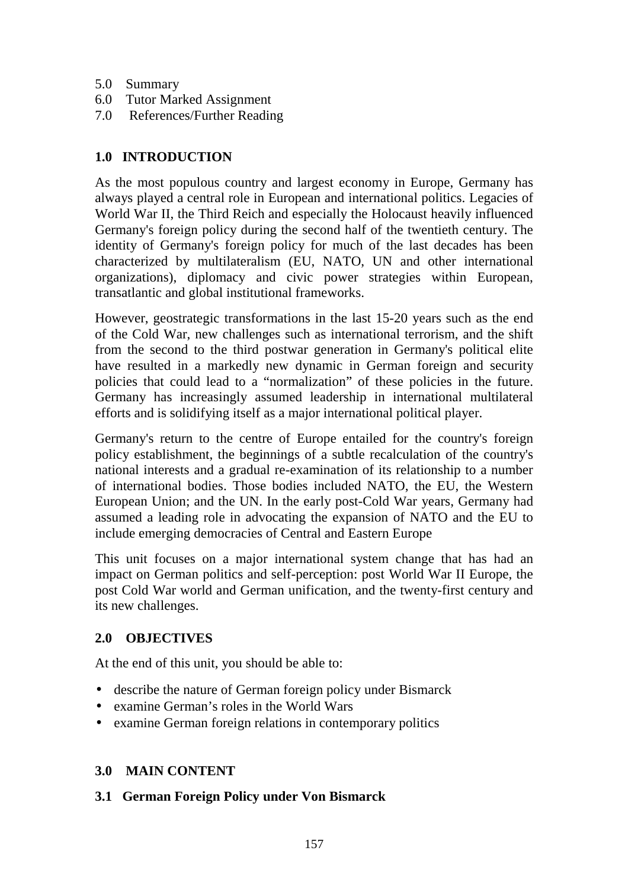5.0 Summary
6.0 Tutor Marked Assignment
7.0 References/Further Reading

## 1.0 INTRODUCTION

As the most populous country and largest economy in Europe, Germany has always played a central role in European and international politics. Legacies of World War II, the Third Reich and especially the Holocaust heavily influenced Germany's foreign policy during the second half of the twentieth century. The identity of Germany's foreign policy for much of the last decades has been characterized by multilateralism (EU, NATO, UN and other international organizations), diplomacy and civic power strategies within European, transatlantic and global institutional frameworks.

However, geostrategic transformations in the last 15-20 years such as the end of the Cold War, new challenges such as international terrorism, and the shift from the second to the third postwar generation in Germany's political elite have resulted in a markedly new dynamic in German foreign and security policies that could lead to a "normalization" of these policies in the future. Germany has increasingly assumed leadership in international multilateral efforts and is solidifying itself as a major international political player.

Germany's return to the centre of Europe entailed for the country's foreign policy establishment, the beginnings of a subtle recalculation of the country's national interests and a gradual re-examination of its relationship to a number of international bodies. Those bodies included NATO, the EU, the Western European Union; and the UN. In the early post-Cold War years, Germany had assumed a leading role in advocating the expansion of NATO and the EU to include emerging democracies of Central and Eastern Europe

This unit focuses on a major international system change that has had an impact on German politics and self-perception: post World War II Europe, the post Cold War world and German unification, and the twenty-first century and its new challenges.

## 2.0 OBJECTIVES

At the end of this unit, you should be able to:

- describe the nature of German foreign policy under Bismarck
- examine German's roles in the World Wars
- examine German foreign relations in contemporary politics

## 3.0 MAIN CONTENT

### 3.1 German Foreign Policy under Von Bismarck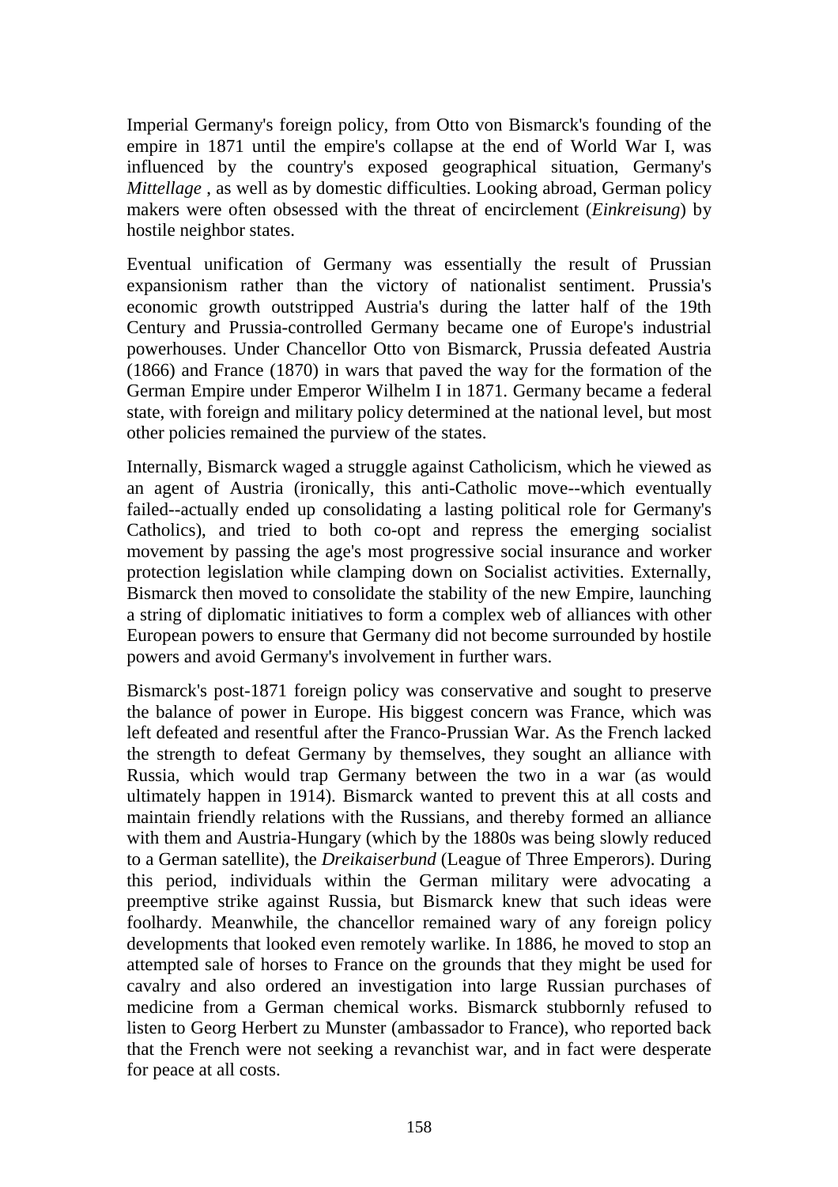Imperial Germany's foreign policy, from Otto von Bismarck's founding of the empire in 1871 until the empire's collapse at the end of World War I, was influenced by the country's exposed geographical situation, Germany's *Mittellage* , as well as by domestic difficulties. Looking abroad, German policy makers were often obsessed with the threat of encirclement (*Einkreisung*) by hostile neighbor states.

Eventual unification of Germany was essentially the result of Prussian expansionism rather than the victory of nationalist sentiment. Prussia's economic growth outstripped Austria's during the latter half of the 19th Century and Prussia-controlled Germany became one of Europe's industrial powerhouses. Under Chancellor Otto von Bismarck, Prussia defeated Austria (1866) and France (1870) in wars that paved the way for the formation of the German Empire under Emperor Wilhelm I in 1871. Germany became a federal state, with foreign and military policy determined at the national level, but most other policies remained the purview of the states.

Internally, Bismarck waged a struggle against Catholicism, which he viewed as an agent of Austria (ironically, this anti-Catholic move--which eventually failed--actually ended up consolidating a lasting political role for Germany's Catholics), and tried to both co-opt and repress the emerging socialist movement by passing the age's most progressive social insurance and worker protection legislation while clamping down on Socialist activities. Externally, Bismarck then moved to consolidate the stability of the new Empire, launching a string of diplomatic initiatives to form a complex web of alliances with other European powers to ensure that Germany did not become surrounded by hostile powers and avoid Germany's involvement in further wars.

Bismarck's post-1871 foreign policy was conservative and sought to preserve the balance of power in Europe. His biggest concern was France, which was left defeated and resentful after the Franco-Prussian War. As the French lacked the strength to defeat Germany by themselves, they sought an alliance with Russia, which would trap Germany between the two in a war (as would ultimately happen in 1914). Bismarck wanted to prevent this at all costs and maintain friendly relations with the Russians, and thereby formed an alliance with them and Austria-Hungary (which by the 1880s was being slowly reduced to a German satellite), the *Dreikaiserbund* (League of Three Emperors). During this period, individuals within the German military were advocating a preemptive strike against Russia, but Bismarck knew that such ideas were foolhardy. Meanwhile, the chancellor remained wary of any foreign policy developments that looked even remotely warlike. In 1886, he moved to stop an attempted sale of horses to France on the grounds that they might be used for cavalry and also ordered an investigation into large Russian purchases of medicine from a German chemical works. Bismarck stubbornly refused to listen to Georg Herbert zu Munster (ambassador to France), who reported back that the French were not seeking a revanchist war, and in fact were desperate for peace at all costs.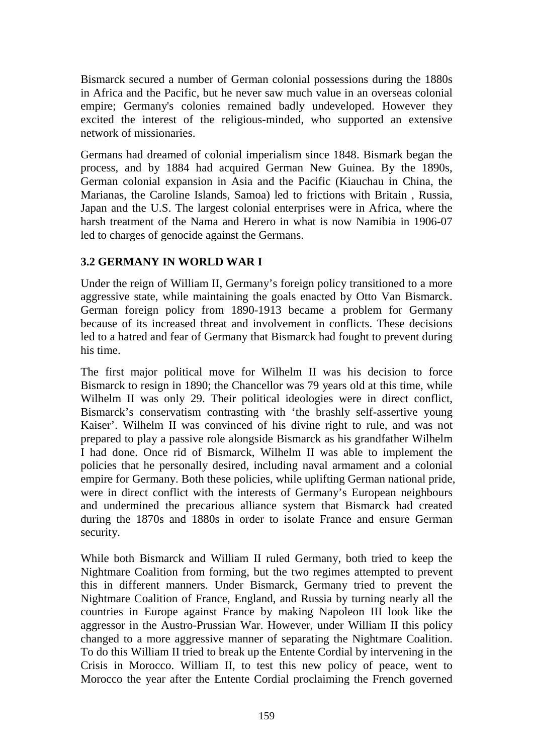Bismarck secured a number of German colonial possessions during the 1880s in Africa and the Pacific, but he never saw much value in an overseas colonial empire; Germany's colonies remained badly undeveloped. However they excited the interest of the religious-minded, who supported an extensive network of missionaries.

Germans had dreamed of colonial imperialism since 1848. Bismark began the process, and by 1884 had acquired German New Guinea. By the 1890s, German colonial expansion in Asia and the Pacific (Kiauchau in China, the Marianas, the Caroline Islands, Samoa) led to frictions with Britain , Russia, Japan and the U.S. The largest colonial enterprises were in Africa, where the harsh treatment of the Nama and Herero in what is now Namibia in 1906-07 led to charges of genocide against the Germans.

### 3.2 GERMANY IN WORLD WAR I

Under the reign of William II, Germany's foreign policy transitioned to a more aggressive state, while maintaining the goals enacted by Otto Van Bismarck. German foreign policy from 1890-1913 became a problem for Germany because of its increased threat and involvement in conflicts. These decisions led to a hatred and fear of Germany that Bismarck had fought to prevent during his time.

The first major political move for Wilhelm II was his decision to force Bismarck to resign in 1890; the Chancellor was 79 years old at this time, while Wilhelm II was only 29. Their political ideologies were in direct conflict, Bismarck's conservatism contrasting with 'the brashly self-assertive young Kaiser'. Wilhelm II was convinced of his divine right to rule, and was not prepared to play a passive role alongside Bismarck as his grandfather Wilhelm I had done. Once rid of Bismarck, Wilhelm II was able to implement the policies that he personally desired, including naval armament and a colonial empire for Germany. Both these policies, while uplifting German national pride, were in direct conflict with the interests of Germany's European neighbours and undermined the precarious alliance system that Bismarck had created during the 1870s and 1880s in order to isolate France and ensure German security.

While both Bismarck and William II ruled Germany, both tried to keep the Nightmare Coalition from forming, but the two regimes attempted to prevent this in different manners. Under Bismarck, Germany tried to prevent the Nightmare Coalition of France, England, and Russia by turning nearly all the countries in Europe against France by making Napoleon III look like the aggressor in the Austro-Prussian War. However, under William II this policy changed to a more aggressive manner of separating the Nightmare Coalition. To do this William II tried to break up the Entente Cordial by intervening in the Crisis in Morocco. William II, to test this new policy of peace, went to Morocco the year after the Entente Cordial proclaiming the French governed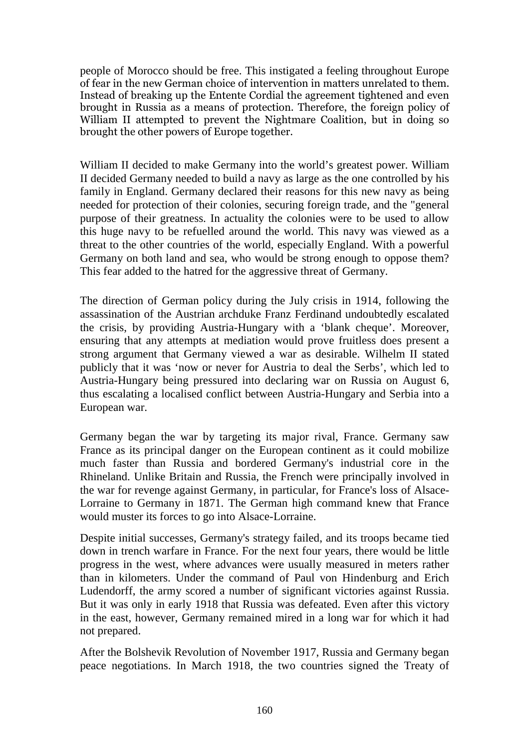people of Morocco should be free. This instigated a feeling throughout Europe of fear in the new German choice of intervention in matters unrelated to them. Instead of breaking up the Entente Cordial the agreement tightened and even brought in Russia as a means of protection. Therefore, the foreign policy of William II attempted to prevent the Nightmare Coalition, but in doing so brought the other powers of Europe together.

William II decided to make Germany into the world's greatest power. William II decided Germany needed to build a navy as large as the one controlled by his family in England. Germany declared their reasons for this new navy as being needed for protection of their colonies, securing foreign trade, and the "general purpose of their greatness. In actuality the colonies were to be used to allow this huge navy to be refuelled around the world. This navy was viewed as a threat to the other countries of the world, especially England. With a powerful Germany on both land and sea, who would be strong enough to oppose them? This fear added to the hatred for the aggressive threat of Germany.

The direction of German policy during the July crisis in 1914, following the assassination of the Austrian archduke Franz Ferdinand undoubtedly escalated the crisis, by providing Austria-Hungary with a 'blank cheque'. Moreover, ensuring that any attempts at mediation would prove fruitless does present a strong argument that Germany viewed a war as desirable. Wilhelm II stated publicly that it was 'now or never for Austria to deal the Serbs', which led to Austria-Hungary being pressured into declaring war on Russia on August 6, thus escalating a localised conflict between Austria-Hungary and Serbia into a European war.

Germany began the war by targeting its major rival, France. Germany saw France as its principal danger on the European continent as it could mobilize much faster than Russia and bordered Germany's industrial core in the Rhineland. Unlike Britain and Russia, the French were principally involved in the war for revenge against Germany, in particular, for France's loss of Alsace-Lorraine to Germany in 1871. The German high command knew that France would muster its forces to go into Alsace-Lorraine.

Despite initial successes, Germany's strategy failed, and its troops became tied down in trench warfare in France. For the next four years, there would be little progress in the west, where advances were usually measured in meters rather than in kilometers. Under the command of Paul von Hindenburg and Erich Ludendorff, the army scored a number of significant victories against Russia. But it was only in early 1918 that Russia was defeated. Even after this victory in the east, however, Germany remained mired in a long war for which it had not prepared.

After the Bolshevik Revolution of November 1917, Russia and Germany began peace negotiations. In March 1918, the two countries signed the Treaty of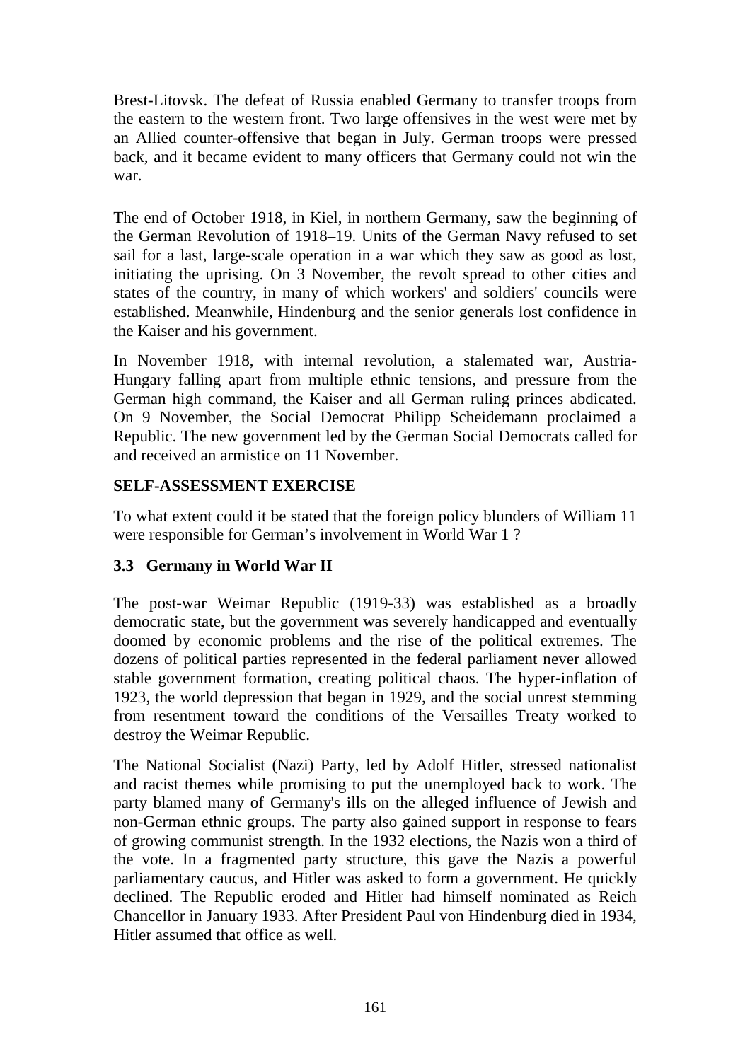Brest-Litovsk. The defeat of Russia enabled Germany to transfer troops from the eastern to the western front. Two large offensives in the west were met by an Allied counter-offensive that began in July. German troops were pressed back, and it became evident to many officers that Germany could not win the war.

The end of October 1918, in Kiel, in northern Germany, saw the beginning of the German Revolution of 1918–19. Units of the German Navy refused to set sail for a last, large-scale operation in a war which they saw as good as lost, initiating the uprising. On 3 November, the revolt spread to other cities and states of the country, in many of which workers' and soldiers' councils were established. Meanwhile, Hindenburg and the senior generals lost confidence in the Kaiser and his government.

In November 1918, with internal revolution, a stalemated war, Austria-Hungary falling apart from multiple ethnic tensions, and pressure from the German high command, the Kaiser and all German ruling princes abdicated. On 9 November, the Social Democrat Philipp Scheidemann proclaimed a Republic. The new government led by the German Social Democrats called for and received an armistice on 11 November.

**SELF-ASSESSMENT EXERCISE**

To what extent could it be stated that the foreign policy blunders of William 11 were responsible for German's involvement in World War 1 ?

### 3.3 Germany in World War II

The post-war Weimar Republic (1919-33) was established as a broadly democratic state, but the government was severely handicapped and eventually doomed by economic problems and the rise of the political extremes. The dozens of political parties represented in the federal parliament never allowed stable government formation, creating political chaos. The hyper-inflation of 1923, the world depression that began in 1929, and the social unrest stemming from resentment toward the conditions of the Versailles Treaty worked to destroy the Weimar Republic.

The National Socialist (Nazi) Party, led by Adolf Hitler, stressed nationalist and racist themes while promising to put the unemployed back to work. The party blamed many of Germany's ills on the alleged influence of Jewish and non-German ethnic groups. The party also gained support in response to fears of growing communist strength. In the 1932 elections, the Nazis won a third of the vote. In a fragmented party structure, this gave the Nazis a powerful parliamentary caucus, and Hitler was asked to form a government. He quickly declined. The Republic eroded and Hitler had himself nominated as Reich Chancellor in January 1933. After President Paul von Hindenburg died in 1934, Hitler assumed that office as well.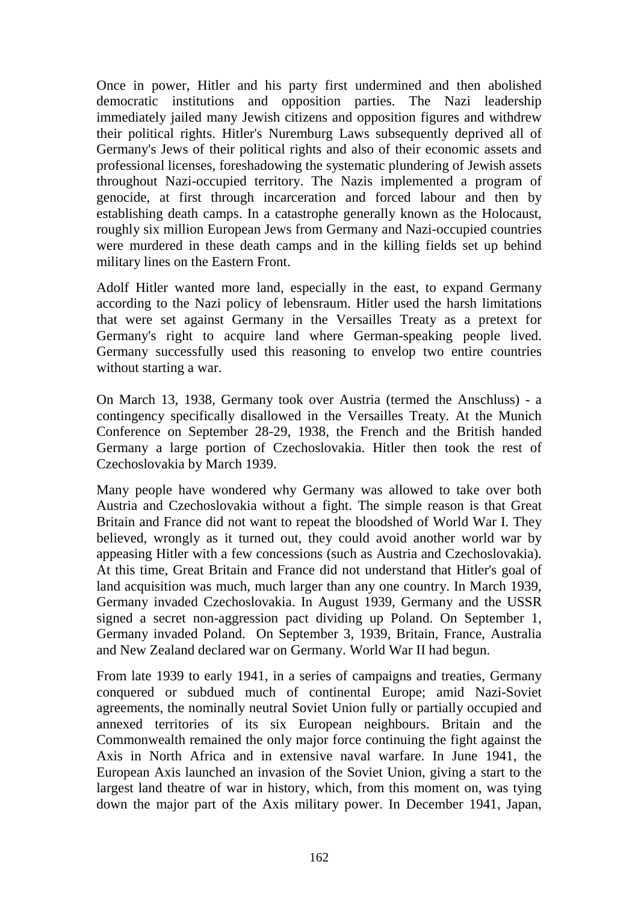Once in power, Hitler and his party first undermined and then abolished democratic institutions and opposition parties. The Nazi leadership immediately jailed many Jewish citizens and opposition figures and withdrew their political rights. Hitler's Nuremburg Laws subsequently deprived all of Germany's Jews of their political rights and also of their economic assets and professional licenses, foreshadowing the systematic plundering of Jewish assets throughout Nazi-occupied territory. The Nazis implemented a program of genocide, at first through incarceration and forced labour and then by establishing death camps. In a catastrophe generally known as the Holocaust, roughly six million European Jews from Germany and Nazi-occupied countries were murdered in these death camps and in the killing fields set up behind military lines on the Eastern Front.

Adolf Hitler wanted more land, especially in the east, to expand Germany according to the Nazi policy of lebensraum. Hitler used the harsh limitations that were set against Germany in the Versailles Treaty as a pretext for Germany's right to acquire land where German-speaking people lived. Germany successfully used this reasoning to envelop two entire countries without starting a war.

On March 13, 1938, Germany took over Austria (termed the Anschluss) - a contingency specifically disallowed in the Versailles Treaty. At the Munich Conference on September 28-29, 1938, the French and the British handed Germany a large portion of Czechoslovakia. Hitler then took the rest of Czechoslovakia by March 1939.

Many people have wondered why Germany was allowed to take over both Austria and Czechoslovakia without a fight. The simple reason is that Great Britain and France did not want to repeat the bloodshed of World War I. They believed, wrongly as it turned out, they could avoid another world war by appeasing Hitler with a few concessions (such as Austria and Czechoslovakia). At this time, Great Britain and France did not understand that Hitler's goal of land acquisition was much, much larger than any one country. In March 1939, Germany invaded Czechoslovakia. In August 1939, Germany and the USSR signed a secret non-aggression pact dividing up Poland. On September 1, Germany invaded Poland. On September 3, 1939, Britain, France, Australia and New Zealand declared war on Germany. World War II had begun.

From late 1939 to early 1941, in a series of campaigns and treaties, Germany conquered or subdued much of continental Europe; amid Nazi-Soviet agreements, the nominally neutral Soviet Union fully or partially occupied and annexed territories of its six European neighbours. Britain and the Commonwealth remained the only major force continuing the fight against the Axis in North Africa and in extensive naval warfare. In June 1941, the European Axis launched an invasion of the Soviet Union, giving a start to the largest land theatre of war in history, which, from this moment on, was tying down the major part of the Axis military power. In December 1941, Japan,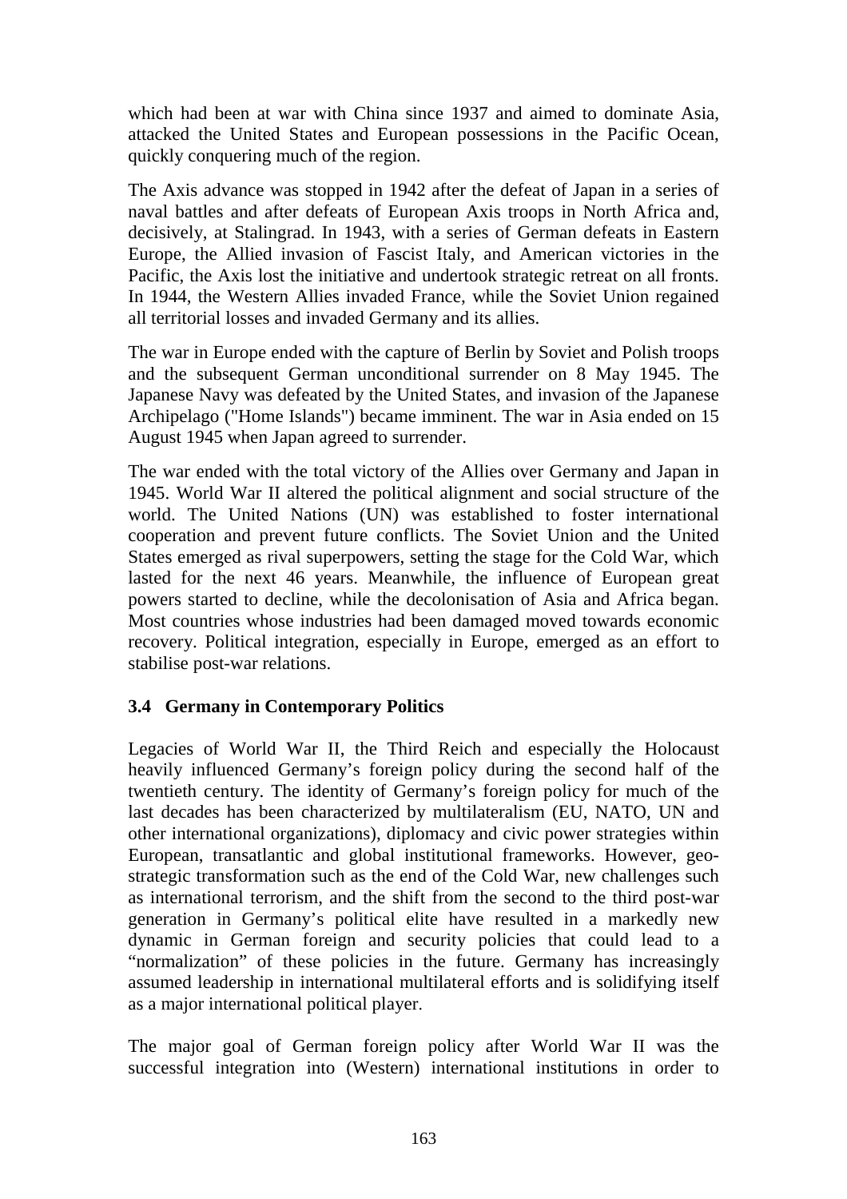which had been at war with China since 1937 and aimed to dominate Asia, attacked the United States and European possessions in the Pacific Ocean, quickly conquering much of the region.

The Axis advance was stopped in 1942 after the defeat of Japan in a series of naval battles and after defeats of European Axis troops in North Africa and, decisively, at Stalingrad. In 1943, with a series of German defeats in Eastern Europe, the Allied invasion of Fascist Italy, and American victories in the Pacific, the Axis lost the initiative and undertook strategic retreat on all fronts. In 1944, the Western Allies invaded France, while the Soviet Union regained all territorial losses and invaded Germany and its allies.

The war in Europe ended with the capture of Berlin by Soviet and Polish troops and the subsequent German unconditional surrender on 8 May 1945. The Japanese Navy was defeated by the United States, and invasion of the Japanese Archipelago ("Home Islands") became imminent. The war in Asia ended on 15 August 1945 when Japan agreed to surrender.

The war ended with the total victory of the Allies over Germany and Japan in 1945. World War II altered the political alignment and social structure of the world. The United Nations (UN) was established to foster international cooperation and prevent future conflicts. The Soviet Union and the United States emerged as rival superpowers, setting the stage for the Cold War, which lasted for the next 46 years. Meanwhile, the influence of European great powers started to decline, while the decolonisation of Asia and Africa began. Most countries whose industries had been damaged moved towards economic recovery. Political integration, especially in Europe, emerged as an effort to stabilise post-war relations.

### 3.4 Germany in Contemporary Politics

Legacies of World War II, the Third Reich and especially the Holocaust heavily influenced Germany's foreign policy during the second half of the twentieth century. The identity of Germany's foreign policy for much of the last decades has been characterized by multilateralism (EU, NATO, UN and other international organizations), diplomacy and civic power strategies within European, transatlantic and global institutional frameworks. However, geo-strategic transformation such as the end of the Cold War, new challenges such as international terrorism, and the shift from the second to the third post-war generation in Germany's political elite have resulted in a markedly new dynamic in German foreign and security policies that could lead to a "normalization" of these policies in the future. Germany has increasingly assumed leadership in international multilateral efforts and is solidifying itself as a major international political player.

The major goal of German foreign policy after World War II was the successful integration into (Western) international institutions in order to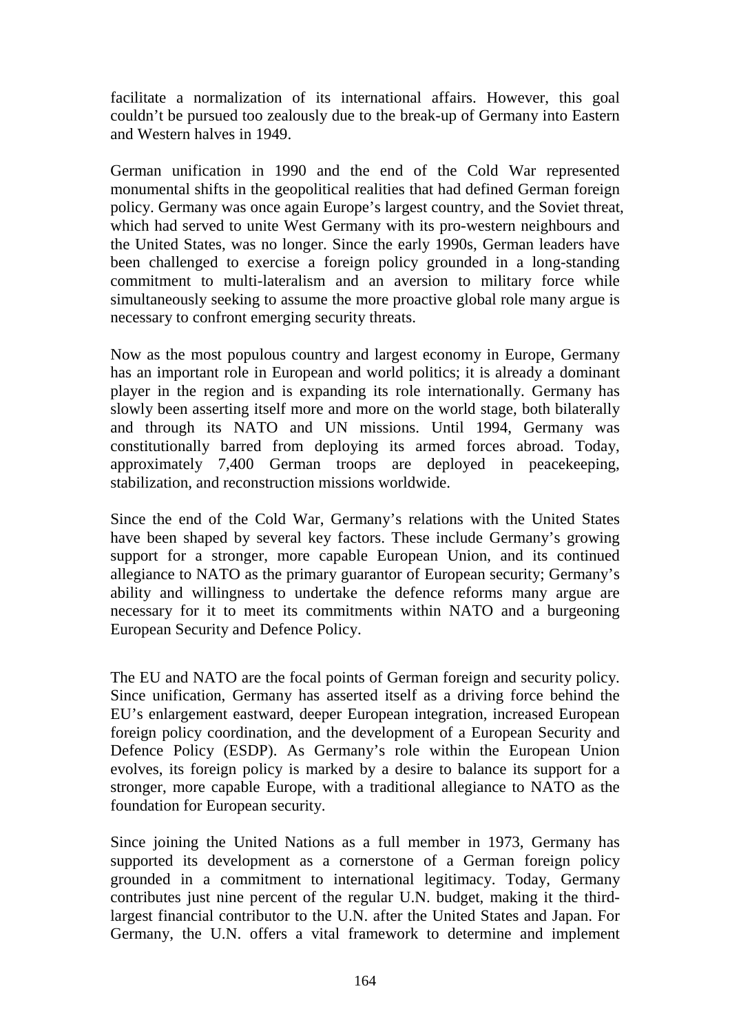facilitate a normalization of its international affairs. However, this goal couldn't be pursued too zealously due to the break-up of Germany into Eastern and Western halves in 1949.

German unification in 1990 and the end of the Cold War represented monumental shifts in the geopolitical realities that had defined German foreign policy. Germany was once again Europe's largest country, and the Soviet threat, which had served to unite West Germany with its pro-western neighbours and the United States, was no longer. Since the early 1990s, German leaders have been challenged to exercise a foreign policy grounded in a long-standing commitment to multi-lateralism and an aversion to military force while simultaneously seeking to assume the more proactive global role many argue is necessary to confront emerging security threats.

Now as the most populous country and largest economy in Europe, Germany has an important role in European and world politics; it is already a dominant player in the region and is expanding its role internationally. Germany has slowly been asserting itself more and more on the world stage, both bilaterally and through its NATO and UN missions. Until 1994, Germany was constitutionally barred from deploying its armed forces abroad. Today, approximately 7,400 German troops are deployed in peacekeeping, stabilization, and reconstruction missions worldwide.

Since the end of the Cold War, Germany's relations with the United States have been shaped by several key factors. These include Germany's growing support for a stronger, more capable European Union, and its continued allegiance to NATO as the primary guarantor of European security; Germany's ability and willingness to undertake the defence reforms many argue are necessary for it to meet its commitments within NATO and a burgeoning European Security and Defence Policy.

The EU and NATO are the focal points of German foreign and security policy. Since unification, Germany has asserted itself as a driving force behind the EU's enlargement eastward, deeper European integration, increased European foreign policy coordination, and the development of a European Security and Defence Policy (ESDP). As Germany's role within the European Union evolves, its foreign policy is marked by a desire to balance its support for a stronger, more capable Europe, with a traditional allegiance to NATO as the foundation for European security.

Since joining the United Nations as a full member in 1973, Germany has supported its development as a cornerstone of a German foreign policy grounded in a commitment to international legitimacy. Today, Germany contributes just nine percent of the regular U.N. budget, making it the third-largest financial contributor to the U.N. after the United States and Japan. For Germany, the U.N. offers a vital framework to determine and implement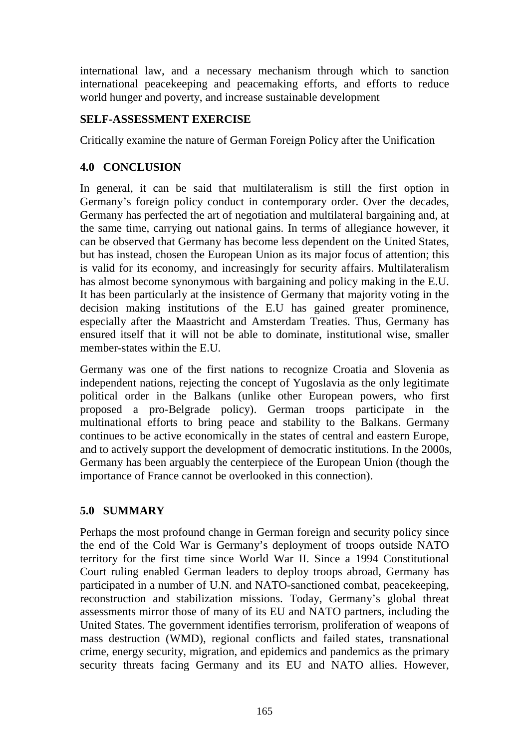international law, and a necessary mechanism through which to sanction international peacekeeping and peacemaking efforts, and efforts to reduce world hunger and poverty, and increase sustainable development

**SELF-ASSESSMENT EXERCISE**

Critically examine the nature of German Foreign Policy after the Unification

## 4.0 CONCLUSION

In general, it can be said that multilateralism is still the first option in Germany's foreign policy conduct in contemporary order. Over the decades, Germany has perfected the art of negotiation and multilateral bargaining and, at the same time, carrying out national gains. In terms of allegiance however, it can be observed that Germany has become less dependent on the United States, but has instead, chosen the European Union as its major focus of attention; this is valid for its economy, and increasingly for security affairs. Multilateralism has almost become synonymous with bargaining and policy making in the E.U. It has been particularly at the insistence of Germany that majority voting in the decision making institutions of the E.U has gained greater prominence, especially after the Maastricht and Amsterdam Treaties. Thus, Germany has ensured itself that it will not be able to dominate, institutional wise, smaller member-states within the E.U.

Germany was one of the first nations to recognize Croatia and Slovenia as independent nations, rejecting the concept of Yugoslavia as the only legitimate political order in the Balkans (unlike other European powers, who first proposed a pro-Belgrade policy). German troops participate in the multinational efforts to bring peace and stability to the Balkans. Germany continues to be active economically in the states of central and eastern Europe, and to actively support the development of democratic institutions. In the 2000s, Germany has been arguably the centerpiece of the European Union (though the importance of France cannot be overlooked in this connection).

## 5.0 SUMMARY

Perhaps the most profound change in German foreign and security policy since the end of the Cold War is Germany's deployment of troops outside NATO territory for the first time since World War II. Since a 1994 Constitutional Court ruling enabled German leaders to deploy troops abroad, Germany has participated in a number of U.N. and NATO-sanctioned combat, peacekeeping, reconstruction and stabilization missions. Today, Germany's global threat assessments mirror those of many of its EU and NATO partners, including the United States. The government identifies terrorism, proliferation of weapons of mass destruction (WMD), regional conflicts and failed states, transnational crime, energy security, migration, and epidemics and pandemics as the primary security threats facing Germany and its EU and NATO allies. However,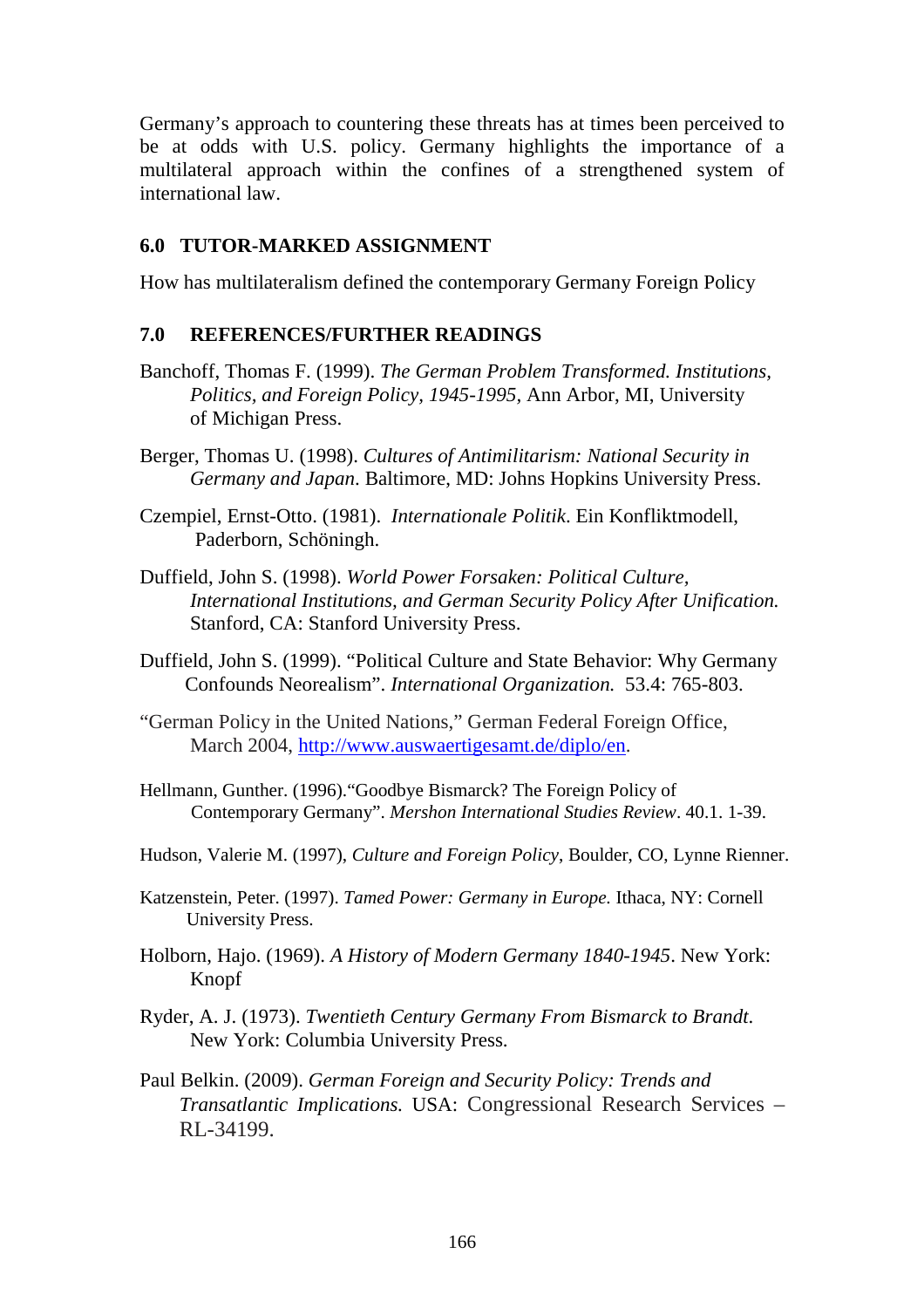Germany's approach to countering these threats has at times been perceived to be at odds with U.S. policy. Germany highlights the importance of a multilateral approach within the confines of a strengthened system of international law.

## 6.0 TUTOR-MARKED ASSIGNMENT

How has multilateralism defined the contemporary Germany Foreign Policy

## 7.0 REFERENCES/FURTHER READINGS

Banchoff, Thomas F. (1999). *The German Problem Transformed. Institutions, Politics, and Foreign Policy, 1945-1995*, Ann Arbor, MI, University of Michigan Press.

Berger, Thomas U. (1998). *Cultures of Antimilitarism: National Security in Germany and Japan*. Baltimore, MD: Johns Hopkins University Press.

Czempiel, Ernst-Otto. (1981). *Internationale Politik*. Ein Konfliktmodell, Paderborn, Schöningh.

Duffield, John S. (1998). *World Power Forsaken: Political Culture, International Institutions, and German Security Policy After Unification.* Stanford, CA: Stanford University Press.

Duffield, John S. (1999). "Political Culture and State Behavior: Why Germany Confounds Neorealism". *International Organization.* 53.4: 765-803.

"German Policy in the United Nations," German Federal Foreign Office, March 2004, http://www.auswaertigesamt.de/diplo/en.

Hellmann, Gunther. (1996)."Goodbye Bismarck? The Foreign Policy of Contemporary Germany". *Mershon International Studies Review*. 40.1. 1-39.

Hudson, Valerie M. (1997), *Culture and Foreign Policy*, Boulder, CO, Lynne Rienner.

Katzenstein, Peter. (1997). *Tamed Power: Germany in Europe.* Ithaca, NY: Cornell University Press.

Holborn, Hajo. (1969). *A History of Modern Germany 1840-1945*. New York: Knopf

Ryder, A. J. (1973). *Twentieth Century Germany From Bismarck to Brandt.* New York: Columbia University Press.

Paul Belkin. (2009). *German Foreign and Security Policy: Trends and Transatlantic Implications.* USA: Congressional Research Services – RL-34199.